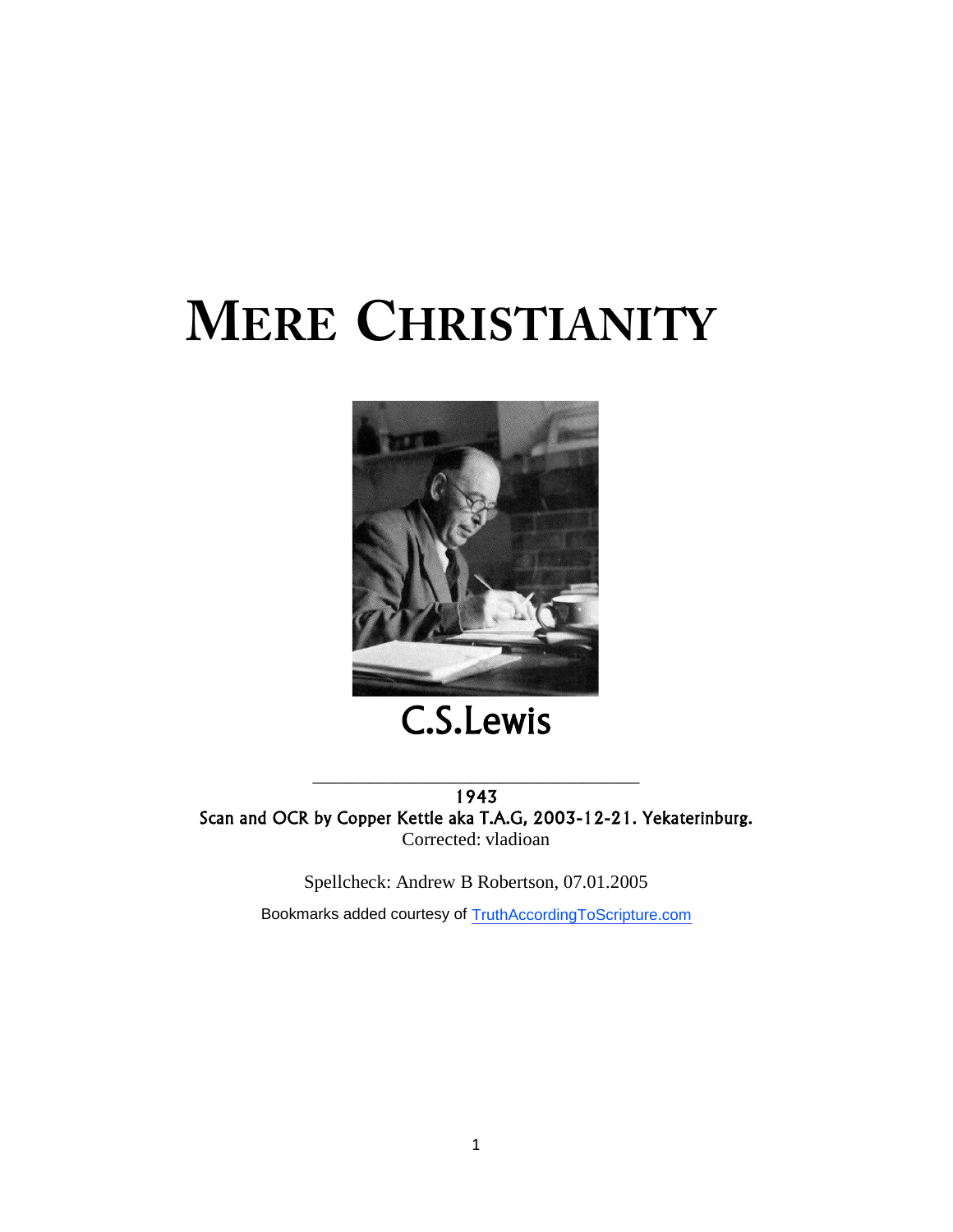# MERE CHRISTIANITY

C.S.Lewis

---

1943

Scan and OCR by Copper Kettle aka T.A.G, 2003-12-21. Yekaterinburg.

Corrected: vladioan

Spellcheck: Andrew B Robertson, 07.01.2005

Bookmarks added courtesy of TruthAccordingToScripture.com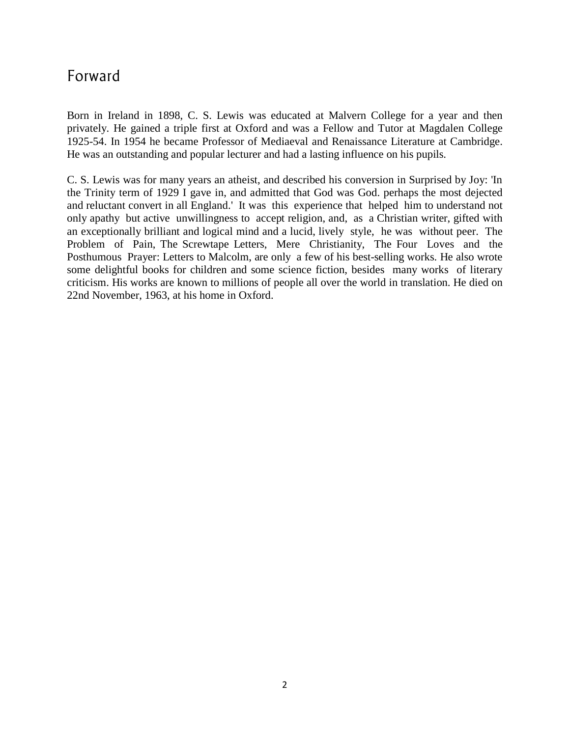# Forward

Born in Ireland in 1898, C. S. Lewis was educated at Malvern College for a year and then privately. He gained a triple first at Oxford and was a Fellow and Tutor at Magdalen College 1925-54. In 1954 he became Professor of Mediaeval and Renaissance Literature at Cambridge. He was an outstanding and popular lecturer and had a lasting influence on his pupils.

C. S. Lewis was for many years an atheist, and described his conversion in Surprised by Joy: 'In the Trinity term of 1929 I gave in, and admitted that God was God. perhaps the most dejected and reluctant convert in all England.' It was this experience that helped him to understand not only apathy but active unwillingness to accept religion, and, as a Christian writer, gifted with an exceptionally brilliant and logical mind and a lucid, lively style, he was without peer. The Problem of Pain, The Screwtape Letters, Mere Christianity, The Four Loves and the Posthumous Prayer: Letters to Malcolm, are only a few of his best-selling works. He also wrote some delightful books for children and some science fiction, besides many works of literary criticism. His works are known to millions of people all over the world in translation. He died on 22nd November, 1963, at his home in Oxford.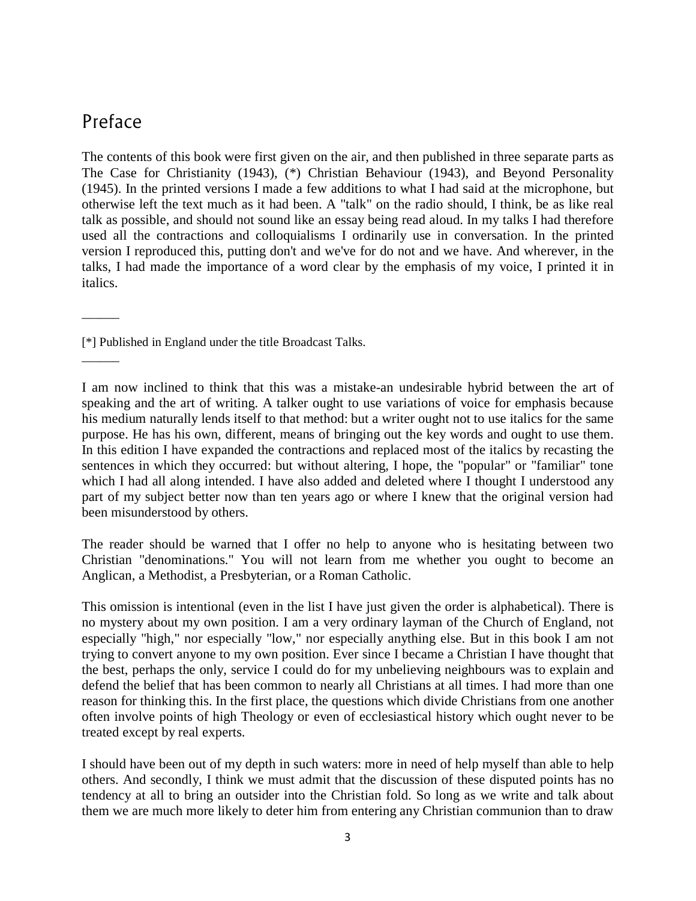## Preface

The contents of this book were first given on the air, and then published in three separate parts as The Case for Christianity (1943), (*) Christian Behaviour (1943), and Beyond Personality (1945). In the printed versions I made a few additions to what I had said at the microphone, but otherwise left the text much as it had been. A "talk" on the radio should, I think, be as like real talk as possible, and should not sound like an essay being read aloud. In my talks I had therefore used all the contractions and colloquialisms I ordinarily use in conversation. In the printed version I reproduced this, putting don't and we've for do not and we have. And wherever, in the talks, I had made the importance of a word clear by the emphasis of my voice, I printed it in italics.

———

[*] Published in England under the title Broadcast Talks.

———

I am now inclined to think that this was a mistake-an undesirable hybrid between the art of speaking and the art of writing. A talker ought to use variations of voice for emphasis because his medium naturally lends itself to that method: but a writer ought not to use italics for the same purpose. He has his own, different, means of bringing out the key words and ought to use them. In this edition I have expanded the contractions and replaced most of the italics by recasting the sentences in which they occurred: but without altering, I hope, the "popular" or "familiar" tone which I had all along intended. I have also added and deleted where I thought I understood any part of my subject better now than ten years ago or where I knew that the original version had been misunderstood by others.

The reader should be warned that I offer no help to anyone who is hesitating between two Christian "denominations." You will not learn from me whether you ought to become an Anglican, a Methodist, a Presbyterian, or a Roman Catholic.

This omission is intentional (even in the list I have just given the order is alphabetical). There is no mystery about my own position. I am a very ordinary layman of the Church of England, not especially "high," nor especially "low," nor especially anything else. But in this book I am not trying to convert anyone to my own position. Ever since I became a Christian I have thought that the best, perhaps the only, service I could do for my unbelieving neighbours was to explain and defend the belief that has been common to nearly all Christians at all times. I had more than one reason for thinking this. In the first place, the questions which divide Christians from one another often involve points of high Theology or even of ecclesiastical history which ought never to be treated except by real experts.

I should have been out of my depth in such waters: more in need of help myself than able to help others. And secondly, I think we must admit that the discussion of these disputed points has no tendency at all to bring an outsider into the Christian fold. So long as we write and talk about them we are much more likely to deter him from entering any Christian communion than to draw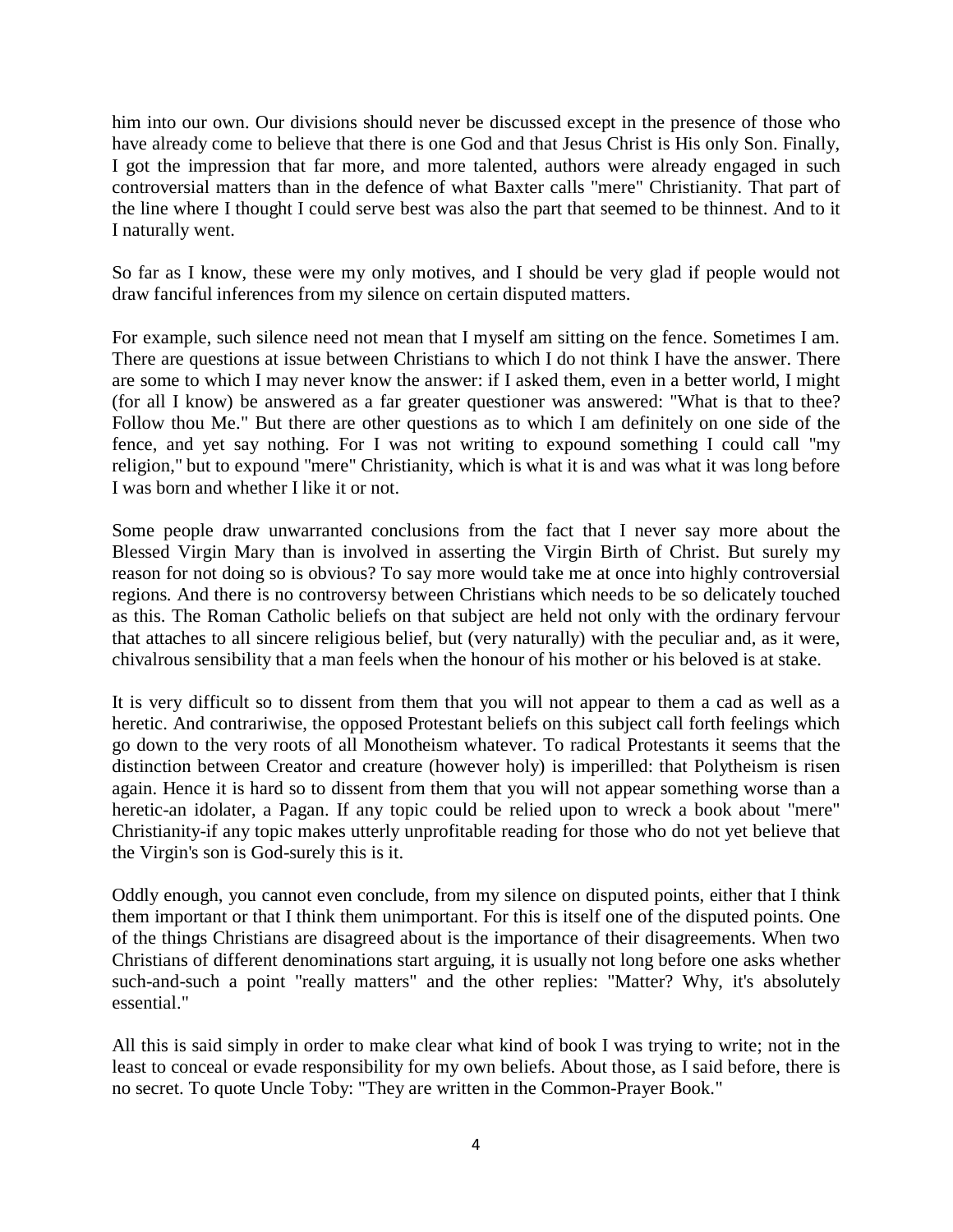him into our own. Our divisions should never be discussed except in the presence of those who have already come to believe that there is one God and that Jesus Christ is His only Son. Finally, I got the impression that far more, and more talented, authors were already engaged in such controversial matters than in the defence of what Baxter calls "mere" Christianity. That part of the line where I thought I could serve best was also the part that seemed to be thinnest. And to it I naturally went.

So far as I know, these were my only motives, and I should be very glad if people would not draw fanciful inferences from my silence on certain disputed matters.

For example, such silence need not mean that I myself am sitting on the fence. Sometimes I am. There are questions at issue between Christians to which I do not think I have the answer. There are some to which I may never know the answer: if I asked them, even in a better world, I might (for all I know) be answered as a far greater questioner was answered: "What is that to thee? Follow thou Me." But there are other questions as to which I am definitely on one side of the fence, and yet say nothing. For I was not writing to expound something I could call "my religion," but to expound "mere" Christianity, which is what it is and was what it was long before I was born and whether I like it or not.

Some people draw unwarranted conclusions from the fact that I never say more about the Blessed Virgin Mary than is involved in asserting the Virgin Birth of Christ. But surely my reason for not doing so is obvious? To say more would take me at once into highly controversial regions. And there is no controversy between Christians which needs to be so delicately touched as this. The Roman Catholic beliefs on that subject are held not only with the ordinary fervour that attaches to all sincere religious belief, but (very naturally) with the peculiar and, as it were, chivalrous sensibility that a man feels when the honour of his mother or his beloved is at stake.

It is very difficult so to dissent from them that you will not appear to them a cad as well as a heretic. And contrariwise, the opposed Protestant beliefs on this subject call forth feelings which go down to the very roots of all Monotheism whatever. To radical Protestants it seems that the distinction between Creator and creature (however holy) is imperilled: that Polytheism is risen again. Hence it is hard so to dissent from them that you will not appear something worse than a heretic-an idolater, a Pagan. If any topic could be relied upon to wreck a book about "mere" Christianity-if any topic makes utterly unprofitable reading for those who do not yet believe that the Virgin's son is God-surely this is it.

Oddly enough, you cannot even conclude, from my silence on disputed points, either that I think them important or that I think them unimportant. For this is itself one of the disputed points. One of the things Christians are disagreed about is the importance of their disagreements. When two Christians of different denominations start arguing, it is usually not long before one asks whether such-and-such a point "really matters" and the other replies: "Matter? Why, it's absolutely essential."

All this is said simply in order to make clear what kind of book I was trying to write; not in the least to conceal or evade responsibility for my own beliefs. About those, as I said before, there is no secret. To quote Uncle Toby: "They are written in the Common-Prayer Book."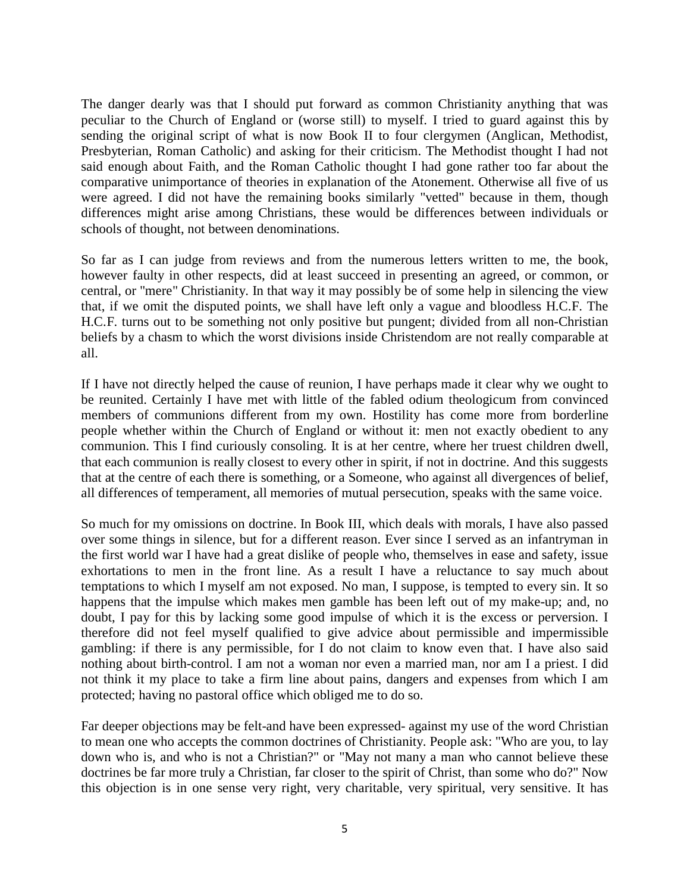The danger dearly was that I should put forward as common Christianity anything that was peculiar to the Church of England or (worse still) to myself. I tried to guard against this by sending the original script of what is now Book II to four clergymen (Anglican, Methodist, Presbyterian, Roman Catholic) and asking for their criticism. The Methodist thought I had not said enough about Faith, and the Roman Catholic thought I had gone rather too far about the comparative unimportance of theories in explanation of the Atonement. Otherwise all five of us were agreed. I did not have the remaining books similarly "vetted" because in them, though differences might arise among Christians, these would be differences between individuals or schools of thought, not between denominations.

So far as I can judge from reviews and from the numerous letters written to me, the book, however faulty in other respects, did at least succeed in presenting an agreed, or common, or central, or "mere" Christianity. In that way it may possibly be of some help in silencing the view that, if we omit the disputed points, we shall have left only a vague and bloodless H.C.F. The H.C.F. turns out to be something not only positive but pungent; divided from all non-Christian beliefs by a chasm to which the worst divisions inside Christendom are not really comparable at all.

If I have not directly helped the cause of reunion, I have perhaps made it clear why we ought to be reunited. Certainly I have met with little of the fabled odium theologicum from convinced members of communions different from my own. Hostility has come more from borderline people whether within the Church of England or without it: men not exactly obedient to any communion. This I find curiously consoling. It is at her centre, where her truest children dwell, that each communion is really closest to every other in spirit, if not in doctrine. And this suggests that at the centre of each there is something, or a Someone, who against all divergences of belief, all differences of temperament, all memories of mutual persecution, speaks with the same voice.

So much for my omissions on doctrine. In Book III, which deals with morals, I have also passed over some things in silence, but for a different reason. Ever since I served as an infantryman in the first world war I have had a great dislike of people who, themselves in ease and safety, issue exhortations to men in the front line. As a result I have a reluctance to say much about temptations to which I myself am not exposed. No man, I suppose, is tempted to every sin. It so happens that the impulse which makes men gamble has been left out of my make-up; and, no doubt, I pay for this by lacking some good impulse of which it is the excess or perversion. I therefore did not feel myself qualified to give advice about permissible and impermissible gambling: if there is any permissible, for I do not claim to know even that. I have also said nothing about birth-control. I am not a woman nor even a married man, nor am I a priest. I did not think it my place to take a firm line about pains, dangers and expenses from which I am protected; having no pastoral office which obliged me to do so.

Far deeper objections may be felt-and have been expressed- against my use of the word Christian to mean one who accepts the common doctrines of Christianity. People ask: "Who are you, to lay down who is, and who is not a Christian?" or "May not many a man who cannot believe these doctrines be far more truly a Christian, far closer to the spirit of Christ, than some who do?" Now this objection is in one sense very right, very charitable, very spiritual, very sensitive. It has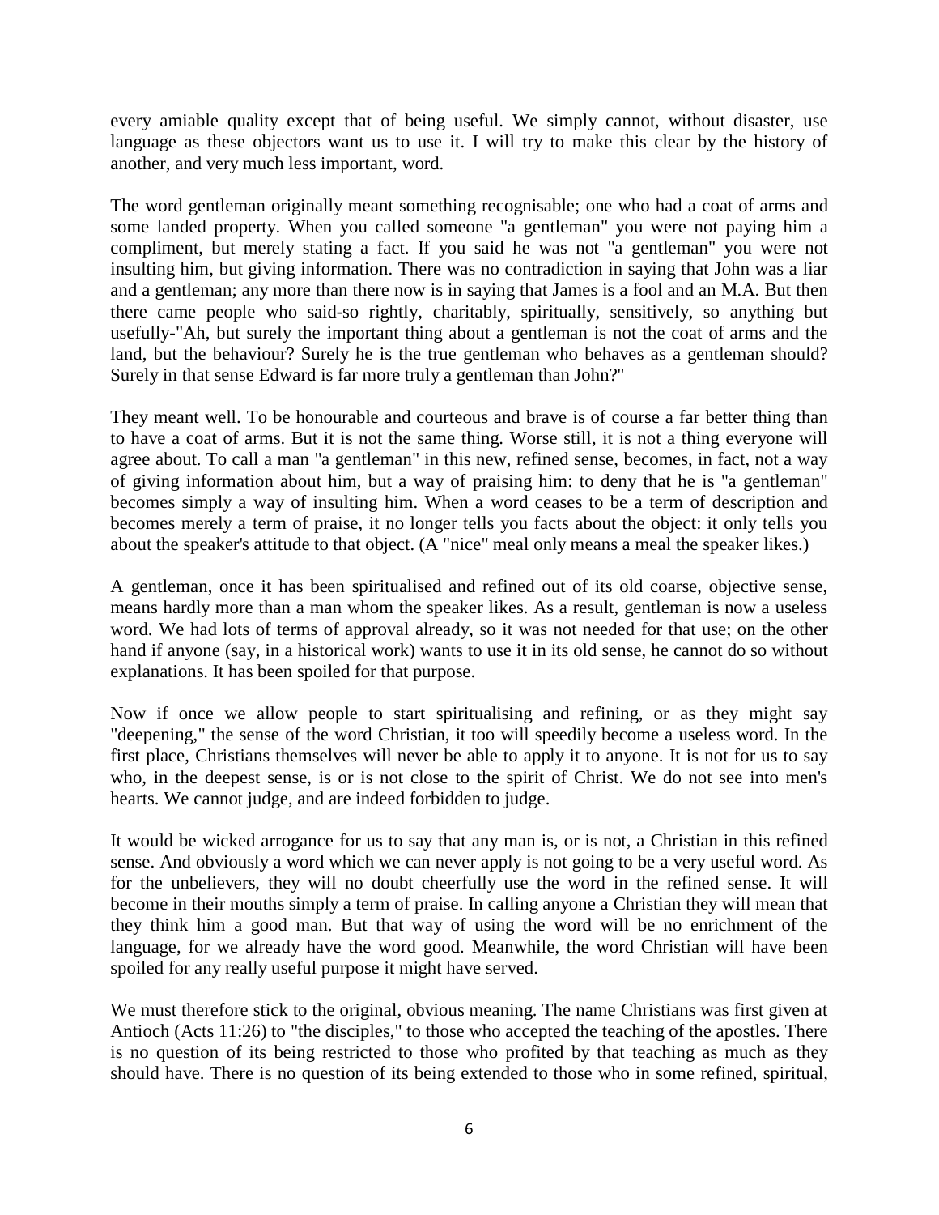every amiable quality except that of being useful. We simply cannot, without disaster, use language as these objectors want us to use it. I will try to make this clear by the history of another, and very much less important, word.

The word gentleman originally meant something recognisable; one who had a coat of arms and some landed property. When you called someone "a gentleman" you were not paying him a compliment, but merely stating a fact. If you said he was not "a gentleman" you were not insulting him, but giving information. There was no contradiction in saying that John was a liar and a gentleman; any more than there now is in saying that James is a fool and an M.A. But then there came people who said-so rightly, charitably, spiritually, sensitively, so anything but usefully-"Ah, but surely the important thing about a gentleman is not the coat of arms and the land, but the behaviour? Surely he is the true gentleman who behaves as a gentleman should? Surely in that sense Edward is far more truly a gentleman than John?"

They meant well. To be honourable and courteous and brave is of course a far better thing than to have a coat of arms. But it is not the same thing. Worse still, it is not a thing everyone will agree about. To call a man "a gentleman" in this new, refined sense, becomes, in fact, not a way of giving information about him, but a way of praising him: to deny that he is "a gentleman" becomes simply a way of insulting him. When a word ceases to be a term of description and becomes merely a term of praise, it no longer tells you facts about the object: it only tells you about the speaker's attitude to that object. (A "nice" meal only means a meal the speaker likes.)

A gentleman, once it has been spiritualised and refined out of its old coarse, objective sense, means hardly more than a man whom the speaker likes. As a result, gentleman is now a useless word. We had lots of terms of approval already, so it was not needed for that use; on the other hand if anyone (say, in a historical work) wants to use it in its old sense, he cannot do so without explanations. It has been spoiled for that purpose.

Now if once we allow people to start spiritualising and refining, or as they might say "deepening," the sense of the word Christian, it too will speedily become a useless word. In the first place, Christians themselves will never be able to apply it to anyone. It is not for us to say who, in the deepest sense, is or is not close to the spirit of Christ. We do not see into men's hearts. We cannot judge, and are indeed forbidden to judge.

It would be wicked arrogance for us to say that any man is, or is not, a Christian in this refined sense. And obviously a word which we can never apply is not going to be a very useful word. As for the unbelievers, they will no doubt cheerfully use the word in the refined sense. It will become in their mouths simply a term of praise. In calling anyone a Christian they will mean that they think him a good man. But that way of using the word will be no enrichment of the language, for we already have the word good. Meanwhile, the word Christian will have been spoiled for any really useful purpose it might have served.

We must therefore stick to the original, obvious meaning. The name Christians was first given at Antioch (Acts 11:26) to "the disciples," to those who accepted the teaching of the apostles. There is no question of its being restricted to those who profited by that teaching as much as they should have. There is no question of its being extended to those who in some refined, spiritual,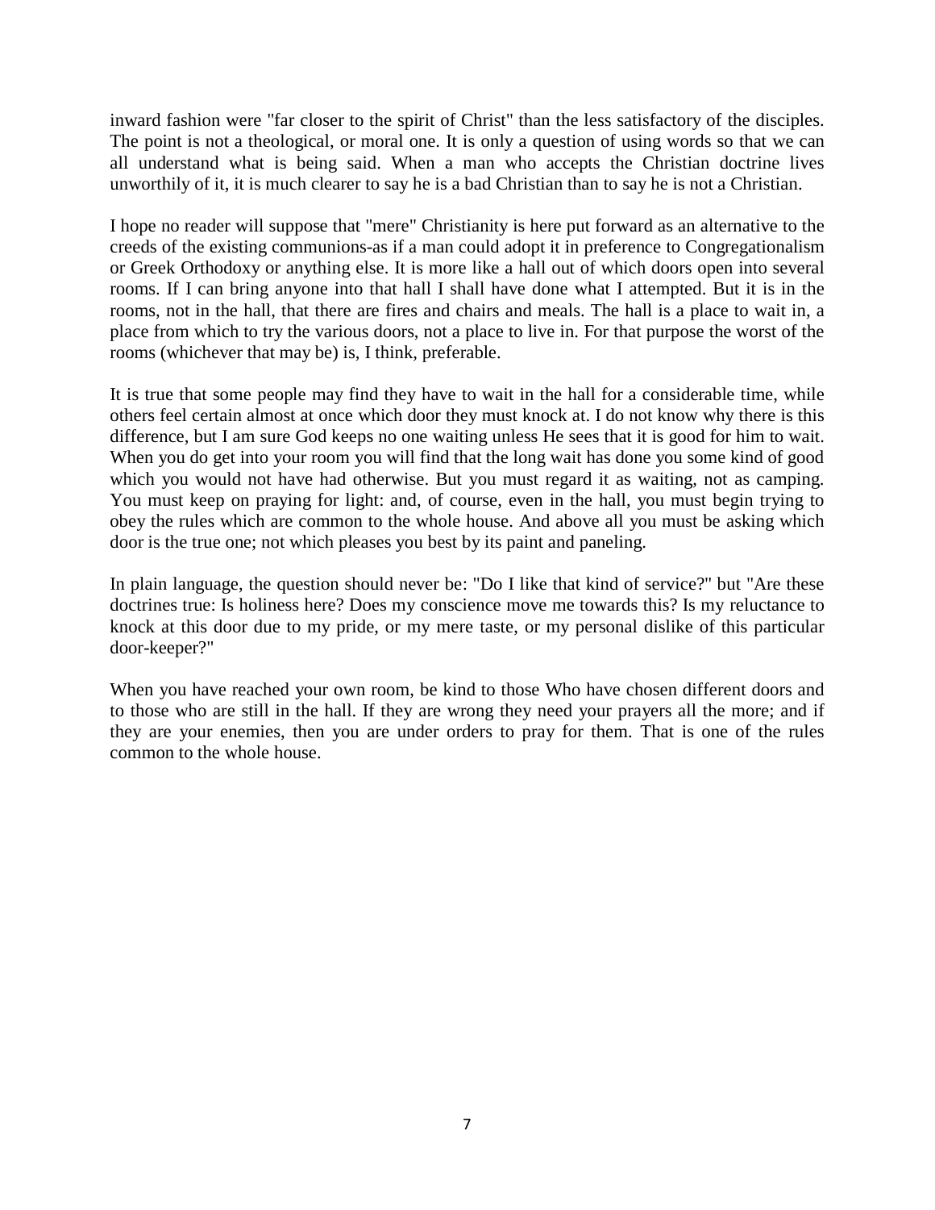inward fashion were "far closer to the spirit of Christ" than the less satisfactory of the disciples. The point is not a theological, or moral one. It is only a question of using words so that we can all understand what is being said. When a man who accepts the Christian doctrine lives unworthily of it, it is much clearer to say he is a bad Christian than to say he is not a Christian.

I hope no reader will suppose that "mere" Christianity is here put forward as an alternative to the creeds of the existing communions-as if a man could adopt it in preference to Congregationalism or Greek Orthodoxy or anything else. It is more like a hall out of which doors open into several rooms. If I can bring anyone into that hall I shall have done what I attempted. But it is in the rooms, not in the hall, that there are fires and chairs and meals. The hall is a place to wait in, a place from which to try the various doors, not a place to live in. For that purpose the worst of the rooms (whichever that may be) is, I think, preferable.

It is true that some people may find they have to wait in the hall for a considerable time, while others feel certain almost at once which door they must knock at. I do not know why there is this difference, but I am sure God keeps no one waiting unless He sees that it is good for him to wait. When you do get into your room you will find that the long wait has done you some kind of good which you would not have had otherwise. But you must regard it as waiting, not as camping. You must keep on praying for light: and, of course, even in the hall, you must begin trying to obey the rules which are common to the whole house. And above all you must be asking which door is the true one; not which pleases you best by its paint and paneling.

In plain language, the question should never be: "Do I like that kind of service?" but "Are these doctrines true: Is holiness here? Does my conscience move me towards this? Is my reluctance to knock at this door due to my pride, or my mere taste, or my personal dislike of this particular door-keeper?"

When you have reached your own room, be kind to those Who have chosen different doors and to those who are still in the hall. If they are wrong they need your prayers all the more; and if they are your enemies, then you are under orders to pray for them. That is one of the rules common to the whole house.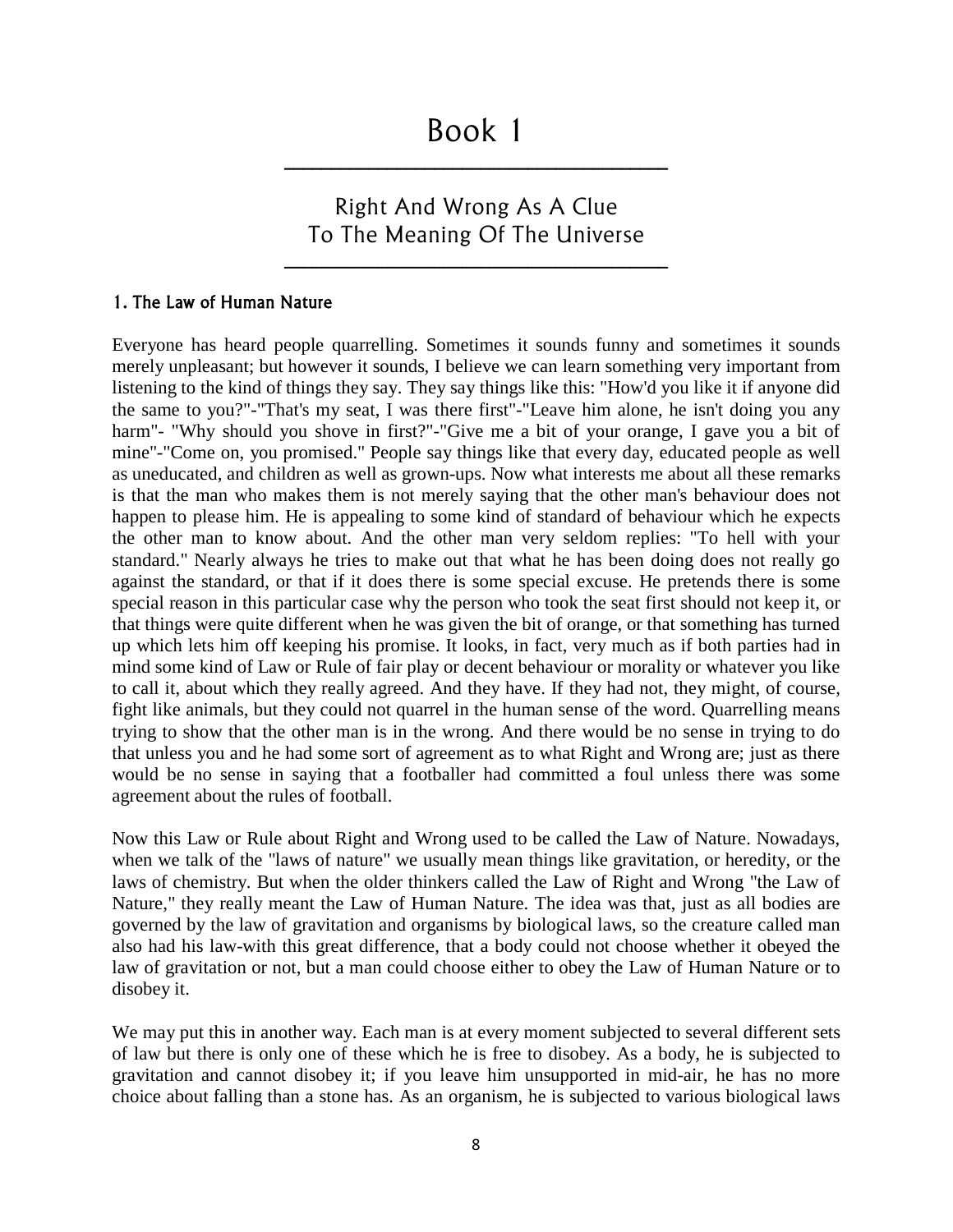# Book 1

## Right And Wrong As A Clue To The Meaning Of The Universe

### 1. The Law of Human Nature

Everyone has heard people quarrelling. Sometimes it sounds funny and sometimes it sounds merely unpleasant; but however it sounds, I believe we can learn something very important from listening to the kind of things they say. They say things like this: "How'd you like it if anyone did the same to you?"-"That's my seat, I was there first"-"Leave him alone, he isn't doing you any harm"- "Why should you shove in first?"-"Give me a bit of your orange, I gave you a bit of mine"-"Come on, you promised." People say things like that every day, educated people as well as uneducated, and children as well as grown-ups. Now what interests me about all these remarks is that the man who makes them is not merely saying that the other man's behaviour does not happen to please him. He is appealing to some kind of standard of behaviour which he expects the other man to know about. And the other man very seldom replies: "To hell with your standard." Nearly always he tries to make out that what he has been doing does not really go against the standard, or that if it does there is some special excuse. He pretends there is some special reason in this particular case why the person who took the seat first should not keep it, or that things were quite different when he was given the bit of orange, or that something has turned up which lets him off keeping his promise. It looks, in fact, very much as if both parties had in mind some kind of Law or Rule of fair play or decent behaviour or morality or whatever you like to call it, about which they really agreed. And they have. If they had not, they might, of course, fight like animals, but they could not quarrel in the human sense of the word. Quarrelling means trying to show that the other man is in the wrong. And there would be no sense in trying to do that unless you and he had some sort of agreement as to what Right and Wrong are; just as there would be no sense in saying that a footballer had committed a foul unless there was some agreement about the rules of football.

Now this Law or Rule about Right and Wrong used to be called the Law of Nature. Nowadays, when we talk of the "laws of nature" we usually mean things like gravitation, or heredity, or the laws of chemistry. But when the older thinkers called the Law of Right and Wrong "the Law of Nature," they really meant the Law of Human Nature. The idea was that, just as all bodies are governed by the law of gravitation and organisms by biological laws, so the creature called man also had his law-with this great difference, that a body could not choose whether it obeyed the law of gravitation or not, but a man could choose either to obey the Law of Human Nature or to disobey it.

We may put this in another way. Each man is at every moment subjected to several different sets of law but there is only one of these which he is free to disobey. As a body, he is subjected to gravitation and cannot disobey it; if you leave him unsupported in mid-air, he has no more choice about falling than a stone has. As an organism, he is subjected to various biological laws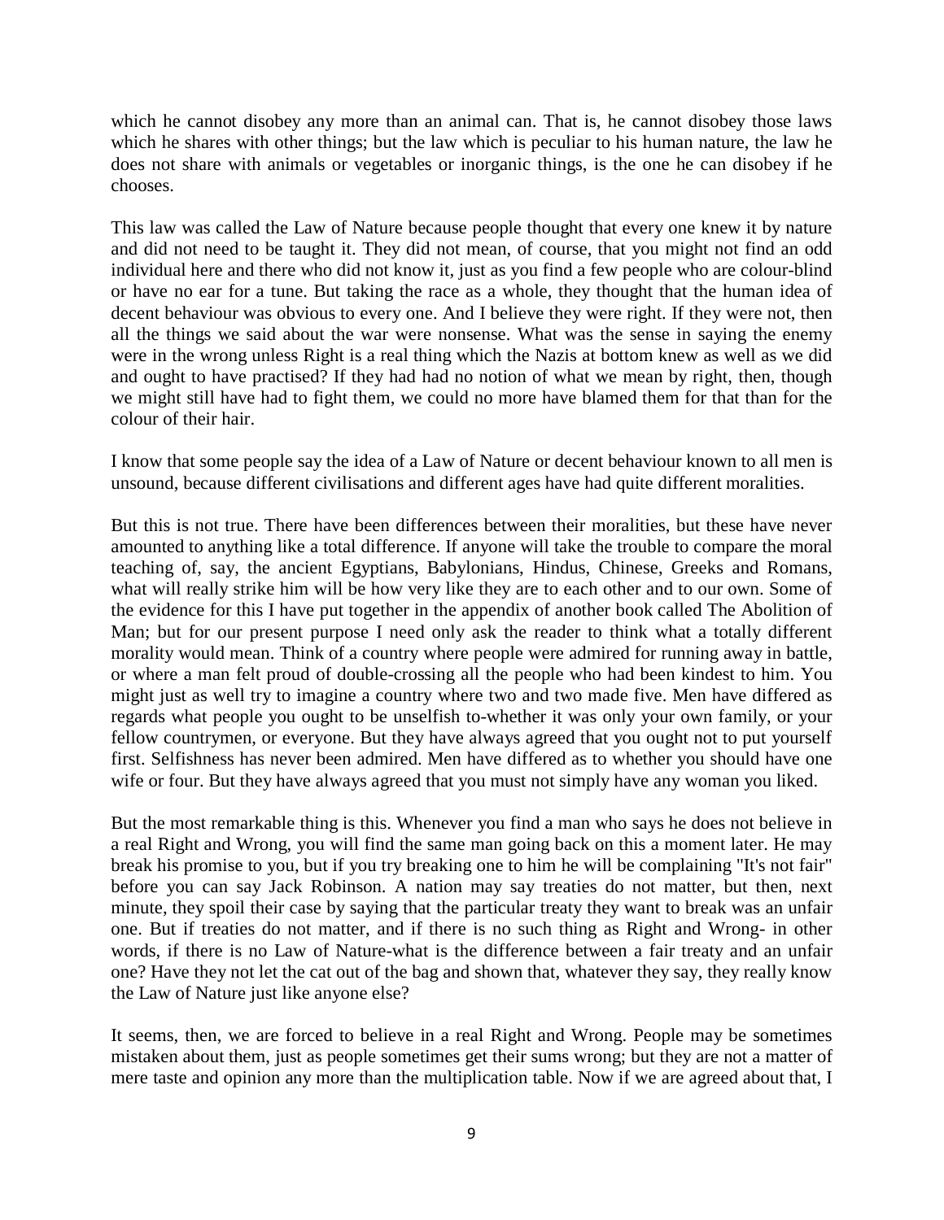which he cannot disobey any more than an animal can. That is, he cannot disobey those laws which he shares with other things; but the law which is peculiar to his human nature, the law he does not share with animals or vegetables or inorganic things, is the one he can disobey if he chooses.

This law was called the Law of Nature because people thought that every one knew it by nature and did not need to be taught it. They did not mean, of course, that you might not find an odd individual here and there who did not know it, just as you find a few people who are colour-blind or have no ear for a tune. But taking the race as a whole, they thought that the human idea of decent behaviour was obvious to every one. And I believe they were right. If they were not, then all the things we said about the war were nonsense. What was the sense in saying the enemy were in the wrong unless Right is a real thing which the Nazis at bottom knew as well as we did and ought to have practised? If they had had no notion of what we mean by right, then, though we might still have had to fight them, we could no more have blamed them for that than for the colour of their hair.

I know that some people say the idea of a Law of Nature or decent behaviour known to all men is unsound, because different civilisations and different ages have had quite different moralities.

But this is not true. There have been differences between their moralities, but these have never amounted to anything like a total difference. If anyone will take the trouble to compare the moral teaching of, say, the ancient Egyptians, Babylonians, Hindus, Chinese, Greeks and Romans, what will really strike him will be how very like they are to each other and to our own. Some of the evidence for this I have put together in the appendix of another book called The Abolition of Man; but for our present purpose I need only ask the reader to think what a totally different morality would mean. Think of a country where people were admired for running away in battle, or where a man felt proud of double-crossing all the people who had been kindest to him. You might just as well try to imagine a country where two and two made five. Men have differed as regards what people you ought to be unselfish to-whether it was only your own family, or your fellow countrymen, or everyone. But they have always agreed that you ought not to put yourself first. Selfishness has never been admired. Men have differed as to whether you should have one wife or four. But they have always agreed that you must not simply have any woman you liked.

But the most remarkable thing is this. Whenever you find a man who says he does not believe in a real Right and Wrong, you will find the same man going back on this a moment later. He may break his promise to you, but if you try breaking one to him he will be complaining "It's not fair" before you can say Jack Robinson. A nation may say treaties do not matter, but then, next minute, they spoil their case by saying that the particular treaty they want to break was an unfair one. But if treaties do not matter, and if there is no such thing as Right and Wrong- in other words, if there is no Law of Nature-what is the difference between a fair treaty and an unfair one? Have they not let the cat out of the bag and shown that, whatever they say, they really know the Law of Nature just like anyone else?

It seems, then, we are forced to believe in a real Right and Wrong. People may be sometimes mistaken about them, just as people sometimes get their sums wrong; but they are not a matter of mere taste and opinion any more than the multiplication table. Now if we are agreed about that, I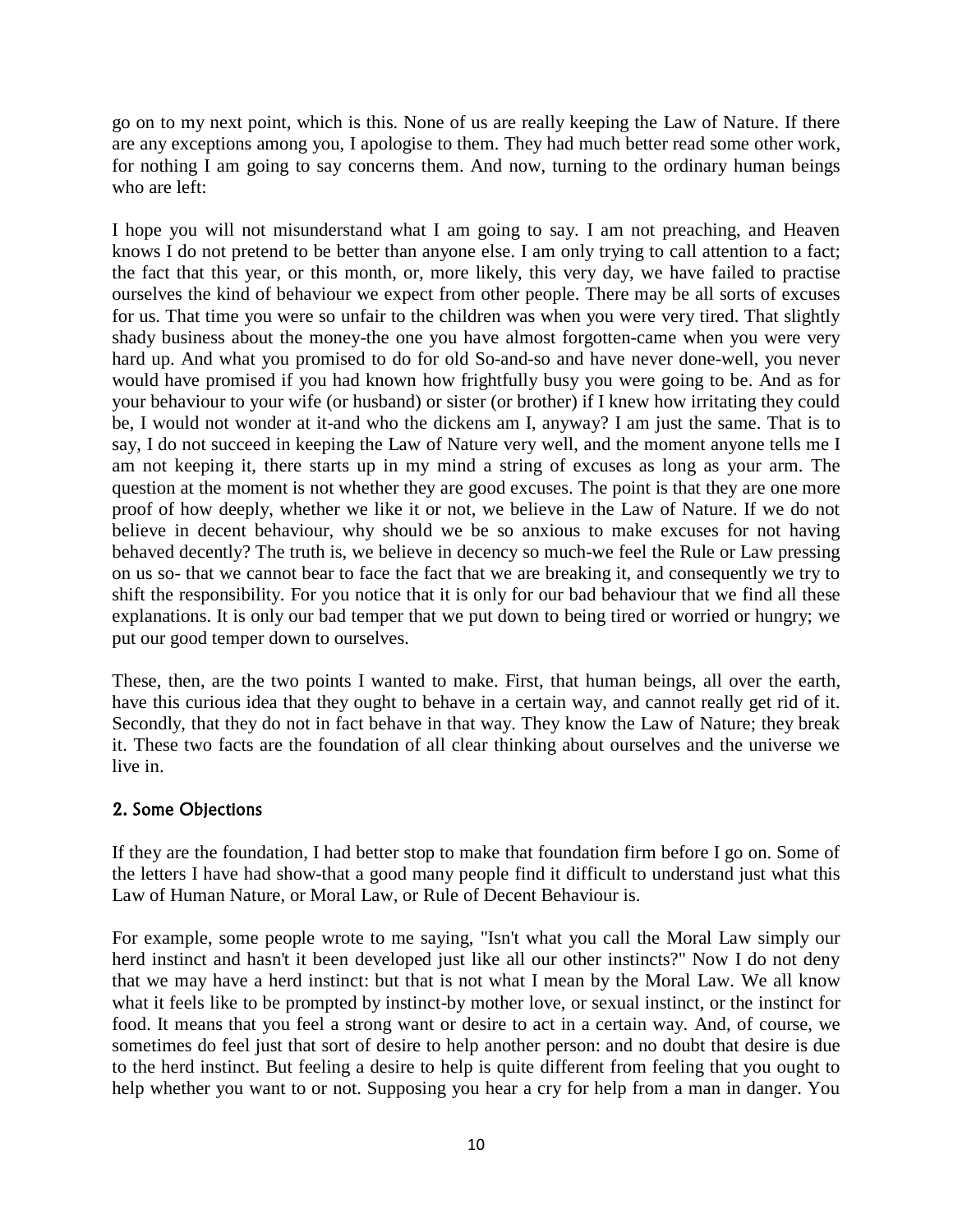go on to my next point, which is this. None of us are really keeping the Law of Nature. If there are any exceptions among you, I apologise to them. They had much better read some other work, for nothing I am going to say concerns them. And now, turning to the ordinary human beings who are left:

I hope you will not misunderstand what I am going to say. I am not preaching, and Heaven knows I do not pretend to be better than anyone else. I am only trying to call attention to a fact; the fact that this year, or this month, or, more likely, this very day, we have failed to practise ourselves the kind of behaviour we expect from other people. There may be all sorts of excuses for us. That time you were so unfair to the children was when you were very tired. That slightly shady business about the money-the one you have almost forgotten-came when you were very hard up. And what you promised to do for old So-and-so and have never done-well, you never would have promised if you had known how frightfully busy you were going to be. And as for your behaviour to your wife (or husband) or sister (or brother) if I knew how irritating they could be, I would not wonder at it-and who the dickens am I, anyway? I am just the same. That is to say, I do not succeed in keeping the Law of Nature very well, and the moment anyone tells me I am not keeping it, there starts up in my mind a string of excuses as long as your arm. The question at the moment is not whether they are good excuses. The point is that they are one more proof of how deeply, whether we like it or not, we believe in the Law of Nature. If we do not believe in decent behaviour, why should we be so anxious to make excuses for not having behaved decently? The truth is, we believe in decency so much-we feel the Rule or Law pressing on us so- that we cannot bear to face the fact that we are breaking it, and consequently we try to shift the responsibility. For you notice that it is only for our bad behaviour that we find all these explanations. It is only our bad temper that we put down to being tired or worried or hungry; we put our good temper down to ourselves.

These, then, are the two points I wanted to make. First, that human beings, all over the earth, have this curious idea that they ought to behave in a certain way, and cannot really get rid of it. Secondly, that they do not in fact behave in that way. They know the Law of Nature; they break it. These two facts are the foundation of all clear thinking about ourselves and the universe we live in.

## 2. Some Objections

If they are the foundation, I had better stop to make that foundation firm before I go on. Some of the letters I have had show-that a good many people find it difficult to understand just what this Law of Human Nature, or Moral Law, or Rule of Decent Behaviour is.

For example, some people wrote to me saying, "Isn't what you call the Moral Law simply our herd instinct and hasn't it been developed just like all our other instincts?" Now I do not deny that we may have a herd instinct: but that is not what I mean by the Moral Law. We all know what it feels like to be prompted by instinct-by mother love, or sexual instinct, or the instinct for food. It means that you feel a strong want or desire to act in a certain way. And, of course, we sometimes do feel just that sort of desire to help another person: and no doubt that desire is due to the herd instinct. But feeling a desire to help is quite different from feeling that you ought to help whether you want to or not. Supposing you hear a cry for help from a man in danger. You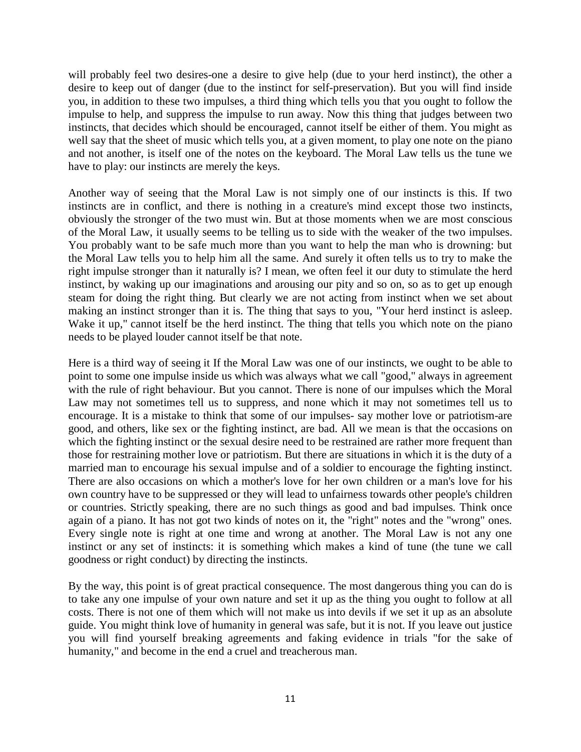will probably feel two desires-one a desire to give help (due to your herd instinct), the other a desire to keep out of danger (due to the instinct for self-preservation). But you will find inside you, in addition to these two impulses, a third thing which tells you that you ought to follow the impulse to help, and suppress the impulse to run away. Now this thing that judges between two instincts, that decides which should be encouraged, cannot itself be either of them. You might as well say that the sheet of music which tells you, at a given moment, to play one note on the piano and not another, is itself one of the notes on the keyboard. The Moral Law tells us the tune we have to play: our instincts are merely the keys.

Another way of seeing that the Moral Law is not simply one of our instincts is this. If two instincts are in conflict, and there is nothing in a creature's mind except those two instincts, obviously the stronger of the two must win. But at those moments when we are most conscious of the Moral Law, it usually seems to be telling us to side with the weaker of the two impulses. You probably want to be safe much more than you want to help the man who is drowning: but the Moral Law tells you to help him all the same. And surely it often tells us to try to make the right impulse stronger than it naturally is? I mean, we often feel it our duty to stimulate the herd instinct, by waking up our imaginations and arousing our pity and so on, so as to get up enough steam for doing the right thing. But clearly we are not acting from instinct when we set about making an instinct stronger than it is. The thing that says to you, "Your herd instinct is asleep. Wake it up," cannot itself be the herd instinct. The thing that tells you which note on the piano needs to be played louder cannot itself be that note.

Here is a third way of seeing it If the Moral Law was one of our instincts, we ought to be able to point to some one impulse inside us which was always what we call "good," always in agreement with the rule of right behaviour. But you cannot. There is none of our impulses which the Moral Law may not sometimes tell us to suppress, and none which it may not sometimes tell us to encourage. It is a mistake to think that some of our impulses- say mother love or patriotism-are good, and others, like sex or the fighting instinct, are bad. All we mean is that the occasions on which the fighting instinct or the sexual desire need to be restrained are rather more frequent than those for restraining mother love or patriotism. But there are situations in which it is the duty of a married man to encourage his sexual impulse and of a soldier to encourage the fighting instinct. There are also occasions on which a mother's love for her own children or a man's love for his own country have to be suppressed or they will lead to unfairness towards other people's children or countries. Strictly speaking, there are no such things as good and bad impulses. Think once again of a piano. It has not got two kinds of notes on it, the "right" notes and the "wrong" ones. Every single note is right at one time and wrong at another. The Moral Law is not any one instinct or any set of instincts: it is something which makes a kind of tune (the tune we call goodness or right conduct) by directing the instincts.

By the way, this point is of great practical consequence. The most dangerous thing you can do is to take any one impulse of your own nature and set it up as the thing you ought to follow at all costs. There is not one of them which will not make us into devils if we set it up as an absolute guide. You might think love of humanity in general was safe, but it is not. If you leave out justice you will find yourself breaking agreements and faking evidence in trials "for the sake of humanity," and become in the end a cruel and treacherous man.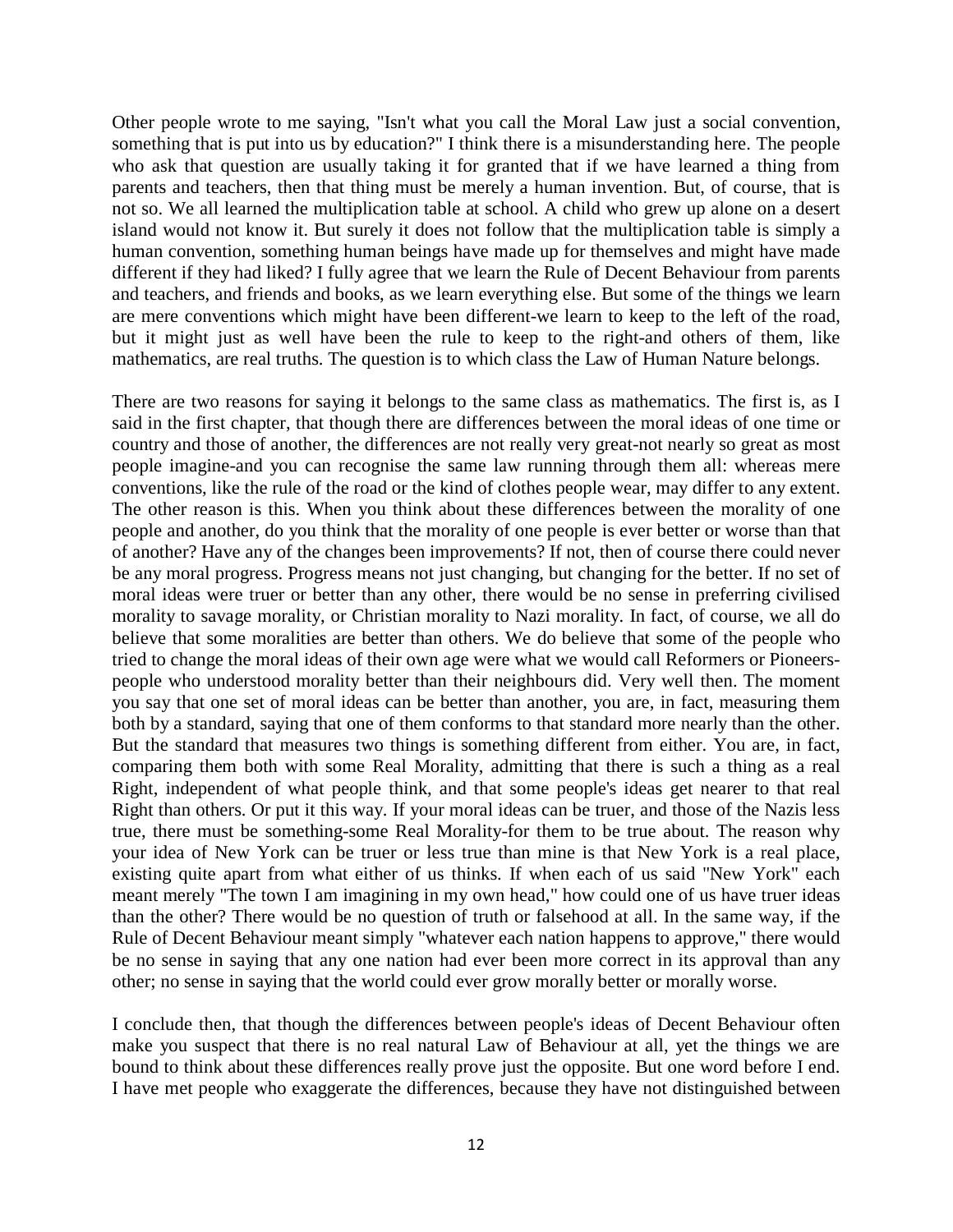Other people wrote to me saying, "Isn't what you call the Moral Law just a social convention, something that is put into us by education?" I think there is a misunderstanding here. The people who ask that question are usually taking it for granted that if we have learned a thing from parents and teachers, then that thing must be merely a human invention. But, of course, that is not so. We all learned the multiplication table at school. A child who grew up alone on a desert island would not know it. But surely it does not follow that the multiplication table is simply a human convention, something human beings have made up for themselves and might have made different if they had liked? I fully agree that we learn the Rule of Decent Behaviour from parents and teachers, and friends and books, as we learn everything else. But some of the things we learn are mere conventions which might have been different-we learn to keep to the left of the road, but it might just as well have been the rule to keep to the right-and others of them, like mathematics, are real truths. The question is to which class the Law of Human Nature belongs.

There are two reasons for saying it belongs to the same class as mathematics. The first is, as I said in the first chapter, that though there are differences between the moral ideas of one time or country and those of another, the differences are not really very great-not nearly so great as most people imagine-and you can recognise the same law running through them all: whereas mere conventions, like the rule of the road or the kind of clothes people wear, may differ to any extent. The other reason is this. When you think about these differences between the morality of one people and another, do you think that the morality of one people is ever better or worse than that of another? Have any of the changes been improvements? If not, then of course there could never be any moral progress. Progress means not just changing, but changing for the better. If no set of moral ideas were truer or better than any other, there would be no sense in preferring civilised morality to savage morality, or Christian morality to Nazi morality. In fact, of course, we all do believe that some moralities are better than others. We do believe that some of the people who tried to change the moral ideas of their own age were what we would call Reformers or Pioneers-people who understood morality better than their neighbours did. Very well then. The moment you say that one set of moral ideas can be better than another, you are, in fact, measuring them both by a standard, saying that one of them conforms to that standard more nearly than the other. But the standard that measures two things is something different from either. You are, in fact, comparing them both with some Real Morality, admitting that there is such a thing as a real Right, independent of what people think, and that some people's ideas get nearer to that real Right than others. Or put it this way. If your moral ideas can be truer, and those of the Nazis less true, there must be something-some Real Morality-for them to be true about. The reason why your idea of New York can be truer or less true than mine is that New York is a real place, existing quite apart from what either of us thinks. If when each of us said "New York" each meant merely "The town I am imagining in my own head," how could one of us have truer ideas than the other? There would be no question of truth or falsehood at all. In the same way, if the Rule of Decent Behaviour meant simply "whatever each nation happens to approve," there would be no sense in saying that any one nation had ever been more correct in its approval than any other; no sense in saying that the world could ever grow morally better or morally worse.

I conclude then, that though the differences between people's ideas of Decent Behaviour often make you suspect that there is no real natural Law of Behaviour at all, yet the things we are bound to think about these differences really prove just the opposite. But one word before I end. I have met people who exaggerate the differences, because they have not distinguished between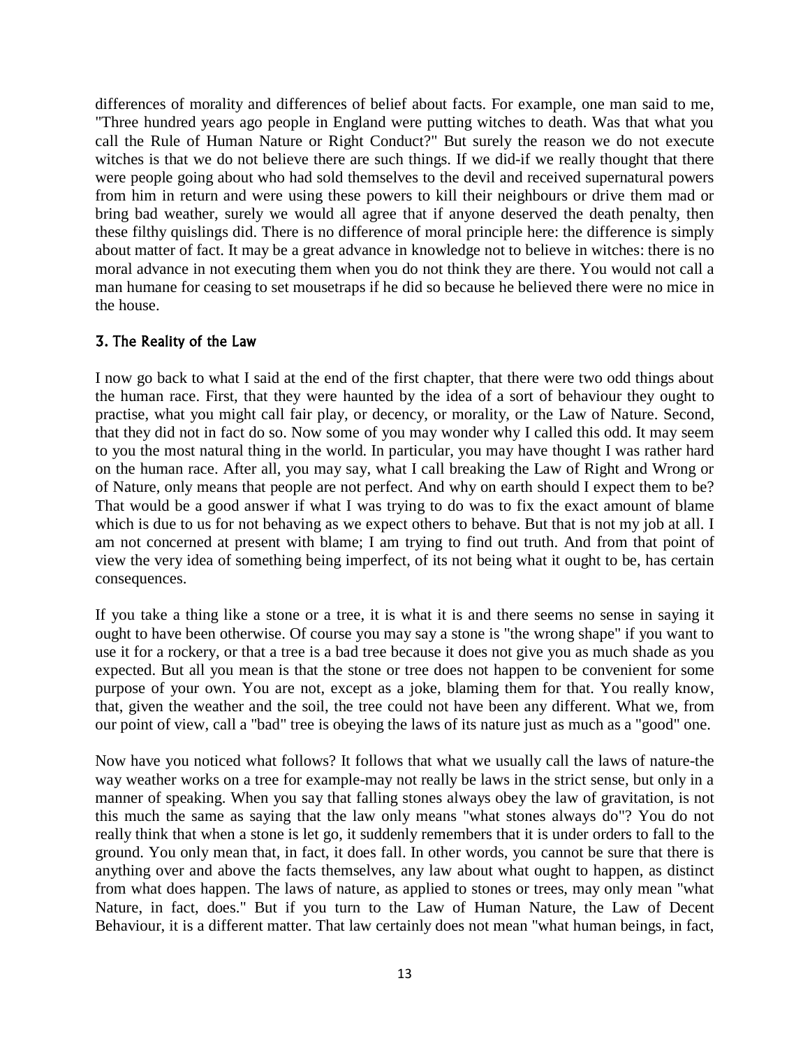differences of morality and differences of belief about facts. For example, one man said to me, "Three hundred years ago people in England were putting witches to death. Was that what you call the Rule of Human Nature or Right Conduct?" But surely the reason we do not execute witches is that we do not believe there are such things. If we did-if we really thought that there were people going about who had sold themselves to the devil and received supernatural powers from him in return and were using these powers to kill their neighbours or drive them mad or bring bad weather, surely we would all agree that if anyone deserved the death penalty, then these filthy quislings did. There is no difference of moral principle here: the difference is simply about matter of fact. It may be a great advance in knowledge not to believe in witches: there is no moral advance in not executing them when you do not think they are there. You would not call a man humane for ceasing to set mousetraps if he did so because he believed there were no mice in the house.

### 3. The Reality of the Law

I now go back to what I said at the end of the first chapter, that there were two odd things about the human race. First, that they were haunted by the idea of a sort of behaviour they ought to practise, what you might call fair play, or decency, or morality, or the Law of Nature. Second, that they did not in fact do so. Now some of you may wonder why I called this odd. It may seem to you the most natural thing in the world. In particular, you may have thought I was rather hard on the human race. After all, you may say, what I call breaking the Law of Right and Wrong or of Nature, only means that people are not perfect. And why on earth should I expect them to be? That would be a good answer if what I was trying to do was to fix the exact amount of blame which is due to us for not behaving as we expect others to behave. But that is not my job at all. I am not concerned at present with blame; I am trying to find out truth. And from that point of view the very idea of something being imperfect, of its not being what it ought to be, has certain consequences.

If you take a thing like a stone or a tree, it is what it is and there seems no sense in saying it ought to have been otherwise. Of course you may say a stone is "the wrong shape" if you want to use it for a rockery, or that a tree is a bad tree because it does not give you as much shade as you expected. But all you mean is that the stone or tree does not happen to be convenient for some purpose of your own. You are not, except as a joke, blaming them for that. You really know, that, given the weather and the soil, the tree could not have been any different. What we, from our point of view, call a "bad" tree is obeying the laws of its nature just as much as a "good" one.

Now have you noticed what follows? It follows that what we usually call the laws of nature-the way weather works on a tree for example-may not really be laws in the strict sense, but only in a manner of speaking. When you say that falling stones always obey the law of gravitation, is not this much the same as saying that the law only means "what stones always do"? You do not really think that when a stone is let go, it suddenly remembers that it is under orders to fall to the ground. You only mean that, in fact, it does fall. In other words, you cannot be sure that there is anything over and above the facts themselves, any law about what ought to happen, as distinct from what does happen. The laws of nature, as applied to stones or trees, may only mean "what Nature, in fact, does." But if you turn to the Law of Human Nature, the Law of Decent Behaviour, it is a different matter. That law certainly does not mean "what human beings, in fact,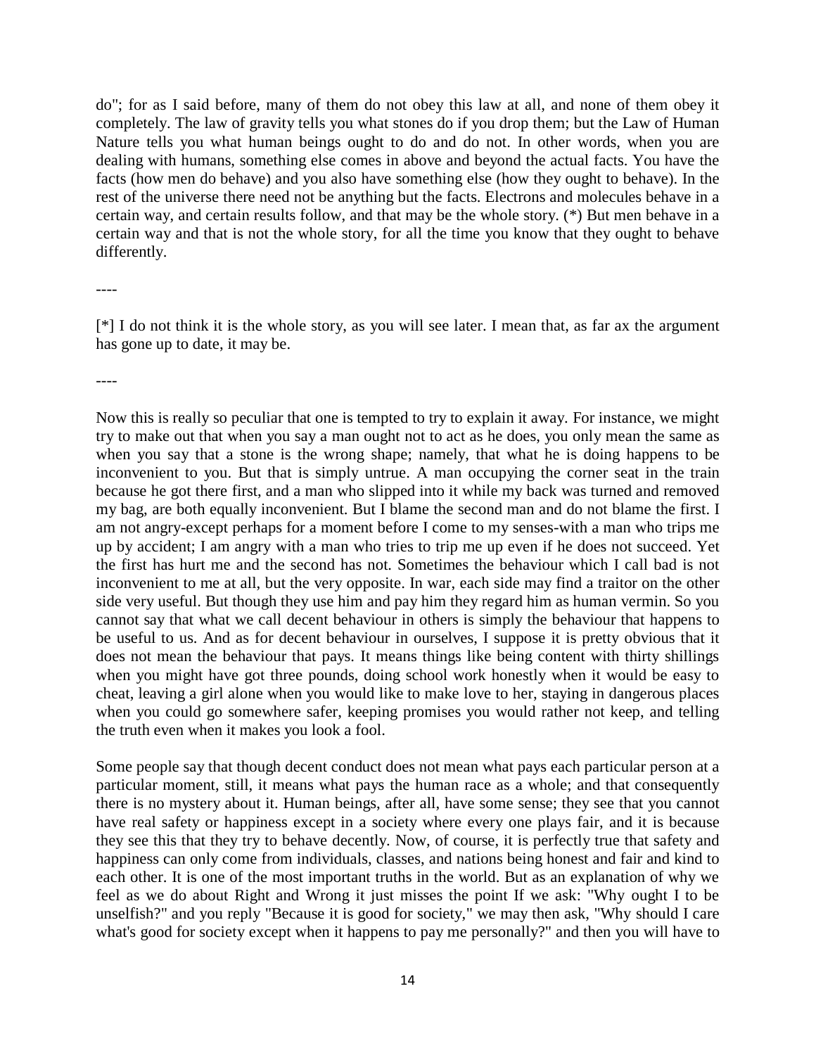do"; for as I said before, many of them do not obey this law at all, and none of them obey it completely. The law of gravity tells you what stones do if you drop them; but the Law of Human Nature tells you what human beings ought to do and do not. In other words, when you are dealing with humans, something else comes in above and beyond the actual facts. You have the facts (how men do behave) and you also have something else (how they ought to behave). In the rest of the universe there need not be anything but the facts. Electrons and molecules behave in a certain way, and certain results follow, and that may be the whole story. (*) But men behave in a certain way and that is not the whole story, for all the time you know that they ought to behave differently.

----

[*] I do not think it is the whole story, as you will see later. I mean that, as far ax the argument has gone up to date, it may be.

----

Now this is really so peculiar that one is tempted to try to explain it away. For instance, we might try to make out that when you say a man ought not to act as he does, you only mean the same as when you say that a stone is the wrong shape; namely, that what he is doing happens to be inconvenient to you. But that is simply untrue. A man occupying the corner seat in the train because he got there first, and a man who slipped into it while my back was turned and removed my bag, are both equally inconvenient. But I blame the second man and do not blame the first. I am not angry-except perhaps for a moment before I come to my senses-with a man who trips me up by accident; I am angry with a man who tries to trip me up even if he does not succeed. Yet the first has hurt me and the second has not. Sometimes the behaviour which I call bad is not inconvenient to me at all, but the very opposite. In war, each side may find a traitor on the other side very useful. But though they use him and pay him they regard him as human vermin. So you cannot say that what we call decent behaviour in others is simply the behaviour that happens to be useful to us. And as for decent behaviour in ourselves, I suppose it is pretty obvious that it does not mean the behaviour that pays. It means things like being content with thirty shillings when you might have got three pounds, doing school work honestly when it would be easy to cheat, leaving a girl alone when you would like to make love to her, staying in dangerous places when you could go somewhere safer, keeping promises you would rather not keep, and telling the truth even when it makes you look a fool.

Some people say that though decent conduct does not mean what pays each particular person at a particular moment, still, it means what pays the human race as a whole; and that consequently there is no mystery about it. Human beings, after all, have some sense; they see that you cannot have real safety or happiness except in a society where every one plays fair, and it is because they see this that they try to behave decently. Now, of course, it is perfectly true that safety and happiness can only come from individuals, classes, and nations being honest and fair and kind to each other. It is one of the most important truths in the world. But as an explanation of why we feel as we do about Right and Wrong it just misses the point If we ask: "Why ought I to be unselfish?" and you reply "Because it is good for society," we may then ask, "Why should I care what's good for society except when it happens to pay me personally?" and then you will have to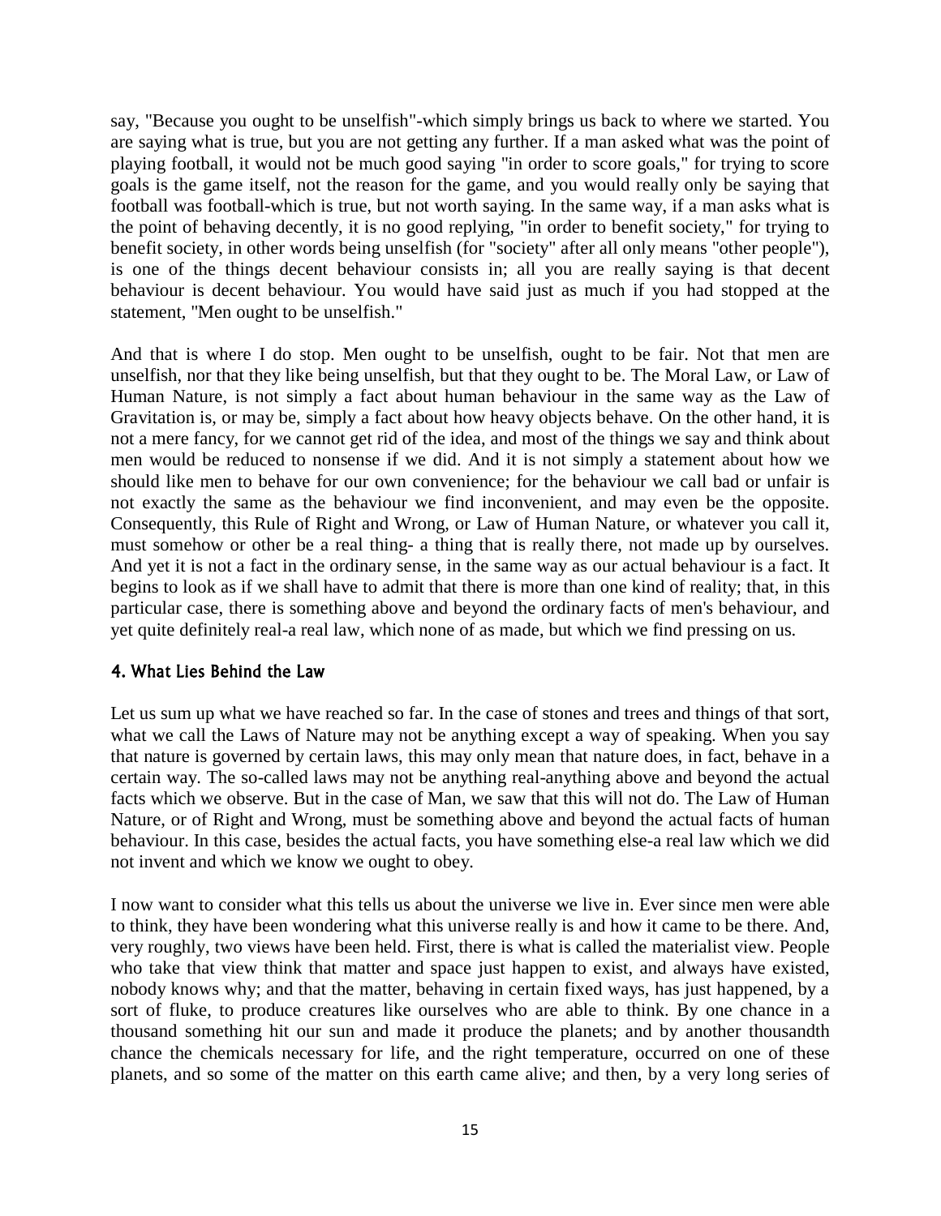say, "Because you ought to be unselfish"-which simply brings us back to where we started. You are saying what is true, but you are not getting any further. If a man asked what was the point of playing football, it would not be much good saying "in order to score goals," for trying to score goals is the game itself, not the reason for the game, and you would really only be saying that football was football-which is true, but not worth saying. In the same way, if a man asks what is the point of behaving decently, it is no good replying, "in order to benefit society," for trying to benefit society, in other words being unselfish (for "society" after all only means "other people"), is one of the things decent behaviour consists in; all you are really saying is that decent behaviour is decent behaviour. You would have said just as much if you had stopped at the statement, "Men ought to be unselfish."

And that is where I do stop. Men ought to be unselfish, ought to be fair. Not that men are unselfish, nor that they like being unselfish, but that they ought to be. The Moral Law, or Law of Human Nature, is not simply a fact about human behaviour in the same way as the Law of Gravitation is, or may be, simply a fact about how heavy objects behave. On the other hand, it is not a mere fancy, for we cannot get rid of the idea, and most of the things we say and think about men would be reduced to nonsense if we did. And it is not simply a statement about how we should like men to behave for our own convenience; for the behaviour we call bad or unfair is not exactly the same as the behaviour we find inconvenient, and may even be the opposite. Consequently, this Rule of Right and Wrong, or Law of Human Nature, or whatever you call it, must somehow or other be a real thing- a thing that is really there, not made up by ourselves. And yet it is not a fact in the ordinary sense, in the same way as our actual behaviour is a fact. It begins to look as if we shall have to admit that there is more than one kind of reality; that, in this particular case, there is something above and beyond the ordinary facts of men's behaviour, and yet quite definitely real-a real law, which none of as made, but which we find pressing on us.

## 4. What Lies Behind the Law

Let us sum up what we have reached so far. In the case of stones and trees and things of that sort, what we call the Laws of Nature may not be anything except a way of speaking. When you say that nature is governed by certain laws, this may only mean that nature does, in fact, behave in a certain way. The so-called laws may not be anything real-anything above and beyond the actual facts which we observe. But in the case of Man, we saw that this will not do. The Law of Human Nature, or of Right and Wrong, must be something above and beyond the actual facts of human behaviour. In this case, besides the actual facts, you have something else-a real law which we did not invent and which we know we ought to obey.

I now want to consider what this tells us about the universe we live in. Ever since men were able to think, they have been wondering what this universe really is and how it came to be there. And, very roughly, two views have been held. First, there is what is called the materialist view. People who take that view think that matter and space just happen to exist, and always have existed, nobody knows why; and that the matter, behaving in certain fixed ways, has just happened, by a sort of fluke, to produce creatures like ourselves who are able to think. By one chance in a thousand something hit our sun and made it produce the planets; and by another thousandth chance the chemicals necessary for life, and the right temperature, occurred on one of these planets, and so some of the matter on this earth came alive; and then, by a very long series of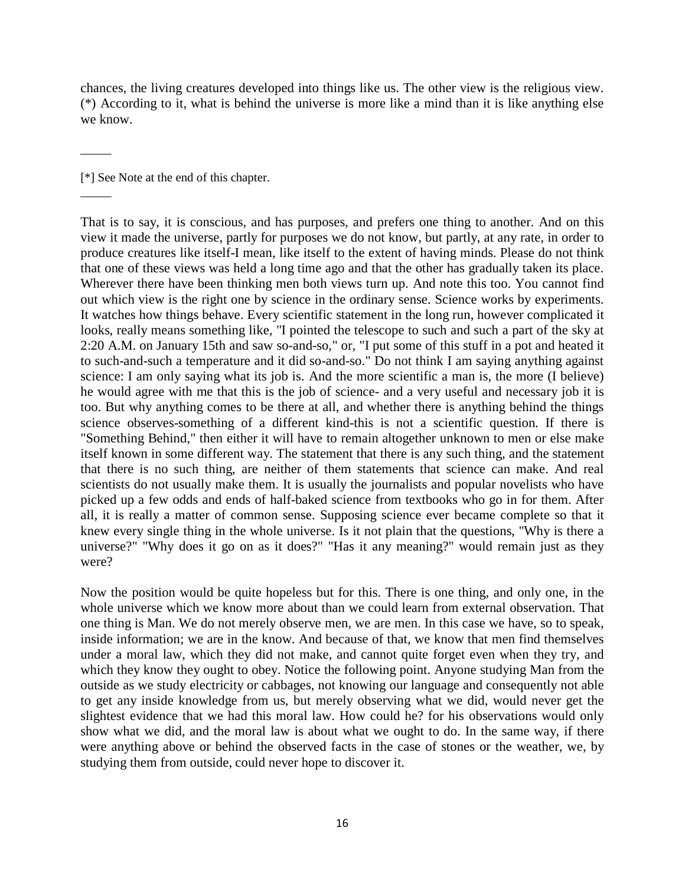chances, the living creatures developed into things like us. The other view is the religious view. (*) According to it, what is behind the universe is more like a mind than it is like anything else we know.

_____

[*] See Note at the end of this chapter.

_____

That is to say, it is conscious, and has purposes, and prefers one thing to another. And on this view it made the universe, partly for purposes we do not know, but partly, at any rate, in order to produce creatures like itself-I mean, like itself to the extent of having minds. Please do not think that one of these views was held a long time ago and that the other has gradually taken its place. Wherever there have been thinking men both views turn up. And note this too. You cannot find out which view is the right one by science in the ordinary sense. Science works by experiments. It watches how things behave. Every scientific statement in the long run, however complicated it looks, really means something like, "I pointed the telescope to such and such a part of the sky at 2:20 A.M. on January 15th and saw so-and-so," or, "I put some of this stuff in a pot and heated it to such-and-such a temperature and it did so-and-so." Do not think I am saying anything against science: I am only saying what its job is. And the more scientific a man is, the more (I believe) he would agree with me that this is the job of science- and a very useful and necessary job it is too. But why anything comes to be there at all, and whether there is anything behind the things science observes-something of a different kind-this is not a scientific question. If there is "Something Behind," then either it will have to remain altogether unknown to men or else make itself known in some different way. The statement that there is any such thing, and the statement that there is no such thing, are neither of them statements that science can make. And real scientists do not usually make them. It is usually the journalists and popular novelists who have picked up a few odds and ends of half-baked science from textbooks who go in for them. After all, it is really a matter of common sense. Supposing science ever became complete so that it knew every single thing in the whole universe. Is it not plain that the questions, "Why is there a universe?" "Why does it go on as it does?" "Has it any meaning?" would remain just as they were?

Now the position would be quite hopeless but for this. There is one thing, and only one, in the whole universe which we know more about than we could learn from external observation. That one thing is Man. We do not merely observe men, we are men. In this case we have, so to speak, inside information; we are in the know. And because of that, we know that men find themselves under a moral law, which they did not make, and cannot quite forget even when they try, and which they know they ought to obey. Notice the following point. Anyone studying Man from the outside as we study electricity or cabbages, not knowing our language and consequently not able to get any inside knowledge from us, but merely observing what we did, would never get the slightest evidence that we had this moral law. How could he? for his observations would only show what we did, and the moral law is about what we ought to do. In the same way, if there were anything above or behind the observed facts in the case of stones or the weather, we, by studying them from outside, could never hope to discover it.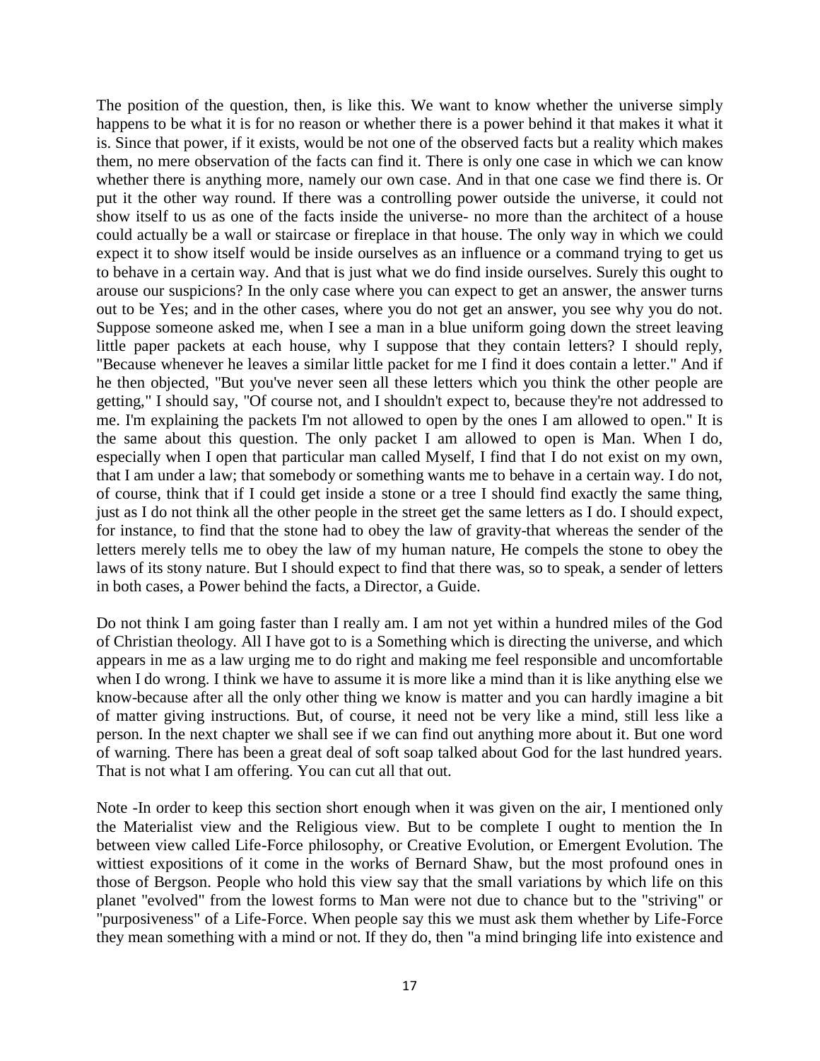The position of the question, then, is like this. We want to know whether the universe simply happens to be what it is for no reason or whether there is a power behind it that makes it what it is. Since that power, if it exists, would be not one of the observed facts but a reality which makes them, no mere observation of the facts can find it. There is only one case in which we can know whether there is anything more, namely our own case. And in that one case we find there is. Or put it the other way round. If there was a controlling power outside the universe, it could not show itself to us as one of the facts inside the universe- no more than the architect of a house could actually be a wall or staircase or fireplace in that house. The only way in which we could expect it to show itself would be inside ourselves as an influence or a command trying to get us to behave in a certain way. And that is just what we do find inside ourselves. Surely this ought to arouse our suspicions? In the only case where you can expect to get an answer, the answer turns out to be Yes; and in the other cases, where you do not get an answer, you see why you do not. Suppose someone asked me, when I see a man in a blue uniform going down the street leaving little paper packets at each house, why I suppose that they contain letters? I should reply, "Because whenever he leaves a similar little packet for me I find it does contain a letter." And if he then objected, "But you've never seen all these letters which you think the other people are getting," I should say, "Of course not, and I shouldn't expect to, because they're not addressed to me. I'm explaining the packets I'm not allowed to open by the ones I am allowed to open." It is the same about this question. The only packet I am allowed to open is Man. When I do, especially when I open that particular man called Myself, I find that I do not exist on my own, that I am under a law; that somebody or something wants me to behave in a certain way. I do not, of course, think that if I could get inside a stone or a tree I should find exactly the same thing, just as I do not think all the other people in the street get the same letters as I do. I should expect, for instance, to find that the stone had to obey the law of gravity-that whereas the sender of the letters merely tells me to obey the law of my human nature, He compels the stone to obey the laws of its stony nature. But I should expect to find that there was, so to speak, a sender of letters in both cases, a Power behind the facts, a Director, a Guide.

Do not think I am going faster than I really am. I am not yet within a hundred miles of the God of Christian theology. All I have got to is a Something which is directing the universe, and which appears in me as a law urging me to do right and making me feel responsible and uncomfortable when I do wrong. I think we have to assume it is more like a mind than it is like anything else we know-because after all the only other thing we know is matter and you can hardly imagine a bit of matter giving instructions. But, of course, it need not be very like a mind, still less like a person. In the next chapter we shall see if we can find out anything more about it. But one word of warning. There has been a great deal of soft soap talked about God for the last hundred years. That is not what I am offering. You can cut all that out.

Note -In order to keep this section short enough when it was given on the air, I mentioned only the Materialist view and the Religious view. But to be complete I ought to mention the In between view called Life-Force philosophy, or Creative Evolution, or Emergent Evolution. The wittiest expositions of it come in the works of Bernard Shaw, but the most profound ones in those of Bergson. People who hold this view say that the small variations by which life on this planet "evolved" from the lowest forms to Man were not due to chance but to the "striving" or "purposiveness" of a Life-Force. When people say this we must ask them whether by Life-Force they mean something with a mind or not. If they do, then "a mind bringing life into existence and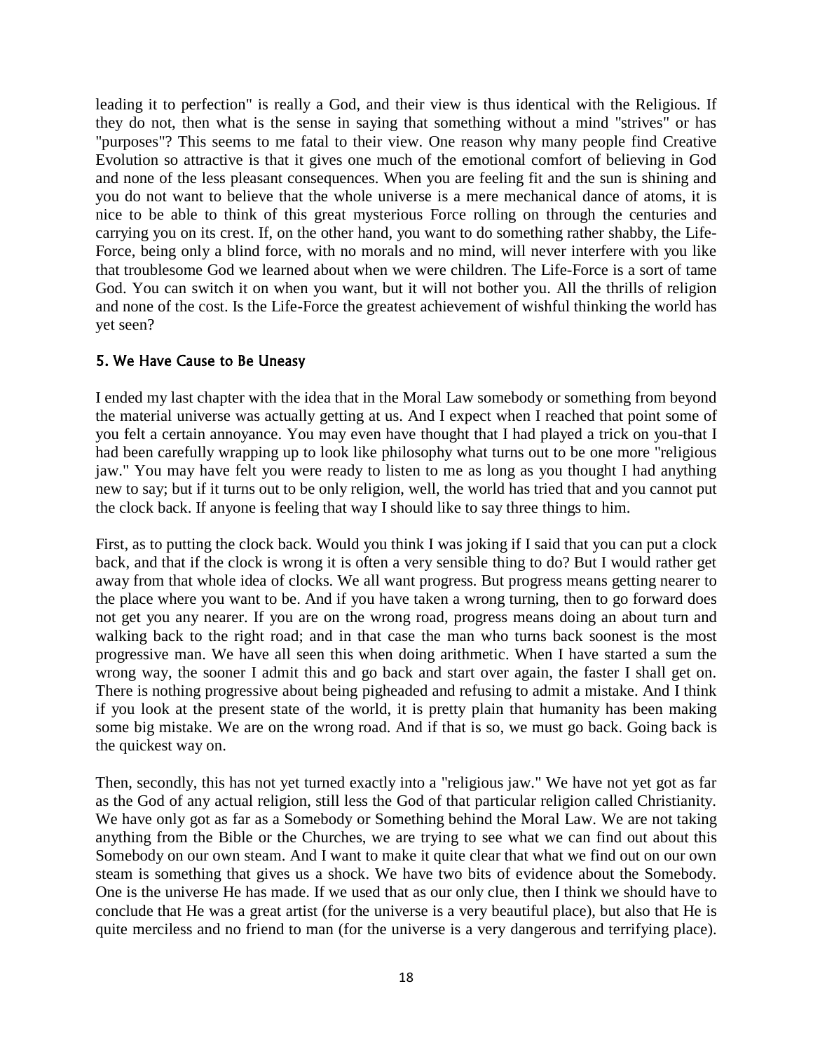leading it to perfection" is really a God, and their view is thus identical with the Religious. If they do not, then what is the sense in saying that something without a mind "strives" or has "purposes"? This seems to me fatal to their view. One reason why many people find Creative Evolution so attractive is that it gives one much of the emotional comfort of believing in God and none of the less pleasant consequences. When you are feeling fit and the sun is shining and you do not want to believe that the whole universe is a mere mechanical dance of atoms, it is nice to be able to think of this great mysterious Force rolling on through the centuries and carrying you on its crest. If, on the other hand, you want to do something rather shabby, the Life-Force, being only a blind force, with no morals and no mind, will never interfere with you like that troublesome God we learned about when we were children. The Life-Force is a sort of tame God. You can switch it on when you want, but it will not bother you. All the thrills of religion and none of the cost. Is the Life-Force the greatest achievement of wishful thinking the world has yet seen?

### 5. We Have Cause to Be Uneasy

I ended my last chapter with the idea that in the Moral Law somebody or something from beyond the material universe was actually getting at us. And I expect when I reached that point some of you felt a certain annoyance. You may even have thought that I had played a trick on you-that I had been carefully wrapping up to look like philosophy what turns out to be one more "religious jaw." You may have felt you were ready to listen to me as long as you thought I had anything new to say; but if it turns out to be only religion, well, the world has tried that and you cannot put the clock back. If anyone is feeling that way I should like to say three things to him.

First, as to putting the clock back. Would you think I was joking if I said that you can put a clock back, and that if the clock is wrong it is often a very sensible thing to do? But I would rather get away from that whole idea of clocks. We all want progress. But progress means getting nearer to the place where you want to be. And if you have taken a wrong turning, then to go forward does not get you any nearer. If you are on the wrong road, progress means doing an about turn and walking back to the right road; and in that case the man who turns back soonest is the most progressive man. We have all seen this when doing arithmetic. When I have started a sum the wrong way, the sooner I admit this and go back and start over again, the faster I shall get on. There is nothing progressive about being pigheaded and refusing to admit a mistake. And I think if you look at the present state of the world, it is pretty plain that humanity has been making some big mistake. We are on the wrong road. And if that is so, we must go back. Going back is the quickest way on.

Then, secondly, this has not yet turned exactly into a "religious jaw." We have not yet got as far as the God of any actual religion, still less the God of that particular religion called Christianity. We have only got as far as a Somebody or Something behind the Moral Law. We are not taking anything from the Bible or the Churches, we are trying to see what we can find out about this Somebody on our own steam. And I want to make it quite clear that what we find out on our own steam is something that gives us a shock. We have two bits of evidence about the Somebody. One is the universe He has made. If we used that as our only clue, then I think we should have to conclude that He was a great artist (for the universe is a very beautiful place), but also that He is quite merciless and no friend to man (for the universe is a very dangerous and terrifying place).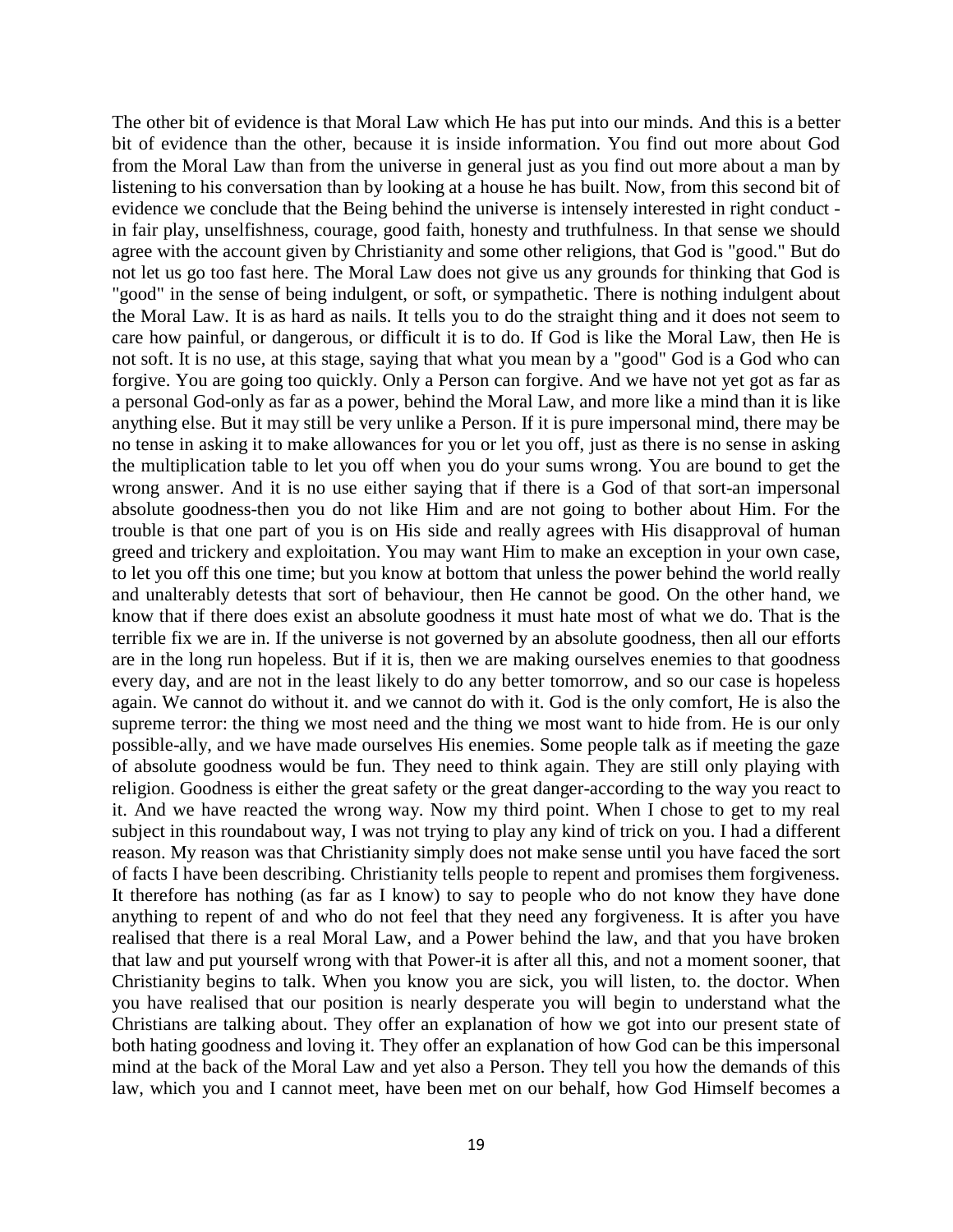The other bit of evidence is that Moral Law which He has put into our minds. And this is a better bit of evidence than the other, because it is inside information. You find out more about God from the Moral Law than from the universe in general just as you find out more about a man by listening to his conversation than by looking at a house he has built. Now, from this second bit of evidence we conclude that the Being behind the universe is intensely interested in right conduct - in fair play, unselfishness, courage, good faith, honesty and truthfulness. In that sense we should agree with the account given by Christianity and some other religions, that God is "good." But do not let us go too fast here. The Moral Law does not give us any grounds for thinking that God is "good" in the sense of being indulgent, or soft, or sympathetic. There is nothing indulgent about the Moral Law. It is as hard as nails. It tells you to do the straight thing and it does not seem to care how painful, or dangerous, or difficult it is to do. If God is like the Moral Law, then He is not soft. It is no use, at this stage, saying that what you mean by a "good" God is a God who can forgive. You are going too quickly. Only a Person can forgive. And we have not yet got as far as a personal God-only as far as a power, behind the Moral Law, and more like a mind than it is like anything else. But it may still be very unlike a Person. If it is pure impersonal mind, there may be no tense in asking it to make allowances for you or let you off, just as there is no sense in asking the multiplication table to let you off when you do your sums wrong. You are bound to get the wrong answer. And it is no use either saying that if there is a God of that sort-an impersonal absolute goodness-then you do not like Him and are not going to bother about Him. For the trouble is that one part of you is on His side and really agrees with His disapproval of human greed and trickery and exploitation. You may want Him to make an exception in your own case, to let you off this one time; but you know at bottom that unless the power behind the world really and unalterably detests that sort of behaviour, then He cannot be good. On the other hand, we know that if there does exist an absolute goodness it must hate most of what we do. That is the terrible fix we are in. If the universe is not governed by an absolute goodness, then all our efforts are in the long run hopeless. But if it is, then we are making ourselves enemies to that goodness every day, and are not in the least likely to do any better tomorrow, and so our case is hopeless again. We cannot do without it. and we cannot do with it. God is the only comfort, He is also the supreme terror: the thing we most need and the thing we most want to hide from. He is our only possible-ally, and we have made ourselves His enemies. Some people talk as if meeting the gaze of absolute goodness would be fun. They need to think again. They are still only playing with religion. Goodness is either the great safety or the great danger-according to the way you react to it. And we have reacted the wrong way. Now my third point. When I chose to get to my real subject in this roundabout way, I was not trying to play any kind of trick on you. I had a different reason. My reason was that Christianity simply does not make sense until you have faced the sort of facts I have been describing. Christianity tells people to repent and promises them forgiveness. It therefore has nothing (as far as I know) to say to people who do not know they have done anything to repent of and who do not feel that they need any forgiveness. It is after you have realised that there is a real Moral Law, and a Power behind the law, and that you have broken that law and put yourself wrong with that Power-it is after all this, and not a moment sooner, that Christianity begins to talk. When you know you are sick, you will listen, to. the doctor. When you have realised that our position is nearly desperate you will begin to understand what the Christians are talking about. They offer an explanation of how we got into our present state of both hating goodness and loving it. They offer an explanation of how God can be this impersonal mind at the back of the Moral Law and yet also a Person. They tell you how the demands of this law, which you and I cannot meet, have been met on our behalf, how God Himself becomes a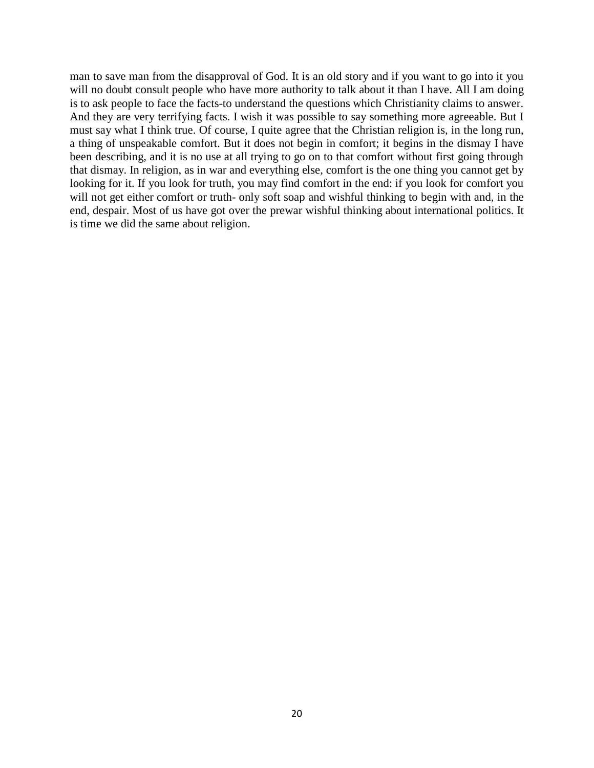man to save man from the disapproval of God. It is an old story and if you want to go into it you will no doubt consult people who have more authority to talk about it than I have. All I am doing is to ask people to face the facts-to understand the questions which Christianity claims to answer. And they are very terrifying facts. I wish it was possible to say something more agreeable. But I must say what I think true. Of course, I quite agree that the Christian religion is, in the long run, a thing of unspeakable comfort. But it does not begin in comfort; it begins in the dismay I have been describing, and it is no use at all trying to go on to that comfort without first going through that dismay. In religion, as in war and everything else, comfort is the one thing you cannot get by looking for it. If you look for truth, you may find comfort in the end: if you look for comfort you will not get either comfort or truth- only soft soap and wishful thinking to begin with and, in the end, despair. Most of us have got over the prewar wishful thinking about international politics. It is time we did the same about religion.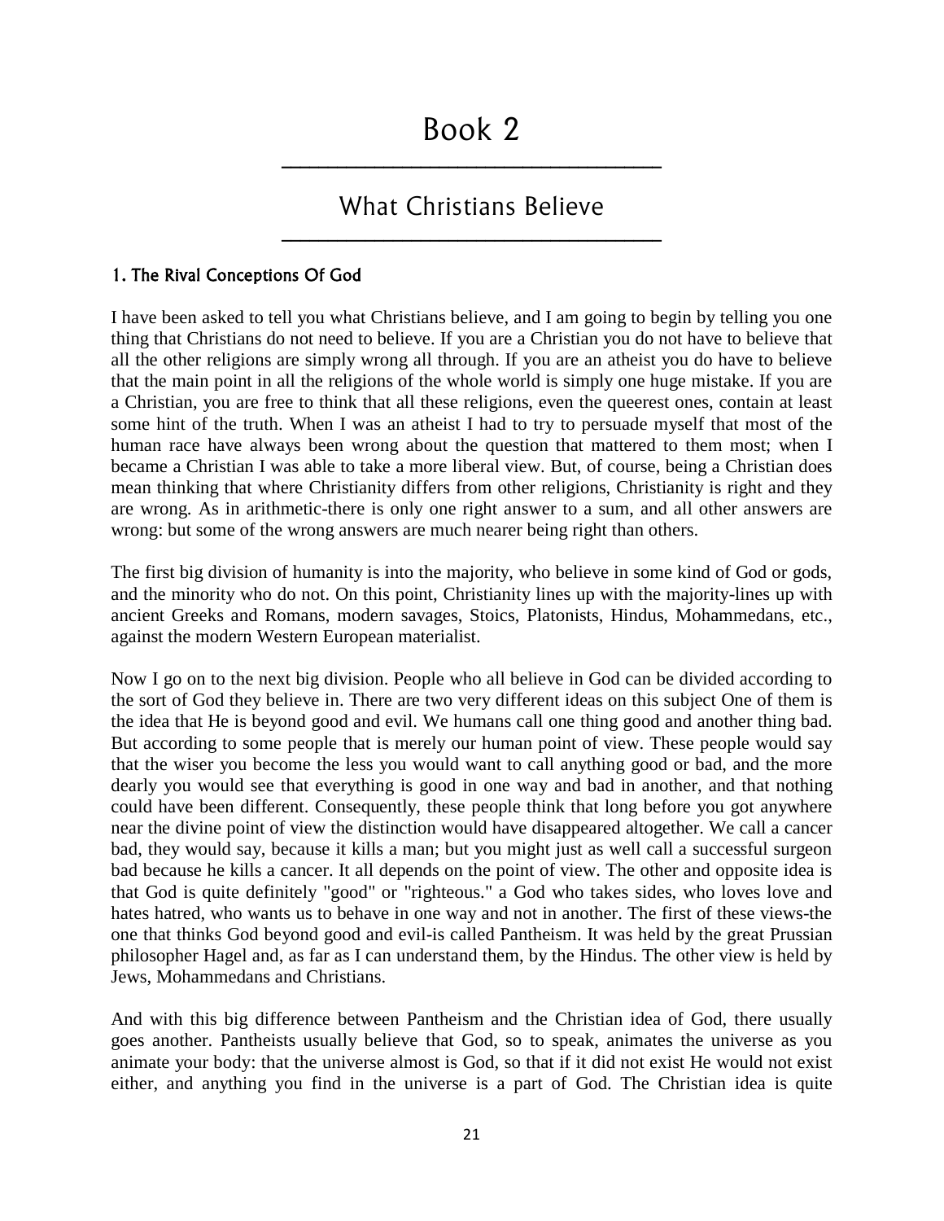# Book 2

## What Christians Believe

### 1. The Rival Conceptions Of God

I have been asked to tell you what Christians believe, and I am going to begin by telling you one thing that Christians do not need to believe. If you are a Christian you do not have to believe that all the other religions are simply wrong all through. If you are an atheist you do have to believe that the main point in all the religions of the whole world is simply one huge mistake. If you are a Christian, you are free to think that all these religions, even the queerest ones, contain at least some hint of the truth. When I was an atheist I had to try to persuade myself that most of the human race have always been wrong about the question that mattered to them most; when I became a Christian I was able to take a more liberal view. But, of course, being a Christian does mean thinking that where Christianity differs from other religions, Christianity is right and they are wrong. As in arithmetic-there is only one right answer to a sum, and all other answers are wrong: but some of the wrong answers are much nearer being right than others.

The first big division of humanity is into the majority, who believe in some kind of God or gods, and the minority who do not. On this point, Christianity lines up with the majority-lines up with ancient Greeks and Romans, modern savages, Stoics, Platonists, Hindus, Mohammedans, etc., against the modern Western European materialist.

Now I go on to the next big division. People who all believe in God can be divided according to the sort of God they believe in. There are two very different ideas on this subject One of them is the idea that He is beyond good and evil. We humans call one thing good and another thing bad. But according to some people that is merely our human point of view. These people would say that the wiser you become the less you would want to call anything good or bad, and the more dearly you would see that everything is good in one way and bad in another, and that nothing could have been different. Consequently, these people think that long before you got anywhere near the divine point of view the distinction would have disappeared altogether. We call a cancer bad, they would say, because it kills a man; but you might just as well call a successful surgeon bad because he kills a cancer. It all depends on the point of view. The other and opposite idea is that God is quite definitely "good" or "righteous." a God who takes sides, who loves love and hates hatred, who wants us to behave in one way and not in another. The first of these views-the one that thinks God beyond good and evil-is called Pantheism. It was held by the great Prussian philosopher Hagel and, as far as I can understand them, by the Hindus. The other view is held by Jews, Mohammedans and Christians.

And with this big difference between Pantheism and the Christian idea of God, there usually goes another. Pantheists usually believe that God, so to speak, animates the universe as you animate your body: that the universe almost is God, so that if it did not exist He would not exist either, and anything you find in the universe is a part of God. The Christian idea is quite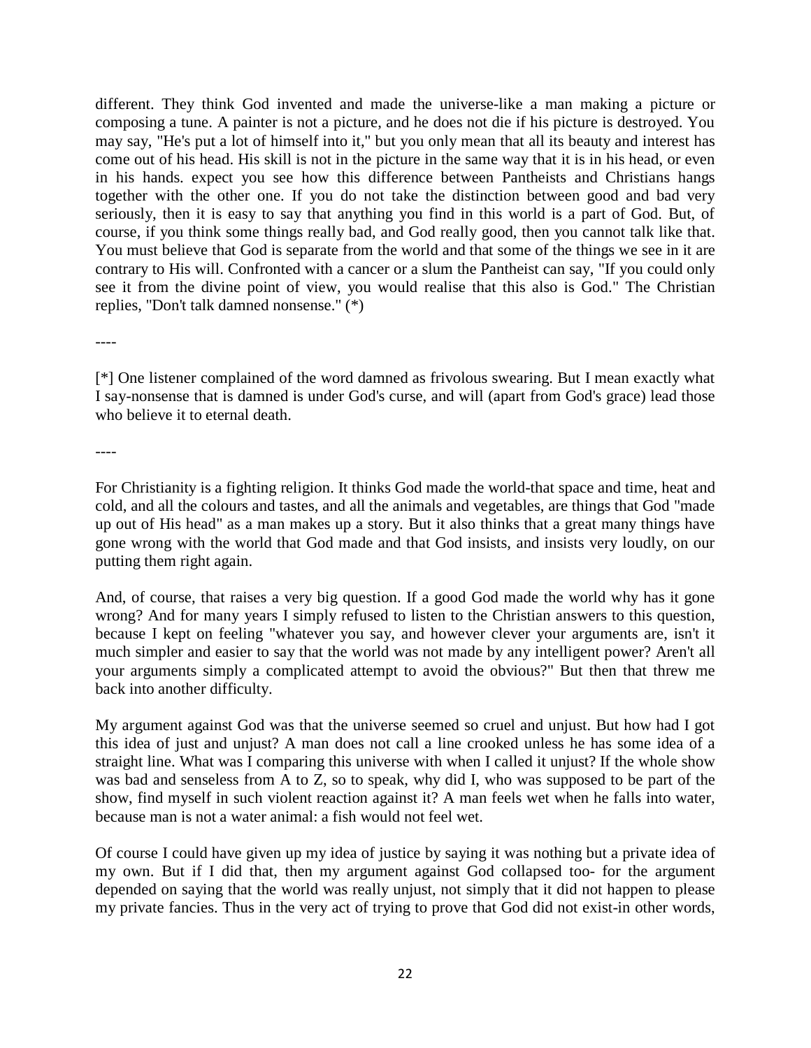different. They think God invented and made the universe-like a man making a picture or composing a tune. A painter is not a picture, and he does not die if his picture is destroyed. You may say, "He's put a lot of himself into it," but you only mean that all its beauty and interest has come out of his head. His skill is not in the picture in the same way that it is in his head, or even in his hands. expect you see how this difference between Pantheists and Christians hangs together with the other one. If you do not take the distinction between good and bad very seriously, then it is easy to say that anything you find in this world is a part of God. But, of course, if you think some things really bad, and God really good, then you cannot talk like that. You must believe that God is separate from the world and that some of the things we see in it are contrary to His will. Confronted with a cancer or a slum the Pantheist can say, "If you could only see it from the divine point of view, you would realise that this also is God." The Christian replies, "Don't talk damned nonsense." (*)

----

[*] One listener complained of the word damned as frivolous swearing. But I mean exactly what I say-nonsense that is damned is under God's curse, and will (apart from God's grace) lead those who believe it to eternal death.

----

For Christianity is a fighting religion. It thinks God made the world-that space and time, heat and cold, and all the colours and tastes, and all the animals and vegetables, are things that God "made up out of His head" as a man makes up a story. But it also thinks that a great many things have gone wrong with the world that God made and that God insists, and insists very loudly, on our putting them right again.

And, of course, that raises a very big question. If a good God made the world why has it gone wrong? And for many years I simply refused to listen to the Christian answers to this question, because I kept on feeling "whatever you say, and however clever your arguments are, isn't it much simpler and easier to say that the world was not made by any intelligent power? Aren't all your arguments simply a complicated attempt to avoid the obvious?" But then that threw me back into another difficulty.

My argument against God was that the universe seemed so cruel and unjust. But how had I got this idea of just and unjust? A man does not call a line crooked unless he has some idea of a straight line. What was I comparing this universe with when I called it unjust? If the whole show was bad and senseless from A to Z, so to speak, why did I, who was supposed to be part of the show, find myself in such violent reaction against it? A man feels wet when he falls into water, because man is not a water animal: a fish would not feel wet.

Of course I could have given up my idea of justice by saying it was nothing but a private idea of my own. But if I did that, then my argument against God collapsed too- for the argument depended on saying that the world was really unjust, not simply that it did not happen to please my private fancies. Thus in the very act of trying to prove that God did not exist-in other words,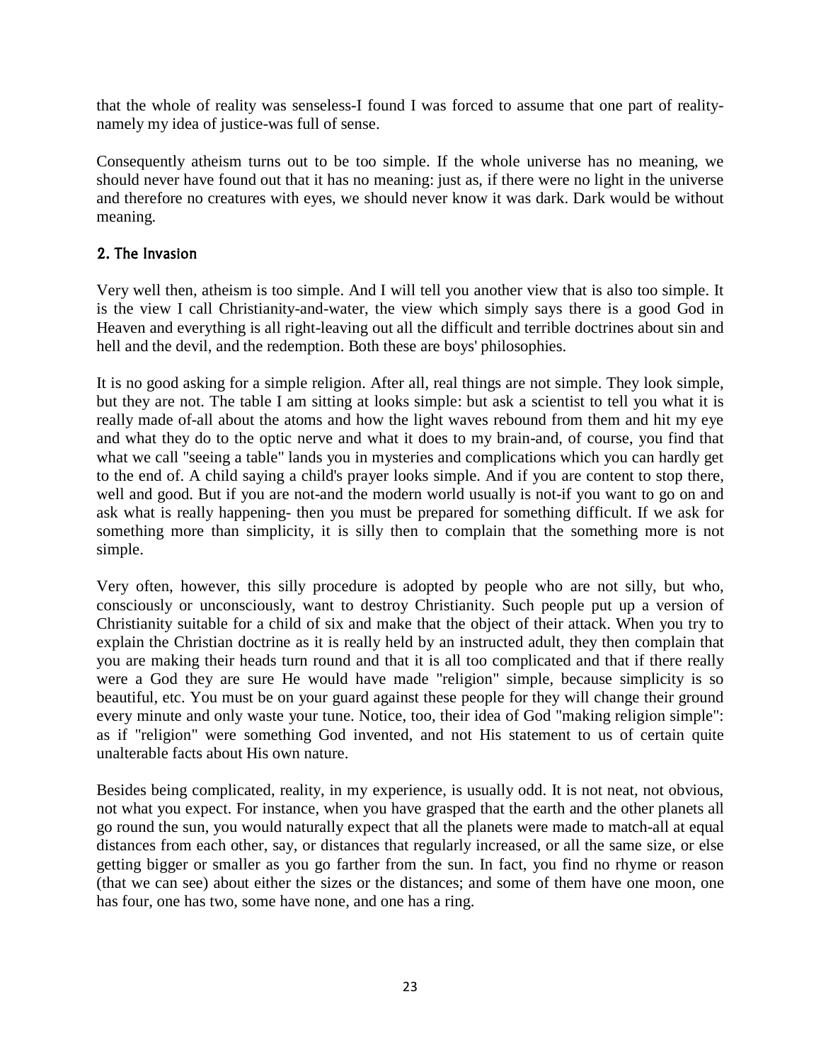that the whole of reality was senseless-I found I was forced to assume that one part of reality-namely my idea of justice-was full of sense.

Consequently atheism turns out to be too simple. If the whole universe has no meaning, we should never have found out that it has no meaning: just as, if there were no light in the universe and therefore no creatures with eyes, we should never know it was dark. Dark would be without meaning.

## 2. The Invasion

Very well then, atheism is too simple. And I will tell you another view that is also too simple. It is the view I call Christianity-and-water, the view which simply says there is a good God in Heaven and everything is all right-leaving out all the difficult and terrible doctrines about sin and hell and the devil, and the redemption. Both these are boys' philosophies.

It is no good asking for a simple religion. After all, real things are not simple. They look simple, but they are not. The table I am sitting at looks simple: but ask a scientist to tell you what it is really made of-all about the atoms and how the light waves rebound from them and hit my eye and what they do to the optic nerve and what it does to my brain-and, of course, you find that what we call "seeing a table" lands you in mysteries and complications which you can hardly get to the end of. A child saying a child's prayer looks simple. And if you are content to stop there, well and good. But if you are not-and the modern world usually is not-if you want to go on and ask what is really happening- then you must be prepared for something difficult. If we ask for something more than simplicity, it is silly then to complain that the something more is not simple.

Very often, however, this silly procedure is adopted by people who are not silly, but who, consciously or unconsciously, want to destroy Christianity. Such people put up a version of Christianity suitable for a child of six and make that the object of their attack. When you try to explain the Christian doctrine as it is really held by an instructed adult, they then complain that you are making their heads turn round and that it is all too complicated and that if there really were a God they are sure He would have made "religion" simple, because simplicity is so beautiful, etc. You must be on your guard against these people for they will change their ground every minute and only waste your tune. Notice, too, their idea of God "making religion simple": as if "religion" were something God invented, and not His statement to us of certain quite unalterable facts about His own nature.

Besides being complicated, reality, in my experience, is usually odd. It is not neat, not obvious, not what you expect. For instance, when you have grasped that the earth and the other planets all go round the sun, you would naturally expect that all the planets were made to match-all at equal distances from each other, say, or distances that regularly increased, or all the same size, or else getting bigger or smaller as you go farther from the sun. In fact, you find no rhyme or reason (that we can see) about either the sizes or the distances; and some of them have one moon, one has four, one has two, some have none, and one has a ring.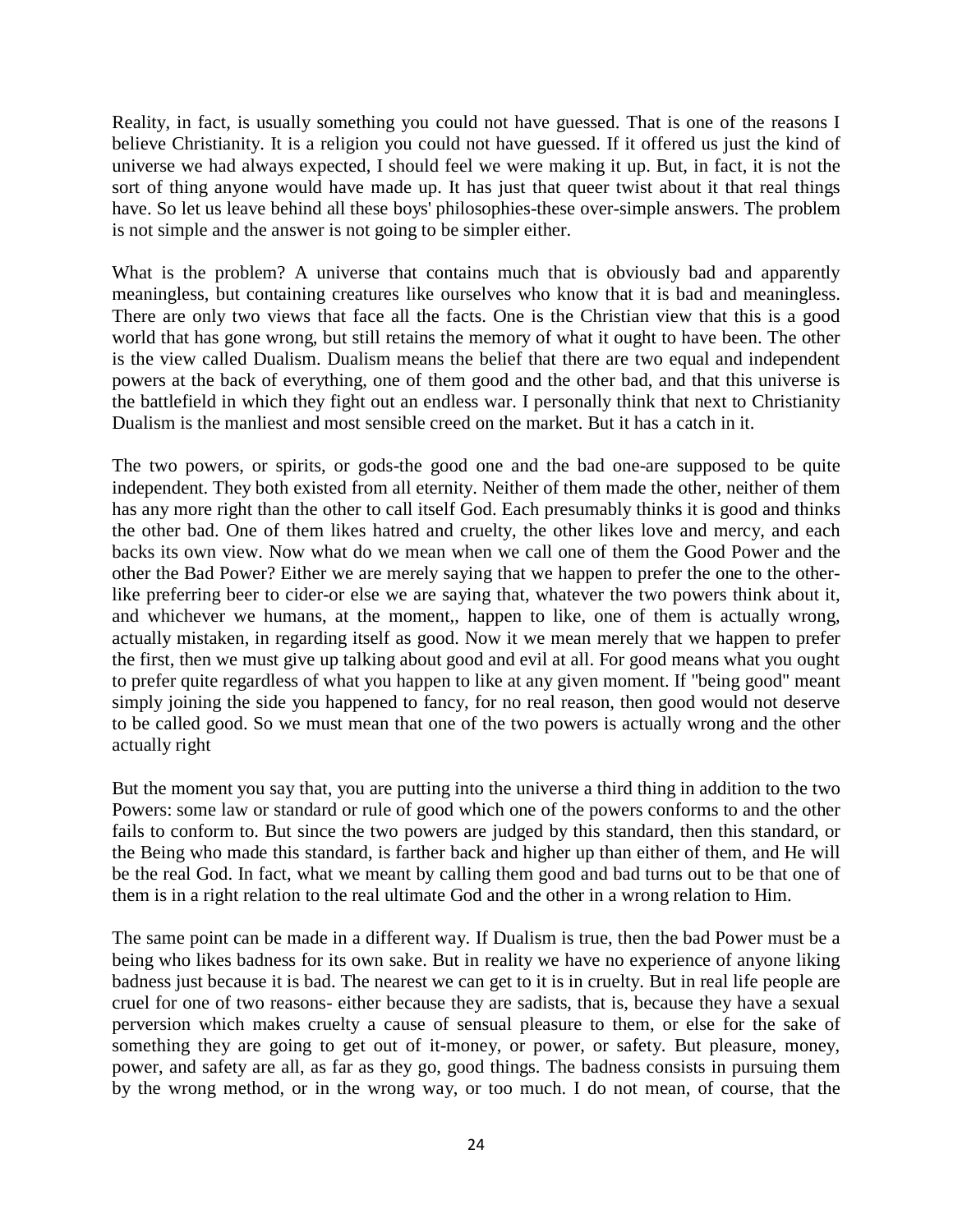Reality, in fact, is usually something you could not have guessed. That is one of the reasons I believe Christianity. It is a religion you could not have guessed. If it offered us just the kind of universe we had always expected, I should feel we were making it up. But, in fact, it is not the sort of thing anyone would have made up. It has just that queer twist about it that real things have. So let us leave behind all these boys' philosophies-these over-simple answers. The problem is not simple and the answer is not going to be simpler either.

What is the problem? A universe that contains much that is obviously bad and apparently meaningless, but containing creatures like ourselves who know that it is bad and meaningless. There are only two views that face all the facts. One is the Christian view that this is a good world that has gone wrong, but still retains the memory of what it ought to have been. The other is the view called Dualism. Dualism means the belief that there are two equal and independent powers at the back of everything, one of them good and the other bad, and that this universe is the battlefield in which they fight out an endless war. I personally think that next to Christianity Dualism is the manliest and most sensible creed on the market. But it has a catch in it.

The two powers, or spirits, or gods-the good one and the bad one-are supposed to be quite independent. They both existed from all eternity. Neither of them made the other, neither of them has any more right than the other to call itself God. Each presumably thinks it is good and thinks the other bad. One of them likes hatred and cruelty, the other likes love and mercy, and each backs its own view. Now what do we mean when we call one of them the Good Power and the other the Bad Power? Either we are merely saying that we happen to prefer the one to the other-like preferring beer to cider-or else we are saying that, whatever the two powers think about it, and whichever we humans, at the moment,, happen to like, one of them is actually wrong, actually mistaken, in regarding itself as good. Now it we mean merely that we happen to prefer the first, then we must give up talking about good and evil at all. For good means what you ought to prefer quite regardless of what you happen to like at any given moment. If "being good" meant simply joining the side you happened to fancy, for no real reason, then good would not deserve to be called good. So we must mean that one of the two powers is actually wrong and the other actually right

But the moment you say that, you are putting into the universe a third thing in addition to the two Powers: some law or standard or rule of good which one of the powers conforms to and the other fails to conform to. But since the two powers are judged by this standard, then this standard, or the Being who made this standard, is farther back and higher up than either of them, and He will be the real God. In fact, what we meant by calling them good and bad turns out to be that one of them is in a right relation to the real ultimate God and the other in a wrong relation to Him.

The same point can be made in a different way. If Dualism is true, then the bad Power must be a being who likes badness for its own sake. But in reality we have no experience of anyone liking badness just because it is bad. The nearest we can get to it is in cruelty. But in real life people are cruel for one of two reasons- either because they are sadists, that is, because they have a sexual perversion which makes cruelty a cause of sensual pleasure to them, or else for the sake of something they are going to get out of it-money, or power, or safety. But pleasure, money, power, and safety are all, as far as they go, good things. The badness consists in pursuing them by the wrong method, or in the wrong way, or too much. I do not mean, of course, that the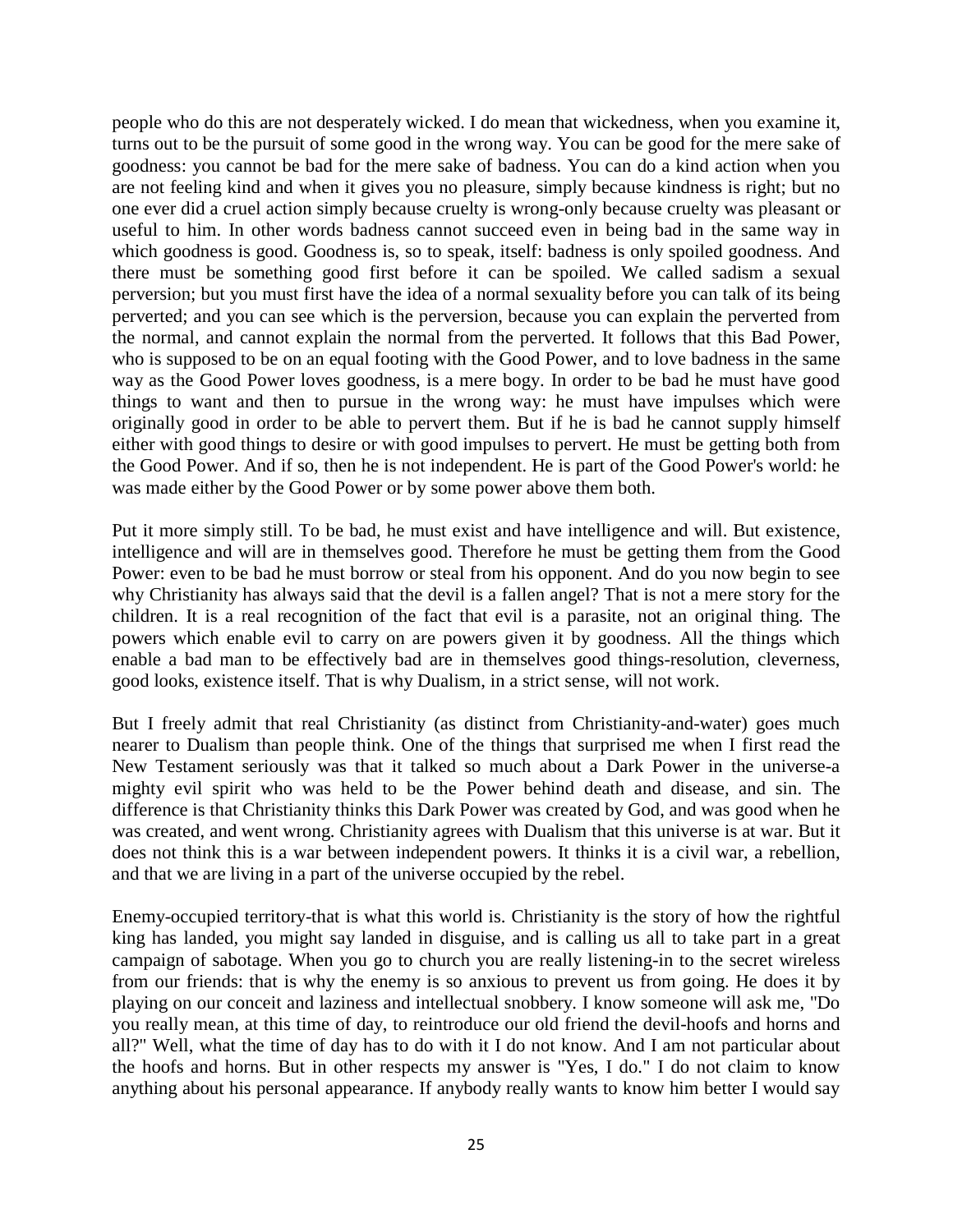people who do this are not desperately wicked. I do mean that wickedness, when you examine it, turns out to be the pursuit of some good in the wrong way. You can be good for the mere sake of goodness: you cannot be bad for the mere sake of badness. You can do a kind action when you are not feeling kind and when it gives you no pleasure, simply because kindness is right; but no one ever did a cruel action simply because cruelty is wrong-only because cruelty was pleasant or useful to him. In other words badness cannot succeed even in being bad in the same way in which goodness is good. Goodness is, so to speak, itself: badness is only spoiled goodness. And there must be something good first before it can be spoiled. We called sadism a sexual perversion; but you must first have the idea of a normal sexuality before you can talk of its being perverted; and you can see which is the perversion, because you can explain the perverted from the normal, and cannot explain the normal from the perverted. It follows that this Bad Power, who is supposed to be on an equal footing with the Good Power, and to love badness in the same way as the Good Power loves goodness, is a mere bogy. In order to be bad he must have good things to want and then to pursue in the wrong way: he must have impulses which were originally good in order to be able to pervert them. But if he is bad he cannot supply himself either with good things to desire or with good impulses to pervert. He must be getting both from the Good Power. And if so, then he is not independent. He is part of the Good Power's world: he was made either by the Good Power or by some power above them both.

Put it more simply still. To be bad, he must exist and have intelligence and will. But existence, intelligence and will are in themselves good. Therefore he must be getting them from the Good Power: even to be bad he must borrow or steal from his opponent. And do you now begin to see why Christianity has always said that the devil is a fallen angel? That is not a mere story for the children. It is a real recognition of the fact that evil is a parasite, not an original thing. The powers which enable evil to carry on are powers given it by goodness. All the things which enable a bad man to be effectively bad are in themselves good things-resolution, cleverness, good looks, existence itself. That is why Dualism, in a strict sense, will not work.

But I freely admit that real Christianity (as distinct from Christianity-and-water) goes much nearer to Dualism than people think. One of the things that surprised me when I first read the New Testament seriously was that it talked so much about a Dark Power in the universe-a mighty evil spirit who was held to be the Power behind death and disease, and sin. The difference is that Christianity thinks this Dark Power was created by God, and was good when he was created, and went wrong. Christianity agrees with Dualism that this universe is at war. But it does not think this is a war between independent powers. It thinks it is a civil war, a rebellion, and that we are living in a part of the universe occupied by the rebel.

Enemy-occupied territory-that is what this world is. Christianity is the story of how the rightful king has landed, you might say landed in disguise, and is calling us all to take part in a great campaign of sabotage. When you go to church you are really listening-in to the secret wireless from our friends: that is why the enemy is so anxious to prevent us from going. He does it by playing on our conceit and laziness and intellectual snobbery. I know someone will ask me, "Do you really mean, at this time of day, to reintroduce our old friend the devil-hoofs and horns and all?" Well, what the time of day has to do with it I do not know. And I am not particular about the hoofs and horns. But in other respects my answer is "Yes, I do." I do not claim to know anything about his personal appearance. If anybody really wants to know him better I would say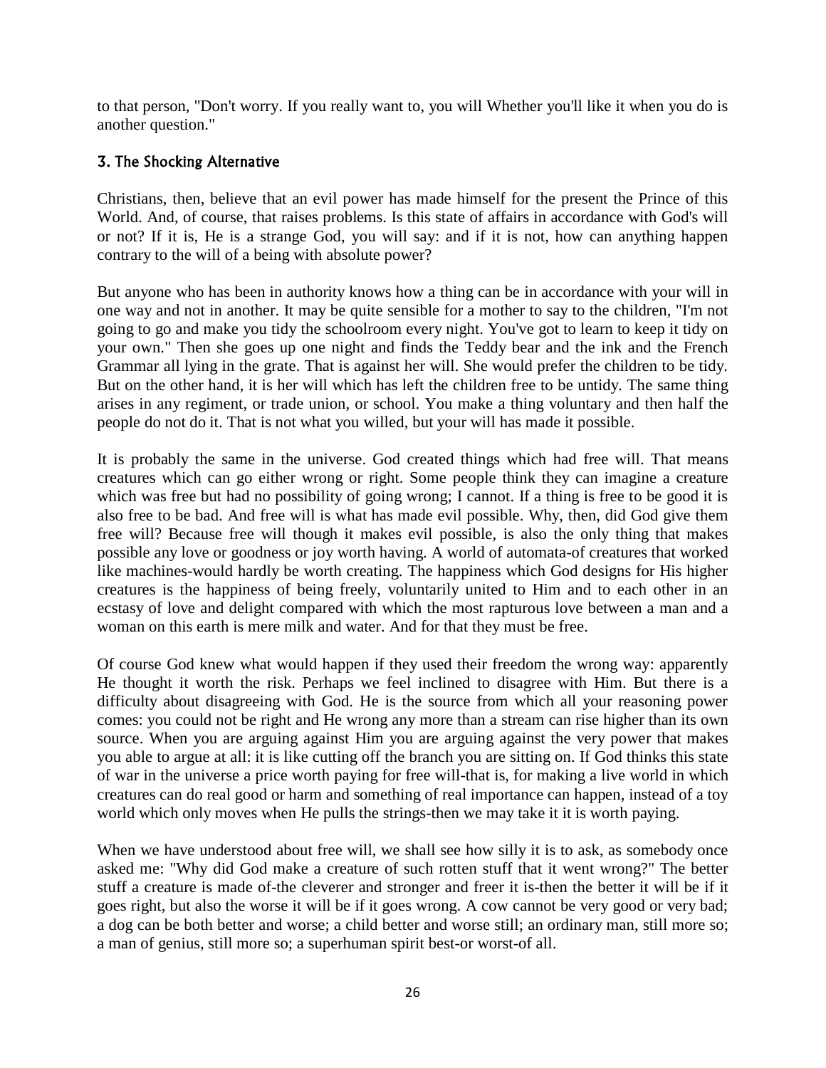to that person, "Don't worry. If you really want to, you will Whether you'll like it when you do is another question."

### 3. The Shocking Alternative

Christians, then, believe that an evil power has made himself for the present the Prince of this World. And, of course, that raises problems. Is this state of affairs in accordance with God's will or not? If it is, He is a strange God, you will say: and if it is not, how can anything happen contrary to the will of a being with absolute power?

But anyone who has been in authority knows how a thing can be in accordance with your will in one way and not in another. It may be quite sensible for a mother to say to the children, "I'm not going to go and make you tidy the schoolroom every night. You've got to learn to keep it tidy on your own." Then she goes up one night and finds the Teddy bear and the ink and the French Grammar all lying in the grate. That is against her will. She would prefer the children to be tidy. But on the other hand, it is her will which has left the children free to be untidy. The same thing arises in any regiment, or trade union, or school. You make a thing voluntary and then half the people do not do it. That is not what you willed, but your will has made it possible.

It is probably the same in the universe. God created things which had free will. That means creatures which can go either wrong or right. Some people think they can imagine a creature which was free but had no possibility of going wrong; I cannot. If a thing is free to be good it is also free to be bad. And free will is what has made evil possible. Why, then, did God give them free will? Because free will though it makes evil possible, is also the only thing that makes possible any love or goodness or joy worth having. A world of automata-of creatures that worked like machines-would hardly be worth creating. The happiness which God designs for His higher creatures is the happiness of being freely, voluntarily united to Him and to each other in an ecstasy of love and delight compared with which the most rapturous love between a man and a woman on this earth is mere milk and water. And for that they must be free.

Of course God knew what would happen if they used their freedom the wrong way: apparently He thought it worth the risk. Perhaps we feel inclined to disagree with Him. But there is a difficulty about disagreeing with God. He is the source from which all your reasoning power comes: you could not be right and He wrong any more than a stream can rise higher than its own source. When you are arguing against Him you are arguing against the very power that makes you able to argue at all: it is like cutting off the branch you are sitting on. If God thinks this state of war in the universe a price worth paying for free will-that is, for making a live world in which creatures can do real good or harm and something of real importance can happen, instead of a toy world which only moves when He pulls the strings-then we may take it it is worth paying.

When we have understood about free will, we shall see how silly it is to ask, as somebody once asked me: "Why did God make a creature of such rotten stuff that it went wrong?" The better stuff a creature is made of-the cleverer and stronger and freer it is-then the better it will be if it goes right, but also the worse it will be if it goes wrong. A cow cannot be very good or very bad; a dog can be both better and worse; a child better and worse still; an ordinary man, still more so; a man of genius, still more so; a superhuman spirit best-or worst-of all.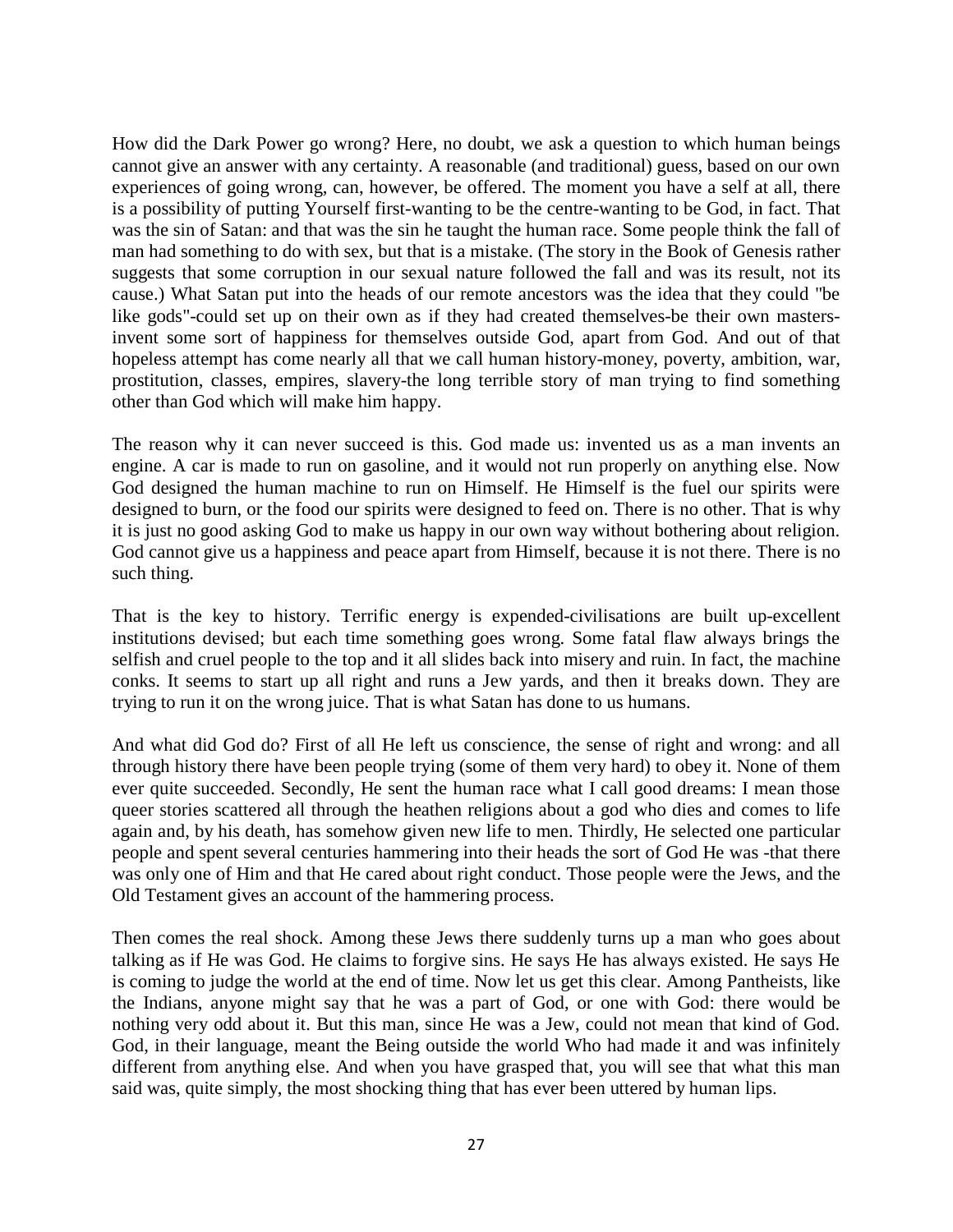How did the Dark Power go wrong? Here, no doubt, we ask a question to which human beings cannot give an answer with any certainty. A reasonable (and traditional) guess, based on our own experiences of going wrong, can, however, be offered. The moment you have a self at all, there is a possibility of putting Yourself first-wanting to be the centre-wanting to be God, in fact. That was the sin of Satan: and that was the sin he taught the human race. Some people think the fall of man had something to do with sex, but that is a mistake. (The story in the Book of Genesis rather suggests that some corruption in our sexual nature followed the fall and was its result, not its cause.) What Satan put into the heads of our remote ancestors was the idea that they could "be like gods"-could set up on their own as if they had created themselves-be their own masters-invent some sort of happiness for themselves outside God, apart from God. And out of that hopeless attempt has come nearly all that we call human history-money, poverty, ambition, war, prostitution, classes, empires, slavery-the long terrible story of man trying to find something other than God which will make him happy.

The reason why it can never succeed is this. God made us: invented us as a man invents an engine. A car is made to run on gasoline, and it would not run properly on anything else. Now God designed the human machine to run on Himself. He Himself is the fuel our spirits were designed to burn, or the food our spirits were designed to feed on. There is no other. That is why it is just no good asking God to make us happy in our own way without bothering about religion. God cannot give us a happiness and peace apart from Himself, because it is not there. There is no such thing.

That is the key to history. Terrific energy is expended-civilisations are built up-excellent institutions devised; but each time something goes wrong. Some fatal flaw always brings the selfish and cruel people to the top and it all slides back into misery and ruin. In fact, the machine conks. It seems to start up all right and runs a Jew yards, and then it breaks down. They are trying to run it on the wrong juice. That is what Satan has done to us humans.

And what did God do? First of all He left us conscience, the sense of right and wrong: and all through history there have been people trying (some of them very hard) to obey it. None of them ever quite succeeded. Secondly, He sent the human race what I call good dreams: I mean those queer stories scattered all through the heathen religions about a god who dies and comes to life again and, by his death, has somehow given new life to men. Thirdly, He selected one particular people and spent several centuries hammering into their heads the sort of God He was -that there was only one of Him and that He cared about right conduct. Those people were the Jews, and the Old Testament gives an account of the hammering process.

Then comes the real shock. Among these Jews there suddenly turns up a man who goes about talking as if He was God. He claims to forgive sins. He says He has always existed. He says He is coming to judge the world at the end of time. Now let us get this clear. Among Pantheists, like the Indians, anyone might say that he was a part of God, or one with God: there would be nothing very odd about it. But this man, since He was a Jew, could not mean that kind of God. God, in their language, meant the Being outside the world Who had made it and was infinitely different from anything else. And when you have grasped that, you will see that what this man said was, quite simply, the most shocking thing that has ever been uttered by human lips.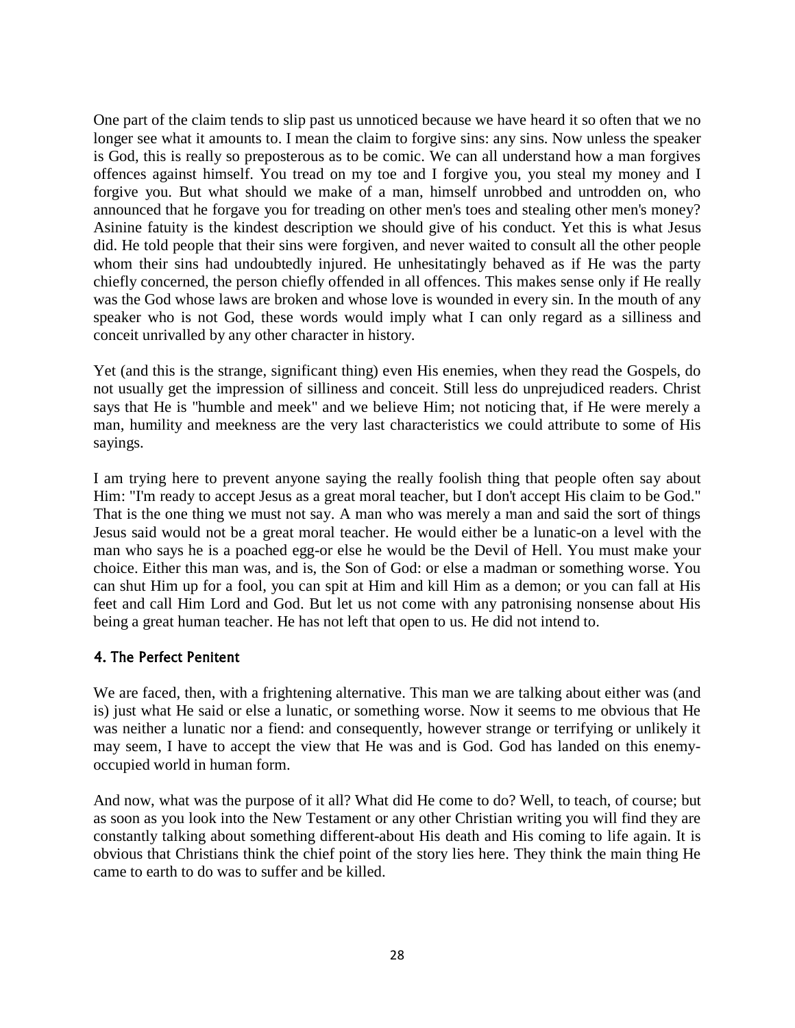One part of the claim tends to slip past us unnoticed because we have heard it so often that we no longer see what it amounts to. I mean the claim to forgive sins: any sins. Now unless the speaker is God, this is really so preposterous as to be comic. We can all understand how a man forgives offences against himself. You tread on my toe and I forgive you, you steal my money and I forgive you. But what should we make of a man, himself unrobbed and untrodden on, who announced that he forgave you for treading on other men's toes and stealing other men's money? Asinine fatuity is the kindest description we should give of his conduct. Yet this is what Jesus did. He told people that their sins were forgiven, and never waited to consult all the other people whom their sins had undoubtedly injured. He unhesitatingly behaved as if He was the party chiefly concerned, the person chiefly offended in all offences. This makes sense only if He really was the God whose laws are broken and whose love is wounded in every sin. In the mouth of any speaker who is not God, these words would imply what I can only regard as a silliness and conceit unrivalled by any other character in history.

Yet (and this is the strange, significant thing) even His enemies, when they read the Gospels, do not usually get the impression of silliness and conceit. Still less do unprejudiced readers. Christ says that He is "humble and meek" and we believe Him; not noticing that, if He were merely a man, humility and meekness are the very last characteristics we could attribute to some of His sayings.

I am trying here to prevent anyone saying the really foolish thing that people often say about Him: "I'm ready to accept Jesus as a great moral teacher, but I don't accept His claim to be God." That is the one thing we must not say. A man who was merely a man and said the sort of things Jesus said would not be a great moral teacher. He would either be a lunatic-on a level with the man who says he is a poached egg-or else he would be the Devil of Hell. You must make your choice. Either this man was, and is, the Son of God: or else a madman or something worse. You can shut Him up for a fool, you can spit at Him and kill Him as a demon; or you can fall at His feet and call Him Lord and God. But let us not come with any patronising nonsense about His being a great human teacher. He has not left that open to us. He did not intend to.

## 4. The Perfect Penitent

We are faced, then, with a frightening alternative. This man we are talking about either was (and is) just what He said or else a lunatic, or something worse. Now it seems to me obvious that He was neither a lunatic nor a fiend: and consequently, however strange or terrifying or unlikely it may seem, I have to accept the view that He was and is God. God has landed on this enemy-occupied world in human form.

And now, what was the purpose of it all? What did He come to do? Well, to teach, of course; but as soon as you look into the New Testament or any other Christian writing you will find they are constantly talking about something different-about His death and His coming to life again. It is obvious that Christians think the chief point of the story lies here. They think the main thing He came to earth to do was to suffer and be killed.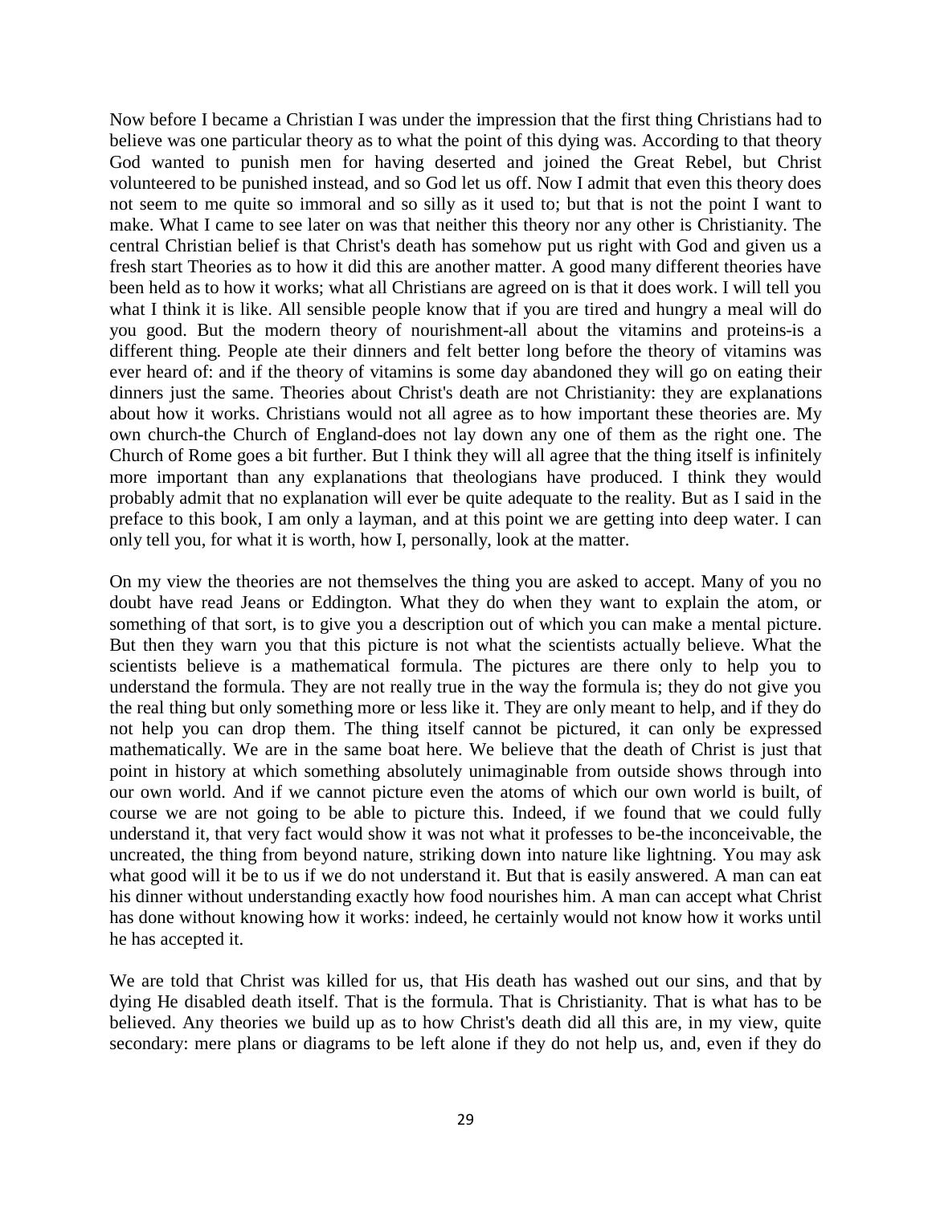Now before I became a Christian I was under the impression that the first thing Christians had to believe was one particular theory as to what the point of this dying was. According to that theory God wanted to punish men for having deserted and joined the Great Rebel, but Christ volunteered to be punished instead, and so God let us off. Now I admit that even this theory does not seem to me quite so immoral and so silly as it used to; but that is not the point I want to make. What I came to see later on was that neither this theory nor any other is Christianity. The central Christian belief is that Christ's death has somehow put us right with God and given us a fresh start Theories as to how it did this are another matter. A good many different theories have been held as to how it works; what all Christians are agreed on is that it does work. I will tell you what I think it is like. All sensible people know that if you are tired and hungry a meal will do you good. But the modern theory of nourishment-all about the vitamins and proteins-is a different thing. People ate their dinners and felt better long before the theory of vitamins was ever heard of: and if the theory of vitamins is some day abandoned they will go on eating their dinners just the same. Theories about Christ's death are not Christianity: they are explanations about how it works. Christians would not all agree as to how important these theories are. My own church-the Church of England-does not lay down any one of them as the right one. The Church of Rome goes a bit further. But I think they will all agree that the thing itself is infinitely more important than any explanations that theologians have produced. I think they would probably admit that no explanation will ever be quite adequate to the reality. But as I said in the preface to this book, I am only a layman, and at this point we are getting into deep water. I can only tell you, for what it is worth, how I, personally, look at the matter.

On my view the theories are not themselves the thing you are asked to accept. Many of you no doubt have read Jeans or Eddington. What they do when they want to explain the atom, or something of that sort, is to give you a description out of which you can make a mental picture. But then they warn you that this picture is not what the scientists actually believe. What the scientists believe is a mathematical formula. The pictures are there only to help you to understand the formula. They are not really true in the way the formula is; they do not give you the real thing but only something more or less like it. They are only meant to help, and if they do not help you can drop them. The thing itself cannot be pictured, it can only be expressed mathematically. We are in the same boat here. We believe that the death of Christ is just that point in history at which something absolutely unimaginable from outside shows through into our own world. And if we cannot picture even the atoms of which our own world is built, of course we are not going to be able to picture this. Indeed, if we found that we could fully understand it, that very fact would show it was not what it professes to be-the inconceivable, the uncreated, the thing from beyond nature, striking down into nature like lightning. You may ask what good will it be to us if we do not understand it. But that is easily answered. A man can eat his dinner without understanding exactly how food nourishes him. A man can accept what Christ has done without knowing how it works: indeed, he certainly would not know how it works until he has accepted it.

We are told that Christ was killed for us, that His death has washed out our sins, and that by dying He disabled death itself. That is the formula. That is Christianity. That is what has to be believed. Any theories we build up as to how Christ's death did all this are, in my view, quite secondary: mere plans or diagrams to be left alone if they do not help us, and, even if they do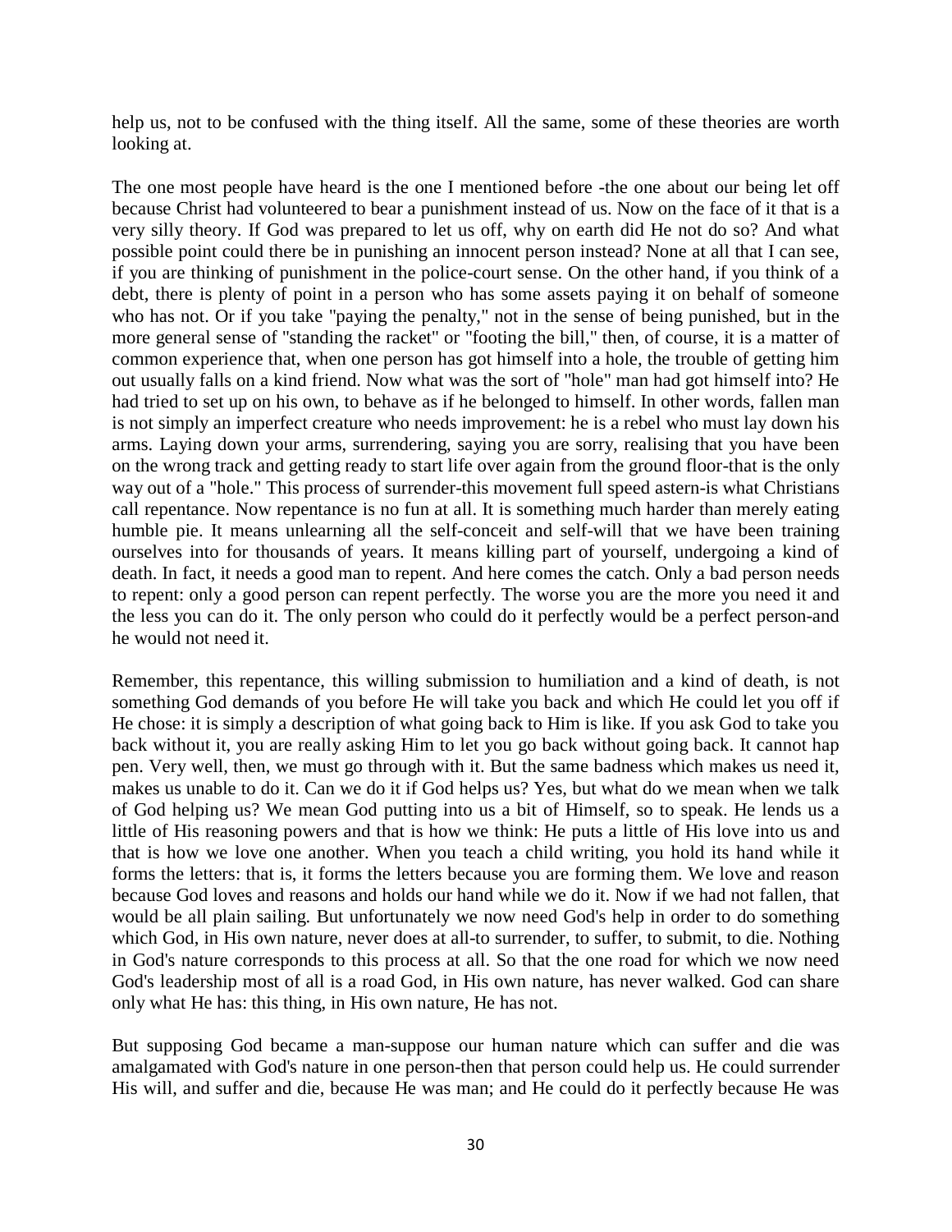help us, not to be confused with the thing itself. All the same, some of these theories are worth looking at.

The one most people have heard is the one I mentioned before -the one about our being let off because Christ had volunteered to bear a punishment instead of us. Now on the face of it that is a very silly theory. If God was prepared to let us off, why on earth did He not do so? And what possible point could there be in punishing an innocent person instead? None at all that I can see, if you are thinking of punishment in the police-court sense. On the other hand, if you think of a debt, there is plenty of point in a person who has some assets paying it on behalf of someone who has not. Or if you take "paying the penalty," not in the sense of being punished, but in the more general sense of "standing the racket" or "footing the bill," then, of course, it is a matter of common experience that, when one person has got himself into a hole, the trouble of getting him out usually falls on a kind friend. Now what was the sort of "hole" man had got himself into? He had tried to set up on his own, to behave as if he belonged to himself. In other words, fallen man is not simply an imperfect creature who needs improvement: he is a rebel who must lay down his arms. Laying down your arms, surrendering, saying you are sorry, realising that you have been on the wrong track and getting ready to start life over again from the ground floor-that is the only way out of a "hole." This process of surrender-this movement full speed astern-is what Christians call repentance. Now repentance is no fun at all. It is something much harder than merely eating humble pie. It means unlearning all the self-conceit and self-will that we have been training ourselves into for thousands of years. It means killing part of yourself, undergoing a kind of death. In fact, it needs a good man to repent. And here comes the catch. Only a bad person needs to repent: only a good person can repent perfectly. The worse you are the more you need it and the less you can do it. The only person who could do it perfectly would be a perfect person-and he would not need it.

Remember, this repentance, this willing submission to humiliation and a kind of death, is not something God demands of you before He will take you back and which He could let you off if He chose: it is simply a description of what going back to Him is like. If you ask God to take you back without it, you are really asking Him to let you go back without going back. It cannot hap pen. Very well, then, we must go through with it. But the same badness which makes us need it, makes us unable to do it. Can we do it if God helps us? Yes, but what do we mean when we talk of God helping us? We mean God putting into us a bit of Himself, so to speak. He lends us a little of His reasoning powers and that is how we think: He puts a little of His love into us and that is how we love one another. When you teach a child writing, you hold its hand while it forms the letters: that is, it forms the letters because you are forming them. We love and reason because God loves and reasons and holds our hand while we do it. Now if we had not fallen, that would be all plain sailing. But unfortunately we now need God's help in order to do something which God, in His own nature, never does at all-to surrender, to suffer, to submit, to die. Nothing in God's nature corresponds to this process at all. So that the one road for which we now need God's leadership most of all is a road God, in His own nature, has never walked. God can share only what He has: this thing, in His own nature, He has not.

But supposing God became a man-suppose our human nature which can suffer and die was amalgamated with God's nature in one person-then that person could help us. He could surrender His will, and suffer and die, because He was man; and He could do it perfectly because He was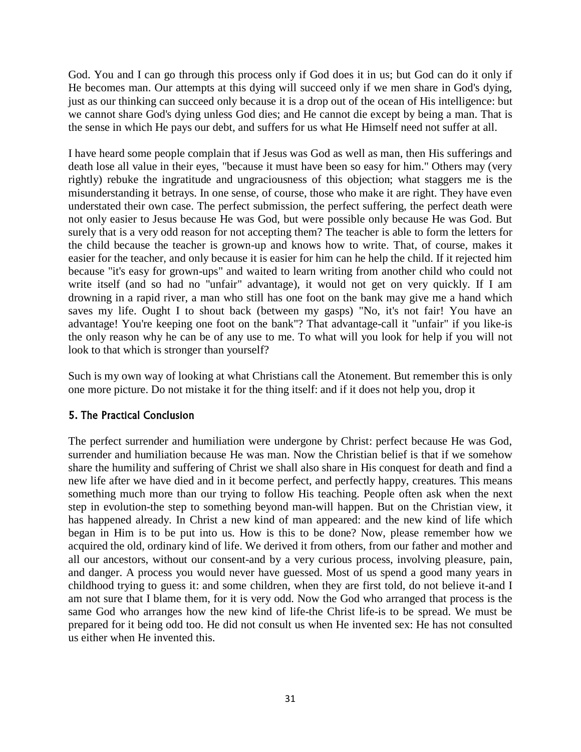God. You and I can go through this process only if God does it in us; but God can do it only if He becomes man. Our attempts at this dying will succeed only if we men share in God's dying, just as our thinking can succeed only because it is a drop out of the ocean of His intelligence: but we cannot share God's dying unless God dies; and He cannot die except by being a man. That is the sense in which He pays our debt, and suffers for us what He Himself need not suffer at all.

I have heard some people complain that if Jesus was God as well as man, then His sufferings and death lose all value in their eyes, "because it must have been so easy for him." Others may (very rightly) rebuke the ingratitude and ungraciousness of this objection; what staggers me is the misunderstanding it betrays. In one sense, of course, those who make it are right. They have even understated their own case. The perfect submission, the perfect suffering, the perfect death were not only easier to Jesus because He was God, but were possible only because He was God. But surely that is a very odd reason for not accepting them? The teacher is able to form the letters for the child because the teacher is grown-up and knows how to write. That, of course, makes it easier for the teacher, and only because it is easier for him can he help the child. If it rejected him because "it's easy for grown-ups" and waited to learn writing from another child who could not write itself (and so had no "unfair" advantage), it would not get on very quickly. If I am drowning in a rapid river, a man who still has one foot on the bank may give me a hand which saves my life. Ought I to shout back (between my gasps) "No, it's not fair! You have an advantage! You're keeping one foot on the bank"? That advantage-call it "unfair" if you like-is the only reason why he can be of any use to me. To what will you look for help if you will not look to that which is stronger than yourself?

Such is my own way of looking at what Christians call the Atonement. But remember this is only one more picture. Do not mistake it for the thing itself: and if it does not help you, drop it

## 5. The Practical Conclusion

The perfect surrender and humiliation were undergone by Christ: perfect because He was God, surrender and humiliation because He was man. Now the Christian belief is that if we somehow share the humility and suffering of Christ we shall also share in His conquest for death and find a new life after we have died and in it become perfect, and perfectly happy, creatures. This means something much more than our trying to follow His teaching. People often ask when the next step in evolution-the step to something beyond man-will happen. But on the Christian view, it has happened already. In Christ a new kind of man appeared: and the new kind of life which began in Him is to be put into us. How is this to be done? Now, please remember how we acquired the old, ordinary kind of life. We derived it from others, from our father and mother and all our ancestors, without our consent-and by a very curious process, involving pleasure, pain, and danger. A process you would never have guessed. Most of us spend a good many years in childhood trying to guess it: and some children, when they are first told, do not believe it-and I am not sure that I blame them, for it is very odd. Now the God who arranged that process is the same God who arranges how the new kind of life-the Christ life-is to be spread. We must be prepared for it being odd too. He did not consult us when He invented sex: He has not consulted us either when He invented this.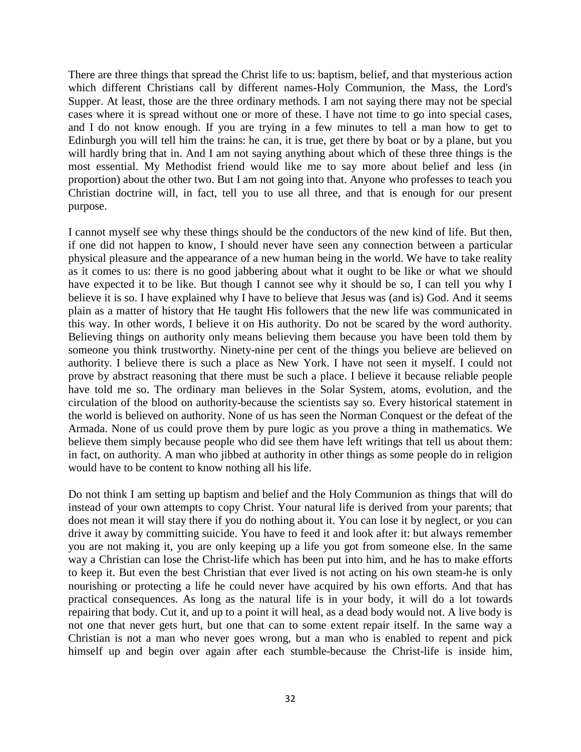There are three things that spread the Christ life to us: baptism, belief, and that mysterious action which different Christians call by different names-Holy Communion, the Mass, the Lord's Supper. At least, those are the three ordinary methods. I am not saying there may not be special cases where it is spread without one or more of these. I have not time to go into special cases, and I do not know enough. If you are trying in a few minutes to tell a man how to get to Edinburgh you will tell him the trains: he can, it is true, get there by boat or by a plane, but you will hardly bring that in. And I am not saying anything about which of these three things is the most essential. My Methodist friend would like me to say more about belief and less (in proportion) about the other two. But I am not going into that. Anyone who professes to teach you Christian doctrine will, in fact, tell you to use all three, and that is enough for our present purpose.

I cannot myself see why these things should be the conductors of the new kind of life. But then, if one did not happen to know, I should never have seen any connection between a particular physical pleasure and the appearance of a new human being in the world. We have to take reality as it comes to us: there is no good jabbering about what it ought to be like or what we should have expected it to be like. But though I cannot see why it should be so, I can tell you why I believe it is so. I have explained why I have to believe that Jesus was (and is) God. And it seems plain as a matter of history that He taught His followers that the new life was communicated in this way. In other words, I believe it on His authority. Do not be scared by the word authority. Believing things on authority only means believing them because you have been told them by someone you think trustworthy. Ninety-nine per cent of the things you believe are believed on authority. I believe there is such a place as New York. I have not seen it myself. I could not prove by abstract reasoning that there must be such a place. I believe it because reliable people have told me so. The ordinary man believes in the Solar System, atoms, evolution, and the circulation of the blood on authority-because the scientists say so. Every historical statement in the world is believed on authority. None of us has seen the Norman Conquest or the defeat of the Armada. None of us could prove them by pure logic as you prove a thing in mathematics. We believe them simply because people who did see them have left writings that tell us about them: in fact, on authority. A man who jibbed at authority in other things as some people do in religion would have to be content to know nothing all his life.

Do not think I am setting up baptism and belief and the Holy Communion as things that will do instead of your own attempts to copy Christ. Your natural life is derived from your parents; that does not mean it will stay there if you do nothing about it. You can lose it by neglect, or you can drive it away by committing suicide. You have to feed it and look after it: but always remember you are not making it, you are only keeping up a life you got from someone else. In the same way a Christian can lose the Christ-life which has been put into him, and he has to make efforts to keep it. But even the best Christian that ever lived is not acting on his own steam-he is only nourishing or protecting a life he could never have acquired by his own efforts. And that has practical consequences. As long as the natural life is in your body, it will do a lot towards repairing that body. Cut it, and up to a point it will heal, as a dead body would not. A live body is not one that never gets hurt, but one that can to some extent repair itself. In the same way a Christian is not a man who never goes wrong, but a man who is enabled to repent and pick himself up and begin over again after each stumble-because the Christ-life is inside him,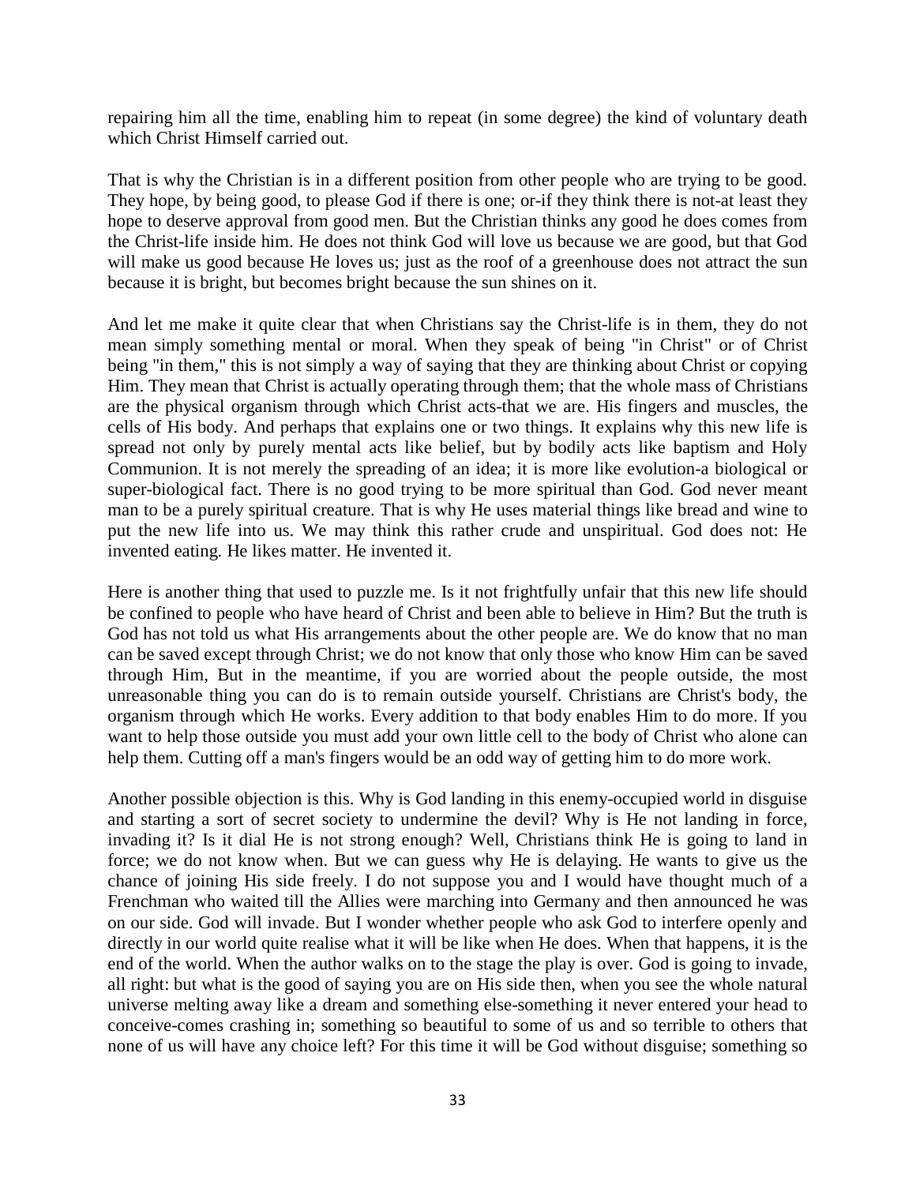repairing him all the time, enabling him to repeat (in some degree) the kind of voluntary death which Christ Himself carried out.

That is why the Christian is in a different position from other people who are trying to be good. They hope, by being good, to please God if there is one; or-if they think there is not-at least they hope to deserve approval from good men. But the Christian thinks any good he does comes from the Christ-life inside him. He does not think God will love us because we are good, but that God will make us good because He loves us; just as the roof of a greenhouse does not attract the sun because it is bright, but becomes bright because the sun shines on it.

And let me make it quite clear that when Christians say the Christ-life is in them, they do not mean simply something mental or moral. When they speak of being "in Christ" or of Christ being "in them," this is not simply a way of saying that they are thinking about Christ or copying Him. They mean that Christ is actually operating through them; that the whole mass of Christians are the physical organism through which Christ acts-that we are. His fingers and muscles, the cells of His body. And perhaps that explains one or two things. It explains why this new life is spread not only by purely mental acts like belief, but by bodily acts like baptism and Holy Communion. It is not merely the spreading of an idea; it is more like evolution-a biological or super-biological fact. There is no good trying to be more spiritual than God. God never meant man to be a purely spiritual creature. That is why He uses material things like bread and wine to put the new life into us. We may think this rather crude and unspiritual. God does not: He invented eating. He likes matter. He invented it.

Here is another thing that used to puzzle me. Is it not frightfully unfair that this new life should be confined to people who have heard of Christ and been able to believe in Him? But the truth is God has not told us what His arrangements about the other people are. We do know that no man can be saved except through Christ; we do not know that only those who know Him can be saved through Him, But in the meantime, if you are worried about the people outside, the most unreasonable thing you can do is to remain outside yourself. Christians are Christ's body, the organism through which He works. Every addition to that body enables Him to do more. If you want to help those outside you must add your own little cell to the body of Christ who alone can help them. Cutting off a man's fingers would be an odd way of getting him to do more work.

Another possible objection is this. Why is God landing in this enemy-occupied world in disguise and starting a sort of secret society to undermine the devil? Why is He not landing in force, invading it? Is it dial He is not strong enough? Well, Christians think He is going to land in force; we do not know when. But we can guess why He is delaying. He wants to give us the chance of joining His side freely. I do not suppose you and I would have thought much of a Frenchman who waited till the Allies were marching into Germany and then announced he was on our side. God will invade. But I wonder whether people who ask God to interfere openly and directly in our world quite realise what it will be like when He does. When that happens, it is the end of the world. When the author walks on to the stage the play is over. God is going to invade, all right: but what is the good of saying you are on His side then, when you see the whole natural universe melting away like a dream and something else-something it never entered your head to conceive-comes crashing in; something so beautiful to some of us and so terrible to others that none of us will have any choice left? For this time it will be God without disguise; something so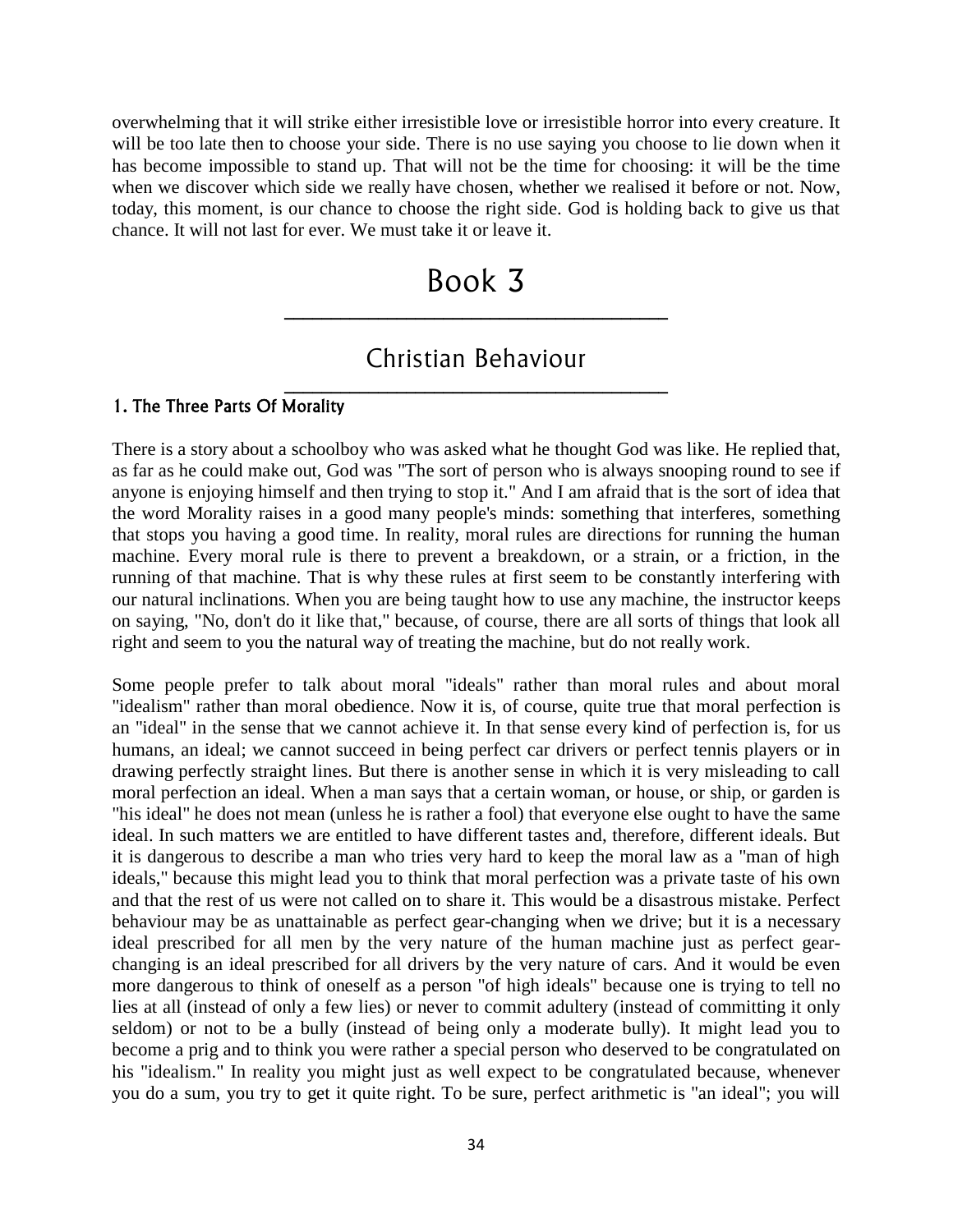overwhelming that it will strike either irresistible love or irresistible horror into every creature. It will be too late then to choose your side. There is no use saying you choose to lie down when it has become impossible to stand up. That will not be the time for choosing: it will be the time when we discover which side we really have chosen, whether we realised it before or not. Now, today, this moment, is our chance to choose the right side. God is holding back to give us that chance. It will not last for ever. We must take it or leave it.

# Book 3

## Christian Behaviour

### 1. The Three Parts Of Morality

There is a story about a schoolboy who was asked what he thought God was like. He replied that, as far as he could make out, God was "The sort of person who is always snooping round to see if anyone is enjoying himself and then trying to stop it." And I am afraid that is the sort of idea that the word Morality raises in a good many people's minds: something that interferes, something that stops you having a good time. In reality, moral rules are directions for running the human machine. Every moral rule is there to prevent a breakdown, or a strain, or a friction, in the running of that machine. That is why these rules at first seem to be constantly interfering with our natural inclinations. When you are being taught how to use any machine, the instructor keeps on saying, "No, don't do it like that," because, of course, there are all sorts of things that look all right and seem to you the natural way of treating the machine, but do not really work.

Some people prefer to talk about moral "ideals" rather than moral rules and about moral "idealism" rather than moral obedience. Now it is, of course, quite true that moral perfection is an "ideal" in the sense that we cannot achieve it. In that sense every kind of perfection is, for us humans, an ideal; we cannot succeed in being perfect car drivers or perfect tennis players or in drawing perfectly straight lines. But there is another sense in which it is very misleading to call moral perfection an ideal. When a man says that a certain woman, or house, or ship, or garden is "his ideal" he does not mean (unless he is rather a fool) that everyone else ought to have the same ideal. In such matters we are entitled to have different tastes and, therefore, different ideals. But it is dangerous to describe a man who tries very hard to keep the moral law as a "man of high ideals," because this might lead you to think that moral perfection was a private taste of his own and that the rest of us were not called on to share it. This would be a disastrous mistake. Perfect behaviour may be as unattainable as perfect gear-changing when we drive; but it is a necessary ideal prescribed for all men by the very nature of the human machine just as perfect gear-changing is an ideal prescribed for all drivers by the very nature of cars. And it would be even more dangerous to think of oneself as a person "of high ideals" because one is trying to tell no lies at all (instead of only a few lies) or never to commit adultery (instead of committing it only seldom) or not to be a bully (instead of being only a moderate bully). It might lead you to become a prig and to think you were rather a special person who deserved to be congratulated on his "idealism." In reality you might just as well expect to be congratulated because, whenever you do a sum, you try to get it quite right. To be sure, perfect arithmetic is "an ideal"; you will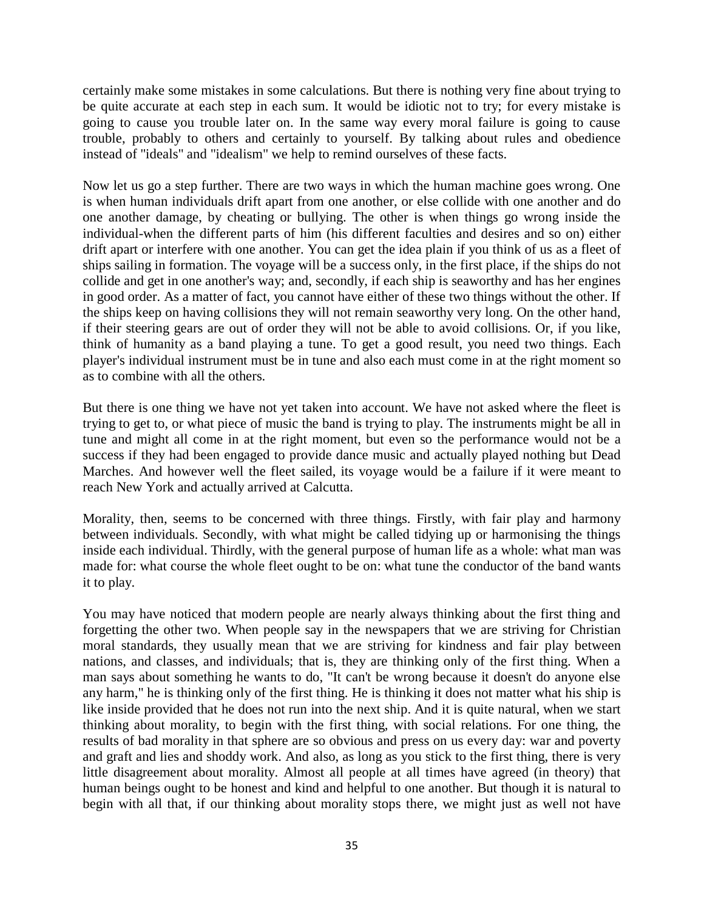certainly make some mistakes in some calculations. But there is nothing very fine about trying to be quite accurate at each step in each sum. It would be idiotic not to try; for every mistake is going to cause you trouble later on. In the same way every moral failure is going to cause trouble, probably to others and certainly to yourself. By talking about rules and obedience instead of "ideals" and "idealism" we help to remind ourselves of these facts.

Now let us go a step further. There are two ways in which the human machine goes wrong. One is when human individuals drift apart from one another, or else collide with one another and do one another damage, by cheating or bullying. The other is when things go wrong inside the individual-when the different parts of him (his different faculties and desires and so on) either drift apart or interfere with one another. You can get the idea plain if you think of us as a fleet of ships sailing in formation. The voyage will be a success only, in the first place, if the ships do not collide and get in one another's way; and, secondly, if each ship is seaworthy and has her engines in good order. As a matter of fact, you cannot have either of these two things without the other. If the ships keep on having collisions they will not remain seaworthy very long. On the other hand, if their steering gears are out of order they will not be able to avoid collisions. Or, if you like, think of humanity as a band playing a tune. To get a good result, you need two things. Each player's individual instrument must be in tune and also each must come in at the right moment so as to combine with all the others.

But there is one thing we have not yet taken into account. We have not asked where the fleet is trying to get to, or what piece of music the band is trying to play. The instruments might be all in tune and might all come in at the right moment, but even so the performance would not be a success if they had been engaged to provide dance music and actually played nothing but Dead Marches. And however well the fleet sailed, its voyage would be a failure if it were meant to reach New York and actually arrived at Calcutta.

Morality, then, seems to be concerned with three things. Firstly, with fair play and harmony between individuals. Secondly, with what might be called tidying up or harmonising the things inside each individual. Thirdly, with the general purpose of human life as a whole: what man was made for: what course the whole fleet ought to be on: what tune the conductor of the band wants it to play.

You may have noticed that modern people are nearly always thinking about the first thing and forgetting the other two. When people say in the newspapers that we are striving for Christian moral standards, they usually mean that we are striving for kindness and fair play between nations, and classes, and individuals; that is, they are thinking only of the first thing. When a man says about something he wants to do, "It can't be wrong because it doesn't do anyone else any harm," he is thinking only of the first thing. He is thinking it does not matter what his ship is like inside provided that he does not run into the next ship. And it is quite natural, when we start thinking about morality, to begin with the first thing, with social relations. For one thing, the results of bad morality in that sphere are so obvious and press on us every day: war and poverty and graft and lies and shoddy work. And also, as long as you stick to the first thing, there is very little disagreement about morality. Almost all people at all times have agreed (in theory) that human beings ought to be honest and kind and helpful to one another. But though it is natural to begin with all that, if our thinking about morality stops there, we might just as well not have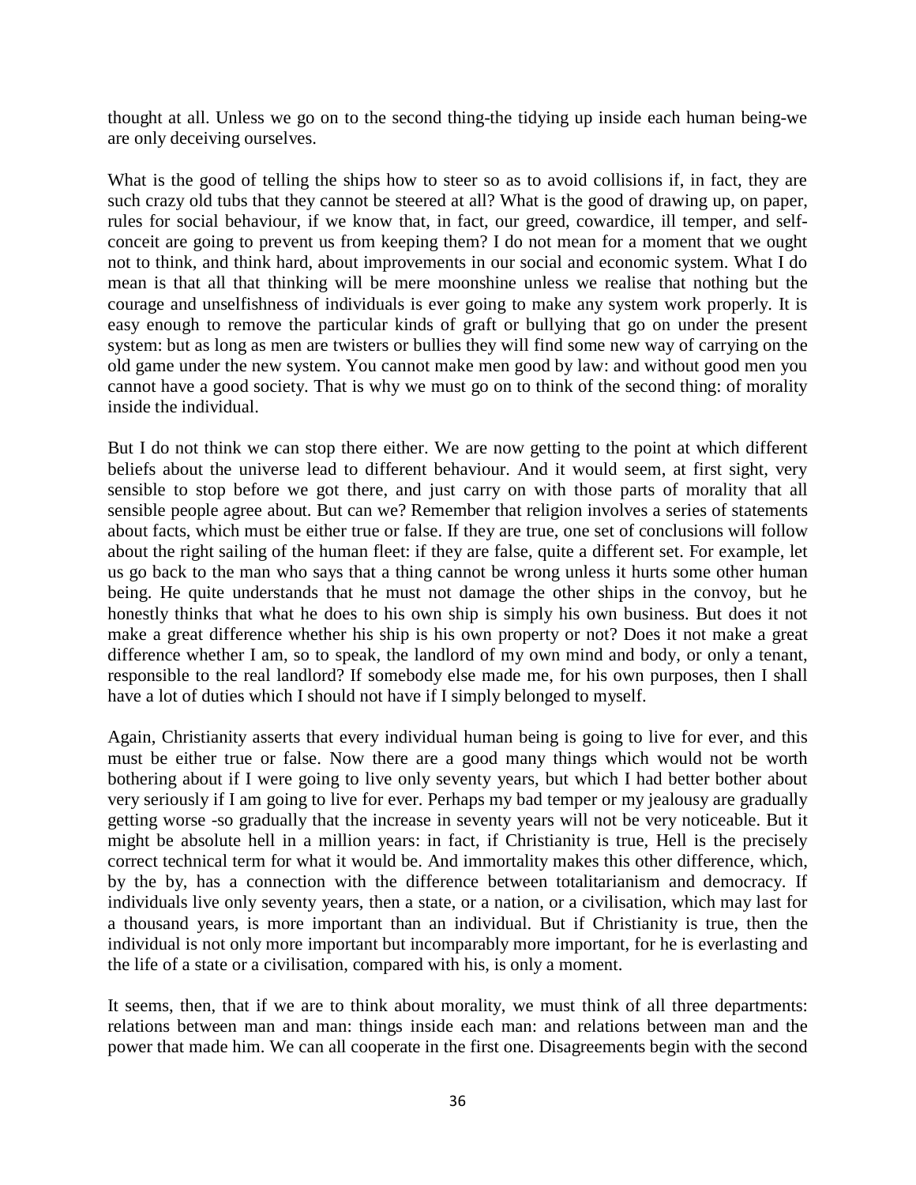thought at all. Unless we go on to the second thing-the tidying up inside each human being-we are only deceiving ourselves.

What is the good of telling the ships how to steer so as to avoid collisions if, in fact, they are such crazy old tubs that they cannot be steered at all? What is the good of drawing up, on paper, rules for social behaviour, if we know that, in fact, our greed, cowardice, ill temper, and self-conceit are going to prevent us from keeping them? I do not mean for a moment that we ought not to think, and think hard, about improvements in our social and economic system. What I do mean is that all that thinking will be mere moonshine unless we realise that nothing but the courage and unselfishness of individuals is ever going to make any system work properly. It is easy enough to remove the particular kinds of graft or bullying that go on under the present system: but as long as men are twisters or bullies they will find some new way of carrying on the old game under the new system. You cannot make men good by law: and without good men you cannot have a good society. That is why we must go on to think of the second thing: of morality inside the individual.

But I do not think we can stop there either. We are now getting to the point at which different beliefs about the universe lead to different behaviour. And it would seem, at first sight, very sensible to stop before we got there, and just carry on with those parts of morality that all sensible people agree about. But can we? Remember that religion involves a series of statements about facts, which must be either true or false. If they are true, one set of conclusions will follow about the right sailing of the human fleet: if they are false, quite a different set. For example, let us go back to the man who says that a thing cannot be wrong unless it hurts some other human being. He quite understands that he must not damage the other ships in the convoy, but he honestly thinks that what he does to his own ship is simply his own business. But does it not make a great difference whether his ship is his own property or not? Does it not make a great difference whether I am, so to speak, the landlord of my own mind and body, or only a tenant, responsible to the real landlord? If somebody else made me, for his own purposes, then I shall have a lot of duties which I should not have if I simply belonged to myself.

Again, Christianity asserts that every individual human being is going to live for ever, and this must be either true or false. Now there are a good many things which would not be worth bothering about if I were going to live only seventy years, but which I had better bother about very seriously if I am going to live for ever. Perhaps my bad temper or my jealousy are gradually getting worse -so gradually that the increase in seventy years will not be very noticeable. But it might be absolute hell in a million years: in fact, if Christianity is true, Hell is the precisely correct technical term for what it would be. And immortality makes this other difference, which, by the by, has a connection with the difference between totalitarianism and democracy. If individuals live only seventy years, then a state, or a nation, or a civilisation, which may last for a thousand years, is more important than an individual. But if Christianity is true, then the individual is not only more important but incomparably more important, for he is everlasting and the life of a state or a civilisation, compared with his, is only a moment.

It seems, then, that if we are to think about morality, we must think of all three departments: relations between man and man: things inside each man: and relations between man and the power that made him. We can all cooperate in the first one. Disagreements begin with the second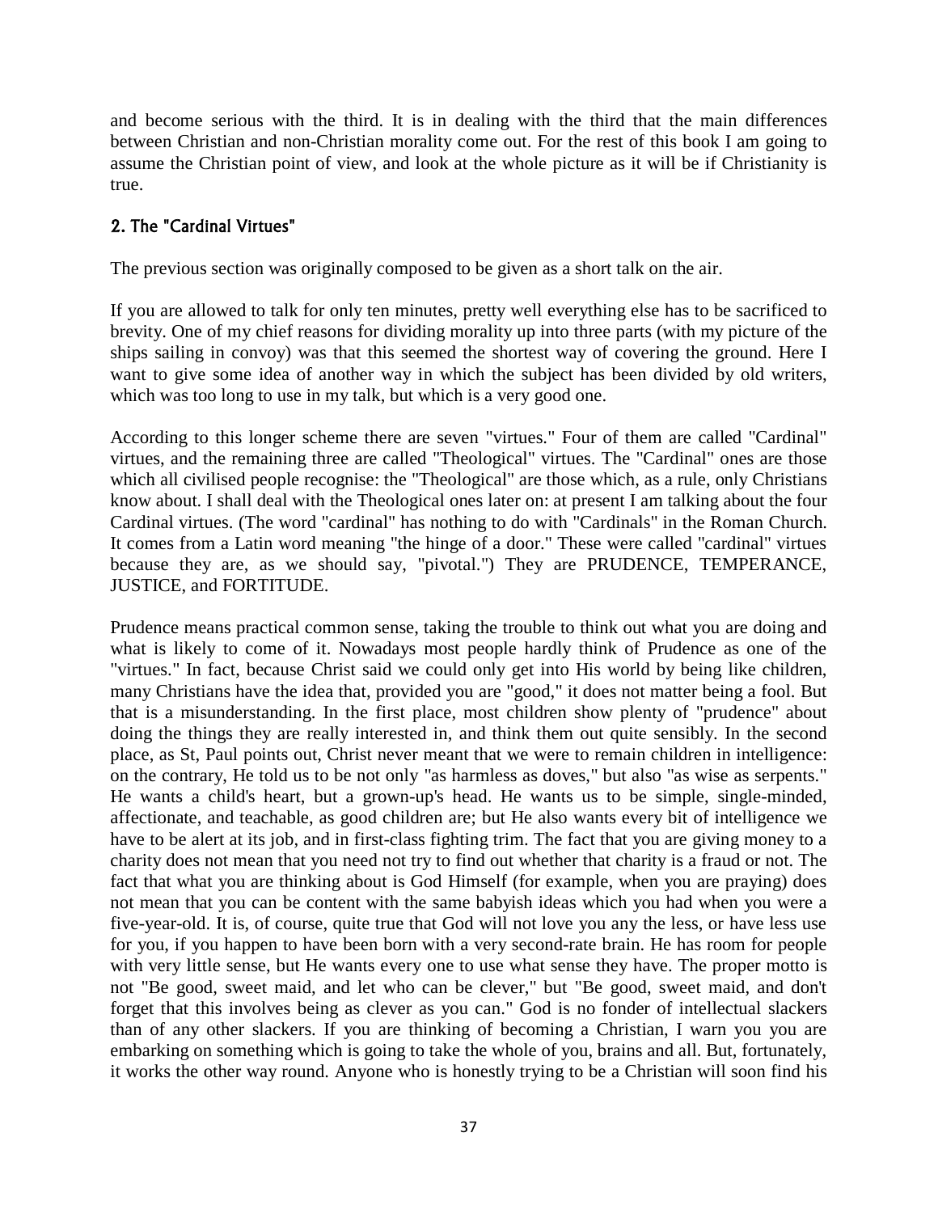and become serious with the third. It is in dealing with the third that the main differences between Christian and non-Christian morality come out. For the rest of this book I am going to assume the Christian point of view, and look at the whole picture as it will be if Christianity is true.

## 2. The "Cardinal Virtues"

The previous section was originally composed to be given as a short talk on the air.

If you are allowed to talk for only ten minutes, pretty well everything else has to be sacrificed to brevity. One of my chief reasons for dividing morality up into three parts (with my picture of the ships sailing in convoy) was that this seemed the shortest way of covering the ground. Here I want to give some idea of another way in which the subject has been divided by old writers, which was too long to use in my talk, but which is a very good one.

According to this longer scheme there are seven "virtues." Four of them are called "Cardinal" virtues, and the remaining three are called "Theological" virtues. The "Cardinal" ones are those which all civilised people recognise: the "Theological" are those which, as a rule, only Christians know about. I shall deal with the Theological ones later on: at present I am talking about the four Cardinal virtues. (The word "cardinal" has nothing to do with "Cardinals" in the Roman Church. It comes from a Latin word meaning "the hinge of a door." These were called "cardinal" virtues because they are, as we should say, "pivotal.") They are PRUDENCE, TEMPERANCE, JUSTICE, and FORTITUDE.

Prudence means practical common sense, taking the trouble to think out what you are doing and what is likely to come of it. Nowadays most people hardly think of Prudence as one of the "virtues." In fact, because Christ said we could only get into His world by being like children, many Christians have the idea that, provided you are "good," it does not matter being a fool. But that is a misunderstanding. In the first place, most children show plenty of "prudence" about doing the things they are really interested in, and think them out quite sensibly. In the second place, as St, Paul points out, Christ never meant that we were to remain children in intelligence: on the contrary, He told us to be not only "as harmless as doves," but also "as wise as serpents." He wants a child's heart, but a grown-up's head. He wants us to be simple, single-minded, affectionate, and teachable, as good children are; but He also wants every bit of intelligence we have to be alert at its job, and in first-class fighting trim. The fact that you are giving money to a charity does not mean that you need not try to find out whether that charity is a fraud or not. The fact that what you are thinking about is God Himself (for example, when you are praying) does not mean that you can be content with the same babyish ideas which you had when you were a five-year-old. It is, of course, quite true that God will not love you any the less, or have less use for you, if you happen to have been born with a very second-rate brain. He has room for people with very little sense, but He wants every one to use what sense they have. The proper motto is not "Be good, sweet maid, and let who can be clever," but "Be good, sweet maid, and don't forget that this involves being as clever as you can." God is no fonder of intellectual slackers than of any other slackers. If you are thinking of becoming a Christian, I warn you you are embarking on something which is going to take the whole of you, brains and all. But, fortunately, it works the other way round. Anyone who is honestly trying to be a Christian will soon find his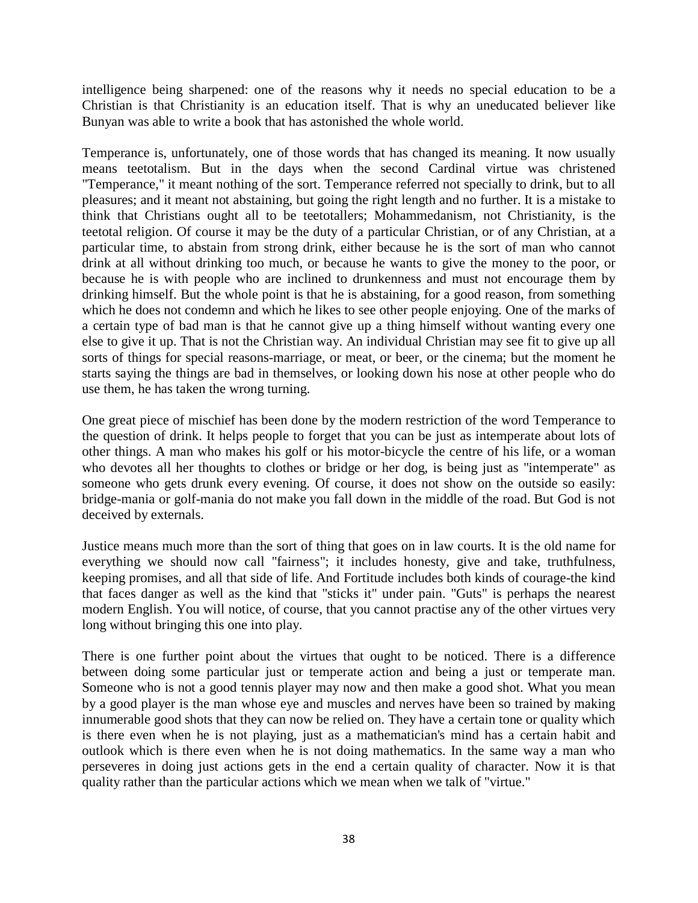intelligence being sharpened: one of the reasons why it needs no special education to be a Christian is that Christianity is an education itself. That is why an uneducated believer like Bunyan was able to write a book that has astonished the whole world.

Temperance is, unfortunately, one of those words that has changed its meaning. It now usually means teetotalism. But in the days when the second Cardinal virtue was christened "Temperance," it meant nothing of the sort. Temperance referred not specially to drink, but to all pleasures; and it meant not abstaining, but going the right length and no further. It is a mistake to think that Christians ought all to be teetotallers; Mohammedanism, not Christianity, is the teetotal religion. Of course it may be the duty of a particular Christian, or of any Christian, at a particular time, to abstain from strong drink, either because he is the sort of man who cannot drink at all without drinking too much, or because he wants to give the money to the poor, or because he is with people who are inclined to drunkenness and must not encourage them by drinking himself. But the whole point is that he is abstaining, for a good reason, from something which he does not condemn and which he likes to see other people enjoying. One of the marks of a certain type of bad man is that he cannot give up a thing himself without wanting every one else to give it up. That is not the Christian way. An individual Christian may see fit to give up all sorts of things for special reasons-marriage, or meat, or beer, or the cinema; but the moment he starts saying the things are bad in themselves, or looking down his nose at other people who do use them, he has taken the wrong turning.

One great piece of mischief has been done by the modern restriction of the word Temperance to the question of drink. It helps people to forget that you can be just as intemperate about lots of other things. A man who makes his golf or his motor-bicycle the centre of his life, or a woman who devotes all her thoughts to clothes or bridge or her dog, is being just as "intemperate" as someone who gets drunk every evening. Of course, it does not show on the outside so easily: bridge-mania or golf-mania do not make you fall down in the middle of the road. But God is not deceived by externals.

Justice means much more than the sort of thing that goes on in law courts. It is the old name for everything we should now call "fairness"; it includes honesty, give and take, truthfulness, keeping promises, and all that side of life. And Fortitude includes both kinds of courage-the kind that faces danger as well as the kind that "sticks it" under pain. "Guts" is perhaps the nearest modern English. You will notice, of course, that you cannot practise any of the other virtues very long without bringing this one into play.

There is one further point about the virtues that ought to be noticed. There is a difference between doing some particular just or temperate action and being a just or temperate man. Someone who is not a good tennis player may now and then make a good shot. What you mean by a good player is the man whose eye and muscles and nerves have been so trained by making innumerable good shots that they can now be relied on. They have a certain tone or quality which is there even when he is not playing, just as a mathematician's mind has a certain habit and outlook which is there even when he is not doing mathematics. In the same way a man who perseveres in doing just actions gets in the end a certain quality of character. Now it is that quality rather than the particular actions which we mean when we talk of "virtue."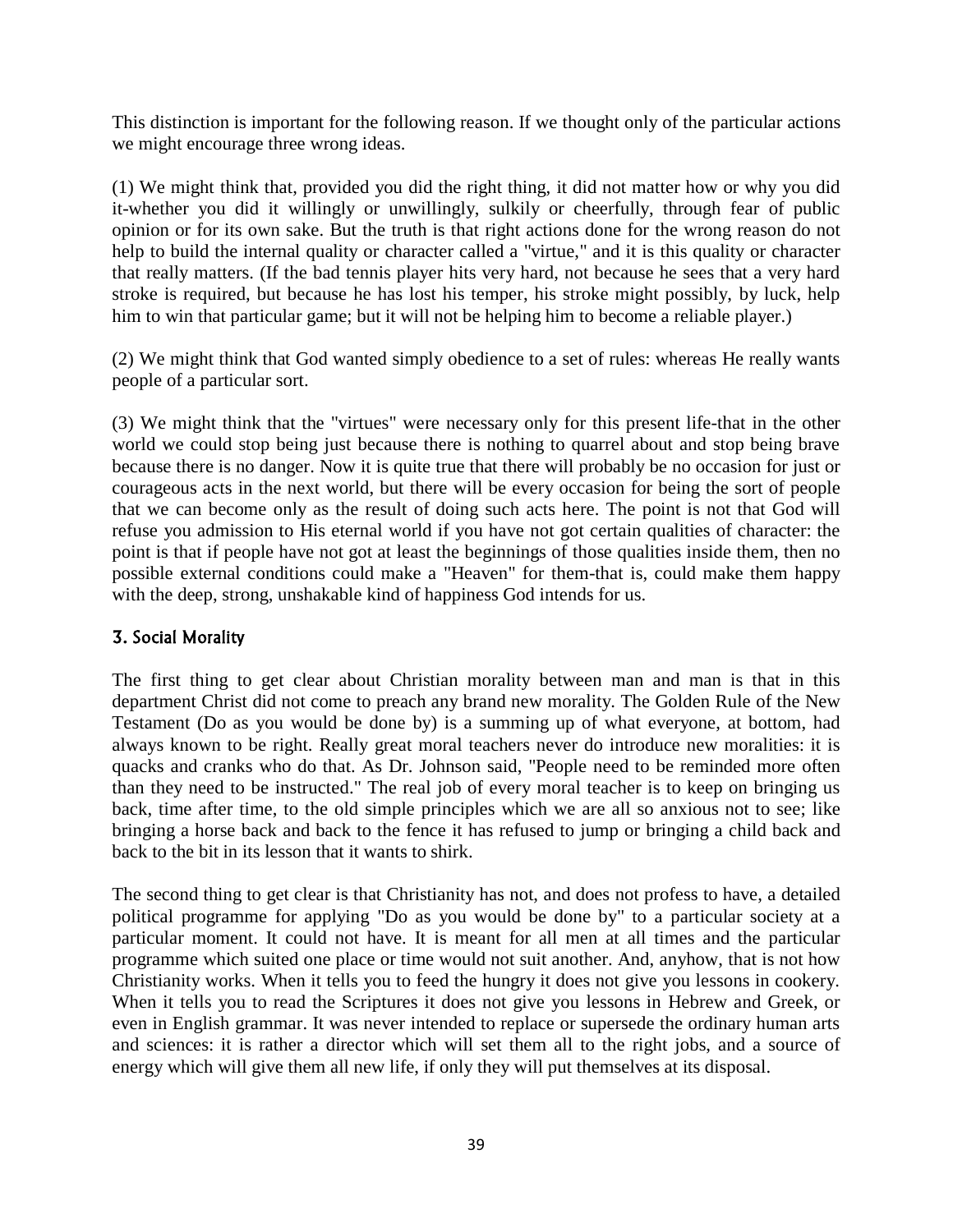This distinction is important for the following reason. If we thought only of the particular actions we might encourage three wrong ideas.

(1) We might think that, provided you did the right thing, it did not matter how or why you did it-whether you did it willingly or unwillingly, sulkily or cheerfully, through fear of public opinion or for its own sake. But the truth is that right actions done for the wrong reason do not help to build the internal quality or character called a "virtue," and it is this quality or character that really matters. (If the bad tennis player hits very hard, not because he sees that a very hard stroke is required, but because he has lost his temper, his stroke might possibly, by luck, help him to win that particular game; but it will not be helping him to become a reliable player.)

(2) We might think that God wanted simply obedience to a set of rules: whereas He really wants people of a particular sort.

(3) We might think that the "virtues" were necessary only for this present life-that in the other world we could stop being just because there is nothing to quarrel about and stop being brave because there is no danger. Now it is quite true that there will probably be no occasion for just or courageous acts in the next world, but there will be every occasion for being the sort of people that we can become only as the result of doing such acts here. The point is not that God will refuse you admission to His eternal world if you have not got certain qualities of character: the point is that if people have not got at least the beginnings of those qualities inside them, then no possible external conditions could make a "Heaven" for them-that is, could make them happy with the deep, strong, unshakable kind of happiness God intends for us.

## 3. Social Morality

The first thing to get clear about Christian morality between man and man is that in this department Christ did not come to preach any brand new morality. The Golden Rule of the New Testament (Do as you would be done by) is a summing up of what everyone, at bottom, had always known to be right. Really great moral teachers never do introduce new moralities: it is quacks and cranks who do that. As Dr. Johnson said, "People need to be reminded more often than they need to be instructed." The real job of every moral teacher is to keep on bringing us back, time after time, to the old simple principles which we are all so anxious not to see; like bringing a horse back and back to the fence it has refused to jump or bringing a child back and back to the bit in its lesson that it wants to shirk.

The second thing to get clear is that Christianity has not, and does not profess to have, a detailed political programme for applying "Do as you would be done by" to a particular society at a particular moment. It could not have. It is meant for all men at all times and the particular programme which suited one place or time would not suit another. And, anyhow, that is not how Christianity works. When it tells you to feed the hungry it does not give you lessons in cookery. When it tells you to read the Scriptures it does not give you lessons in Hebrew and Greek, or even in English grammar. It was never intended to replace or supersede the ordinary human arts and sciences: it is rather a director which will set them all to the right jobs, and a source of energy which will give them all new life, if only they will put themselves at its disposal.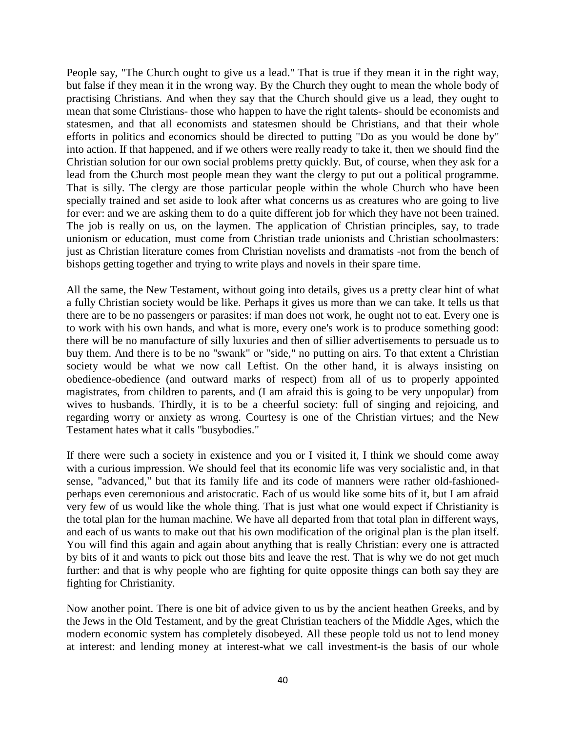People say, "The Church ought to give us a lead." That is true if they mean it in the right way, but false if they mean it in the wrong way. By the Church they ought to mean the whole body of practising Christians. And when they say that the Church should give us a lead, they ought to mean that some Christians- those who happen to have the right talents- should be economists and statesmen, and that all economists and statesmen should be Christians, and that their whole efforts in politics and economics should be directed to putting "Do as you would be done by" into action. If that happened, and if we others were really ready to take it, then we should find the Christian solution for our own social problems pretty quickly. But, of course, when they ask for a lead from the Church most people mean they want the clergy to put out a political programme. That is silly. The clergy are those particular people within the whole Church who have been specially trained and set aside to look after what concerns us as creatures who are going to live for ever: and we are asking them to do a quite different job for which they have not been trained. The job is really on us, on the laymen. The application of Christian principles, say, to trade unionism or education, must come from Christian trade unionists and Christian schoolmasters: just as Christian literature comes from Christian novelists and dramatists -not from the bench of bishops getting together and trying to write plays and novels in their spare time.

All the same, the New Testament, without going into details, gives us a pretty clear hint of what a fully Christian society would be like. Perhaps it gives us more than we can take. It tells us that there are to be no passengers or parasites: if man does not work, he ought not to eat. Every one is to work with his own hands, and what is more, every one's work is to produce something good: there will be no manufacture of silly luxuries and then of sillier advertisements to persuade us to buy them. And there is to be no "swank" or "side," no putting on airs. To that extent a Christian society would be what we now call Leftist. On the other hand, it is always insisting on obedience-obedience (and outward marks of respect) from all of us to properly appointed magistrates, from children to parents, and (I am afraid this is going to be very unpopular) from wives to husbands. Thirdly, it is to be a cheerful society: full of singing and rejoicing, and regarding worry or anxiety as wrong. Courtesy is one of the Christian virtues; and the New Testament hates what it calls "busybodies."

If there were such a society in existence and you or I visited it, I think we should come away with a curious impression. We should feel that its economic life was very socialistic and, in that sense, "advanced," but that its family life and its code of manners were rather old-fashioned-perhaps even ceremonious and aristocratic. Each of us would like some bits of it, but I am afraid very few of us would like the whole thing. That is just what one would expect if Christianity is the total plan for the human machine. We have all departed from that total plan in different ways, and each of us wants to make out that his own modification of the original plan is the plan itself. You will find this again and again about anything that is really Christian: every one is attracted by bits of it and wants to pick out those bits and leave the rest. That is why we do not get much further: and that is why people who are fighting for quite opposite things can both say they are fighting for Christianity.

Now another point. There is one bit of advice given to us by the ancient heathen Greeks, and by the Jews in the Old Testament, and by the great Christian teachers of the Middle Ages, which the modern economic system has completely disobeyed. All these people told us not to lend money at interest: and lending money at interest-what we call investment-is the basis of our whole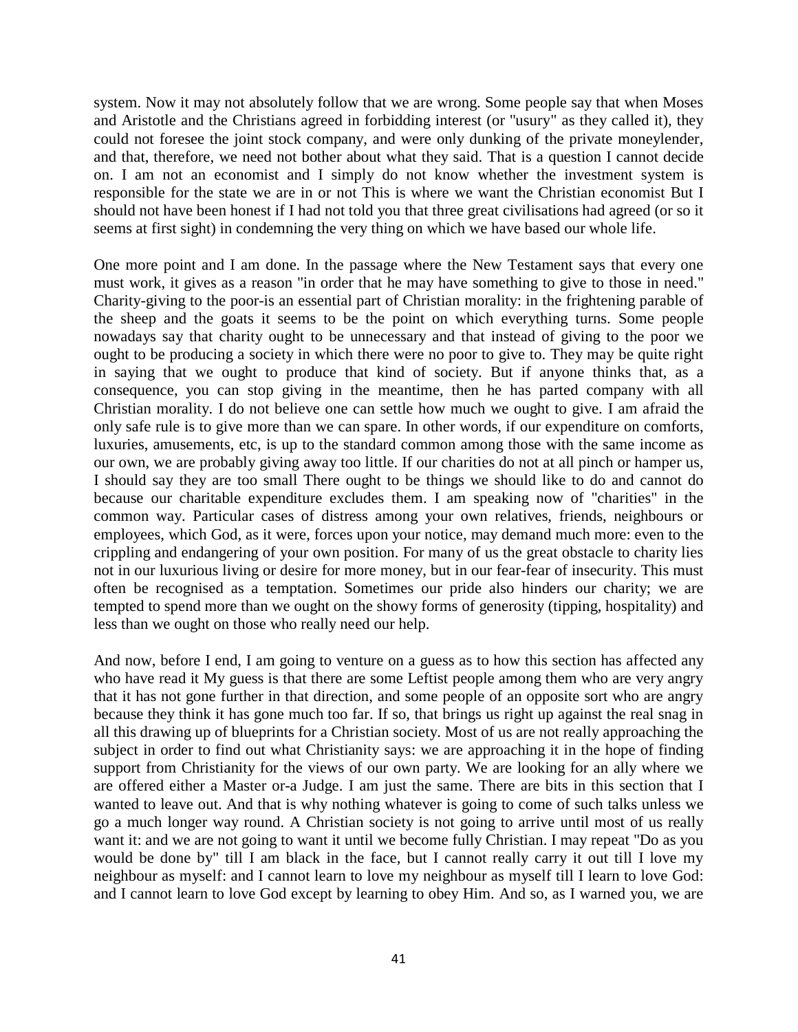system. Now it may not absolutely follow that we are wrong. Some people say that when Moses and Aristotle and the Christians agreed in forbidding interest (or "usury" as they called it), they could not foresee the joint stock company, and were only dunking of the private moneylender, and that, therefore, we need not bother about what they said. That is a question I cannot decide on. I am not an economist and I simply do not know whether the investment system is responsible for the state we are in or not This is where we want the Christian economist But I should not have been honest if I had not told you that three great civilisations had agreed (or so it seems at first sight) in condemning the very thing on which we have based our whole life.

One more point and I am done. In the passage where the New Testament says that every one must work, it gives as a reason "in order that he may have something to give to those in need." Charity-giving to the poor-is an essential part of Christian morality: in the frightening parable of the sheep and the goats it seems to be the point on which everything turns. Some people nowadays say that charity ought to be unnecessary and that instead of giving to the poor we ought to be producing a society in which there were no poor to give to. They may be quite right in saying that we ought to produce that kind of society. But if anyone thinks that, as a consequence, you can stop giving in the meantime, then he has parted company with all Christian morality. I do not believe one can settle how much we ought to give. I am afraid the only safe rule is to give more than we can spare. In other words, if our expenditure on comforts, luxuries, amusements, etc, is up to the standard common among those with the same income as our own, we are probably giving away too little. If our charities do not at all pinch or hamper us, I should say they are too small There ought to be things we should like to do and cannot do because our charitable expenditure excludes them. I am speaking now of "charities" in the common way. Particular cases of distress among your own relatives, friends, neighbours or employees, which God, as it were, forces upon your notice, may demand much more: even to the crippling and endangering of your own position. For many of us the great obstacle to charity lies not in our luxurious living or desire for more money, but in our fear-fear of insecurity. This must often be recognised as a temptation. Sometimes our pride also hinders our charity; we are tempted to spend more than we ought on the showy forms of generosity (tipping, hospitality) and less than we ought on those who really need our help.

And now, before I end, I am going to venture on a guess as to how this section has affected any who have read it My guess is that there are some Leftist people among them who are very angry that it has not gone further in that direction, and some people of an opposite sort who are angry because they think it has gone much too far. If so, that brings us right up against the real snag in all this drawing up of blueprints for a Christian society. Most of us are not really approaching the subject in order to find out what Christianity says: we are approaching it in the hope of finding support from Christianity for the views of our own party. We are looking for an ally where we are offered either a Master or-a Judge. I am just the same. There are bits in this section that I wanted to leave out. And that is why nothing whatever is going to come of such talks unless we go a much longer way round. A Christian society is not going to arrive until most of us really want it: and we are not going to want it until we become fully Christian. I may repeat "Do as you would be done by" till I am black in the face, but I cannot really carry it out till I love my neighbour as myself: and I cannot learn to love my neighbour as myself till I learn to love God: and I cannot learn to love God except by learning to obey Him. And so, as I warned you, we are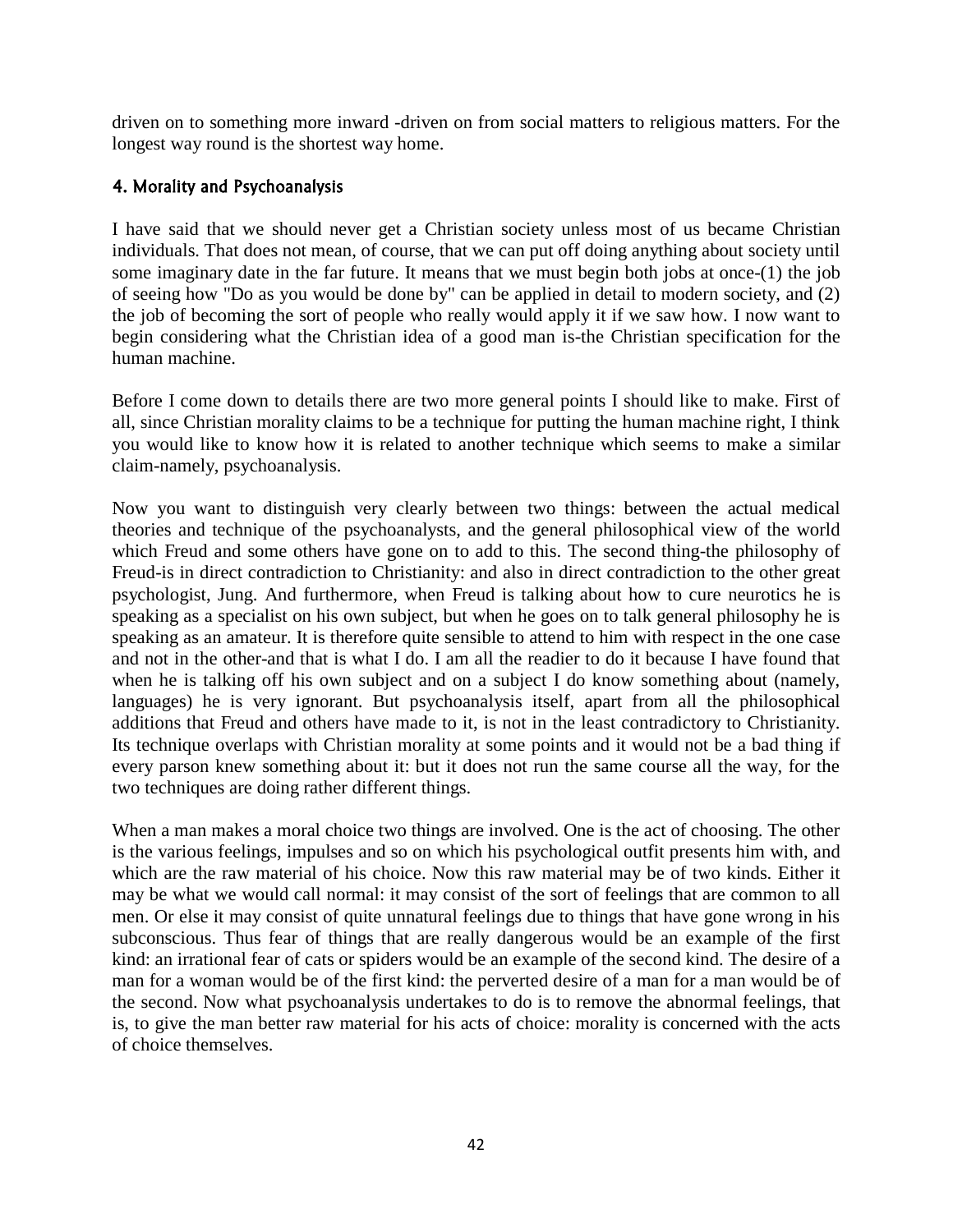driven on to something more inward -driven on from social matters to religious matters. For the longest way round is the shortest way home.

### 4. Morality and Psychoanalysis

I have said that we should never get a Christian society unless most of us became Christian individuals. That does not mean, of course, that we can put off doing anything about society until some imaginary date in the far future. It means that we must begin both jobs at once-(1) the job of seeing how "Do as you would be done by" can be applied in detail to modern society, and (2) the job of becoming the sort of people who really would apply it if we saw how. I now want to begin considering what the Christian idea of a good man is-the Christian specification for the human machine.

Before I come down to details there are two more general points I should like to make. First of all, since Christian morality claims to be a technique for putting the human machine right, I think you would like to know how it is related to another technique which seems to make a similar claim-namely, psychoanalysis.

Now you want to distinguish very clearly between two things: between the actual medical theories and technique of the psychoanalysts, and the general philosophical view of the world which Freud and some others have gone on to add to this. The second thing-the philosophy of Freud-is in direct contradiction to Christianity: and also in direct contradiction to the other great psychologist, Jung. And furthermore, when Freud is talking about how to cure neurotics he is speaking as a specialist on his own subject, but when he goes on to talk general philosophy he is speaking as an amateur. It is therefore quite sensible to attend to him with respect in the one case and not in the other-and that is what I do. I am all the readier to do it because I have found that when he is talking off his own subject and on a subject I do know something about (namely, languages) he is very ignorant. But psychoanalysis itself, apart from all the philosophical additions that Freud and others have made to it, is not in the least contradictory to Christianity. Its technique overlaps with Christian morality at some points and it would not be a bad thing if every parson knew something about it: but it does not run the same course all the way, for the two techniques are doing rather different things.

When a man makes a moral choice two things are involved. One is the act of choosing. The other is the various feelings, impulses and so on which his psychological outfit presents him with, and which are the raw material of his choice. Now this raw material may be of two kinds. Either it may be what we would call normal: it may consist of the sort of feelings that are common to all men. Or else it may consist of quite unnatural feelings due to things that have gone wrong in his subconscious. Thus fear of things that are really dangerous would be an example of the first kind: an irrational fear of cats or spiders would be an example of the second kind. The desire of a man for a woman would be of the first kind: the perverted desire of a man for a man would be of the second. Now what psychoanalysis undertakes to do is to remove the abnormal feelings, that is, to give the man better raw material for his acts of choice: morality is concerned with the acts of choice themselves.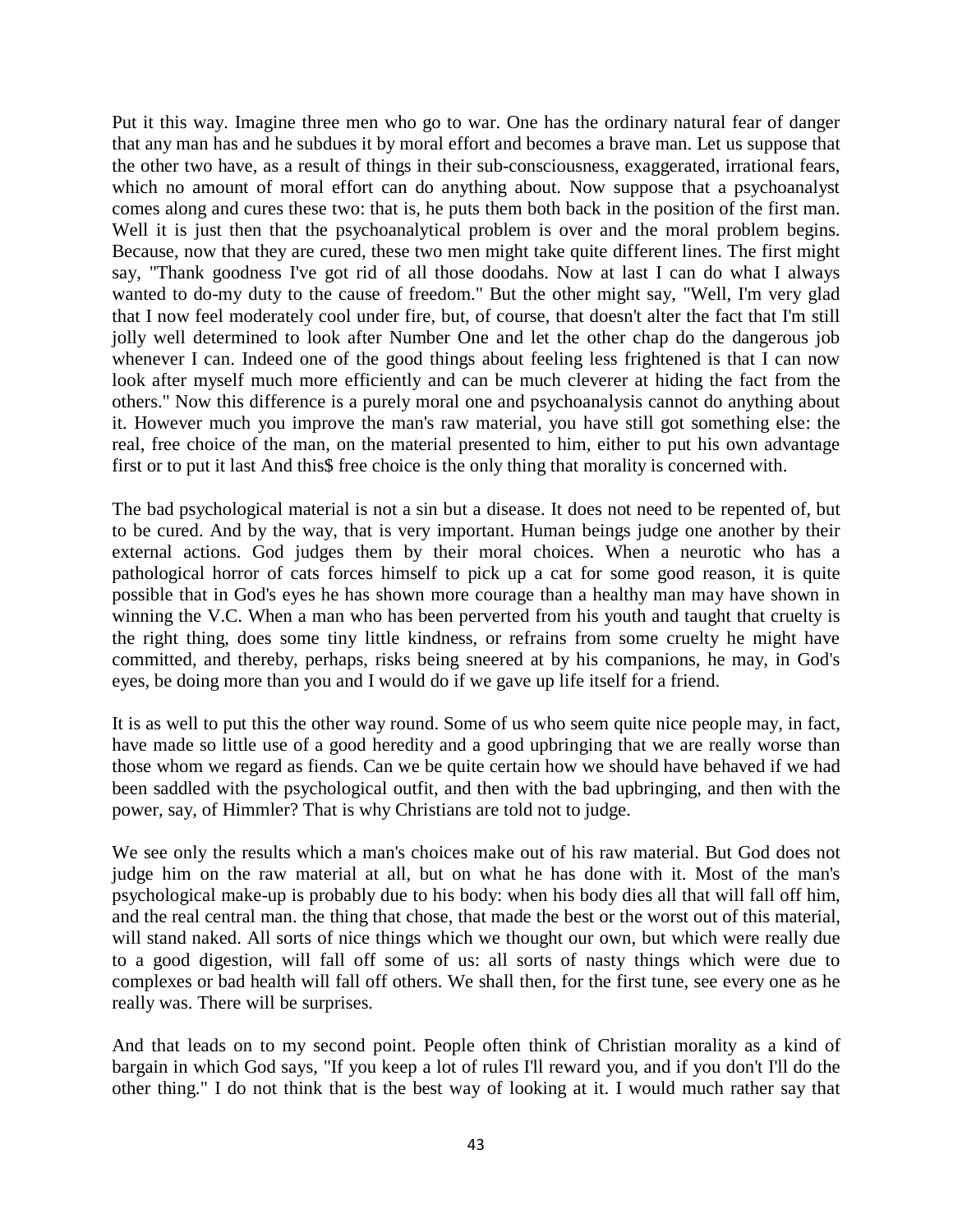Put it this way. Imagine three men who go to war. One has the ordinary natural fear of danger that any man has and he subdues it by moral effort and becomes a brave man. Let us suppose that the other two have, as a result of things in their sub-consciousness, exaggerated, irrational fears, which no amount of moral effort can do anything about. Now suppose that a psychoanalyst comes along and cures these two: that is, he puts them both back in the position of the first man. Well it is just then that the psychoanalytical problem is over and the moral problem begins. Because, now that they are cured, these two men might take quite different lines. The first might say, "Thank goodness I've got rid of all those doodahs. Now at last I can do what I always wanted to do-my duty to the cause of freedom." But the other might say, "Well, I'm very glad that I now feel moderately cool under fire, but, of course, that doesn't alter the fact that I'm still jolly well determined to look after Number One and let the other chap do the dangerous job whenever I can. Indeed one of the good things about feeling less frightened is that I can now look after myself much more efficiently and can be much cleverer at hiding the fact from the others." Now this difference is a purely moral one and psychoanalysis cannot do anything about it. However much you improve the man's raw material, you have still got something else: the real, free choice of the man, on the material presented to him, either to put his own advantage first or to put it last And this$ free choice is the only thing that morality is concerned with.

The bad psychological material is not a sin but a disease. It does not need to be repented of, but to be cured. And by the way, that is very important. Human beings judge one another by their external actions. God judges them by their moral choices. When a neurotic who has a pathological horror of cats forces himself to pick up a cat for some good reason, it is quite possible that in God's eyes he has shown more courage than a healthy man may have shown in winning the V.C. When a man who has been perverted from his youth and taught that cruelty is the right thing, does some tiny little kindness, or refrains from some cruelty he might have committed, and thereby, perhaps, risks being sneered at by his companions, he may, in God's eyes, be doing more than you and I would do if we gave up life itself for a friend.

It is as well to put this the other way round. Some of us who seem quite nice people may, in fact, have made so little use of a good heredity and a good upbringing that we are really worse than those whom we regard as fiends. Can we be quite certain how we should have behaved if we had been saddled with the psychological outfit, and then with the bad upbringing, and then with the power, say, of Himmler? That is why Christians are told not to judge.

We see only the results which a man's choices make out of his raw material. But God does not judge him on the raw material at all, but on what he has done with it. Most of the man's psychological make-up is probably due to his body: when his body dies all that will fall off him, and the real central man. the thing that chose, that made the best or the worst out of this material, will stand naked. All sorts of nice things which we thought our own, but which were really due to a good digestion, will fall off some of us: all sorts of nasty things which were due to complexes or bad health will fall off others. We shall then, for the first tune, see every one as he really was. There will be surprises.

And that leads on to my second point. People often think of Christian morality as a kind of bargain in which God says, "If you keep a lot of rules I'll reward you, and if you don't I'll do the other thing." I do not think that is the best way of looking at it. I would much rather say that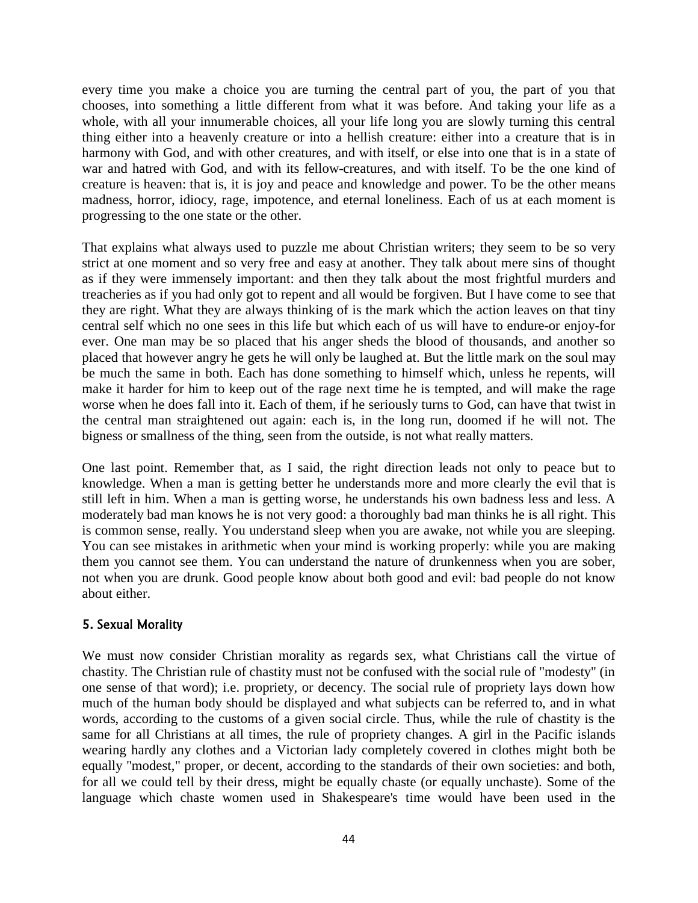every time you make a choice you are turning the central part of you, the part of you that chooses, into something a little different from what it was before. And taking your life as a whole, with all your innumerable choices, all your life long you are slowly turning this central thing either into a heavenly creature or into a hellish creature: either into a creature that is in harmony with God, and with other creatures, and with itself, or else into one that is in a state of war and hatred with God, and with its fellow-creatures, and with itself. To be the one kind of creature is heaven: that is, it is joy and peace and knowledge and power. To be the other means madness, horror, idiocy, rage, impotence, and eternal loneliness. Each of us at each moment is progressing to the one state or the other.

That explains what always used to puzzle me about Christian writers; they seem to be so very strict at one moment and so very free and easy at another. They talk about mere sins of thought as if they were immensely important: and then they talk about the most frightful murders and treacheries as if you had only got to repent and all would be forgiven. But I have come to see that they are right. What they are always thinking of is the mark which the action leaves on that tiny central self which no one sees in this life but which each of us will have to endure-or enjoy-for ever. One man may be so placed that his anger sheds the blood of thousands, and another so placed that however angry he gets he will only be laughed at. But the little mark on the soul may be much the same in both. Each has done something to himself which, unless he repents, will make it harder for him to keep out of the rage next time he is tempted, and will make the rage worse when he does fall into it. Each of them, if he seriously turns to God, can have that twist in the central man straightened out again: each is, in the long run, doomed if he will not. The bigness or smallness of the thing, seen from the outside, is not what really matters.

One last point. Remember that, as I said, the right direction leads not only to peace but to knowledge. When a man is getting better he understands more and more clearly the evil that is still left in him. When a man is getting worse, he understands his own badness less and less. A moderately bad man knows he is not very good: a thoroughly bad man thinks he is all right. This is common sense, really. You understand sleep when you are awake, not while you are sleeping. You can see mistakes in arithmetic when your mind is working properly: while you are making them you cannot see them. You can understand the nature of drunkenness when you are sober, not when you are drunk. Good people know about both good and evil: bad people do not know about either.

### 5. Sexual Morality

We must now consider Christian morality as regards sex, what Christians call the virtue of chastity. The Christian rule of chastity must not be confused with the social rule of "modesty" (in one sense of that word); i.e. propriety, or decency. The social rule of propriety lays down how much of the human body should be displayed and what subjects can be referred to, and in what words, according to the customs of a given social circle. Thus, while the rule of chastity is the same for all Christians at all times, the rule of propriety changes. A girl in the Pacific islands wearing hardly any clothes and a Victorian lady completely covered in clothes might both be equally "modest," proper, or decent, according to the standards of their own societies: and both, for all we could tell by their dress, might be equally chaste (or equally unchaste). Some of the language which chaste women used in Shakespeare's time would have been used in the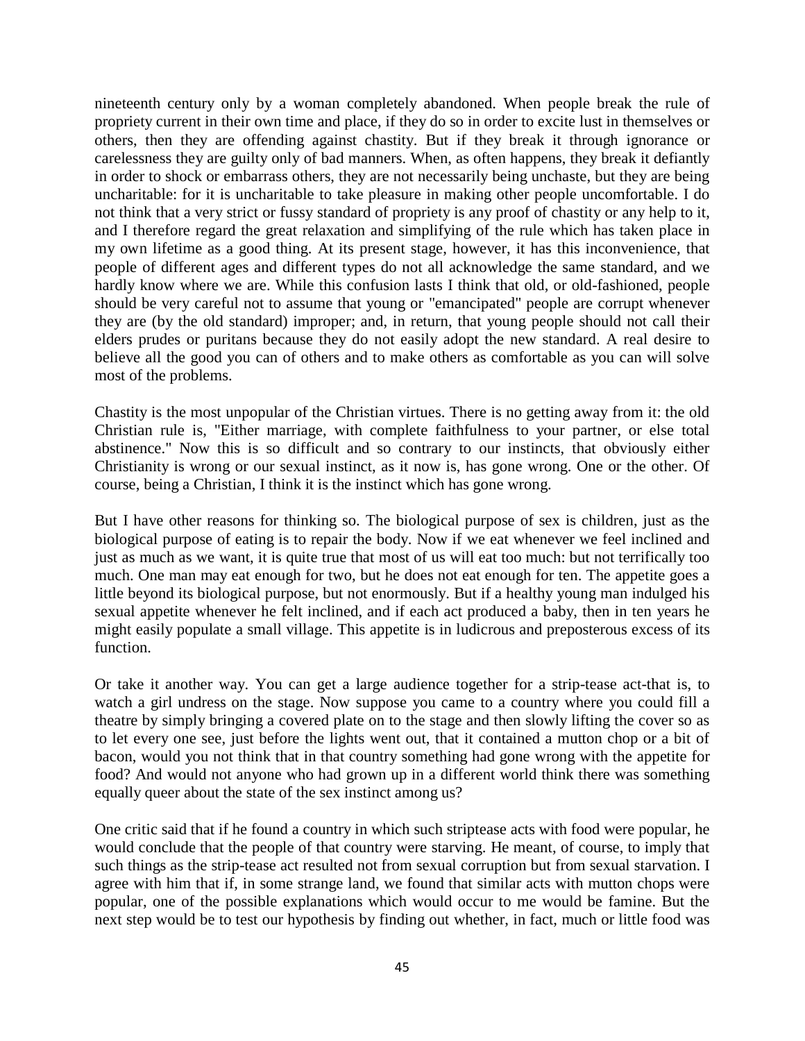nineteenth century only by a woman completely abandoned. When people break the rule of propriety current in their own time and place, if they do so in order to excite lust in themselves or others, then they are offending against chastity. But if they break it through ignorance or carelessness they are guilty only of bad manners. When, as often happens, they break it defiantly in order to shock or embarrass others, they are not necessarily being unchaste, but they are being uncharitable: for it is uncharitable to take pleasure in making other people uncomfortable. I do not think that a very strict or fussy standard of propriety is any proof of chastity or any help to it, and I therefore regard the great relaxation and simplifying of the rule which has taken place in my own lifetime as a good thing. At its present stage, however, it has this inconvenience, that people of different ages and different types do not all acknowledge the same standard, and we hardly know where we are. While this confusion lasts I think that old, or old-fashioned, people should be very careful not to assume that young or "emancipated" people are corrupt whenever they are (by the old standard) improper; and, in return, that young people should not call their elders prudes or puritans because they do not easily adopt the new standard. A real desire to believe all the good you can of others and to make others as comfortable as you can will solve most of the problems.

Chastity is the most unpopular of the Christian virtues. There is no getting away from it: the old Christian rule is, "Either marriage, with complete faithfulness to your partner, or else total abstinence." Now this is so difficult and so contrary to our instincts, that obviously either Christianity is wrong or our sexual instinct, as it now is, has gone wrong. One or the other. Of course, being a Christian, I think it is the instinct which has gone wrong.

But I have other reasons for thinking so. The biological purpose of sex is children, just as the biological purpose of eating is to repair the body. Now if we eat whenever we feel inclined and just as much as we want, it is quite true that most of us will eat too much: but not terrifically too much. One man may eat enough for two, but he does not eat enough for ten. The appetite goes a little beyond its biological purpose, but not enormously. But if a healthy young man indulged his sexual appetite whenever he felt inclined, and if each act produced a baby, then in ten years he might easily populate a small village. This appetite is in ludicrous and preposterous excess of its function.

Or take it another way. You can get a large audience together for a strip-tease act-that is, to watch a girl undress on the stage. Now suppose you came to a country where you could fill a theatre by simply bringing a covered plate on to the stage and then slowly lifting the cover so as to let every one see, just before the lights went out, that it contained a mutton chop or a bit of bacon, would you not think that in that country something had gone wrong with the appetite for food? And would not anyone who had grown up in a different world think there was something equally queer about the state of the sex instinct among us?

One critic said that if he found a country in which such striptease acts with food were popular, he would conclude that the people of that country were starving. He meant, of course, to imply that such things as the strip-tease act resulted not from sexual corruption but from sexual starvation. I agree with him that if, in some strange land, we found that similar acts with mutton chops were popular, one of the possible explanations which would occur to me would be famine. But the next step would be to test our hypothesis by finding out whether, in fact, much or little food was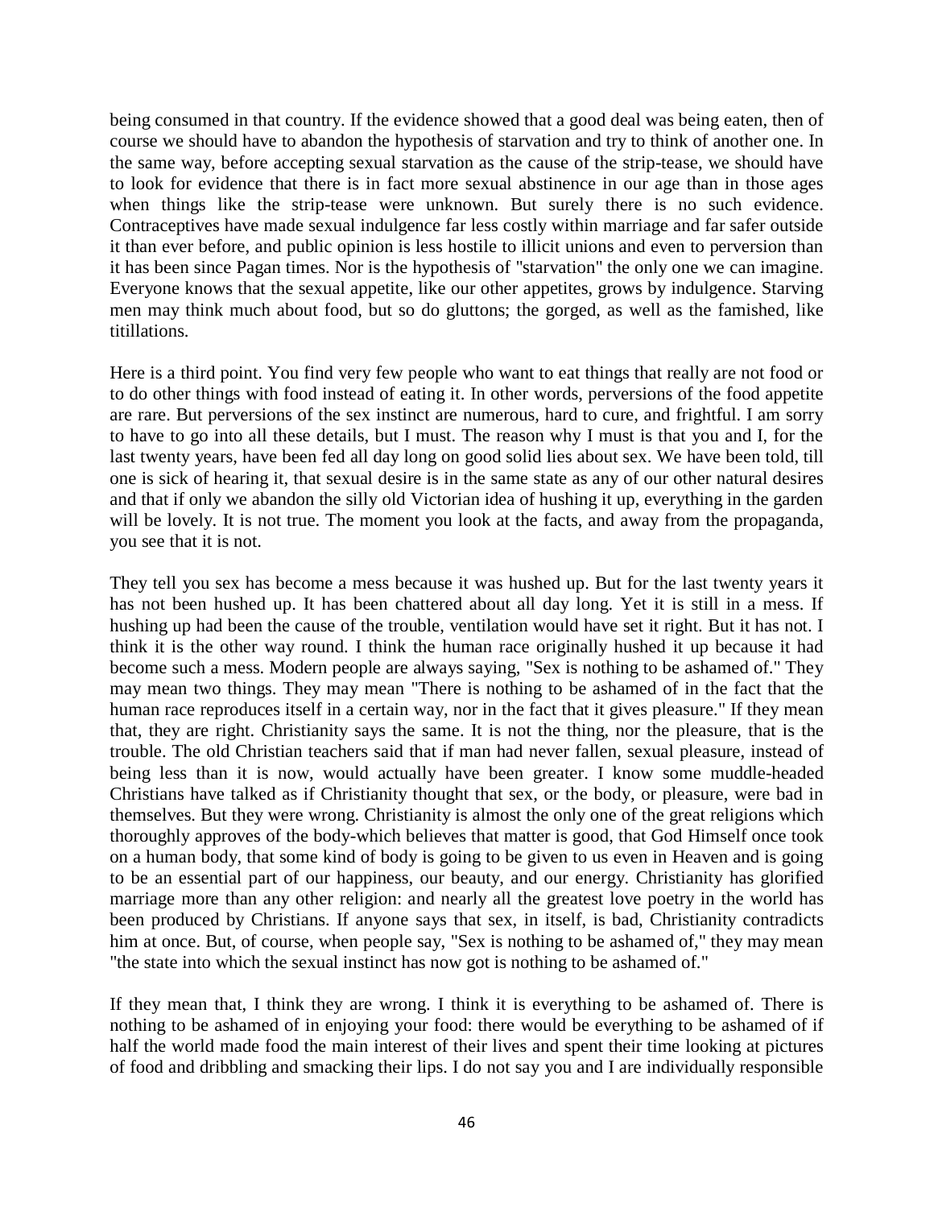being consumed in that country. If the evidence showed that a good deal was being eaten, then of course we should have to abandon the hypothesis of starvation and try to think of another one. In the same way, before accepting sexual starvation as the cause of the strip-tease, we should have to look for evidence that there is in fact more sexual abstinence in our age than in those ages when things like the strip-tease were unknown. But surely there is no such evidence. Contraceptives have made sexual indulgence far less costly within marriage and far safer outside it than ever before, and public opinion is less hostile to illicit unions and even to perversion than it has been since Pagan times. Nor is the hypothesis of "starvation" the only one we can imagine. Everyone knows that the sexual appetite, like our other appetites, grows by indulgence. Starving men may think much about food, but so do gluttons; the gorged, as well as the famished, like titillations.

Here is a third point. You find very few people who want to eat things that really are not food or to do other things with food instead of eating it. In other words, perversions of the food appetite are rare. But perversions of the sex instinct are numerous, hard to cure, and frightful. I am sorry to have to go into all these details, but I must. The reason why I must is that you and I, for the last twenty years, have been fed all day long on good solid lies about sex. We have been told, till one is sick of hearing it, that sexual desire is in the same state as any of our other natural desires and that if only we abandon the silly old Victorian idea of hushing it up, everything in the garden will be lovely. It is not true. The moment you look at the facts, and away from the propaganda, you see that it is not.

They tell you sex has become a mess because it was hushed up. But for the last twenty years it has not been hushed up. It has been chattered about all day long. Yet it is still in a mess. If hushing up had been the cause of the trouble, ventilation would have set it right. But it has not. I think it is the other way round. I think the human race originally hushed it up because it had become such a mess. Modern people are always saying, "Sex is nothing to be ashamed of." They may mean two things. They may mean "There is nothing to be ashamed of in the fact that the human race reproduces itself in a certain way, nor in the fact that it gives pleasure." If they mean that, they are right. Christianity says the same. It is not the thing, nor the pleasure, that is the trouble. The old Christian teachers said that if man had never fallen, sexual pleasure, instead of being less than it is now, would actually have been greater. I know some muddle-headed Christians have talked as if Christianity thought that sex, or the body, or pleasure, were bad in themselves. But they were wrong. Christianity is almost the only one of the great religions which thoroughly approves of the body-which believes that matter is good, that God Himself once took on a human body, that some kind of body is going to be given to us even in Heaven and is going to be an essential part of our happiness, our beauty, and our energy. Christianity has glorified marriage more than any other religion: and nearly all the greatest love poetry in the world has been produced by Christians. If anyone says that sex, in itself, is bad, Christianity contradicts him at once. But, of course, when people say, "Sex is nothing to be ashamed of," they may mean "the state into which the sexual instinct has now got is nothing to be ashamed of."

If they mean that, I think they are wrong. I think it is everything to be ashamed of. There is nothing to be ashamed of in enjoying your food: there would be everything to be ashamed of if half the world made food the main interest of their lives and spent their time looking at pictures of food and dribbling and smacking their lips. I do not say you and I are individually responsible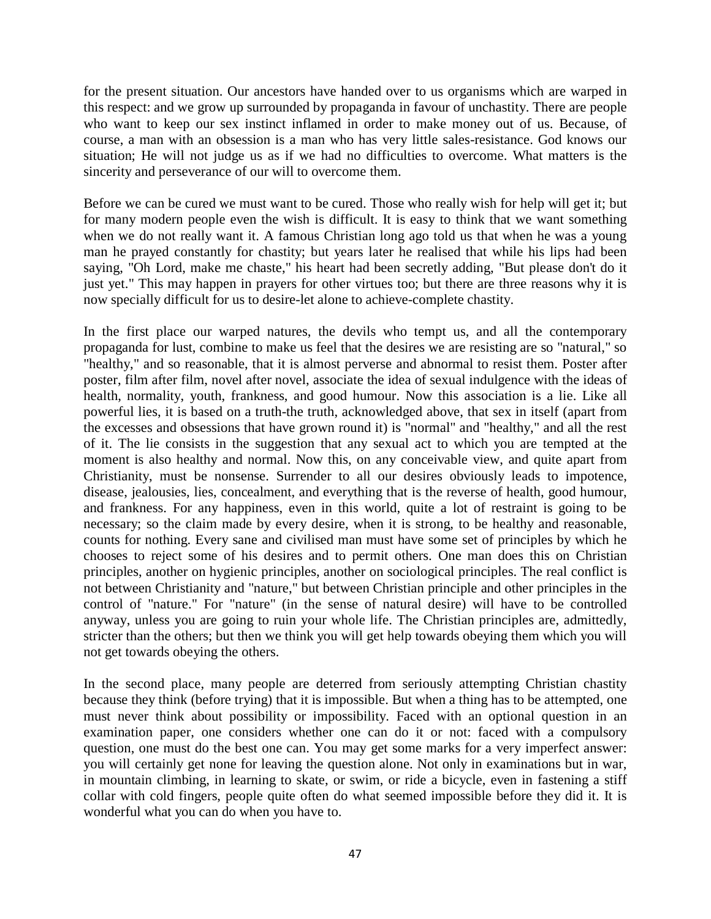for the present situation. Our ancestors have handed over to us organisms which are warped in this respect: and we grow up surrounded by propaganda in favour of unchastity. There are people who want to keep our sex instinct inflamed in order to make money out of us. Because, of course, a man with an obsession is a man who has very little sales-resistance. God knows our situation; He will not judge us as if we had no difficulties to overcome. What matters is the sincerity and perseverance of our will to overcome them.

Before we can be cured we must want to be cured. Those who really wish for help will get it; but for many modern people even the wish is difficult. It is easy to think that we want something when we do not really want it. A famous Christian long ago told us that when he was a young man he prayed constantly for chastity; but years later he realised that while his lips had been saying, "Oh Lord, make me chaste," his heart had been secretly adding, "But please don't do it just yet." This may happen in prayers for other virtues too; but there are three reasons why it is now specially difficult for us to desire-let alone to achieve-complete chastity.

In the first place our warped natures, the devils who tempt us, and all the contemporary propaganda for lust, combine to make us feel that the desires we are resisting are so "natural," so "healthy," and so reasonable, that it is almost perverse and abnormal to resist them. Poster after poster, film after film, novel after novel, associate the idea of sexual indulgence with the ideas of health, normality, youth, frankness, and good humour. Now this association is a lie. Like all powerful lies, it is based on a truth-the truth, acknowledged above, that sex in itself (apart from the excesses and obsessions that have grown round it) is "normal" and "healthy," and all the rest of it. The lie consists in the suggestion that any sexual act to which you are tempted at the moment is also healthy and normal. Now this, on any conceivable view, and quite apart from Christianity, must be nonsense. Surrender to all our desires obviously leads to impotence, disease, jealousies, lies, concealment, and everything that is the reverse of health, good humour, and frankness. For any happiness, even in this world, quite a lot of restraint is going to be necessary; so the claim made by every desire, when it is strong, to be healthy and reasonable, counts for nothing. Every sane and civilised man must have some set of principles by which he chooses to reject some of his desires and to permit others. One man does this on Christian principles, another on hygienic principles, another on sociological principles. The real conflict is not between Christianity and "nature," but between Christian principle and other principles in the control of "nature." For "nature" (in the sense of natural desire) will have to be controlled anyway, unless you are going to ruin your whole life. The Christian principles are, admittedly, stricter than the others; but then we think you will get help towards obeying them which you will not get towards obeying the others.

In the second place, many people are deterred from seriously attempting Christian chastity because they think (before trying) that it is impossible. But when a thing has to be attempted, one must never think about possibility or impossibility. Faced with an optional question in an examination paper, one considers whether one can do it or not: faced with a compulsory question, one must do the best one can. You may get some marks for a very imperfect answer: you will certainly get none for leaving the question alone. Not only in examinations but in war, in mountain climbing, in learning to skate, or swim, or ride a bicycle, even in fastening a stiff collar with cold fingers, people quite often do what seemed impossible before they did it. It is wonderful what you can do when you have to.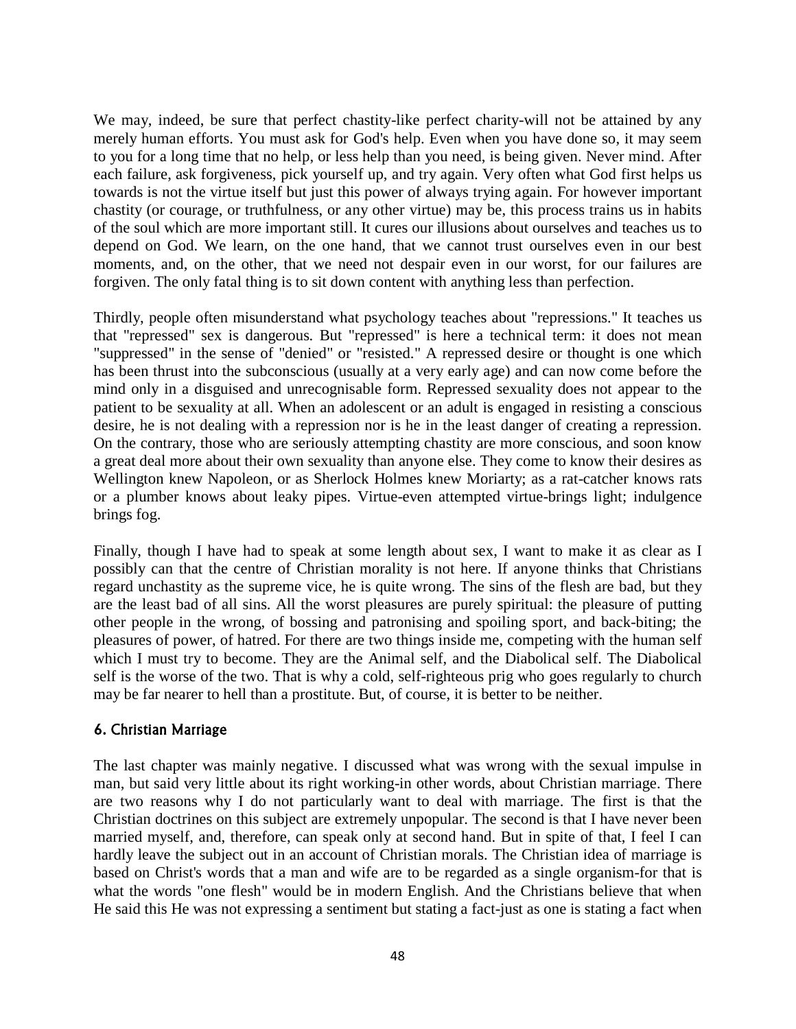We may, indeed, be sure that perfect chastity-like perfect charity-will not be attained by any merely human efforts. You must ask for God's help. Even when you have done so, it may seem to you for a long time that no help, or less help than you need, is being given. Never mind. After each failure, ask forgiveness, pick yourself up, and try again. Very often what God first helps us towards is not the virtue itself but just this power of always trying again. For however important chastity (or courage, or truthfulness, or any other virtue) may be, this process trains us in habits of the soul which are more important still. It cures our illusions about ourselves and teaches us to depend on God. We learn, on the one hand, that we cannot trust ourselves even in our best moments, and, on the other, that we need not despair even in our worst, for our failures are forgiven. The only fatal thing is to sit down content with anything less than perfection.

Thirdly, people often misunderstand what psychology teaches about "repressions." It teaches us that "repressed" sex is dangerous. But "repressed" is here a technical term: it does not mean "suppressed" in the sense of "denied" or "resisted." A repressed desire or thought is one which has been thrust into the subconscious (usually at a very early age) and can now come before the mind only in a disguised and unrecognisable form. Repressed sexuality does not appear to the patient to be sexuality at all. When an adolescent or an adult is engaged in resisting a conscious desire, he is not dealing with a repression nor is he in the least danger of creating a repression. On the contrary, those who are seriously attempting chastity are more conscious, and soon know a great deal more about their own sexuality than anyone else. They come to know their desires as Wellington knew Napoleon, or as Sherlock Holmes knew Moriarty; as a rat-catcher knows rats or a plumber knows about leaky pipes. Virtue-even attempted virtue-brings light; indulgence brings fog.

Finally, though I have had to speak at some length about sex, I want to make it as clear as I possibly can that the centre of Christian morality is not here. If anyone thinks that Christians regard unchastity as the supreme vice, he is quite wrong. The sins of the flesh are bad, but they are the least bad of all sins. All the worst pleasures are purely spiritual: the pleasure of putting other people in the wrong, of bossing and patronising and spoiling sport, and back-biting; the pleasures of power, of hatred. For there are two things inside me, competing with the human self which I must try to become. They are the Animal self, and the Diabolical self. The Diabolical self is the worse of the two. That is why a cold, self-righteous prig who goes regularly to church may be far nearer to hell than a prostitute. But, of course, it is better to be neither.

## 6. Christian Marriage

The last chapter was mainly negative. I discussed what was wrong with the sexual impulse in man, but said very little about its right working-in other words, about Christian marriage. There are two reasons why I do not particularly want to deal with marriage. The first is that the Christian doctrines on this subject are extremely unpopular. The second is that I have never been married myself, and, therefore, can speak only at second hand. But in spite of that, I feel I can hardly leave the subject out in an account of Christian morals. The Christian idea of marriage is based on Christ's words that a man and wife are to be regarded as a single organism-for that is what the words "one flesh" would be in modern English. And the Christians believe that when He said this He was not expressing a sentiment but stating a fact-just as one is stating a fact when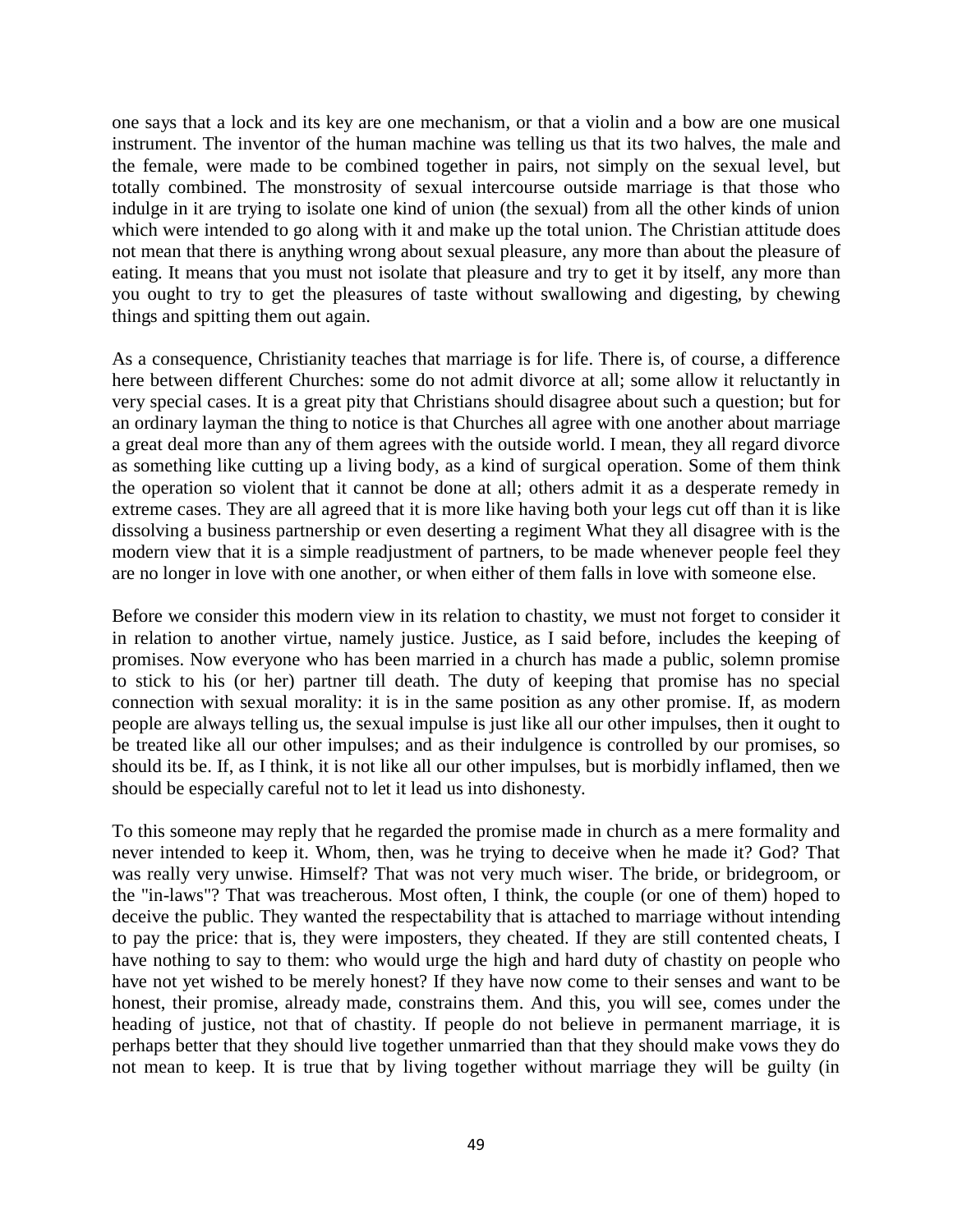one says that a lock and its key are one mechanism, or that a violin and a bow are one musical instrument. The inventor of the human machine was telling us that its two halves, the male and the female, were made to be combined together in pairs, not simply on the sexual level, but totally combined. The monstrosity of sexual intercourse outside marriage is that those who indulge in it are trying to isolate one kind of union (the sexual) from all the other kinds of union which were intended to go along with it and make up the total union. The Christian attitude does not mean that there is anything wrong about sexual pleasure, any more than about the pleasure of eating. It means that you must not isolate that pleasure and try to get it by itself, any more than you ought to try to get the pleasures of taste without swallowing and digesting, by chewing things and spitting them out again.

As a consequence, Christianity teaches that marriage is for life. There is, of course, a difference here between different Churches: some do not admit divorce at all; some allow it reluctantly in very special cases. It is a great pity that Christians should disagree about such a question; but for an ordinary layman the thing to notice is that Churches all agree with one another about marriage a great deal more than any of them agrees with the outside world. I mean, they all regard divorce as something like cutting up a living body, as a kind of surgical operation. Some of them think the operation so violent that it cannot be done at all; others admit it as a desperate remedy in extreme cases. They are all agreed that it is more like having both your legs cut off than it is like dissolving a business partnership or even deserting a regiment What they all disagree with is the modern view that it is a simple readjustment of partners, to be made whenever people feel they are no longer in love with one another, or when either of them falls in love with someone else.

Before we consider this modern view in its relation to chastity, we must not forget to consider it in relation to another virtue, namely justice. Justice, as I said before, includes the keeping of promises. Now everyone who has been married in a church has made a public, solemn promise to stick to his (or her) partner till death. The duty of keeping that promise has no special connection with sexual morality: it is in the same position as any other promise. If, as modern people are always telling us, the sexual impulse is just like all our other impulses, then it ought to be treated like all our other impulses; and as their indulgence is controlled by our promises, so should its be. If, as I think, it is not like all our other impulses, but is morbidly inflamed, then we should be especially careful not to let it lead us into dishonesty.

To this someone may reply that he regarded the promise made in church as a mere formality and never intended to keep it. Whom, then, was he trying to deceive when he made it? God? That was really very unwise. Himself? That was not very much wiser. The bride, or bridegroom, or the "in-laws"? That was treacherous. Most often, I think, the couple (or one of them) hoped to deceive the public. They wanted the respectability that is attached to marriage without intending to pay the price: that is, they were imposters, they cheated. If they are still contented cheats, I have nothing to say to them: who would urge the high and hard duty of chastity on people who have not yet wished to be merely honest? If they have now come to their senses and want to be honest, their promise, already made, constrains them. And this, you will see, comes under the heading of justice, not that of chastity. If people do not believe in permanent marriage, it is perhaps better that they should live together unmarried than that they should make vows they do not mean to keep. It is true that by living together without marriage they will be guilty (in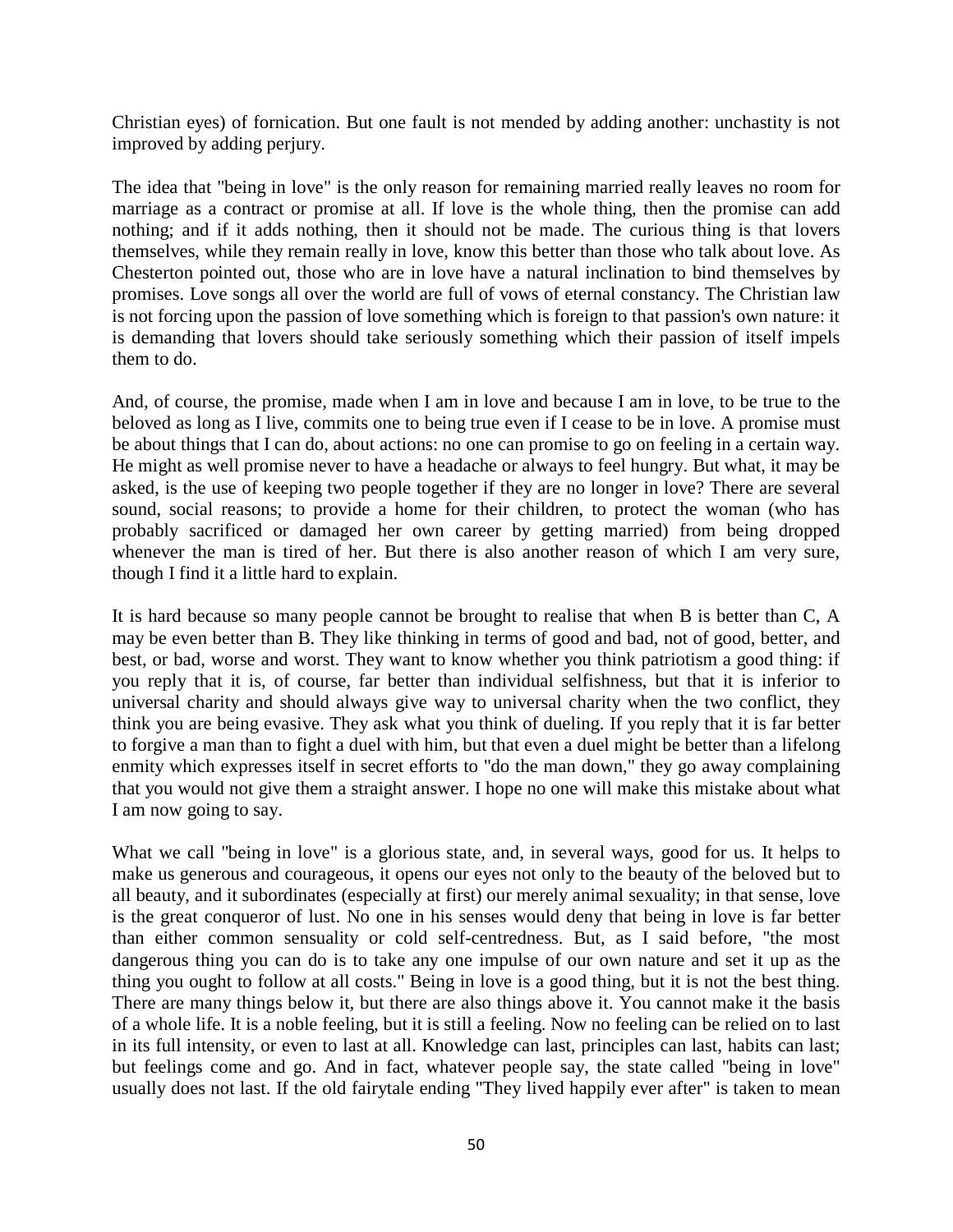Christian eyes) of fornication. But one fault is not mended by adding another: unchastity is not improved by adding perjury.

The idea that "being in love" is the only reason for remaining married really leaves no room for marriage as a contract or promise at all. If love is the whole thing, then the promise can add nothing; and if it adds nothing, then it should not be made. The curious thing is that lovers themselves, while they remain really in love, know this better than those who talk about love. As Chesterton pointed out, those who are in love have a natural inclination to bind themselves by promises. Love songs all over the world are full of vows of eternal constancy. The Christian law is not forcing upon the passion of love something which is foreign to that passion's own nature: it is demanding that lovers should take seriously something which their passion of itself impels them to do.

And, of course, the promise, made when I am in love and because I am in love, to be true to the beloved as long as I live, commits one to being true even if I cease to be in love. A promise must be about things that I can do, about actions: no one can promise to go on feeling in a certain way. He might as well promise never to have a headache or always to feel hungry. But what, it may be asked, is the use of keeping two people together if they are no longer in love? There are several sound, social reasons; to provide a home for their children, to protect the woman (who has probably sacrificed or damaged her own career by getting married) from being dropped whenever the man is tired of her. But there is also another reason of which I am very sure, though I find it a little hard to explain.

It is hard because so many people cannot be brought to realise that when B is better than C, A may be even better than B. They like thinking in terms of good and bad, not of good, better, and best, or bad, worse and worst. They want to know whether you think patriotism a good thing: if you reply that it is, of course, far better than individual selfishness, but that it is inferior to universal charity and should always give way to universal charity when the two conflict, they think you are being evasive. They ask what you think of dueling. If you reply that it is far better to forgive a man than to fight a duel with him, but that even a duel might be better than a lifelong enmity which expresses itself in secret efforts to "do the man down," they go away complaining that you would not give them a straight answer. I hope no one will make this mistake about what I am now going to say.

What we call "being in love" is a glorious state, and, in several ways, good for us. It helps to make us generous and courageous, it opens our eyes not only to the beauty of the beloved but to all beauty, and it subordinates (especially at first) our merely animal sexuality; in that sense, love is the great conqueror of lust. No one in his senses would deny that being in love is far better than either common sensuality or cold self-centredness. But, as I said before, "the most dangerous thing you can do is to take any one impulse of our own nature and set it up as the thing you ought to follow at all costs." Being in love is a good thing, but it is not the best thing. There are many things below it, but there are also things above it. You cannot make it the basis of a whole life. It is a noble feeling, but it is still a feeling. Now no feeling can be relied on to last in its full intensity, or even to last at all. Knowledge can last, principles can last, habits can last; but feelings come and go. And in fact, whatever people say, the state called "being in love" usually does not last. If the old fairytale ending "They lived happily ever after" is taken to mean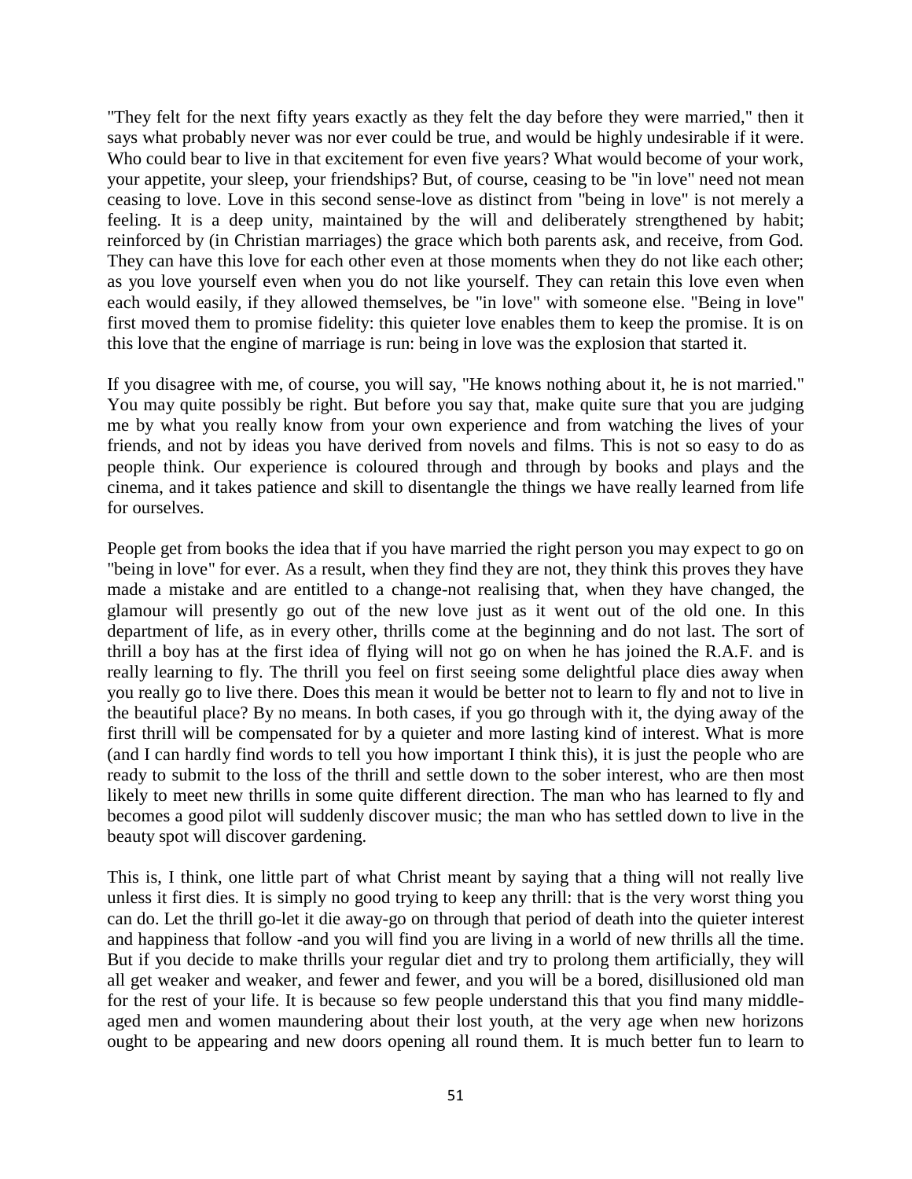"They felt for the next fifty years exactly as they felt the day before they were married," then it says what probably never was nor ever could be true, and would be highly undesirable if it were. Who could bear to live in that excitement for even five years? What would become of your work, your appetite, your sleep, your friendships? But, of course, ceasing to be "in love" need not mean ceasing to love. Love in this second sense-love as distinct from "being in love" is not merely a feeling. It is a deep unity, maintained by the will and deliberately strengthened by habit; reinforced by (in Christian marriages) the grace which both parents ask, and receive, from God. They can have this love for each other even at those moments when they do not like each other; as you love yourself even when you do not like yourself. They can retain this love even when each would easily, if they allowed themselves, be "in love" with someone else. "Being in love" first moved them to promise fidelity: this quieter love enables them to keep the promise. It is on this love that the engine of marriage is run: being in love was the explosion that started it.

If you disagree with me, of course, you will say, "He knows nothing about it, he is not married." You may quite possibly be right. But before you say that, make quite sure that you are judging me by what you really know from your own experience and from watching the lives of your friends, and not by ideas you have derived from novels and films. This is not so easy to do as people think. Our experience is coloured through and through by books and plays and the cinema, and it takes patience and skill to disentangle the things we have really learned from life for ourselves.

People get from books the idea that if you have married the right person you may expect to go on "being in love" for ever. As a result, when they find they are not, they think this proves they have made a mistake and are entitled to a change-not realising that, when they have changed, the glamour will presently go out of the new love just as it went out of the old one. In this department of life, as in every other, thrills come at the beginning and do not last. The sort of thrill a boy has at the first idea of flying will not go on when he has joined the R.A.F. and is really learning to fly. The thrill you feel on first seeing some delightful place dies away when you really go to live there. Does this mean it would be better not to learn to fly and not to live in the beautiful place? By no means. In both cases, if you go through with it, the dying away of the first thrill will be compensated for by a quieter and more lasting kind of interest. What is more (and I can hardly find words to tell you how important I think this), it is just the people who are ready to submit to the loss of the thrill and settle down to the sober interest, who are then most likely to meet new thrills in some quite different direction. The man who has learned to fly and becomes a good pilot will suddenly discover music; the man who has settled down to live in the beauty spot will discover gardening.

This is, I think, one little part of what Christ meant by saying that a thing will not really live unless it first dies. It is simply no good trying to keep any thrill: that is the very worst thing you can do. Let the thrill go-let it die away-go on through that period of death into the quieter interest and happiness that follow -and you will find you are living in a world of new thrills all the time. But if you decide to make thrills your regular diet and try to prolong them artificially, they will all get weaker and weaker, and fewer and fewer, and you will be a bored, disillusioned old man for the rest of your life. It is because so few people understand this that you find many middle-aged men and women maundering about their lost youth, at the very age when new horizons ought to be appearing and new doors opening all round them. It is much better fun to learn to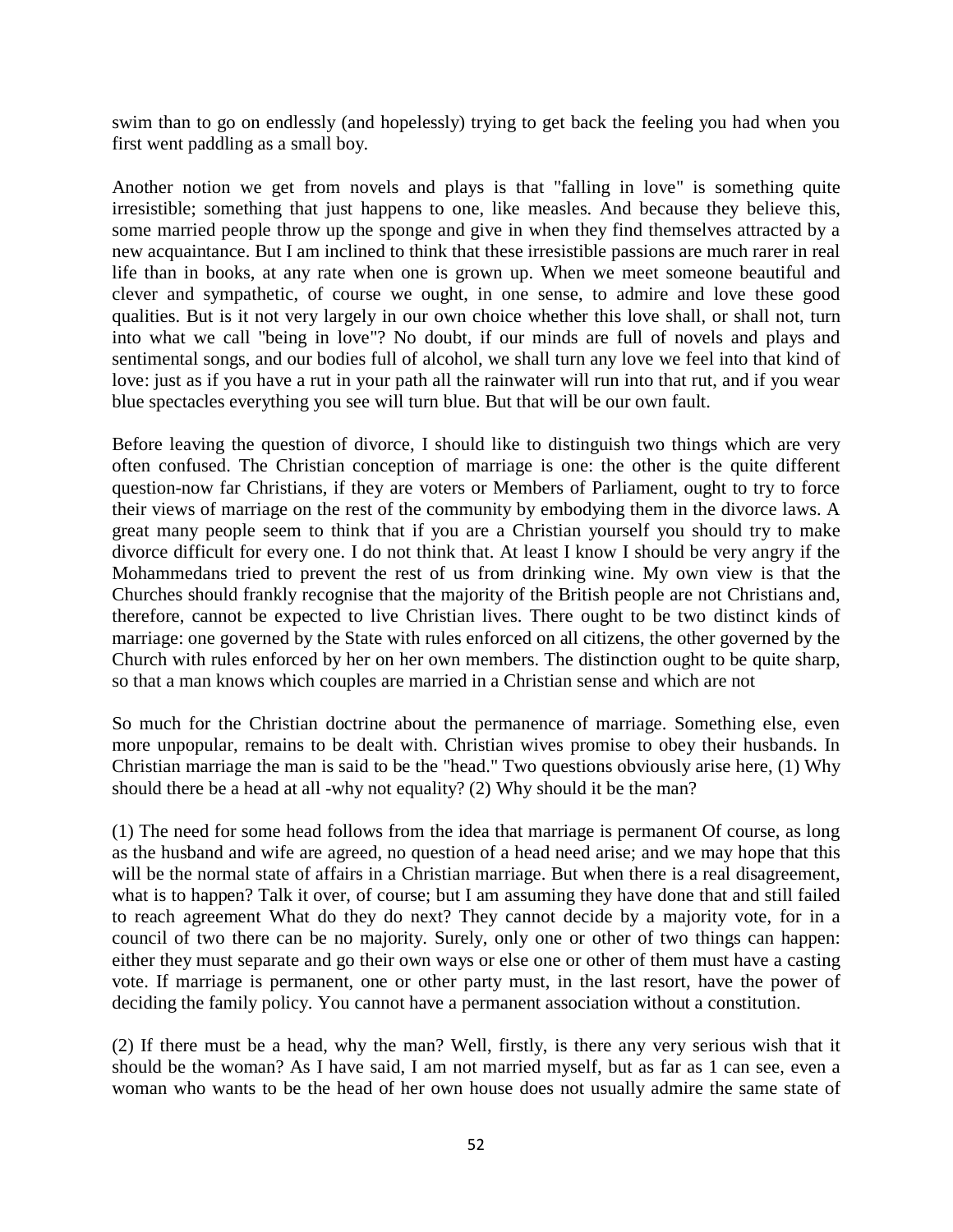swim than to go on endlessly (and hopelessly) trying to get back the feeling you had when you first went paddling as a small boy.

Another notion we get from novels and plays is that "falling in love" is something quite irresistible; something that just happens to one, like measles. And because they believe this, some married people throw up the sponge and give in when they find themselves attracted by a new acquaintance. But I am inclined to think that these irresistible passions are much rarer in real life than in books, at any rate when one is grown up. When we meet someone beautiful and clever and sympathetic, of course we ought, in one sense, to admire and love these good qualities. But is it not very largely in our own choice whether this love shall, or shall not, turn into what we call "being in love"? No doubt, if our minds are full of novels and plays and sentimental songs, and our bodies full of alcohol, we shall turn any love we feel into that kind of love: just as if you have a rut in your path all the rainwater will run into that rut, and if you wear blue spectacles everything you see will turn blue. But that will be our own fault.

Before leaving the question of divorce, I should like to distinguish two things which are very often confused. The Christian conception of marriage is one: the other is the quite different question-now far Christians, if they are voters or Members of Parliament, ought to try to force their views of marriage on the rest of the community by embodying them in the divorce laws. A great many people seem to think that if you are a Christian yourself you should try to make divorce difficult for every one. I do not think that. At least I know I should be very angry if the Mohammedans tried to prevent the rest of us from drinking wine. My own view is that the Churches should frankly recognise that the majority of the British people are not Christians and, therefore, cannot be expected to live Christian lives. There ought to be two distinct kinds of marriage: one governed by the State with rules enforced on all citizens, the other governed by the Church with rules enforced by her on her own members. The distinction ought to be quite sharp, so that a man knows which couples are married in a Christian sense and which are not

So much for the Christian doctrine about the permanence of marriage. Something else, even more unpopular, remains to be dealt with. Christian wives promise to obey their husbands. In Christian marriage the man is said to be the "head." Two questions obviously arise here, (1) Why should there be a head at all -why not equality? (2) Why should it be the man?

(1) The need for some head follows from the idea that marriage is permanent Of course, as long as the husband and wife are agreed, no question of a head need arise; and we may hope that this will be the normal state of affairs in a Christian marriage. But when there is a real disagreement, what is to happen? Talk it over, of course; but I am assuming they have done that and still failed to reach agreement What do they do next? They cannot decide by a majority vote, for in a council of two there can be no majority. Surely, only one or other of two things can happen: either they must separate and go their own ways or else one or other of them must have a casting vote. If marriage is permanent, one or other party must, in the last resort, have the power of deciding the family policy. You cannot have a permanent association without a constitution.

(2) If there must be a head, why the man? Well, firstly, is there any very serious wish that it should be the woman? As I have said, I am not married myself, but as far as 1 can see, even a woman who wants to be the head of her own house does not usually admire the same state of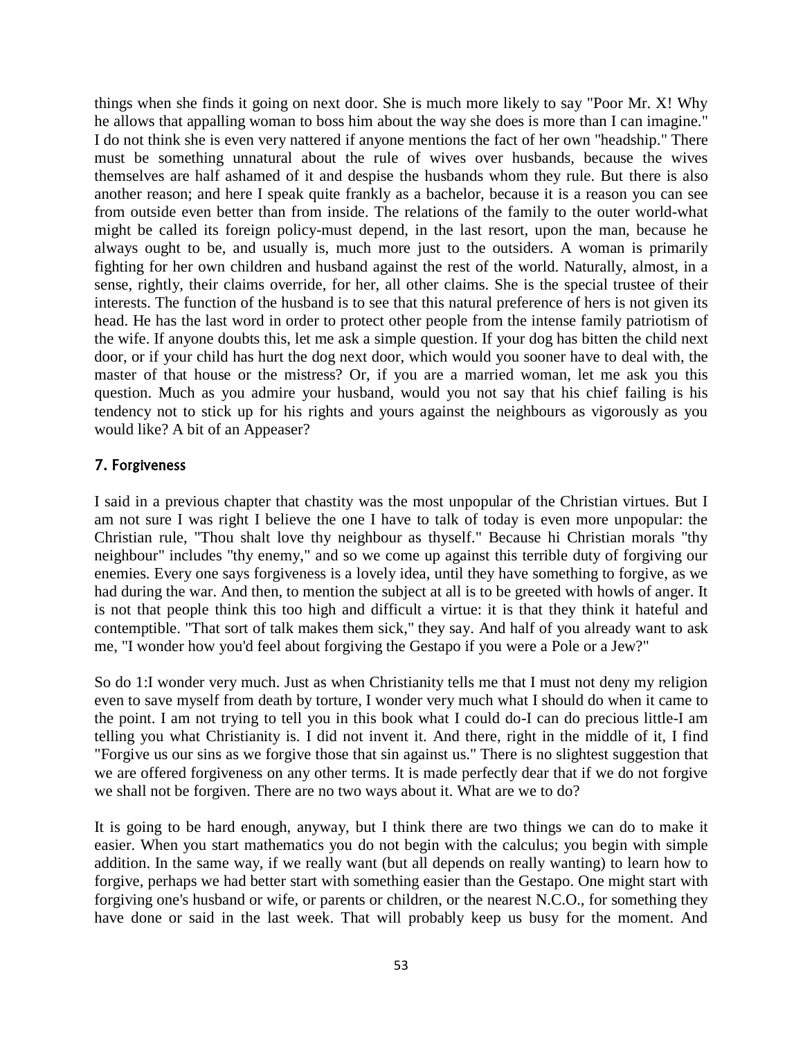things when she finds it going on next door. She is much more likely to say "Poor Mr. X! Why he allows that appalling woman to boss him about the way she does is more than I can imagine." I do not think she is even very nattered if anyone mentions the fact of her own "headship." There must be something unnatural about the rule of wives over husbands, because the wives themselves are half ashamed of it and despise the husbands whom they rule. But there is also another reason; and here I speak quite frankly as a bachelor, because it is a reason you can see from outside even better than from inside. The relations of the family to the outer world-what might be called its foreign policy-must depend, in the last resort, upon the man, because he always ought to be, and usually is, much more just to the outsiders. A woman is primarily fighting for her own children and husband against the rest of the world. Naturally, almost, in a sense, rightly, their claims override, for her, all other claims. She is the special trustee of their interests. The function of the husband is to see that this natural preference of hers is not given its head. He has the last word in order to protect other people from the intense family patriotism of the wife. If anyone doubts this, let me ask a simple question. If your dog has bitten the child next door, or if your child has hurt the dog next door, which would you sooner have to deal with, the master of that house or the mistress? Or, if you are a married woman, let me ask you this question. Much as you admire your husband, would you not say that his chief failing is his tendency not to stick up for his rights and yours against the neighbours as vigorously as you would like? A bit of an Appeaser?

## 7. Forgiveness

I said in a previous chapter that chastity was the most unpopular of the Christian virtues. But I am not sure I was right I believe the one I have to talk of today is even more unpopular: the Christian rule, "Thou shalt love thy neighbour as thyself." Because hi Christian morals "thy neighbour" includes "thy enemy," and so we come up against this terrible duty of forgiving our enemies. Every one says forgiveness is a lovely idea, until they have something to forgive, as we had during the war. And then, to mention the subject at all is to be greeted with howls of anger. It is not that people think this too high and difficult a virtue: it is that they think it hateful and contemptible. "That sort of talk makes them sick," they say. And half of you already want to ask me, "I wonder how you'd feel about forgiving the Gestapo if you were a Pole or a Jew?"

So do 1:I wonder very much. Just as when Christianity tells me that I must not deny my religion even to save myself from death by torture, I wonder very much what I should do when it came to the point. I am not trying to tell you in this book what I could do-I can do precious little-I am telling you what Christianity is. I did not invent it. And there, right in the middle of it, I find "Forgive us our sins as we forgive those that sin against us." There is no slightest suggestion that we are offered forgiveness on any other terms. It is made perfectly dear that if we do not forgive we shall not be forgiven. There are no two ways about it. What are we to do?

It is going to be hard enough, anyway, but I think there are two things we can do to make it easier. When you start mathematics you do not begin with the calculus; you begin with simple addition. In the same way, if we really want (but all depends on really wanting) to learn how to forgive, perhaps we had better start with something easier than the Gestapo. One might start with forgiving one's husband or wife, or parents or children, or the nearest N.C.O., for something they have done or said in the last week. That will probably keep us busy for the moment. And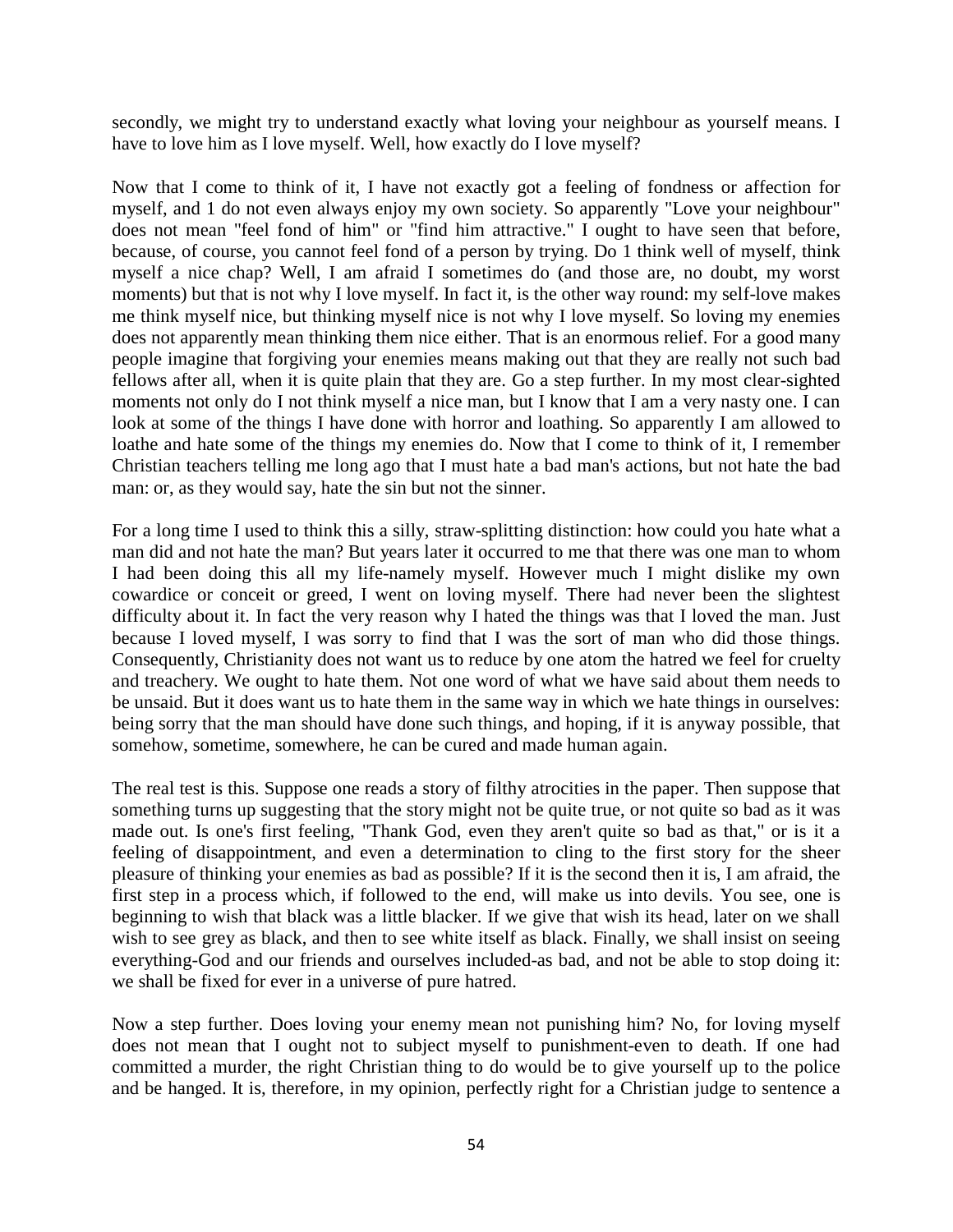secondly, we might try to understand exactly what loving your neighbour as yourself means. I have to love him as I love myself. Well, how exactly do I love myself?

Now that I come to think of it, I have not exactly got a feeling of fondness or affection for myself, and 1 do not even always enjoy my own society. So apparently "Love your neighbour" does not mean "feel fond of him" or "find him attractive." I ought to have seen that before, because, of course, you cannot feel fond of a person by trying. Do 1 think well of myself, think myself a nice chap? Well, I am afraid I sometimes do (and those are, no doubt, my worst moments) but that is not why I love myself. In fact it, is the other way round: my self-love makes me think myself nice, but thinking myself nice is not why I love myself. So loving my enemies does not apparently mean thinking them nice either. That is an enormous relief. For a good many people imagine that forgiving your enemies means making out that they are really not such bad fellows after all, when it is quite plain that they are. Go a step further. In my most clear-sighted moments not only do I not think myself a nice man, but I know that I am a very nasty one. I can look at some of the things I have done with horror and loathing. So apparently I am allowed to loathe and hate some of the things my enemies do. Now that I come to think of it, I remember Christian teachers telling me long ago that I must hate a bad man's actions, but not hate the bad man: or, as they would say, hate the sin but not the sinner.

For a long time I used to think this a silly, straw-splitting distinction: how could you hate what a man did and not hate the man? But years later it occurred to me that there was one man to whom I had been doing this all my life-namely myself. However much I might dislike my own cowardice or conceit or greed, I went on loving myself. There had never been the slightest difficulty about it. In fact the very reason why I hated the things was that I loved the man. Just because I loved myself, I was sorry to find that I was the sort of man who did those things. Consequently, Christianity does not want us to reduce by one atom the hatred we feel for cruelty and treachery. We ought to hate them. Not one word of what we have said about them needs to be unsaid. But it does want us to hate them in the same way in which we hate things in ourselves: being sorry that the man should have done such things, and hoping, if it is anyway possible, that somehow, sometime, somewhere, he can be cured and made human again.

The real test is this. Suppose one reads a story of filthy atrocities in the paper. Then suppose that something turns up suggesting that the story might not be quite true, or not quite so bad as it was made out. Is one's first feeling, "Thank God, even they aren't quite so bad as that," or is it a feeling of disappointment, and even a determination to cling to the first story for the sheer pleasure of thinking your enemies as bad as possible? If it is the second then it is, I am afraid, the first step in a process which, if followed to the end, will make us into devils. You see, one is beginning to wish that black was a little blacker. If we give that wish its head, later on we shall wish to see grey as black, and then to see white itself as black. Finally, we shall insist on seeing everything-God and our friends and ourselves included-as bad, and not be able to stop doing it: we shall be fixed for ever in a universe of pure hatred.

Now a step further. Does loving your enemy mean not punishing him? No, for loving myself does not mean that I ought not to subject myself to punishment-even to death. If one had committed a murder, the right Christian thing to do would be to give yourself up to the police and be hanged. It is, therefore, in my opinion, perfectly right for a Christian judge to sentence a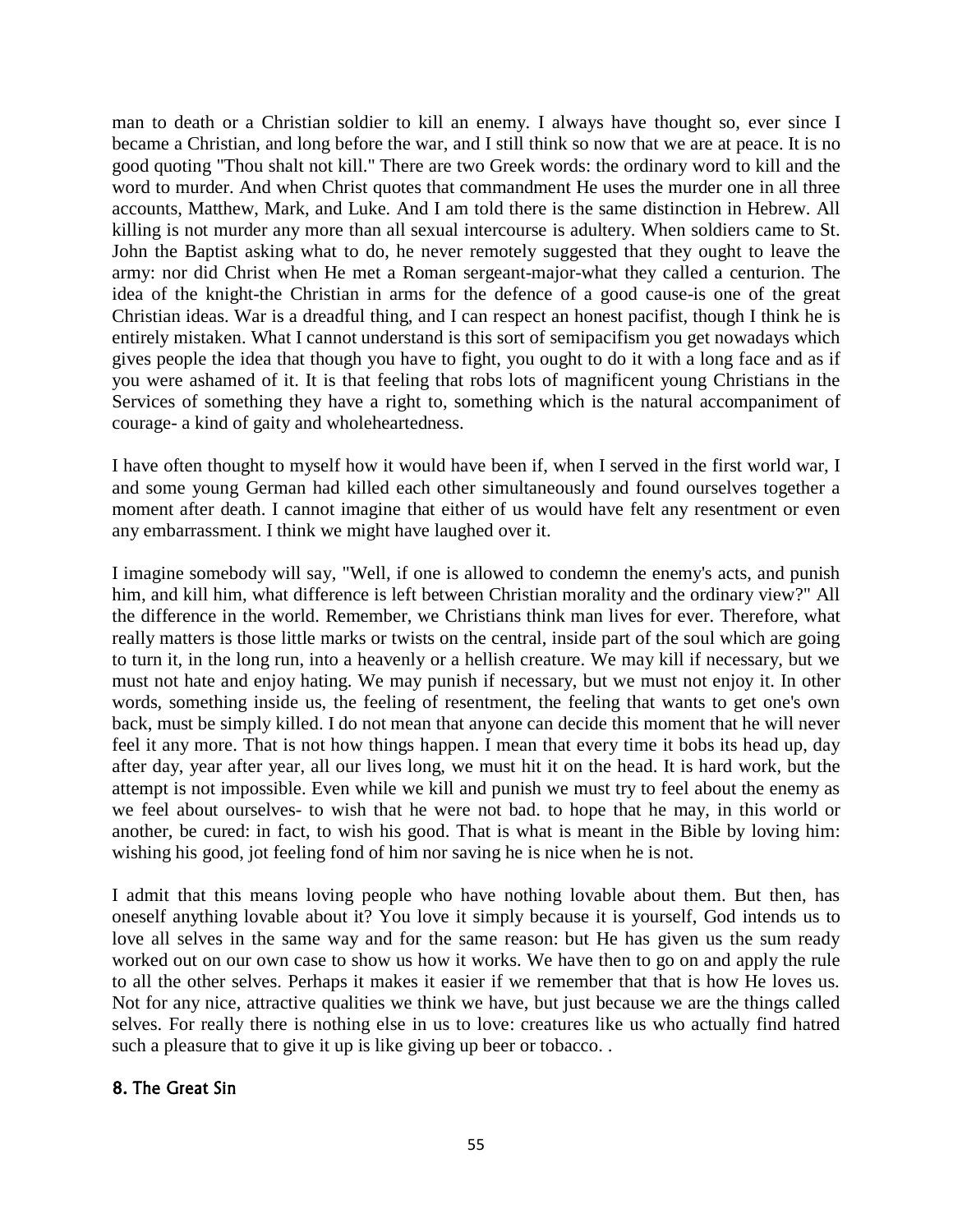man to death or a Christian soldier to kill an enemy. I always have thought so, ever since I became a Christian, and long before the war, and I still think so now that we are at peace. It is no good quoting "Thou shalt not kill." There are two Greek words: the ordinary word to kill and the word to murder. And when Christ quotes that commandment He uses the murder one in all three accounts, Matthew, Mark, and Luke. And I am told there is the same distinction in Hebrew. All killing is not murder any more than all sexual intercourse is adultery. When soldiers came to St. John the Baptist asking what to do, he never remotely suggested that they ought to leave the army: nor did Christ when He met a Roman sergeant-major-what they called a centurion. The idea of the knight-the Christian in arms for the defence of a good cause-is one of the great Christian ideas. War is a dreadful thing, and I can respect an honest pacifist, though I think he is entirely mistaken. What I cannot understand is this sort of semipacifism you get nowadays which gives people the idea that though you have to fight, you ought to do it with a long face and as if you were ashamed of it. It is that feeling that robs lots of magnificent young Christians in the Services of something they have a right to, something which is the natural accompaniment of courage- a kind of gaity and wholeheartedness.

I have often thought to myself how it would have been if, when I served in the first world war, I and some young German had killed each other simultaneously and found ourselves together a moment after death. I cannot imagine that either of us would have felt any resentment or even any embarrassment. I think we might have laughed over it.

I imagine somebody will say, "Well, if one is allowed to condemn the enemy's acts, and punish him, and kill him, what difference is left between Christian morality and the ordinary view?" All the difference in the world. Remember, we Christians think man lives for ever. Therefore, what really matters is those little marks or twists on the central, inside part of the soul which are going to turn it, in the long run, into a heavenly or a hellish creature. We may kill if necessary, but we must not hate and enjoy hating. We may punish if necessary, but we must not enjoy it. In other words, something inside us, the feeling of resentment, the feeling that wants to get one's own back, must be simply killed. I do not mean that anyone can decide this moment that he will never feel it any more. That is not how things happen. I mean that every time it bobs its head up, day after day, year after year, all our lives long, we must hit it on the head. It is hard work, but the attempt is not impossible. Even while we kill and punish we must try to feel about the enemy as we feel about ourselves- to wish that he were not bad. to hope that he may, in this world or another, be cured: in fact, to wish his good. That is what is meant in the Bible by loving him: wishing his good, jot feeling fond of him nor saving he is nice when he is not.

I admit that this means loving people who have nothing lovable about them. But then, has oneself anything lovable about it? You love it simply because it is yourself, God intends us to love all selves in the same way and for the same reason: but He has given us the sum ready worked out on our own case to show us how it works. We have then to go on and apply the rule to all the other selves. Perhaps it makes it easier if we remember that that is how He loves us. Not for any nice, attractive qualities we think we have, but just because we are the things called selves. For really there is nothing else in us to love: creatures like us who actually find hatred such a pleasure that to give it up is like giving up beer or tobacco. .

## 8. The Great Sin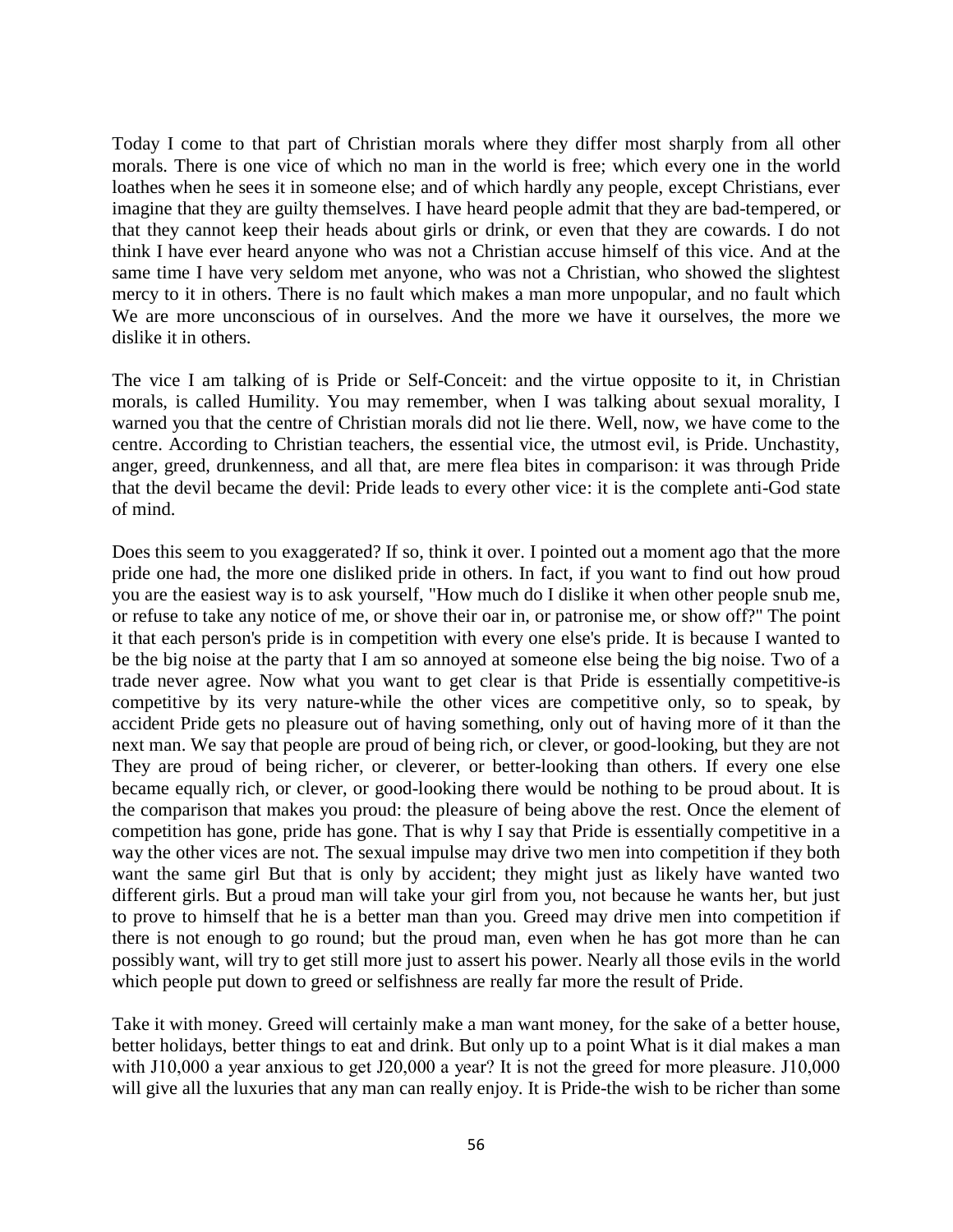Today I come to that part of Christian morals where they differ most sharply from all other morals. There is one vice of which no man in the world is free; which every one in the world loathes when he sees it in someone else; and of which hardly any people, except Christians, ever imagine that they are guilty themselves. I have heard people admit that they are bad-tempered, or that they cannot keep their heads about girls or drink, or even that they are cowards. I do not think I have ever heard anyone who was not a Christian accuse himself of this vice. And at the same time I have very seldom met anyone, who was not a Christian, who showed the slightest mercy to it in others. There is no fault which makes a man more unpopular, and no fault which We are more unconscious of in ourselves. And the more we have it ourselves, the more we dislike it in others.

The vice I am talking of is Pride or Self-Conceit: and the virtue opposite to it, in Christian morals, is called Humility. You may remember, when I was talking about sexual morality, I warned you that the centre of Christian morals did not lie there. Well, now, we have come to the centre. According to Christian teachers, the essential vice, the utmost evil, is Pride. Unchastity, anger, greed, drunkenness, and all that, are mere flea bites in comparison: it was through Pride that the devil became the devil: Pride leads to every other vice: it is the complete anti-God state of mind.

Does this seem to you exaggerated? If so, think it over. I pointed out a moment ago that the more pride one had, the more one disliked pride in others. In fact, if you want to find out how proud you are the easiest way is to ask yourself, "How much do I dislike it when other people snub me, or refuse to take any notice of me, or shove their oar in, or patronise me, or show off?" The point it that each person's pride is in competition with every one else's pride. It is because I wanted to be the big noise at the party that I am so annoyed at someone else being the big noise. Two of a trade never agree. Now what you want to get clear is that Pride is essentially competitive-is competitive by its very nature-while the other vices are competitive only, so to speak, by accident Pride gets no pleasure out of having something, only out of having more of it than the next man. We say that people are proud of being rich, or clever, or good-looking, but they are not They are proud of being richer, or cleverer, or better-looking than others. If every one else became equally rich, or clever, or good-looking there would be nothing to be proud about. It is the comparison that makes you proud: the pleasure of being above the rest. Once the element of competition has gone, pride has gone. That is why I say that Pride is essentially competitive in a way the other vices are not. The sexual impulse may drive two men into competition if they both want the same girl But that is only by accident; they might just as likely have wanted two different girls. But a proud man will take your girl from you, not because he wants her, but just to prove to himself that he is a better man than you. Greed may drive men into competition if there is not enough to go round; but the proud man, even when he has got more than he can possibly want, will try to get still more just to assert his power. Nearly all those evils in the world which people put down to greed or selfishness are really far more the result of Pride.

Take it with money. Greed will certainly make a man want money, for the sake of a better house, better holidays, better things to eat and drink. But only up to a point What is it dial makes a man with J10,000 a year anxious to get J20,000 a year? It is not the greed for more pleasure. J10,000 will give all the luxuries that any man can really enjoy. It is Pride-the wish to be richer than some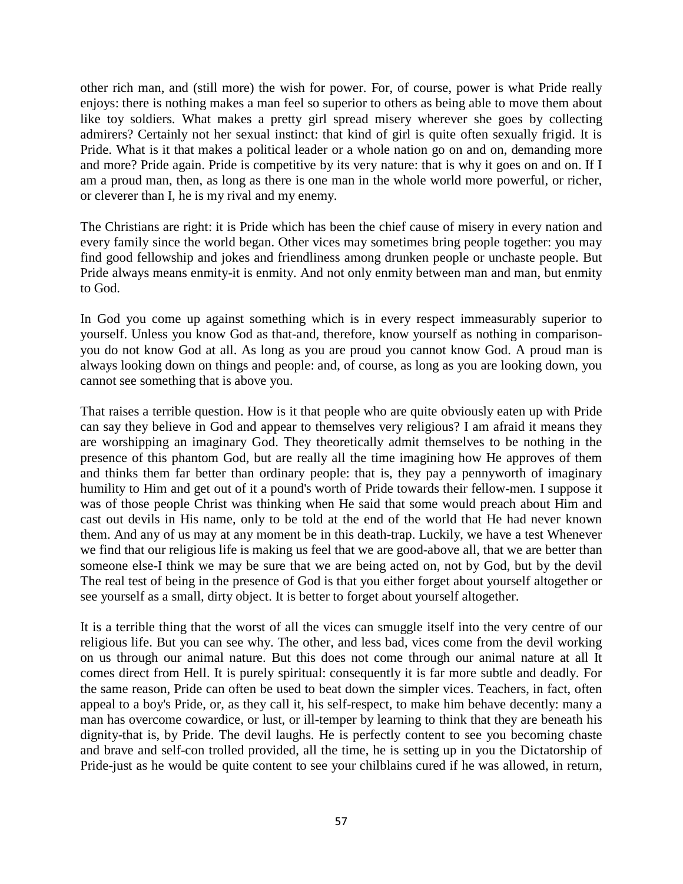other rich man, and (still more) the wish for power. For, of course, power is what Pride really enjoys: there is nothing makes a man feel so superior to others as being able to move them about like toy soldiers. What makes a pretty girl spread misery wherever she goes by collecting admirers? Certainly not her sexual instinct: that kind of girl is quite often sexually frigid. It is Pride. What is it that makes a political leader or a whole nation go on and on, demanding more and more? Pride again. Pride is competitive by its very nature: that is why it goes on and on. If I am a proud man, then, as long as there is one man in the whole world more powerful, or richer, or cleverer than I, he is my rival and my enemy.

The Christians are right: it is Pride which has been the chief cause of misery in every nation and every family since the world began. Other vices may sometimes bring people together: you may find good fellowship and jokes and friendliness among drunken people or unchaste people. But Pride always means enmity-it is enmity. And not only enmity between man and man, but enmity to God.

In God you come up against something which is in every respect immeasurably superior to yourself. Unless you know God as that-and, therefore, know yourself as nothing in comparison-you do not know God at all. As long as you are proud you cannot know God. A proud man is always looking down on things and people: and, of course, as long as you are looking down, you cannot see something that is above you.

That raises a terrible question. How is it that people who are quite obviously eaten up with Pride can say they believe in God and appear to themselves very religious? I am afraid it means they are worshipping an imaginary God. They theoretically admit themselves to be nothing in the presence of this phantom God, but are really all the time imagining how He approves of them and thinks them far better than ordinary people: that is, they pay a pennyworth of imaginary humility to Him and get out of it a pound's worth of Pride towards their fellow-men. I suppose it was of those people Christ was thinking when He said that some would preach about Him and cast out devils in His name, only to be told at the end of the world that He had never known them. And any of us may at any moment be in this death-trap. Luckily, we have a test Whenever we find that our religious life is making us feel that we are good-above all, that we are better than someone else-I think we may be sure that we are being acted on, not by God, but by the devil The real test of being in the presence of God is that you either forget about yourself altogether or see yourself as a small, dirty object. It is better to forget about yourself altogether.

It is a terrible thing that the worst of all the vices can smuggle itself into the very centre of our religious life. But you can see why. The other, and less bad, vices come from the devil working on us through our animal nature. But this does not come through our animal nature at all It comes direct from Hell. It is purely spiritual: consequently it is far more subtle and deadly. For the same reason, Pride can often be used to beat down the simpler vices. Teachers, in fact, often appeal to a boy's Pride, or, as they call it, his self-respect, to make him behave decently: many a man has overcome cowardice, or lust, or ill-temper by learning to think that they are beneath his dignity-that is, by Pride. The devil laughs. He is perfectly content to see you becoming chaste and brave and self-con trolled provided, all the time, he is setting up in you the Dictatorship of Pride-just as he would be quite content to see your chilblains cured if he was allowed, in return,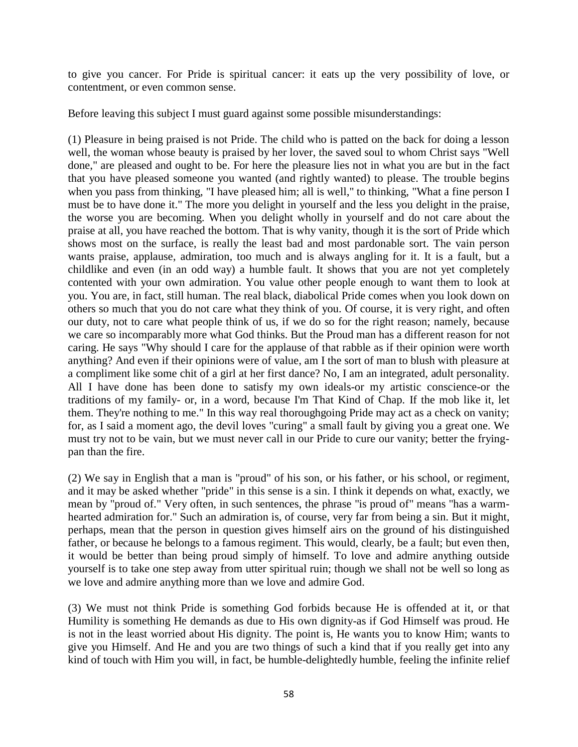to give you cancer. For Pride is spiritual cancer: it eats up the very possibility of love, or contentment, or even common sense.

Before leaving this subject I must guard against some possible misunderstandings:

(1) Pleasure in being praised is not Pride. The child who is patted on the back for doing a lesson well, the woman whose beauty is praised by her lover, the saved soul to whom Christ says "Well done," are pleased and ought to be. For here the pleasure lies not in what you are but in the fact that you have pleased someone you wanted (and rightly wanted) to please. The trouble begins when you pass from thinking, "I have pleased him; all is well," to thinking, "What a fine person I must be to have done it." The more you delight in yourself and the less you delight in the praise, the worse you are becoming. When you delight wholly in yourself and do not care about the praise at all, you have reached the bottom. That is why vanity, though it is the sort of Pride which shows most on the surface, is really the least bad and most pardonable sort. The vain person wants praise, applause, admiration, too much and is always angling for it. It is a fault, but a childlike and even (in an odd way) a humble fault. It shows that you are not yet completely contented with your own admiration. You value other people enough to want them to look at you. You are, in fact, still human. The real black, diabolical Pride comes when you look down on others so much that you do not care what they think of you. Of course, it is very right, and often our duty, not to care what people think of us, if we do so for the right reason; namely, because we care so incomparably more what God thinks. But the Proud man has a different reason for not caring. He says "Why should I care for the applause of that rabble as if their opinion were worth anything? And even if their opinions were of value, am I the sort of man to blush with pleasure at a compliment like some chit of a girl at her first dance? No, I am an integrated, adult personality. All I have done has been done to satisfy my own ideals-or my artistic conscience-or the traditions of my family- or, in a word, because I'm That Kind of Chap. If the mob like it, let them. They're nothing to me." In this way real thoroughgoing Pride may act as a check on vanity; for, as I said a moment ago, the devil loves "curing" a small fault by giving you a great one. We must try not to be vain, but we must never call in our Pride to cure our vanity; better the frying-pan than the fire.

(2) We say in English that a man is "proud" of his son, or his father, or his school, or regiment, and it may be asked whether "pride" in this sense is a sin. I think it depends on what, exactly, we mean by "proud of." Very often, in such sentences, the phrase "is proud of" means "has a warm-hearted admiration for." Such an admiration is, of course, very far from being a sin. But it might, perhaps, mean that the person in question gives himself airs on the ground of his distinguished father, or because he belongs to a famous regiment. This would, clearly, be a fault; but even then, it would be better than being proud simply of himself. To love and admire anything outside yourself is to take one step away from utter spiritual ruin; though we shall not be well so long as we love and admire anything more than we love and admire God.

(3) We must not think Pride is something God forbids because He is offended at it, or that Humility is something He demands as due to His own dignity-as if God Himself was proud. He is not in the least worried about His dignity. The point is, He wants you to know Him; wants to give you Himself. And He and you are two things of such a kind that if you really get into any kind of touch with Him you will, in fact, be humble-delightedly humble, feeling the infinite relief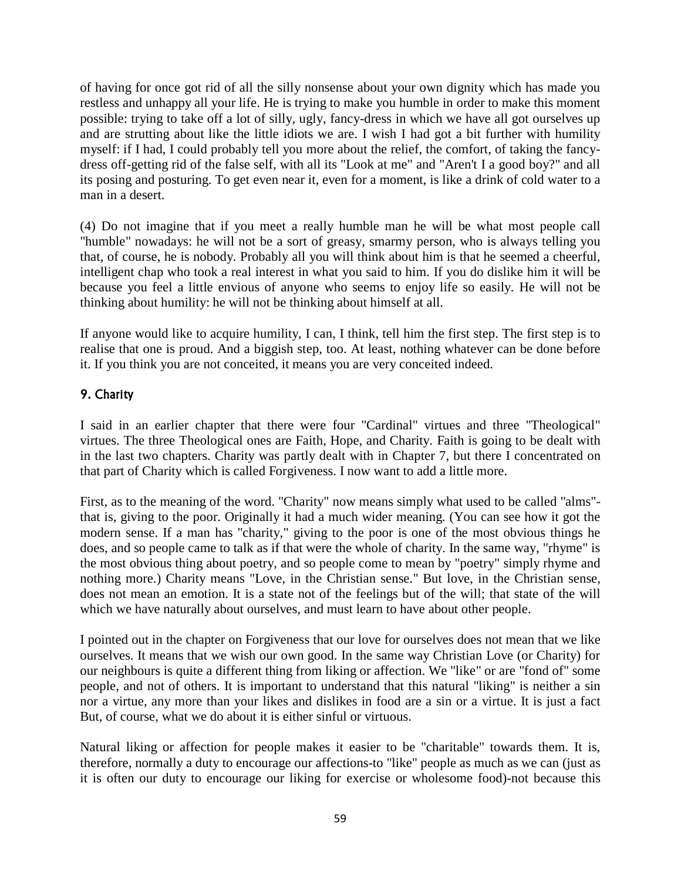of having for once got rid of all the silly nonsense about your own dignity which has made you restless and unhappy all your life. He is trying to make you humble in order to make this moment possible: trying to take off a lot of silly, ugly, fancy-dress in which we have all got ourselves up and are strutting about like the little idiots we are. I wish I had got a bit further with humility myself: if I had, I could probably tell you more about the relief, the comfort, of taking the fancy-dress off-getting rid of the false self, with all its "Look at me" and "Aren't I a good boy?" and all its posing and posturing. To get even near it, even for a moment, is like a drink of cold water to a man in a desert.

(4) Do not imagine that if you meet a really humble man he will be what most people call "humble" nowadays: he will not be a sort of greasy, smarmy person, who is always telling you that, of course, he is nobody. Probably all you will think about him is that he seemed a cheerful, intelligent chap who took a real interest in what you said to him. If you do dislike him it will be because you feel a little envious of anyone who seems to enjoy life so easily. He will not be thinking about humility: he will not be thinking about himself at all.

If anyone would like to acquire humility, I can, I think, tell him the first step. The first step is to realise that one is proud. And a biggish step, too. At least, nothing whatever can be done before it. If you think you are not conceited, it means you are very conceited indeed.

## 9. Charity

I said in an earlier chapter that there were four "Cardinal" virtues and three "Theological" virtues. The three Theological ones are Faith, Hope, and Charity. Faith is going to be dealt with in the last two chapters. Charity was partly dealt with in Chapter 7, but there I concentrated on that part of Charity which is called Forgiveness. I now want to add a little more.

First, as to the meaning of the word. "Charity" now means simply what used to be called "alms"-that is, giving to the poor. Originally it had a much wider meaning. (You can see how it got the modern sense. If a man has "charity," giving to the poor is one of the most obvious things he does, and so people came to talk as if that were the whole of charity. In the same way, "rhyme" is the most obvious thing about poetry, and so people come to mean by "poetry" simply rhyme and nothing more.) Charity means "Love, in the Christian sense." But love, in the Christian sense, does not mean an emotion. It is a state not of the feelings but of the will; that state of the will which we have naturally about ourselves, and must learn to have about other people.

I pointed out in the chapter on Forgiveness that our love for ourselves does not mean that we like ourselves. It means that we wish our own good. In the same way Christian Love (or Charity) for our neighbours is quite a different thing from liking or affection. We "like" or are "fond of" some people, and not of others. It is important to understand that this natural "liking" is neither a sin nor a virtue, any more than your likes and dislikes in food are a sin or a virtue. It is just a fact But, of course, what we do about it is either sinful or virtuous.

Natural liking or affection for people makes it easier to be "charitable" towards them. It is, therefore, normally a duty to encourage our affections-to "like" people as much as we can (just as it is often our duty to encourage our liking for exercise or wholesome food)-not because this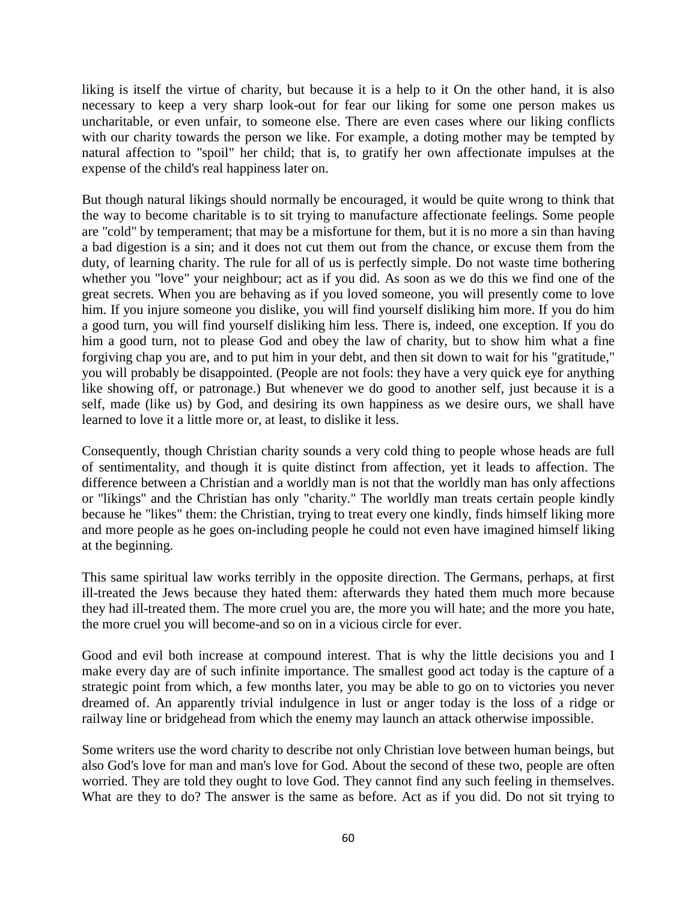liking is itself the virtue of charity, but because it is a help to it On the other hand, it is also necessary to keep a very sharp look-out for fear our liking for some one person makes us uncharitable, or even unfair, to someone else. There are even cases where our liking conflicts with our charity towards the person we like. For example, a doting mother may be tempted by natural affection to "spoil" her child; that is, to gratify her own affectionate impulses at the expense of the child's real happiness later on.

But though natural likings should normally be encouraged, it would be quite wrong to think that the way to become charitable is to sit trying to manufacture affectionate feelings. Some people are "cold" by temperament; that may be a misfortune for them, but it is no more a sin than having a bad digestion is a sin; and it does not cut them out from the chance, or excuse them from the duty, of learning charity. The rule for all of us is perfectly simple. Do not waste time bothering whether you "love" your neighbour; act as if you did. As soon as we do this we find one of the great secrets. When you are behaving as if you loved someone, you will presently come to love him. If you injure someone you dislike, you will find yourself disliking him more. If you do him a good turn, you will find yourself disliking him less. There is, indeed, one exception. If you do him a good turn, not to please God and obey the law of charity, but to show him what a fine forgiving chap you are, and to put him in your debt, and then sit down to wait for his "gratitude," you will probably be disappointed. (People are not fools: they have a very quick eye for anything like showing off, or patronage.) But whenever we do good to another self, just because it is a self, made (like us) by God, and desiring its own happiness as we desire ours, we shall have learned to love it a little more or, at least, to dislike it less.

Consequently, though Christian charity sounds a very cold thing to people whose heads are full of sentimentality, and though it is quite distinct from affection, yet it leads to affection. The difference between a Christian and a worldly man is not that the worldly man has only affections or "likings" and the Christian has only "charity." The worldly man treats certain people kindly because he "likes" them: the Christian, trying to treat every one kindly, finds himself liking more and more people as he goes on-including people he could not even have imagined himself liking at the beginning.

This same spiritual law works terribly in the opposite direction. The Germans, perhaps, at first ill-treated the Jews because they hated them: afterwards they hated them much more because they had ill-treated them. The more cruel you are, the more you will hate; and the more you hate, the more cruel you will become-and so on in a vicious circle for ever.

Good and evil both increase at compound interest. That is why the little decisions you and I make every day are of such infinite importance. The smallest good act today is the capture of a strategic point from which, a few months later, you may be able to go on to victories you never dreamed of. An apparently trivial indulgence in lust or anger today is the loss of a ridge or railway line or bridgehead from which the enemy may launch an attack otherwise impossible.

Some writers use the word charity to describe not only Christian love between human beings, but also God's love for man and man's love for God. About the second of these two, people are often worried. They are told they ought to love God. They cannot find any such feeling in themselves. What are they to do? The answer is the same as before. Act as if you did. Do not sit trying to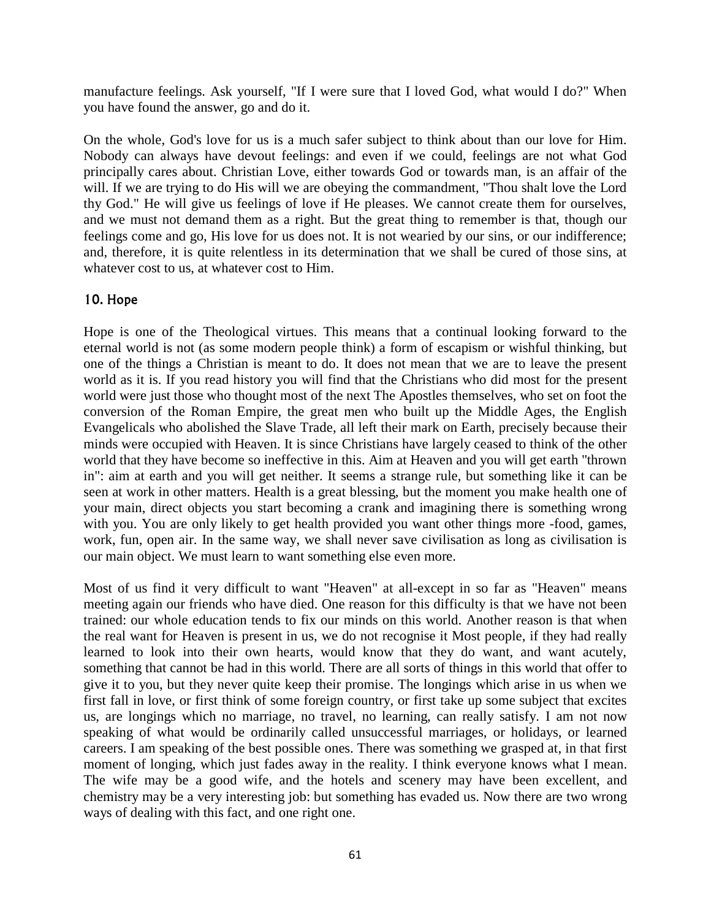manufacture feelings. Ask yourself, "If I were sure that I loved God, what would I do?" When you have found the answer, go and do it.

On the whole, God's love for us is a much safer subject to think about than our love for Him. Nobody can always have devout feelings: and even if we could, feelings are not what God principally cares about. Christian Love, either towards God or towards man, is an affair of the will. If we are trying to do His will we are obeying the commandment, "Thou shalt love the Lord thy God." He will give us feelings of love if He pleases. We cannot create them for ourselves, and we must not demand them as a right. But the great thing to remember is that, though our feelings come and go, His love for us does not. It is not wearied by our sins, or our indifference; and, therefore, it is quite relentless in its determination that we shall be cured of those sins, at whatever cost to us, at whatever cost to Him.

### 10. Hope

Hope is one of the Theological virtues. This means that a continual looking forward to the eternal world is not (as some modern people think) a form of escapism or wishful thinking, but one of the things a Christian is meant to do. It does not mean that we are to leave the present world as it is. If you read history you will find that the Christians who did most for the present world were just those who thought most of the next The Apostles themselves, who set on foot the conversion of the Roman Empire, the great men who built up the Middle Ages, the English Evangelicals who abolished the Slave Trade, all left their mark on Earth, precisely because their minds were occupied with Heaven. It is since Christians have largely ceased to think of the other world that they have become so ineffective in this. Aim at Heaven and you will get earth "thrown in": aim at earth and you will get neither. It seems a strange rule, but something like it can be seen at work in other matters. Health is a great blessing, but the moment you make health one of your main, direct objects you start becoming a crank and imagining there is something wrong with you. You are only likely to get health provided you want other things more -food, games, work, fun, open air. In the same way, we shall never save civilisation as long as civilisation is our main object. We must learn to want something else even more.

Most of us find it very difficult to want "Heaven" at all-except in so far as "Heaven" means meeting again our friends who have died. One reason for this difficulty is that we have not been trained: our whole education tends to fix our minds on this world. Another reason is that when the real want for Heaven is present in us, we do not recognise it Most people, if they had really learned to look into their own hearts, would know that they do want, and want acutely, something that cannot be had in this world. There are all sorts of things in this world that offer to give it to you, but they never quite keep their promise. The longings which arise in us when we first fall in love, or first think of some foreign country, or first take up some subject that excites us, are longings which no marriage, no travel, no learning, can really satisfy. I am not now speaking of what would be ordinarily called unsuccessful marriages, or holidays, or learned careers. I am speaking of the best possible ones. There was something we grasped at, in that first moment of longing, which just fades away in the reality. I think everyone knows what I mean. The wife may be a good wife, and the hotels and scenery may have been excellent, and chemistry may be a very interesting job: but something has evaded us. Now there are two wrong ways of dealing with this fact, and one right one.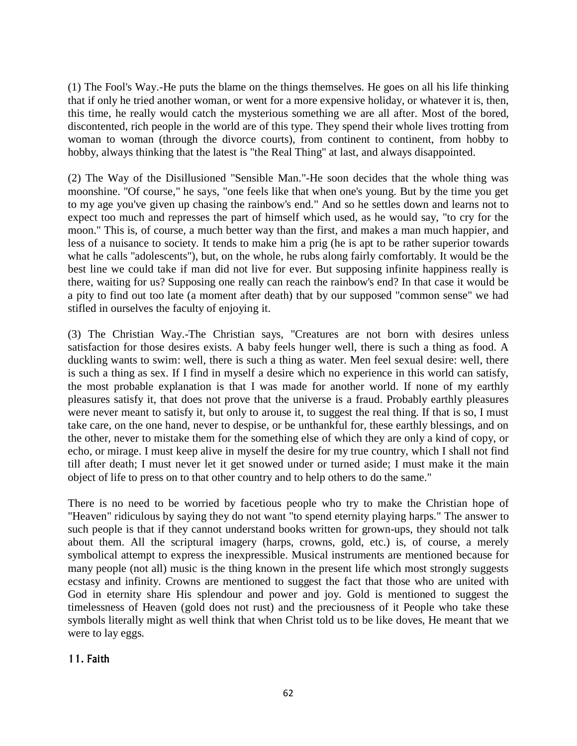(1) The Fool's Way.-He puts the blame on the things themselves. He goes on all his life thinking that if only he tried another woman, or went for a more expensive holiday, or whatever it is, then, this time, he really would catch the mysterious something we are all after. Most of the bored, discontented, rich people in the world are of this type. They spend their whole lives trotting from woman to woman (through the divorce courts), from continent to continent, from hobby to hobby, always thinking that the latest is "the Real Thing" at last, and always disappointed.

(2) The Way of the Disillusioned "Sensible Man."-He soon decides that the whole thing was moonshine. "Of course," he says, "one feels like that when one's young. But by the time you get to my age you've given up chasing the rainbow's end." And so he settles down and learns not to expect too much and represses the part of himself which used, as he would say, "to cry for the moon." This is, of course, a much better way than the first, and makes a man much happier, and less of a nuisance to society. It tends to make him a prig (he is apt to be rather superior towards what he calls "adolescents"), but, on the whole, he rubs along fairly comfortably. It would be the best line we could take if man did not live for ever. But supposing infinite happiness really is there, waiting for us? Supposing one really can reach the rainbow's end? In that case it would be a pity to find out too late (a moment after death) that by our supposed "common sense" we had stifled in ourselves the faculty of enjoying it.

(3) The Christian Way.-The Christian says, "Creatures are not born with desires unless satisfaction for those desires exists. A baby feels hunger well, there is such a thing as food. A duckling wants to swim: well, there is such a thing as water. Men feel sexual desire: well, there is such a thing as sex. If I find in myself a desire which no experience in this world can satisfy, the most probable explanation is that I was made for another world. If none of my earthly pleasures satisfy it, that does not prove that the universe is a fraud. Probably earthly pleasures were never meant to satisfy it, but only to arouse it, to suggest the real thing. If that is so, I must take care, on the one hand, never to despise, or be unthankful for, these earthly blessings, and on the other, never to mistake them for the something else of which they are only a kind of copy, or echo, or mirage. I must keep alive in myself the desire for my true country, which I shall not find till after death; I must never let it get snowed under or turned aside; I must make it the main object of life to press on to that other country and to help others to do the same."

There is no need to be worried by facetious people who try to make the Christian hope of "Heaven" ridiculous by saying they do not want "to spend eternity playing harps." The answer to such people is that if they cannot understand books written for grown-ups, they should not talk about them. All the scriptural imagery (harps, crowns, gold, etc.) is, of course, a merely symbolical attempt to express the inexpressible. Musical instruments are mentioned because for many people (not all) music is the thing known in the present life which most strongly suggests ecstasy and infinity. Crowns are mentioned to suggest the fact that those who are united with God in eternity share His splendour and power and joy. Gold is mentioned to suggest the timelessness of Heaven (gold does not rust) and the preciousness of it People who take these symbols literally might as well think that when Christ told us to be like doves, He meant that we were to lay eggs.

## 11. Faith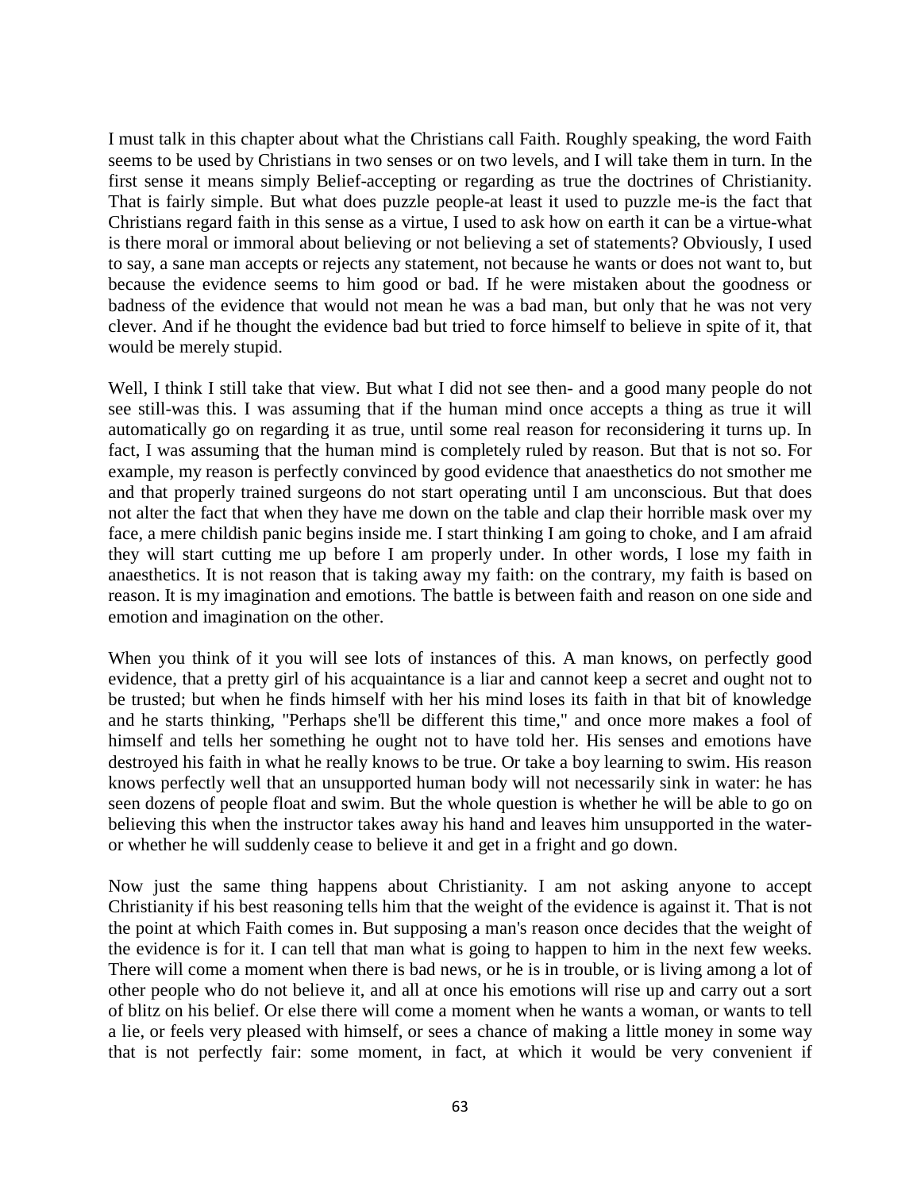I must talk in this chapter about what the Christians call Faith. Roughly speaking, the word Faith seems to be used by Christians in two senses or on two levels, and I will take them in turn. In the first sense it means simply Belief-accepting or regarding as true the doctrines of Christianity. That is fairly simple. But what does puzzle people-at least it used to puzzle me-is the fact that Christians regard faith in this sense as a virtue, I used to ask how on earth it can be a virtue-what is there moral or immoral about believing or not believing a set of statements? Obviously, I used to say, a sane man accepts or rejects any statement, not because he wants or does not want to, but because the evidence seems to him good or bad. If he were mistaken about the goodness or badness of the evidence that would not mean he was a bad man, but only that he was not very clever. And if he thought the evidence bad but tried to force himself to believe in spite of it, that would be merely stupid.

Well, I think I still take that view. But what I did not see then- and a good many people do not see still-was this. I was assuming that if the human mind once accepts a thing as true it will automatically go on regarding it as true, until some real reason for reconsidering it turns up. In fact, I was assuming that the human mind is completely ruled by reason. But that is not so. For example, my reason is perfectly convinced by good evidence that anaesthetics do not smother me and that properly trained surgeons do not start operating until I am unconscious. But that does not alter the fact that when they have me down on the table and clap their horrible mask over my face, a mere childish panic begins inside me. I start thinking I am going to choke, and I am afraid they will start cutting me up before I am properly under. In other words, I lose my faith in anaesthetics. It is not reason that is taking away my faith: on the contrary, my faith is based on reason. It is my imagination and emotions. The battle is between faith and reason on one side and emotion and imagination on the other.

When you think of it you will see lots of instances of this. A man knows, on perfectly good evidence, that a pretty girl of his acquaintance is a liar and cannot keep a secret and ought not to be trusted; but when he finds himself with her his mind loses its faith in that bit of knowledge and he starts thinking, "Perhaps she'll be different this time," and once more makes a fool of himself and tells her something he ought not to have told her. His senses and emotions have destroyed his faith in what he really knows to be true. Or take a boy learning to swim. His reason knows perfectly well that an unsupported human body will not necessarily sink in water: he has seen dozens of people float and swim. But the whole question is whether he will be able to go on believing this when the instructor takes away his hand and leaves him unsupported in the water-or whether he will suddenly cease to believe it and get in a fright and go down.

Now just the same thing happens about Christianity. I am not asking anyone to accept Christianity if his best reasoning tells him that the weight of the evidence is against it. That is not the point at which Faith comes in. But supposing a man's reason once decides that the weight of the evidence is for it. I can tell that man what is going to happen to him in the next few weeks. There will come a moment when there is bad news, or he is in trouble, or is living among a lot of other people who do not believe it, and all at once his emotions will rise up and carry out a sort of blitz on his belief. Or else there will come a moment when he wants a woman, or wants to tell a lie, or feels very pleased with himself, or sees a chance of making a little money in some way that is not perfectly fair: some moment, in fact, at which it would be very convenient if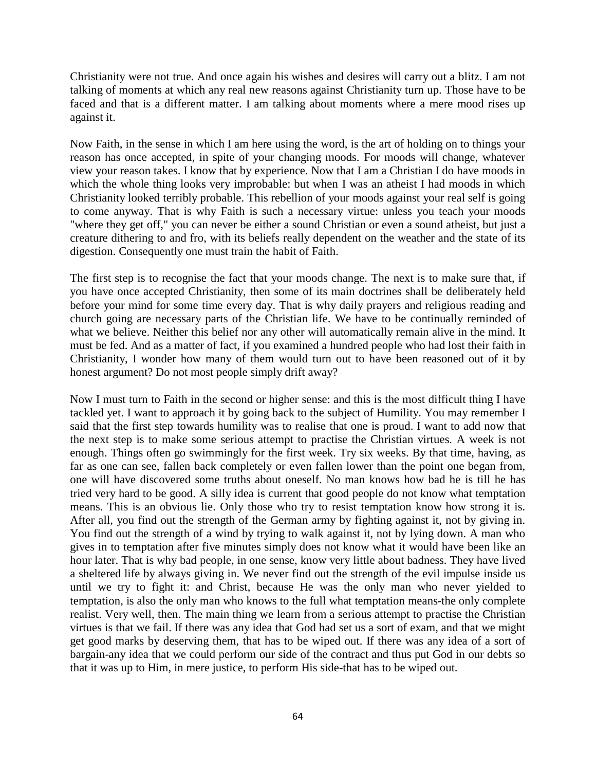Christianity were not true. And once again his wishes and desires will carry out a blitz. I am not talking of moments at which any real new reasons against Christianity turn up. Those have to be faced and that is a different matter. I am talking about moments where a mere mood rises up against it.

Now Faith, in the sense in which I am here using the word, is the art of holding on to things your reason has once accepted, in spite of your changing moods. For moods will change, whatever view your reason takes. I know that by experience. Now that I am a Christian I do have moods in which the whole thing looks very improbable: but when I was an atheist I had moods in which Christianity looked terribly probable. This rebellion of your moods against your real self is going to come anyway. That is why Faith is such a necessary virtue: unless you teach your moods "where they get off," you can never be either a sound Christian or even a sound atheist, but just a creature dithering to and fro, with its beliefs really dependent on the weather and the state of its digestion. Consequently one must train the habit of Faith.

The first step is to recognise the fact that your moods change. The next is to make sure that, if you have once accepted Christianity, then some of its main doctrines shall be deliberately held before your mind for some time every day. That is why daily prayers and religious reading and church going are necessary parts of the Christian life. We have to be continually reminded of what we believe. Neither this belief nor any other will automatically remain alive in the mind. It must be fed. And as a matter of fact, if you examined a hundred people who had lost their faith in Christianity, I wonder how many of them would turn out to have been reasoned out of it by honest argument? Do not most people simply drift away?

Now I must turn to Faith in the second or higher sense: and this is the most difficult thing I have tackled yet. I want to approach it by going back to the subject of Humility. You may remember I said that the first step towards humility was to realise that one is proud. I want to add now that the next step is to make some serious attempt to practise the Christian virtues. A week is not enough. Things often go swimmingly for the first week. Try six weeks. By that time, having, as far as one can see, fallen back completely or even fallen lower than the point one began from, one will have discovered some truths about oneself. No man knows how bad he is till he has tried very hard to be good. A silly idea is current that good people do not know what temptation means. This is an obvious lie. Only those who try to resist temptation know how strong it is. After all, you find out the strength of the German army by fighting against it, not by giving in. You find out the strength of a wind by trying to walk against it, not by lying down. A man who gives in to temptation after five minutes simply does not know what it would have been like an hour later. That is why bad people, in one sense, know very little about badness. They have lived a sheltered life by always giving in. We never find out the strength of the evil impulse inside us until we try to fight it: and Christ, because He was the only man who never yielded to temptation, is also the only man who knows to the full what temptation means-the only complete realist. Very well, then. The main thing we learn from a serious attempt to practise the Christian virtues is that we fail. If there was any idea that God had set us a sort of exam, and that we might get good marks by deserving them, that has to be wiped out. If there was any idea of a sort of bargain-any idea that we could perform our side of the contract and thus put God in our debts so that it was up to Him, in mere justice, to perform His side-that has to be wiped out.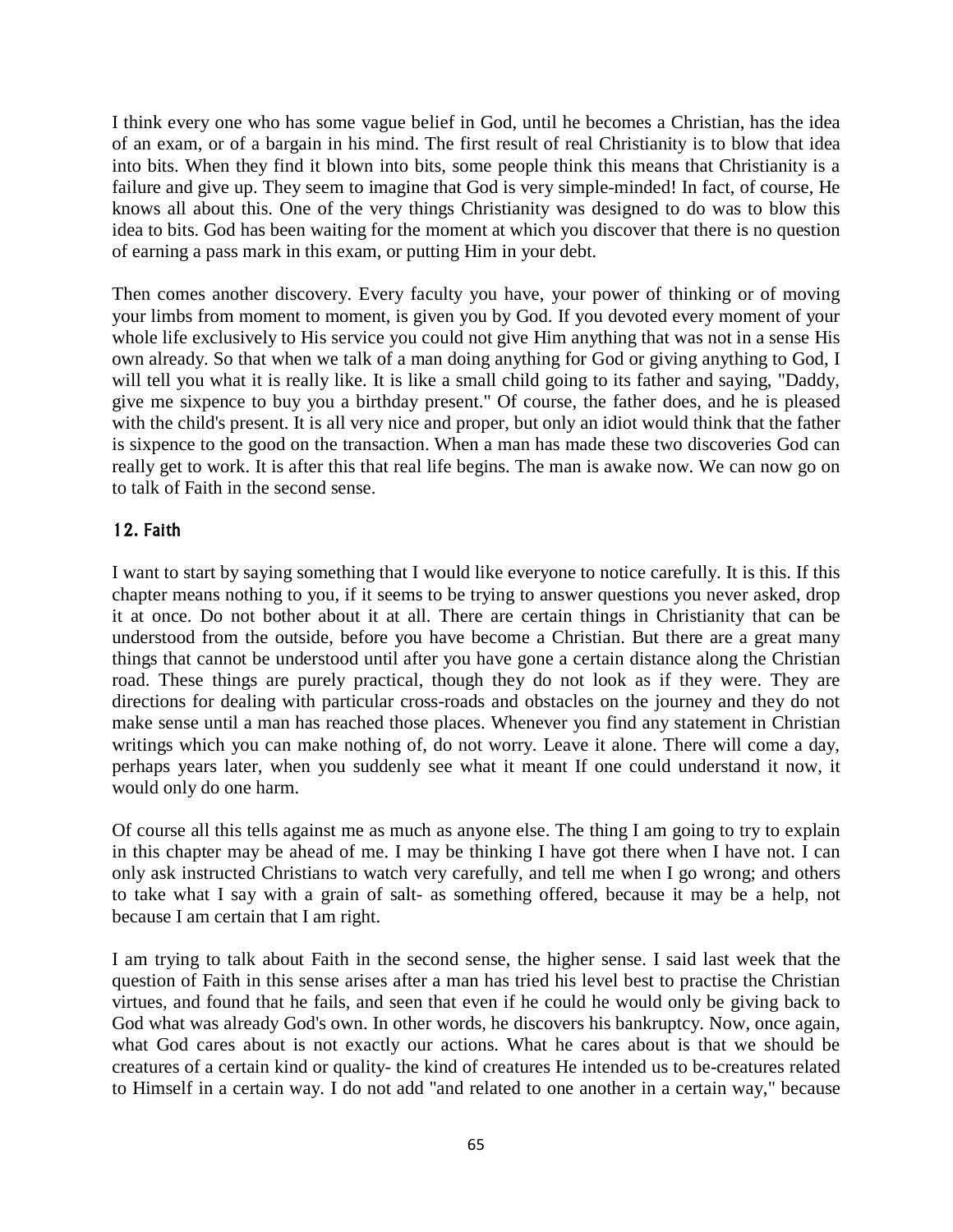I think every one who has some vague belief in God, until he becomes a Christian, has the idea of an exam, or of a bargain in his mind. The first result of real Christianity is to blow that idea into bits. When they find it blown into bits, some people think this means that Christianity is a failure and give up. They seem to imagine that God is very simple-minded! In fact, of course, He knows all about this. One of the very things Christianity was designed to do was to blow this idea to bits. God has been waiting for the moment at which you discover that there is no question of earning a pass mark in this exam, or putting Him in your debt.

Then comes another discovery. Every faculty you have, your power of thinking or of moving your limbs from moment to moment, is given you by God. If you devoted every moment of your whole life exclusively to His service you could not give Him anything that was not in a sense His own already. So that when we talk of a man doing anything for God or giving anything to God, I will tell you what it is really like. It is like a small child going to its father and saying, "Daddy, give me sixpence to buy you a birthday present." Of course, the father does, and he is pleased with the child's present. It is all very nice and proper, but only an idiot would think that the father is sixpence to the good on the transaction. When a man has made these two discoveries God can really get to work. It is after this that real life begins. The man is awake now. We can now go on to talk of Faith in the second sense.

## 12. Faith

I want to start by saying something that I would like everyone to notice carefully. It is this. If this chapter means nothing to you, if it seems to be trying to answer questions you never asked, drop it at once. Do not bother about it at all. There are certain things in Christianity that can be understood from the outside, before you have become a Christian. But there are a great many things that cannot be understood until after you have gone a certain distance along the Christian road. These things are purely practical, though they do not look as if they were. They are directions for dealing with particular cross-roads and obstacles on the journey and they do not make sense until a man has reached those places. Whenever you find any statement in Christian writings which you can make nothing of, do not worry. Leave it alone. There will come a day, perhaps years later, when you suddenly see what it meant If one could understand it now, it would only do one harm.

Of course all this tells against me as much as anyone else. The thing I am going to try to explain in this chapter may be ahead of me. I may be thinking I have got there when I have not. I can only ask instructed Christians to watch very carefully, and tell me when I go wrong; and others to take what I say with a grain of salt- as something offered, because it may be a help, not because I am certain that I am right.

I am trying to talk about Faith in the second sense, the higher sense. I said last week that the question of Faith in this sense arises after a man has tried his level best to practise the Christian virtues, and found that he fails, and seen that even if he could he would only be giving back to God what was already God's own. In other words, he discovers his bankruptcy. Now, once again, what God cares about is not exactly our actions. What he cares about is that we should be creatures of a certain kind or quality- the kind of creatures He intended us to be-creatures related to Himself in a certain way. I do not add "and related to one another in a certain way," because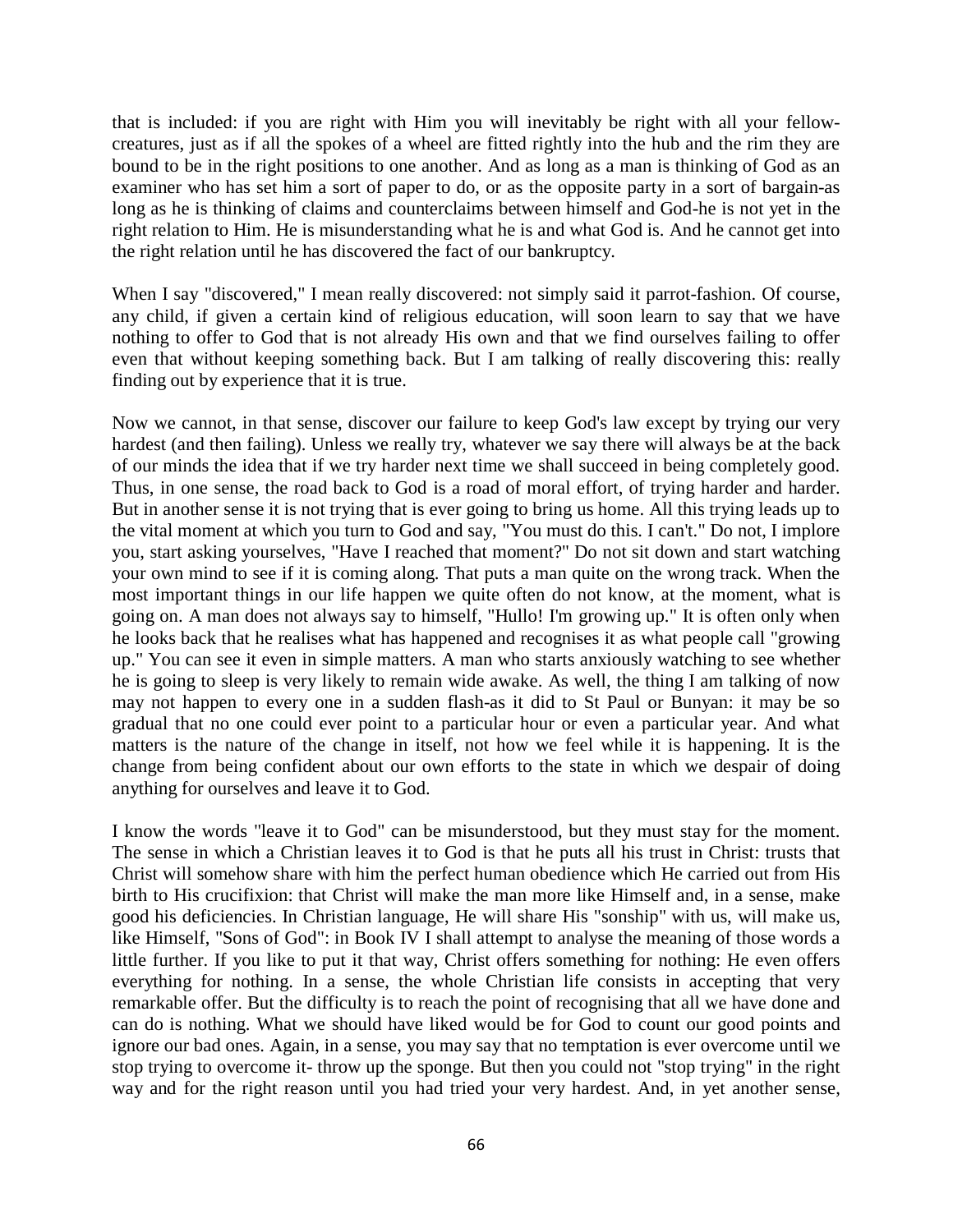that is included: if you are right with Him you will inevitably be right with all your fellow-creatures, just as if all the spokes of a wheel are fitted rightly into the hub and the rim they are bound to be in the right positions to one another. And as long as a man is thinking of God as an examiner who has set him a sort of paper to do, or as the opposite party in a sort of bargain-as long as he is thinking of claims and counterclaims between himself and God-he is not yet in the right relation to Him. He is misunderstanding what he is and what God is. And he cannot get into the right relation until he has discovered the fact of our bankruptcy.

When I say "discovered," I mean really discovered: not simply said it parrot-fashion. Of course, any child, if given a certain kind of religious education, will soon learn to say that we have nothing to offer to God that is not already His own and that we find ourselves failing to offer even that without keeping something back. But I am talking of really discovering this: really finding out by experience that it is true.

Now we cannot, in that sense, discover our failure to keep God's law except by trying our very hardest (and then failing). Unless we really try, whatever we say there will always be at the back of our minds the idea that if we try harder next time we shall succeed in being completely good. Thus, in one sense, the road back to God is a road of moral effort, of trying harder and harder. But in another sense it is not trying that is ever going to bring us home. All this trying leads up to the vital moment at which you turn to God and say, "You must do this. I can't." Do not, I implore you, start asking yourselves, "Have I reached that moment?" Do not sit down and start watching your own mind to see if it is coming along. That puts a man quite on the wrong track. When the most important things in our life happen we quite often do not know, at the moment, what is going on. A man does not always say to himself, "Hullo! I'm growing up." It is often only when he looks back that he realises what has happened and recognises it as what people call "growing up." You can see it even in simple matters. A man who starts anxiously watching to see whether he is going to sleep is very likely to remain wide awake. As well, the thing I am talking of now may not happen to every one in a sudden flash-as it did to St Paul or Bunyan: it may be so gradual that no one could ever point to a particular hour or even a particular year. And what matters is the nature of the change in itself, not how we feel while it is happening. It is the change from being confident about our own efforts to the state in which we despair of doing anything for ourselves and leave it to God.

I know the words "leave it to God" can be misunderstood, but they must stay for the moment. The sense in which a Christian leaves it to God is that he puts all his trust in Christ: trusts that Christ will somehow share with him the perfect human obedience which He carried out from His birth to His crucifixion: that Christ will make the man more like Himself and, in a sense, make good his deficiencies. In Christian language, He will share His "sonship" with us, will make us, like Himself, "Sons of God": in Book IV I shall attempt to analyse the meaning of those words a little further. If you like to put it that way, Christ offers something for nothing: He even offers everything for nothing. In a sense, the whole Christian life consists in accepting that very remarkable offer. But the difficulty is to reach the point of recognising that all we have done and can do is nothing. What we should have liked would be for God to count our good points and ignore our bad ones. Again, in a sense, you may say that no temptation is ever overcome until we stop trying to overcome it- throw up the sponge. But then you could not "stop trying" in the right way and for the right reason until you had tried your very hardest. And, in yet another sense,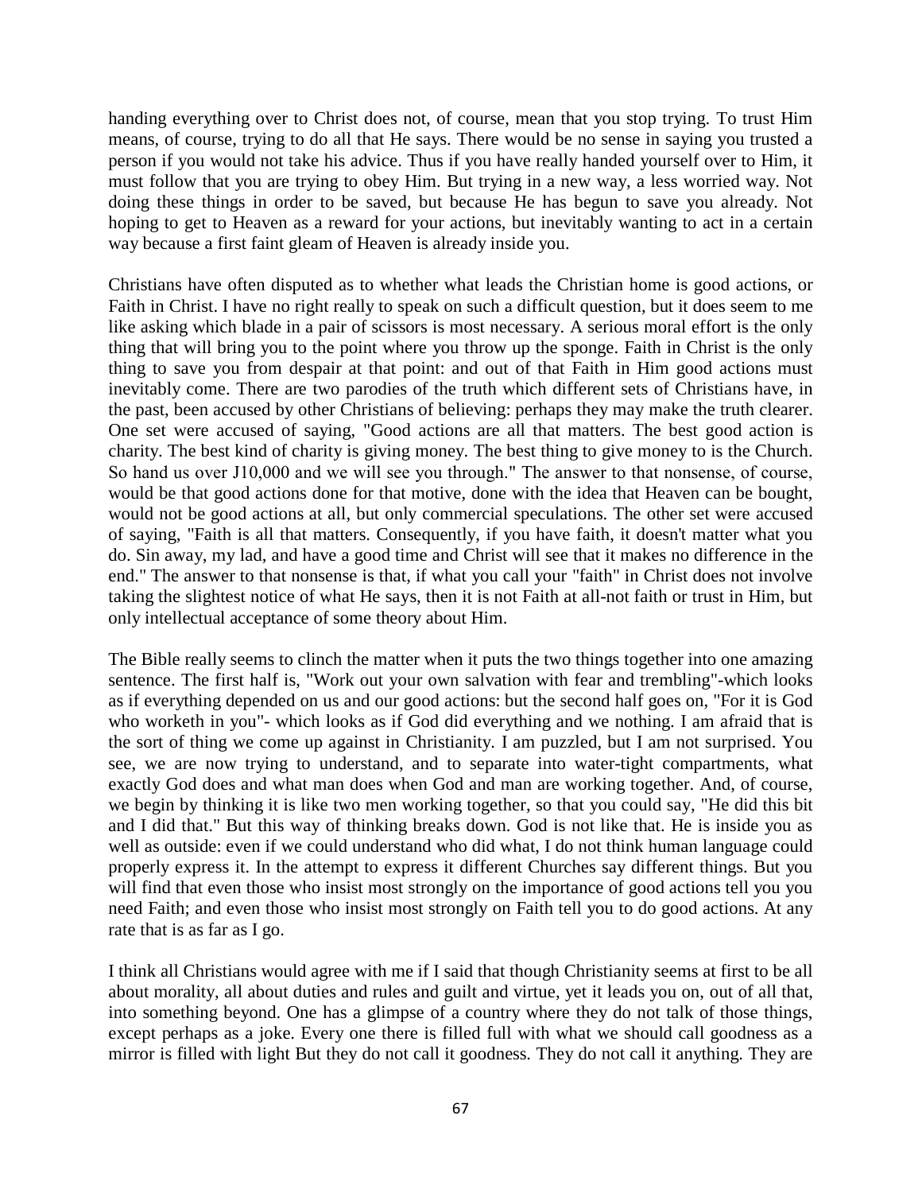handing everything over to Christ does not, of course, mean that you stop trying. To trust Him means, of course, trying to do all that He says. There would be no sense in saying you trusted a person if you would not take his advice. Thus if you have really handed yourself over to Him, it must follow that you are trying to obey Him. But trying in a new way, a less worried way. Not doing these things in order to be saved, but because He has begun to save you already. Not hoping to get to Heaven as a reward for your actions, but inevitably wanting to act in a certain way because a first faint gleam of Heaven is already inside you.

Christians have often disputed as to whether what leads the Christian home is good actions, or Faith in Christ. I have no right really to speak on such a difficult question, but it does seem to me like asking which blade in a pair of scissors is most necessary. A serious moral effort is the only thing that will bring you to the point where you throw up the sponge. Faith in Christ is the only thing to save you from despair at that point: and out of that Faith in Him good actions must inevitably come. There are two parodies of the truth which different sets of Christians have, in the past, been accused by other Christians of believing: perhaps they may make the truth clearer. One set were accused of saying, "Good actions are all that matters. The best good action is charity. The best kind of charity is giving money. The best thing to give money to is the Church. So hand us over J10,000 and we will see you through." The answer to that nonsense, of course, would be that good actions done for that motive, done with the idea that Heaven can be bought, would not be good actions at all, but only commercial speculations. The other set were accused of saying, "Faith is all that matters. Consequently, if you have faith, it doesn't matter what you do. Sin away, my lad, and have a good time and Christ will see that it makes no difference in the end." The answer to that nonsense is that, if what you call your "faith" in Christ does not involve taking the slightest notice of what He says, then it is not Faith at all-not faith or trust in Him, but only intellectual acceptance of some theory about Him.

The Bible really seems to clinch the matter when it puts the two things together into one amazing sentence. The first half is, "Work out your own salvation with fear and trembling"-which looks as if everything depended on us and our good actions: but the second half goes on, "For it is God who worketh in you"- which looks as if God did everything and we nothing. I am afraid that is the sort of thing we come up against in Christianity. I am puzzled, but I am not surprised. You see, we are now trying to understand, and to separate into water-tight compartments, what exactly God does and what man does when God and man are working together. And, of course, we begin by thinking it is like two men working together, so that you could say, "He did this bit and I did that." But this way of thinking breaks down. God is not like that. He is inside you as well as outside: even if we could understand who did what, I do not think human language could properly express it. In the attempt to express it different Churches say different things. But you will find that even those who insist most strongly on the importance of good actions tell you you need Faith; and even those who insist most strongly on Faith tell you to do good actions. At any rate that is as far as I go.

I think all Christians would agree with me if I said that though Christianity seems at first to be all about morality, all about duties and rules and guilt and virtue, yet it leads you on, out of all that, into something beyond. One has a glimpse of a country where they do not talk of those things, except perhaps as a joke. Every one there is filled full with what we should call goodness as a mirror is filled with light But they do not call it goodness. They do not call it anything. They are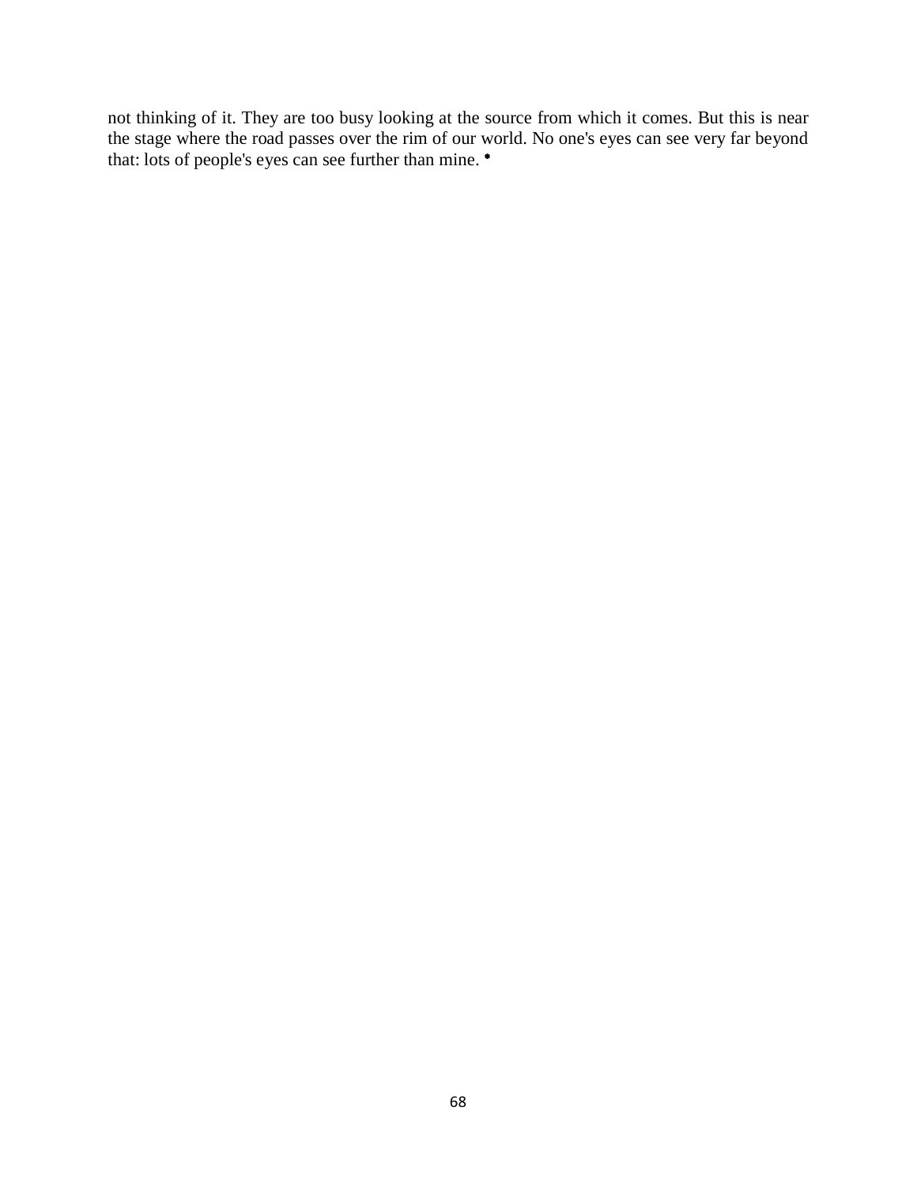not thinking of it. They are too busy looking at the source from which it comes. But this is near the stage where the road passes over the rim of our world. No one's eyes can see very far beyond that: lots of people's eyes can see further than mine. *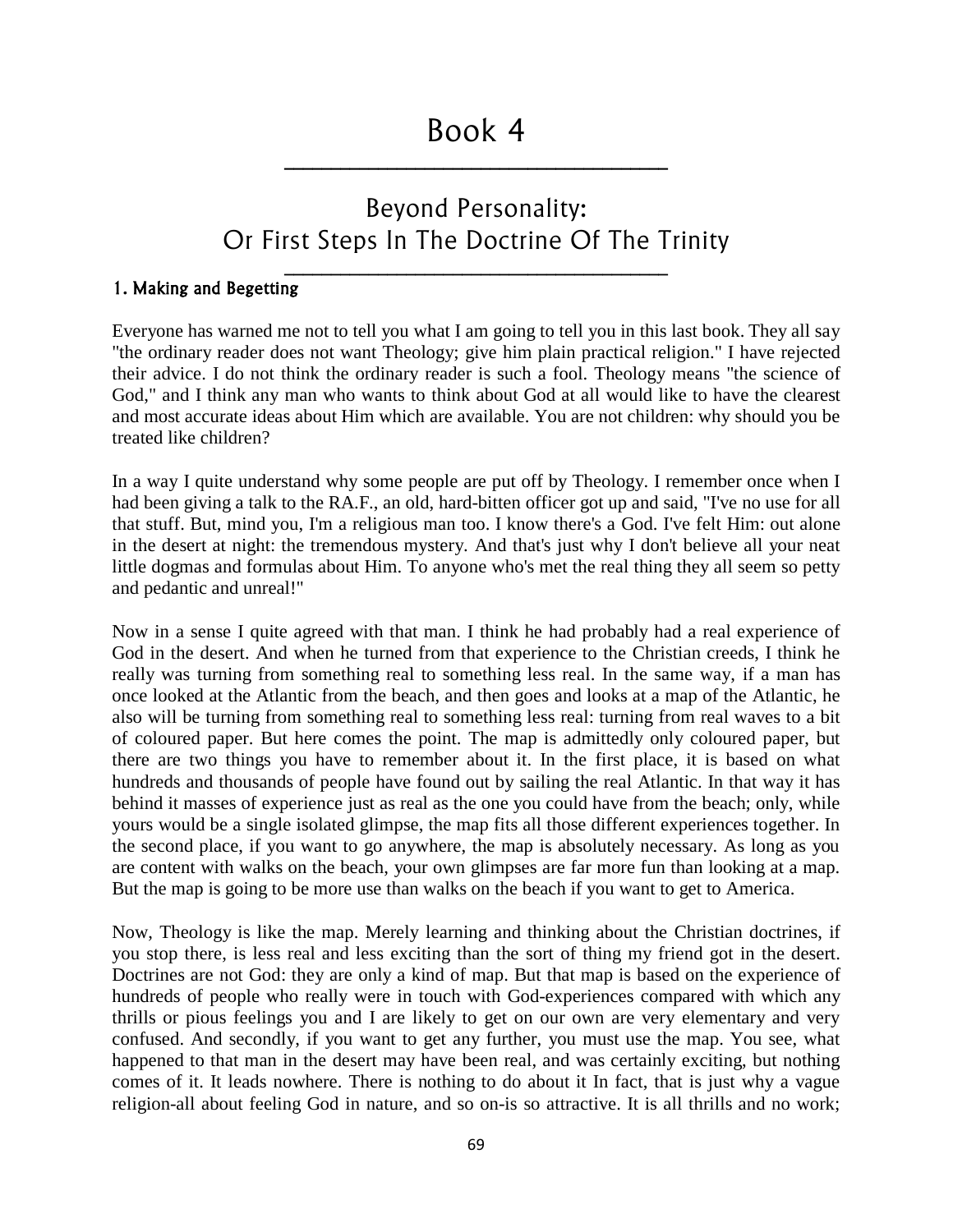# Book 4

## Beyond Personality: Or First Steps In The Doctrine Of The Trinity

### 1. Making and Begetting

Everyone has warned me not to tell you what I am going to tell you in this last book. They all say "the ordinary reader does not want Theology; give him plain practical religion." I have rejected their advice. I do not think the ordinary reader is such a fool. Theology means "the science of God," and I think any man who wants to think about God at all would like to have the clearest and most accurate ideas about Him which are available. You are not children: why should you be treated like children?

In a way I quite understand why some people are put off by Theology. I remember once when I had been giving a talk to the RA.F., an old, hard-bitten officer got up and said, "I've no use for all that stuff. But, mind you, I'm a religious man too. I know there's a God. I've felt Him: out alone in the desert at night: the tremendous mystery. And that's just why I don't believe all your neat little dogmas and formulas about Him. To anyone who's met the real thing they all seem so petty and pedantic and unreal!"

Now in a sense I quite agreed with that man. I think he had probably had a real experience of God in the desert. And when he turned from that experience to the Christian creeds, I think he really was turning from something real to something less real. In the same way, if a man has once looked at the Atlantic from the beach, and then goes and looks at a map of the Atlantic, he also will be turning from something real to something less real: turning from real waves to a bit of coloured paper. But here comes the point. The map is admittedly only coloured paper, but there are two things you have to remember about it. In the first place, it is based on what hundreds and thousands of people have found out by sailing the real Atlantic. In that way it has behind it masses of experience just as real as the one you could have from the beach; only, while yours would be a single isolated glimpse, the map fits all those different experiences together. In the second place, if you want to go anywhere, the map is absolutely necessary. As long as you are content with walks on the beach, your own glimpses are far more fun than looking at a map. But the map is going to be more use than walks on the beach if you want to get to America.

Now, Theology is like the map. Merely learning and thinking about the Christian doctrines, if you stop there, is less real and less exciting than the sort of thing my friend got in the desert. Doctrines are not God: they are only a kind of map. But that map is based on the experience of hundreds of people who really were in touch with God-experiences compared with which any thrills or pious feelings you and I are likely to get on our own are very elementary and very confused. And secondly, if you want to get any further, you must use the map. You see, what happened to that man in the desert may have been real, and was certainly exciting, but nothing comes of it. It leads nowhere. There is nothing to do about it In fact, that is just why a vague religion-all about feeling God in nature, and so on-is so attractive. It is all thrills and no work;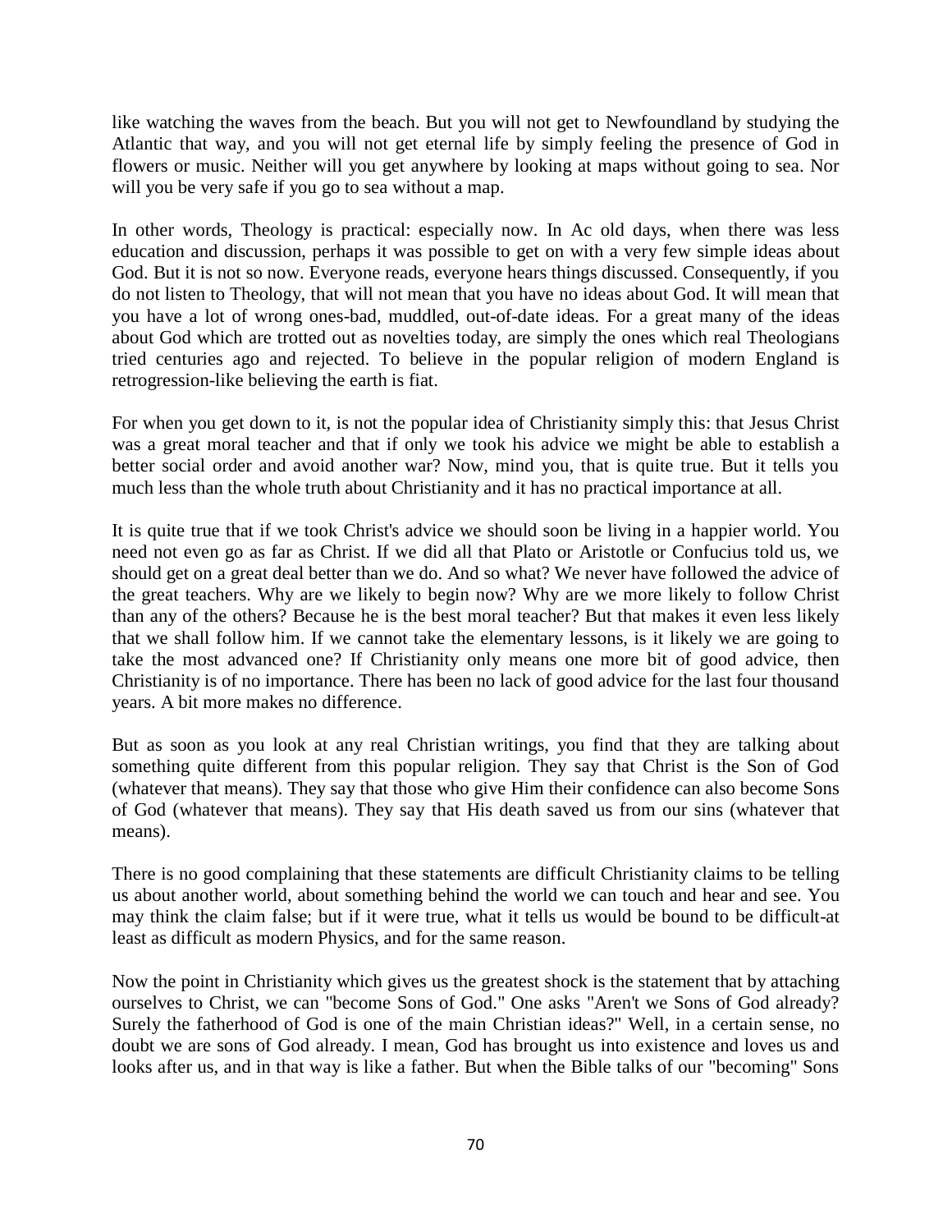like watching the waves from the beach. But you will not get to Newfoundland by studying the Atlantic that way, and you will not get eternal life by simply feeling the presence of God in flowers or music. Neither will you get anywhere by looking at maps without going to sea. Nor will you be very safe if you go to sea without a map.

In other words, Theology is practical: especially now. In Ac old days, when there was less education and discussion, perhaps it was possible to get on with a very few simple ideas about God. But it is not so now. Everyone reads, everyone hears things discussed. Consequently, if you do not listen to Theology, that will not mean that you have no ideas about God. It will mean that you have a lot of wrong ones-bad, muddled, out-of-date ideas. For a great many of the ideas about God which are trotted out as novelties today, are simply the ones which real Theologians tried centuries ago and rejected. To believe in the popular religion of modern England is retrogression-like believing the earth is fiat.

For when you get down to it, is not the popular idea of Christianity simply this: that Jesus Christ was a great moral teacher and that if only we took his advice we might be able to establish a better social order and avoid another war? Now, mind you, that is quite true. But it tells you much less than the whole truth about Christianity and it has no practical importance at all.

It is quite true that if we took Christ's advice we should soon be living in a happier world. You need not even go as far as Christ. If we did all that Plato or Aristotle or Confucius told us, we should get on a great deal better than we do. And so what? We never have followed the advice of the great teachers. Why are we likely to begin now? Why are we more likely to follow Christ than any of the others? Because he is the best moral teacher? But that makes it even less likely that we shall follow him. If we cannot take the elementary lessons, is it likely we are going to take the most advanced one? If Christianity only means one more bit of good advice, then Christianity is of no importance. There has been no lack of good advice for the last four thousand years. A bit more makes no difference.

But as soon as you look at any real Christian writings, you find that they are talking about something quite different from this popular religion. They say that Christ is the Son of God (whatever that means). They say that those who give Him their confidence can also become Sons of God (whatever that means). They say that His death saved us from our sins (whatever that means).

There is no good complaining that these statements are difficult Christianity claims to be telling us about another world, about something behind the world we can touch and hear and see. You may think the claim false; but if it were true, what it tells us would be bound to be difficult-at least as difficult as modern Physics, and for the same reason.

Now the point in Christianity which gives us the greatest shock is the statement that by attaching ourselves to Christ, we can "become Sons of God." One asks "Aren't we Sons of God already? Surely the fatherhood of God is one of the main Christian ideas?" Well, in a certain sense, no doubt we are sons of God already. I mean, God has brought us into existence and loves us and looks after us, and in that way is like a father. But when the Bible talks of our "becoming" Sons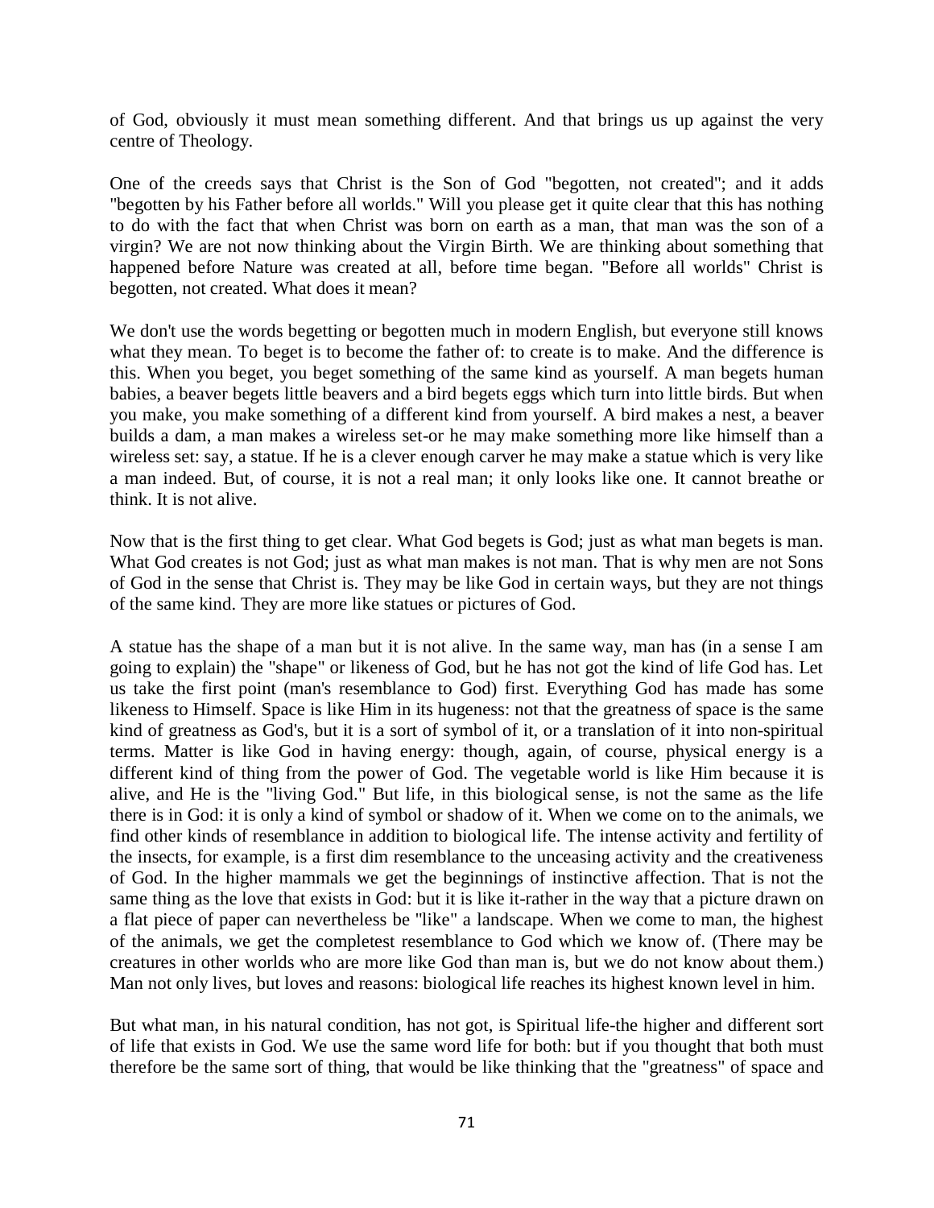of God, obviously it must mean something different. And that brings us up against the very centre of Theology.

One of the creeds says that Christ is the Son of God "begotten, not created"; and it adds "begotten by his Father before all worlds." Will you please get it quite clear that this has nothing to do with the fact that when Christ was born on earth as a man, that man was the son of a virgin? We are not now thinking about the Virgin Birth. We are thinking about something that happened before Nature was created at all, before time began. "Before all worlds" Christ is begotten, not created. What does it mean?

We don't use the words begetting or begotten much in modern English, but everyone still knows what they mean. To beget is to become the father of: to create is to make. And the difference is this. When you beget, you beget something of the same kind as yourself. A man begets human babies, a beaver begets little beavers and a bird begets eggs which turn into little birds. But when you make, you make something of a different kind from yourself. A bird makes a nest, a beaver builds a dam, a man makes a wireless set-or he may make something more like himself than a wireless set: say, a statue. If he is a clever enough carver he may make a statue which is very like a man indeed. But, of course, it is not a real man; it only looks like one. It cannot breathe or think. It is not alive.

Now that is the first thing to get clear. What God begets is God; just as what man begets is man. What God creates is not God; just as what man makes is not man. That is why men are not Sons of God in the sense that Christ is. They may be like God in certain ways, but they are not things of the same kind. They are more like statues or pictures of God.

A statue has the shape of a man but it is not alive. In the same way, man has (in a sense I am going to explain) the "shape" or likeness of God, but he has not got the kind of life God has. Let us take the first point (man's resemblance to God) first. Everything God has made has some likeness to Himself. Space is like Him in its hugeness: not that the greatness of space is the same kind of greatness as God's, but it is a sort of symbol of it, or a translation of it into non-spiritual terms. Matter is like God in having energy: though, again, of course, physical energy is a different kind of thing from the power of God. The vegetable world is like Him because it is alive, and He is the "living God." But life, in this biological sense, is not the same as the life there is in God: it is only a kind of symbol or shadow of it. When we come on to the animals, we find other kinds of resemblance in addition to biological life. The intense activity and fertility of the insects, for example, is a first dim resemblance to the unceasing activity and the creativeness of God. In the higher mammals we get the beginnings of instinctive affection. That is not the same thing as the love that exists in God: but it is like it-rather in the way that a picture drawn on a flat piece of paper can nevertheless be "like" a landscape. When we come to man, the highest of the animals, we get the completest resemblance to God which we know of. (There may be creatures in other worlds who are more like God than man is, but we do not know about them.) Man not only lives, but loves and reasons: biological life reaches its highest known level in him.

But what man, in his natural condition, has not got, is Spiritual life-the higher and different sort of life that exists in God. We use the same word life for both: but if you thought that both must therefore be the same sort of thing, that would be like thinking that the "greatness" of space and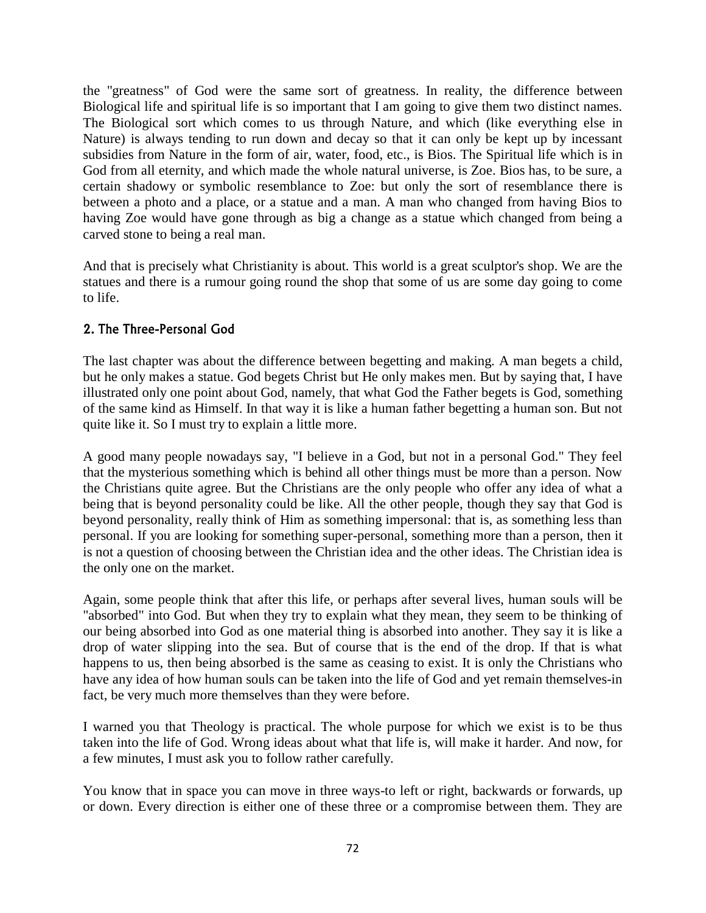the "greatness" of God were the same sort of greatness. In reality, the difference between Biological life and spiritual life is so important that I am going to give them two distinct names. The Biological sort which comes to us through Nature, and which (like everything else in Nature) is always tending to run down and decay so that it can only be kept up by incessant subsidies from Nature in the form of air, water, food, etc., is Bios. The Spiritual life which is in God from all eternity, and which made the whole natural universe, is Zoe. Bios has, to be sure, a certain shadowy or symbolic resemblance to Zoe: but only the sort of resemblance there is between a photo and a place, or a statue and a man. A man who changed from having Bios to having Zoe would have gone through as big a change as a statue which changed from being a carved stone to being a real man.

And that is precisely what Christianity is about. This world is a great sculptor's shop. We are the statues and there is a rumour going round the shop that some of us are some day going to come to life.

## 2. The Three-Personal God

The last chapter was about the difference between begetting and making. A man begets a child, but he only makes a statue. God begets Christ but He only makes men. But by saying that, I have illustrated only one point about God, namely, that what God the Father begets is God, something of the same kind as Himself. In that way it is like a human father begetting a human son. But not quite like it. So I must try to explain a little more.

A good many people nowadays say, "I believe in a God, but not in a personal God." They feel that the mysterious something which is behind all other things must be more than a person. Now the Christians quite agree. But the Christians are the only people who offer any idea of what a being that is beyond personality could be like. All the other people, though they say that God is beyond personality, really think of Him as something impersonal: that is, as something less than personal. If you are looking for something super-personal, something more than a person, then it is not a question of choosing between the Christian idea and the other ideas. The Christian idea is the only one on the market.

Again, some people think that after this life, or perhaps after several lives, human souls will be "absorbed" into God. But when they try to explain what they mean, they seem to be thinking of our being absorbed into God as one material thing is absorbed into another. They say it is like a drop of water slipping into the sea. But of course that is the end of the drop. If that is what happens to us, then being absorbed is the same as ceasing to exist. It is only the Christians who have any idea of how human souls can be taken into the life of God and yet remain themselves-in fact, be very much more themselves than they were before.

I warned you that Theology is practical. The whole purpose for which we exist is to be thus taken into the life of God. Wrong ideas about what that life is, will make it harder. And now, for a few minutes, I must ask you to follow rather carefully.

You know that in space you can move in three ways-to left or right, backwards or forwards, up or down. Every direction is either one of these three or a compromise between them. They are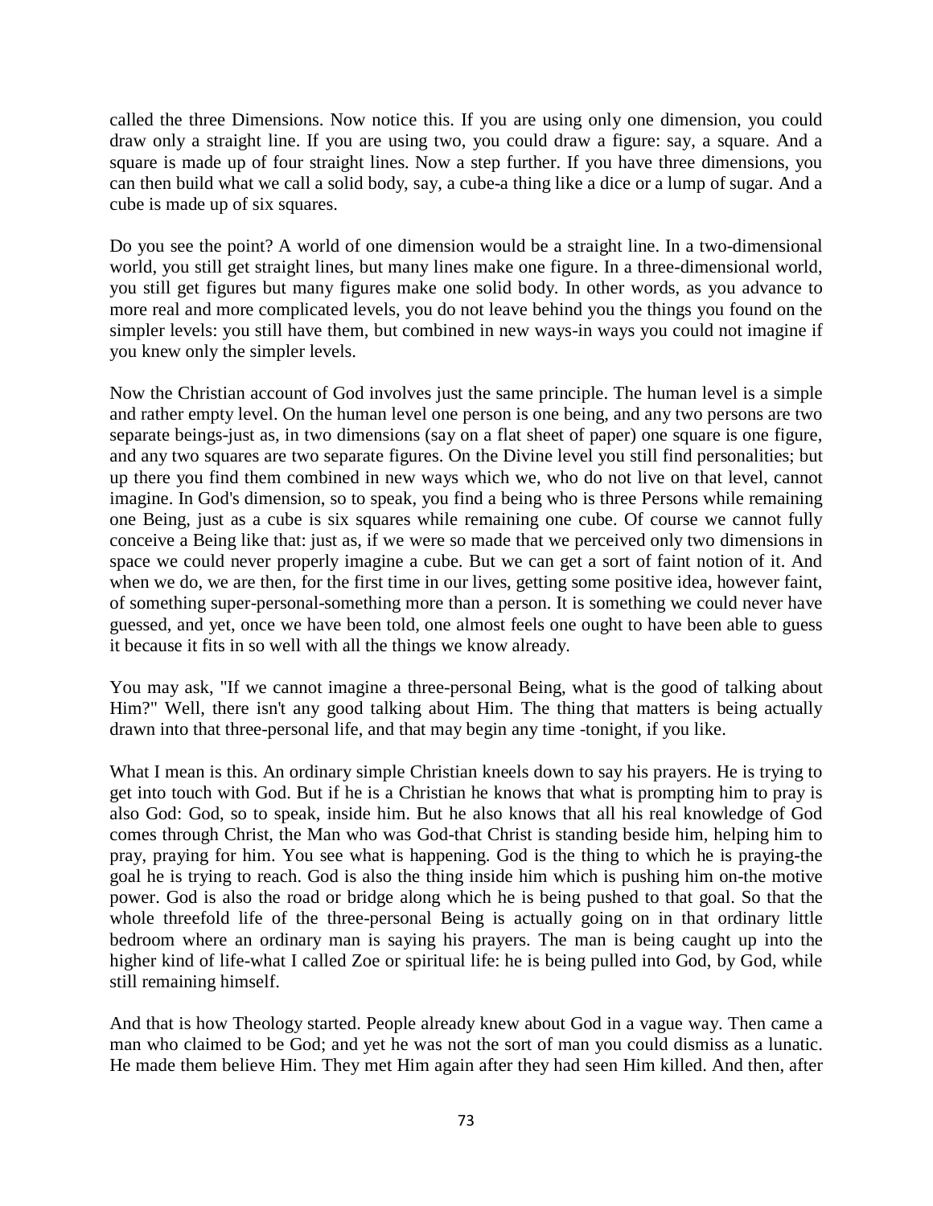called the three Dimensions. Now notice this. If you are using only one dimension, you could draw only a straight line. If you are using two, you could draw a figure: say, a square. And a square is made up of four straight lines. Now a step further. If you have three dimensions, you can then build what we call a solid body, say, a cube-a thing like a dice or a lump of sugar. And a cube is made up of six squares.

Do you see the point? A world of one dimension would be a straight line. In a two-dimensional world, you still get straight lines, but many lines make one figure. In a three-dimensional world, you still get figures but many figures make one solid body. In other words, as you advance to more real and more complicated levels, you do not leave behind you the things you found on the simpler levels: you still have them, but combined in new ways-in ways you could not imagine if you knew only the simpler levels.

Now the Christian account of God involves just the same principle. The human level is a simple and rather empty level. On the human level one person is one being, and any two persons are two separate beings-just as, in two dimensions (say on a flat sheet of paper) one square is one figure, and any two squares are two separate figures. On the Divine level you still find personalities; but up there you find them combined in new ways which we, who do not live on that level, cannot imagine. In God's dimension, so to speak, you find a being who is three Persons while remaining one Being, just as a cube is six squares while remaining one cube. Of course we cannot fully conceive a Being like that: just as, if we were so made that we perceived only two dimensions in space we could never properly imagine a cube. But we can get a sort of faint notion of it. And when we do, we are then, for the first time in our lives, getting some positive idea, however faint, of something super-personal-something more than a person. It is something we could never have guessed, and yet, once we have been told, one almost feels one ought to have been able to guess it because it fits in so well with all the things we know already.

You may ask, "If we cannot imagine a three-personal Being, what is the good of talking about Him?" Well, there isn't any good talking about Him. The thing that matters is being actually drawn into that three-personal life, and that may begin any time -tonight, if you like.

What I mean is this. An ordinary simple Christian kneels down to say his prayers. He is trying to get into touch with God. But if he is a Christian he knows that what is prompting him to pray is also God: God, so to speak, inside him. But he also knows that all his real knowledge of God comes through Christ, the Man who was God-that Christ is standing beside him, helping him to pray, praying for him. You see what is happening. God is the thing to which he is praying-the goal he is trying to reach. God is also the thing inside him which is pushing him on-the motive power. God is also the road or bridge along which he is being pushed to that goal. So that the whole threefold life of the three-personal Being is actually going on in that ordinary little bedroom where an ordinary man is saying his prayers. The man is being caught up into the higher kind of life-what I called Zoe or spiritual life: he is being pulled into God, by God, while still remaining himself.

And that is how Theology started. People already knew about God in a vague way. Then came a man who claimed to be God; and yet he was not the sort of man you could dismiss as a lunatic. He made them believe Him. They met Him again after they had seen Him killed. And then, after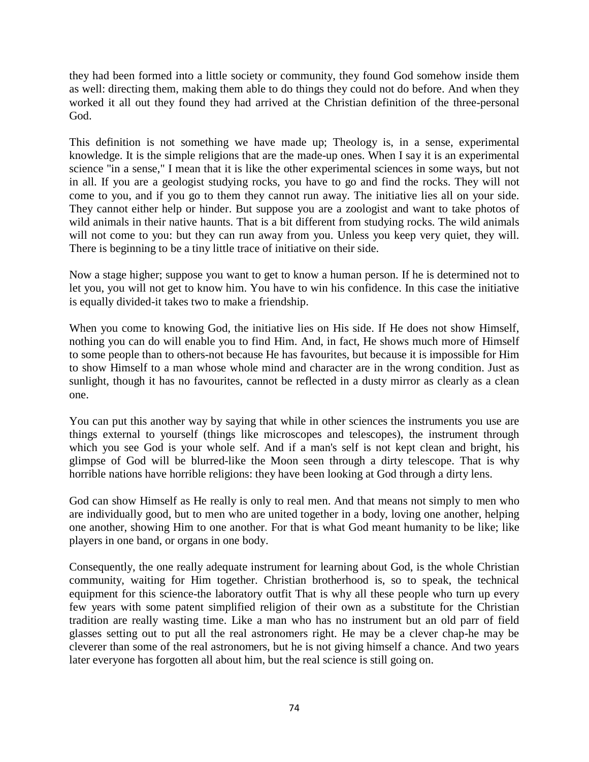they had been formed into a little society or community, they found God somehow inside them as well: directing them, making them able to do things they could not do before. And when they worked it all out they found they had arrived at the Christian definition of the three-personal God.

This definition is not something we have made up; Theology is, in a sense, experimental knowledge. It is the simple religions that are the made-up ones. When I say it is an experimental science "in a sense," I mean that it is like the other experimental sciences in some ways, but not in all. If you are a geologist studying rocks, you have to go and find the rocks. They will not come to you, and if you go to them they cannot run away. The initiative lies all on your side. They cannot either help or hinder. But suppose you are a zoologist and want to take photos of wild animals in their native haunts. That is a bit different from studying rocks. The wild animals will not come to you: but they can run away from you. Unless you keep very quiet, they will. There is beginning to be a tiny little trace of initiative on their side.

Now a stage higher; suppose you want to get to know a human person. If he is determined not to let you, you will not get to know him. You have to win his confidence. In this case the initiative is equally divided-it takes two to make a friendship.

When you come to knowing God, the initiative lies on His side. If He does not show Himself, nothing you can do will enable you to find Him. And, in fact, He shows much more of Himself to some people than to others-not because He has favourites, but because it is impossible for Him to show Himself to a man whose whole mind and character are in the wrong condition. Just as sunlight, though it has no favourites, cannot be reflected in a dusty mirror as clearly as a clean one.

You can put this another way by saying that while in other sciences the instruments you use are things external to yourself (things like microscopes and telescopes), the instrument through which you see God is your whole self. And if a man's self is not kept clean and bright, his glimpse of God will be blurred-like the Moon seen through a dirty telescope. That is why horrible nations have horrible religions: they have been looking at God through a dirty lens.

God can show Himself as He really is only to real men. And that means not simply to men who are individually good, but to men who are united together in a body, loving one another, helping one another, showing Him to one another. For that is what God meant humanity to be like; like players in one band, or organs in one body.

Consequently, the one really adequate instrument for learning about God, is the whole Christian community, waiting for Him together. Christian brotherhood is, so to speak, the technical equipment for this science-the laboratory outfit That is why all these people who turn up every few years with some patent simplified religion of their own as a substitute for the Christian tradition are really wasting time. Like a man who has no instrument but an old parr of field glasses setting out to put all the real astronomers right. He may be a clever chap-he may be cleverer than some of the real astronomers, but he is not giving himself a chance. And two years later everyone has forgotten all about him, but the real science is still going on.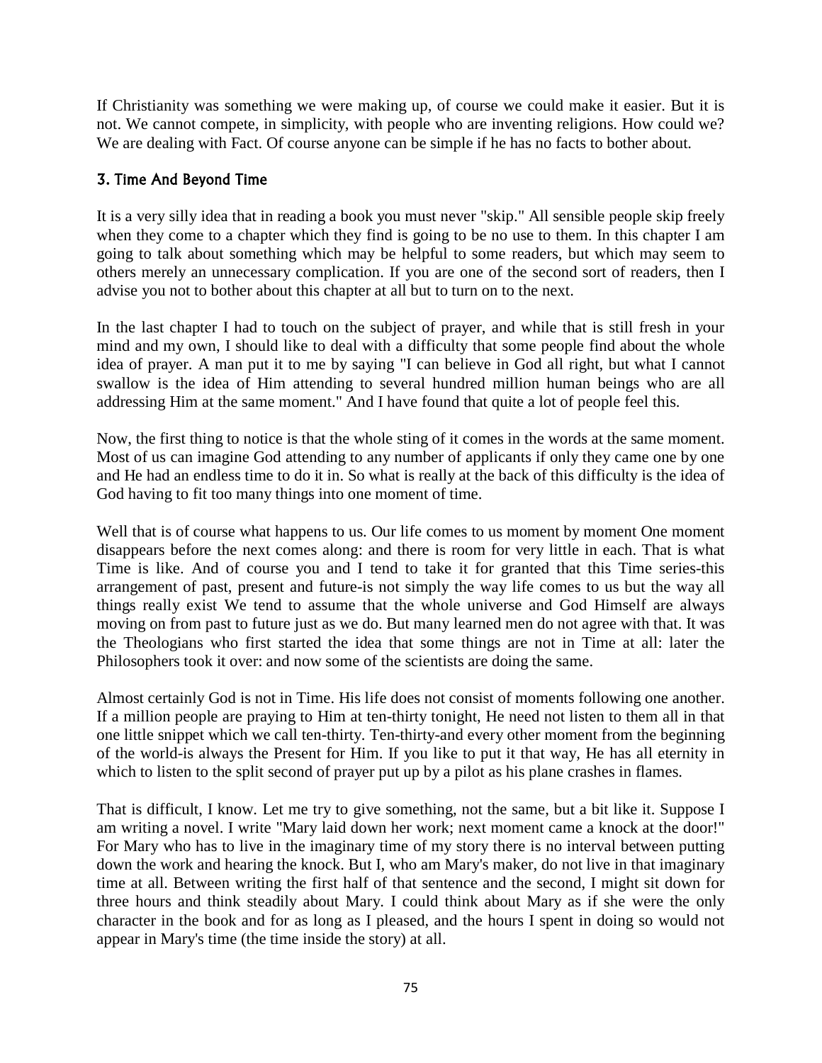If Christianity was something we were making up, of course we could make it easier. But it is not. We cannot compete, in simplicity, with people who are inventing religions. How could we? We are dealing with Fact. Of course anyone can be simple if he has no facts to bother about.

### 3. Time And Beyond Time

It is a very silly idea that in reading a book you must never "skip." All sensible people skip freely when they come to a chapter which they find is going to be no use to them. In this chapter I am going to talk about something which may be helpful to some readers, but which may seem to others merely an unnecessary complication. If you are one of the second sort of readers, then I advise you not to bother about this chapter at all but to turn on to the next.

In the last chapter I had to touch on the subject of prayer, and while that is still fresh in your mind and my own, I should like to deal with a difficulty that some people find about the whole idea of prayer. A man put it to me by saying "I can believe in God all right, but what I cannot swallow is the idea of Him attending to several hundred million human beings who are all addressing Him at the same moment." And I have found that quite a lot of people feel this.

Now, the first thing to notice is that the whole sting of it comes in the words at the same moment. Most of us can imagine God attending to any number of applicants if only they came one by one and He had an endless time to do it in. So what is really at the back of this difficulty is the idea of God having to fit too many things into one moment of time.

Well that is of course what happens to us. Our life comes to us moment by moment One moment disappears before the next comes along: and there is room for very little in each. That is what Time is like. And of course you and I tend to take it for granted that this Time series-this arrangement of past, present and future-is not simply the way life comes to us but the way all things really exist We tend to assume that the whole universe and God Himself are always moving on from past to future just as we do. But many learned men do not agree with that. It was the Theologians who first started the idea that some things are not in Time at all: later the Philosophers took it over: and now some of the scientists are doing the same.

Almost certainly God is not in Time. His life does not consist of moments following one another. If a million people are praying to Him at ten-thirty tonight, He need not listen to them all in that one little snippet which we call ten-thirty. Ten-thirty-and every other moment from the beginning of the world-is always the Present for Him. If you like to put it that way, He has all eternity in which to listen to the split second of prayer put up by a pilot as his plane crashes in flames.

That is difficult, I know. Let me try to give something, not the same, but a bit like it. Suppose I am writing a novel. I write "Mary laid down her work; next moment came a knock at the door!" For Mary who has to live in the imaginary time of my story there is no interval between putting down the work and hearing the knock. But I, who am Mary's maker, do not live in that imaginary time at all. Between writing the first half of that sentence and the second, I might sit down for three hours and think steadily about Mary. I could think about Mary as if she were the only character in the book and for as long as I pleased, and the hours I spent in doing so would not appear in Mary's time (the time inside the story) at all.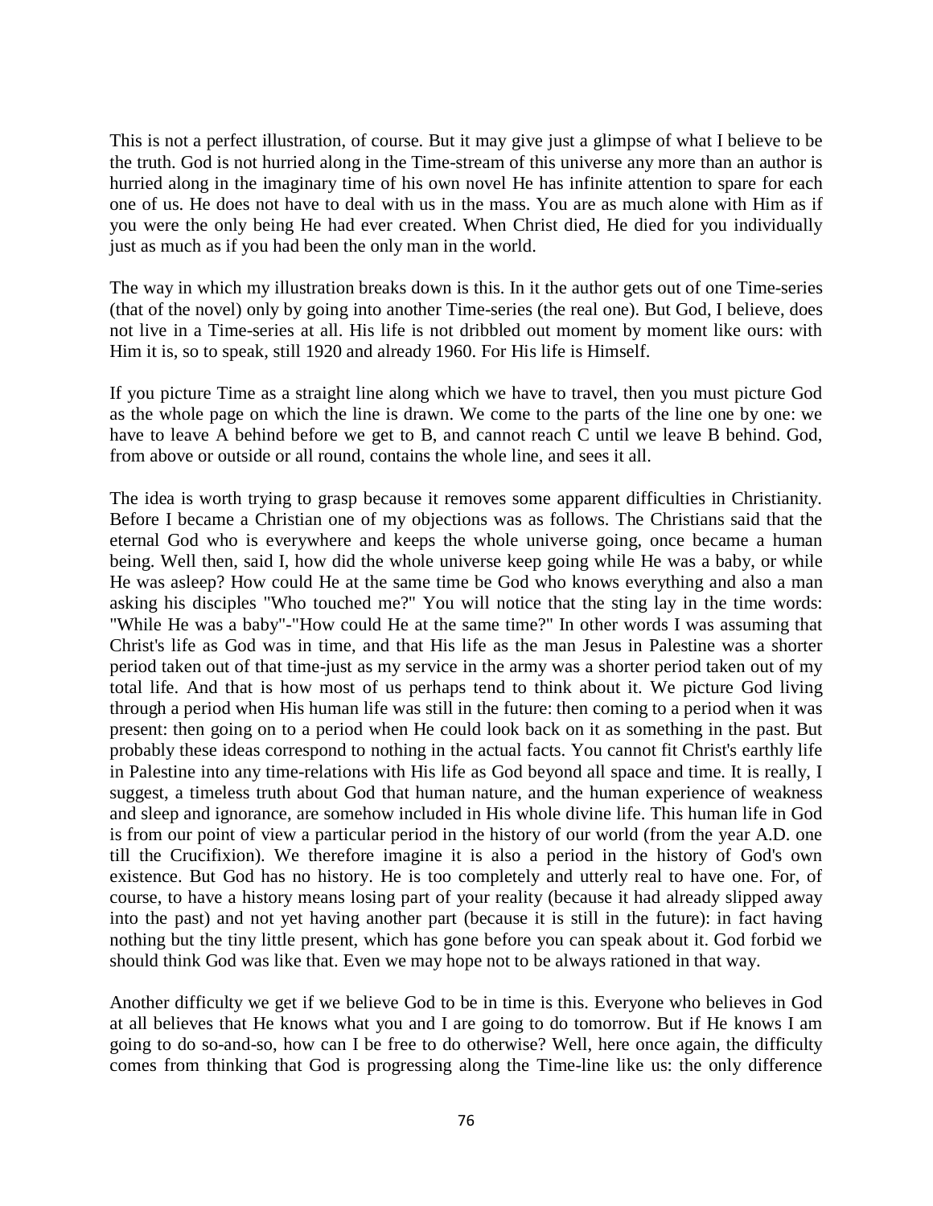This is not a perfect illustration, of course. But it may give just a glimpse of what I believe to be the truth. God is not hurried along in the Time-stream of this universe any more than an author is hurried along in the imaginary time of his own novel He has infinite attention to spare for each one of us. He does not have to deal with us in the mass. You are as much alone with Him as if you were the only being He had ever created. When Christ died, He died for you individually just as much as if you had been the only man in the world.

The way in which my illustration breaks down is this. In it the author gets out of one Time-series (that of the novel) only by going into another Time-series (the real one). But God, I believe, does not live in a Time-series at all. His life is not dribbled out moment by moment like ours: with Him it is, so to speak, still 1920 and already 1960. For His life is Himself.

If you picture Time as a straight line along which we have to travel, then you must picture God as the whole page on which the line is drawn. We come to the parts of the line one by one: we have to leave A behind before we get to B, and cannot reach C until we leave B behind. God, from above or outside or all round, contains the whole line, and sees it all.

The idea is worth trying to grasp because it removes some apparent difficulties in Christianity. Before I became a Christian one of my objections was as follows. The Christians said that the eternal God who is everywhere and keeps the whole universe going, once became a human being. Well then, said I, how did the whole universe keep going while He was a baby, or while He was asleep? How could He at the same time be God who knows everything and also a man asking his disciples "Who touched me?" You will notice that the sting lay in the time words: "While He was a baby"-"How could He at the same time?" In other words I was assuming that Christ's life as God was in time, and that His life as the man Jesus in Palestine was a shorter period taken out of that time-just as my service in the army was a shorter period taken out of my total life. And that is how most of us perhaps tend to think about it. We picture God living through a period when His human life was still in the future: then coming to a period when it was present: then going on to a period when He could look back on it as something in the past. But probably these ideas correspond to nothing in the actual facts. You cannot fit Christ's earthly life in Palestine into any time-relations with His life as God beyond all space and time. It is really, I suggest, a timeless truth about God that human nature, and the human experience of weakness and sleep and ignorance, are somehow included in His whole divine life. This human life in God is from our point of view a particular period in the history of our world (from the year A.D. one till the Crucifixion). We therefore imagine it is also a period in the history of God's own existence. But God has no history. He is too completely and utterly real to have one. For, of course, to have a history means losing part of your reality (because it had already slipped away into the past) and not yet having another part (because it is still in the future): in fact having nothing but the tiny little present, which has gone before you can speak about it. God forbid we should think God was like that. Even we may hope not to be always rationed in that way.

Another difficulty we get if we believe God to be in time is this. Everyone who believes in God at all believes that He knows what you and I are going to do tomorrow. But if He knows I am going to do so-and-so, how can I be free to do otherwise? Well, here once again, the difficulty comes from thinking that God is progressing along the Time-line like us: the only difference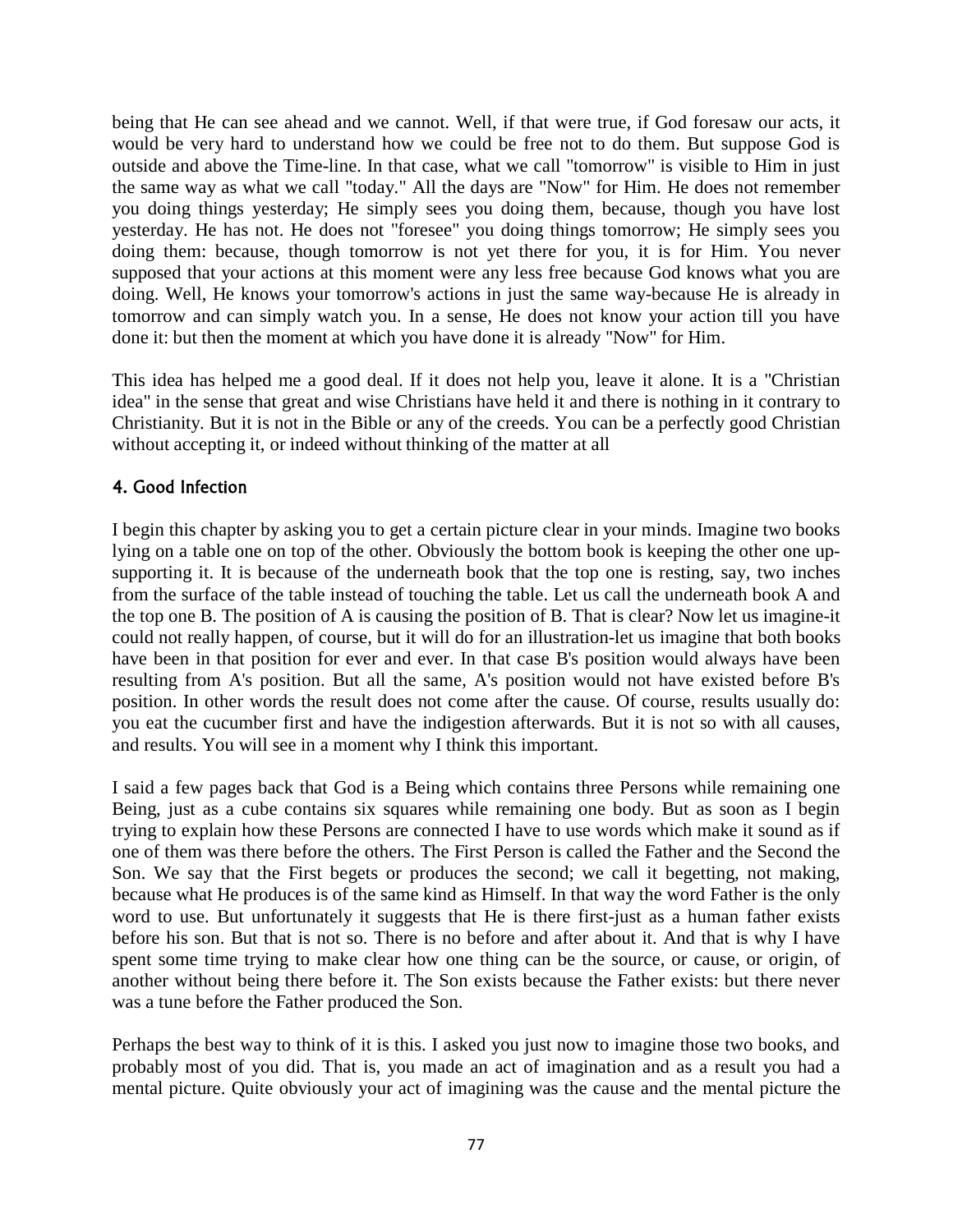being that He can see ahead and we cannot. Well, if that were true, if God foresaw our acts, it would be very hard to understand how we could be free not to do them. But suppose God is outside and above the Time-line. In that case, what we call "tomorrow" is visible to Him in just the same way as what we call "today." All the days are "Now" for Him. He does not remember you doing things yesterday; He simply sees you doing them, because, though you have lost yesterday. He has not. He does not "foresee" you doing things tomorrow; He simply sees you doing them: because, though tomorrow is not yet there for you, it is for Him. You never supposed that your actions at this moment were any less free because God knows what you are doing. Well, He knows your tomorrow's actions in just the same way-because He is already in tomorrow and can simply watch you. In a sense, He does not know your action till you have done it: but then the moment at which you have done it is already "Now" for Him.

This idea has helped me a good deal. If it does not help you, leave it alone. It is a "Christian idea" in the sense that great and wise Christians have held it and there is nothing in it contrary to Christianity. But it is not in the Bible or any of the creeds. You can be a perfectly good Christian without accepting it, or indeed without thinking of the matter at all

#### 4. Good Infection

I begin this chapter by asking you to get a certain picture clear in your minds. Imagine two books lying on a table one on top of the other. Obviously the bottom book is keeping the other one up-supporting it. It is because of the underneath book that the top one is resting, say, two inches from the surface of the table instead of touching the table. Let us call the underneath book A and the top one B. The position of A is causing the position of B. That is clear? Now let us imagine-it could not really happen, of course, but it will do for an illustration-let us imagine that both books have been in that position for ever and ever. In that case B's position would always have been resulting from A's position. But all the same, A's position would not have existed before B's position. In other words the result does not come after the cause. Of course, results usually do: you eat the cucumber first and have the indigestion afterwards. But it is not so with all causes, and results. You will see in a moment why I think this important.

I said a few pages back that God is a Being which contains three Persons while remaining one Being, just as a cube contains six squares while remaining one body. But as soon as I begin trying to explain how these Persons are connected I have to use words which make it sound as if one of them was there before the others. The First Person is called the Father and the Second the Son. We say that the First begets or produces the second; we call it begetting, not making, because what He produces is of the same kind as Himself. In that way the word Father is the only word to use. But unfortunately it suggests that He is there first-just as a human father exists before his son. But that is not so. There is no before and after about it. And that is why I have spent some time trying to make clear how one thing can be the source, or cause, or origin, of another without being there before it. The Son exists because the Father exists: but there never was a tune before the Father produced the Son.

Perhaps the best way to think of it is this. I asked you just now to imagine those two books, and probably most of you did. That is, you made an act of imagination and as a result you had a mental picture. Quite obviously your act of imagining was the cause and the mental picture the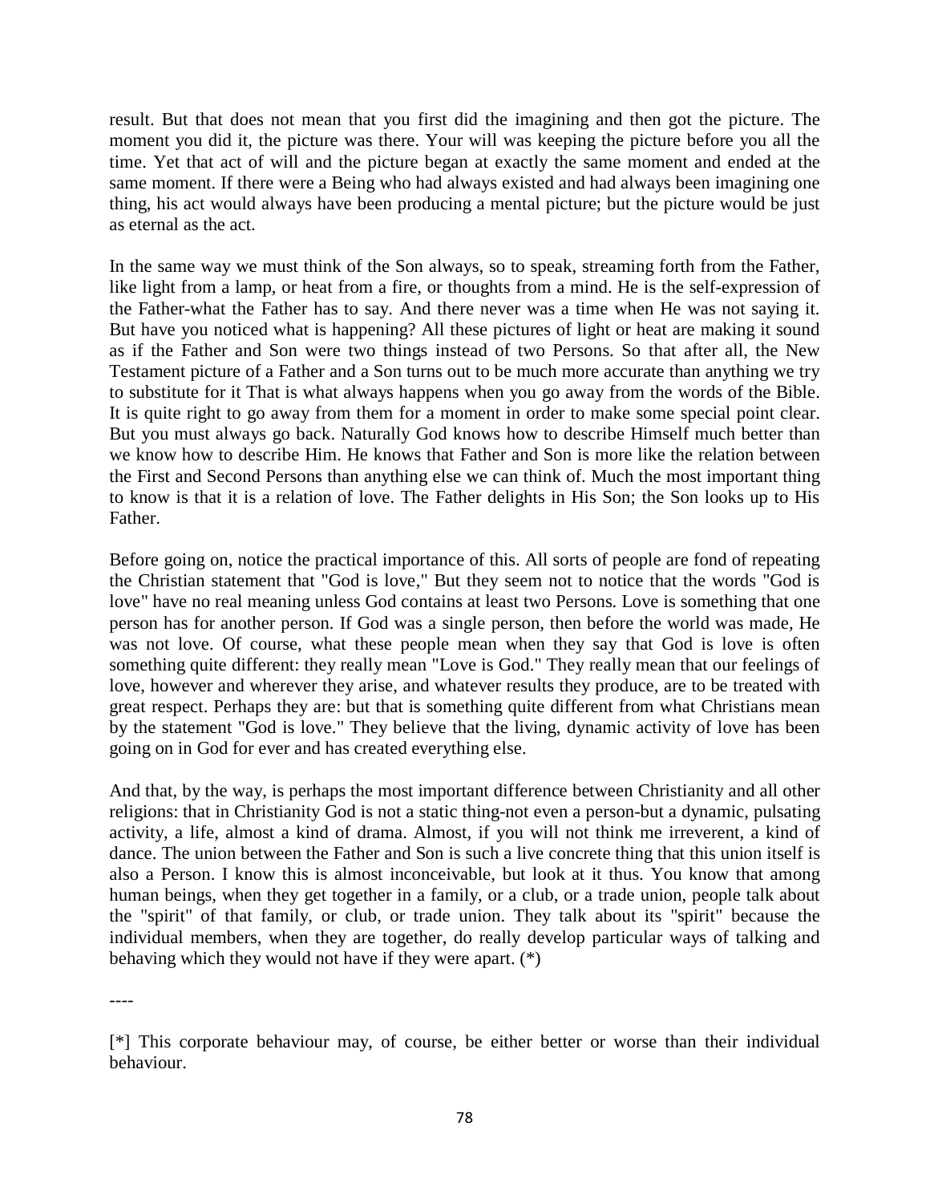result. But that does not mean that you first did the imagining and then got the picture. The moment you did it, the picture was there. Your will was keeping the picture before you all the time. Yet that act of will and the picture began at exactly the same moment and ended at the same moment. If there were a Being who had always existed and had always been imagining one thing, his act would always have been producing a mental picture; but the picture would be just as eternal as the act.

In the same way we must think of the Son always, so to speak, streaming forth from the Father, like light from a lamp, or heat from a fire, or thoughts from a mind. He is the self-expression of the Father-what the Father has to say. And there never was a time when He was not saying it. But have you noticed what is happening? All these pictures of light or heat are making it sound as if the Father and Son were two things instead of two Persons. So that after all, the New Testament picture of a Father and a Son turns out to be much more accurate than anything we try to substitute for it That is what always happens when you go away from the words of the Bible. It is quite right to go away from them for a moment in order to make some special point clear. But you must always go back. Naturally God knows how to describe Himself much better than we know how to describe Him. He knows that Father and Son is more like the relation between the First and Second Persons than anything else we can think of. Much the most important thing to know is that it is a relation of love. The Father delights in His Son; the Son looks up to His Father.

Before going on, notice the practical importance of this. All sorts of people are fond of repeating the Christian statement that "God is love," But they seem not to notice that the words "God is love" have no real meaning unless God contains at least two Persons. Love is something that one person has for another person. If God was a single person, then before the world was made, He was not love. Of course, what these people mean when they say that God is love is often something quite different: they really mean "Love is God." They really mean that our feelings of love, however and wherever they arise, and whatever results they produce, are to be treated with great respect. Perhaps they are: but that is something quite different from what Christians mean by the statement "God is love." They believe that the living, dynamic activity of love has been going on in God for ever and has created everything else.

And that, by the way, is perhaps the most important difference between Christianity and all other religions: that in Christianity God is not a static thing-not even a person-but a dynamic, pulsating activity, a life, almost a kind of drama. Almost, if you will not think me irreverent, a kind of dance. The union between the Father and Son is such a live concrete thing that this union itself is also a Person. I know this is almost inconceivable, but look at it thus. You know that among human beings, when they get together in a family, or a club, or a trade union, people talk about the "spirit" of that family, or club, or trade union. They talk about its "spirit" because the individual members, when they are together, do really develop particular ways of talking and behaving which they would not have if they were apart. (*)

----

[*] This corporate behaviour may, of course, be either better or worse than their individual behaviour.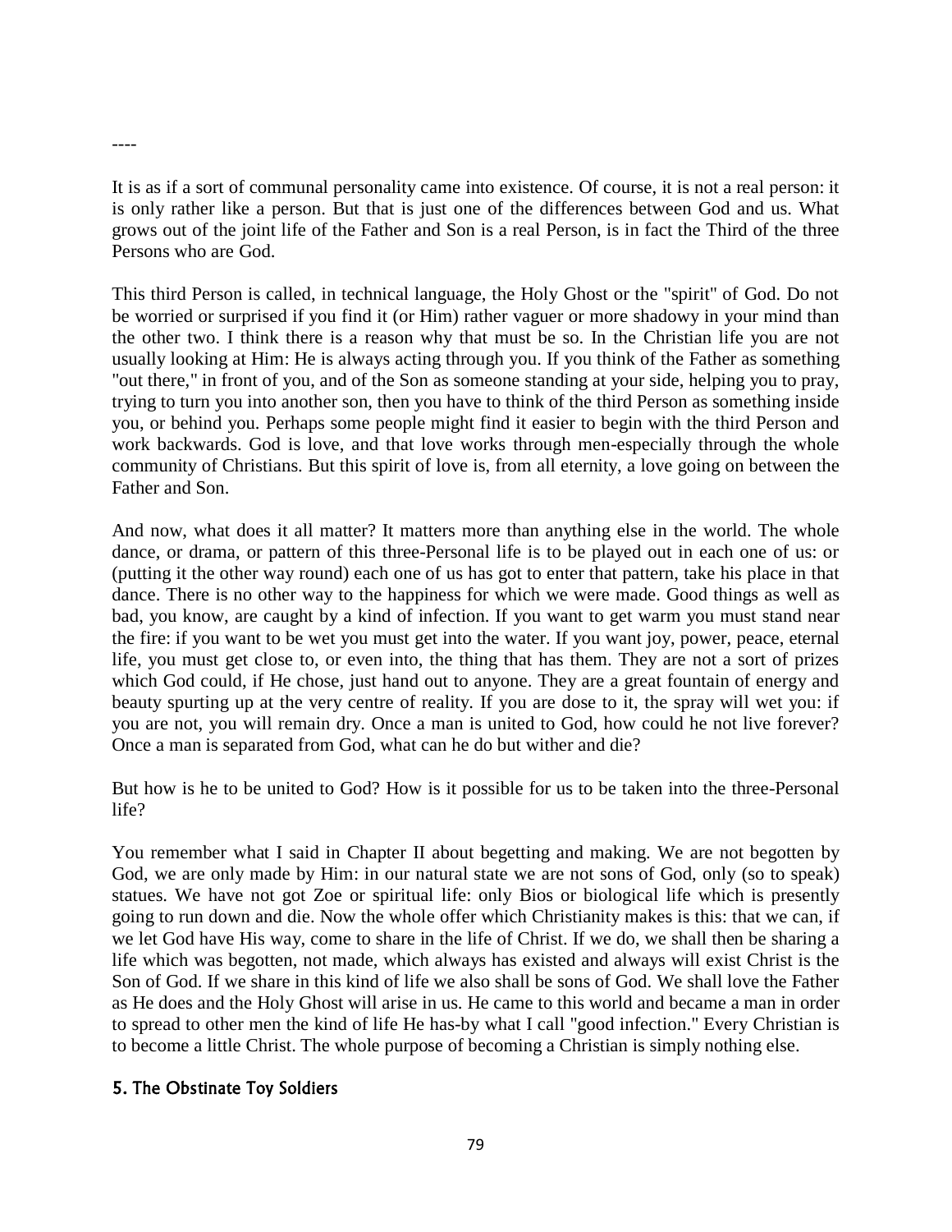----

It is as if a sort of communal personality came into existence. Of course, it is not a real person: it is only rather like a person. But that is just one of the differences between God and us. What grows out of the joint life of the Father and Son is a real Person, is in fact the Third of the three Persons who are God.

This third Person is called, in technical language, the Holy Ghost or the "spirit" of God. Do not be worried or surprised if you find it (or Him) rather vaguer or more shadowy in your mind than the other two. I think there is a reason why that must be so. In the Christian life you are not usually looking at Him: He is always acting through you. If you think of the Father as something "out there," in front of you, and of the Son as someone standing at your side, helping you to pray, trying to turn you into another son, then you have to think of the third Person as something inside you, or behind you. Perhaps some people might find it easier to begin with the third Person and work backwards. God is love, and that love works through men-especially through the whole community of Christians. But this spirit of love is, from all eternity, a love going on between the Father and Son.

And now, what does it all matter? It matters more than anything else in the world. The whole dance, or drama, or pattern of this three-Personal life is to be played out in each one of us: or (putting it the other way round) each one of us has got to enter that pattern, take his place in that dance. There is no other way to the happiness for which we were made. Good things as well as bad, you know, are caught by a kind of infection. If you want to get warm you must stand near the fire: if you want to be wet you must get into the water. If you want joy, power, peace, eternal life, you must get close to, or even into, the thing that has them. They are not a sort of prizes which God could, if He chose, just hand out to anyone. They are a great fountain of energy and beauty spurting up at the very centre of reality. If you are dose to it, the spray will wet you: if you are not, you will remain dry. Once a man is united to God, how could he not live forever? Once a man is separated from God, what can he do but wither and die?

But how is he to be united to God? How is it possible for us to be taken into the three-Personal life?

You remember what I said in Chapter II about begetting and making. We are not begotten by God, we are only made by Him: in our natural state we are not sons of God, only (so to speak) statues. We have not got Zoe or spiritual life: only Bios or biological life which is presently going to run down and die. Now the whole offer which Christianity makes is this: that we can, if we let God have His way, come to share in the life of Christ. If we do, we shall then be sharing a life which was begotten, not made, which always has existed and always will exist Christ is the Son of God. If we share in this kind of life we also shall be sons of God. We shall love the Father as He does and the Holy Ghost will arise in us. He came to this world and became a man in order to spread to other men the kind of life He has-by what I call "good infection." Every Christian is to become a little Christ. The whole purpose of becoming a Christian is simply nothing else.

### 5. The Obstinate Toy Soldiers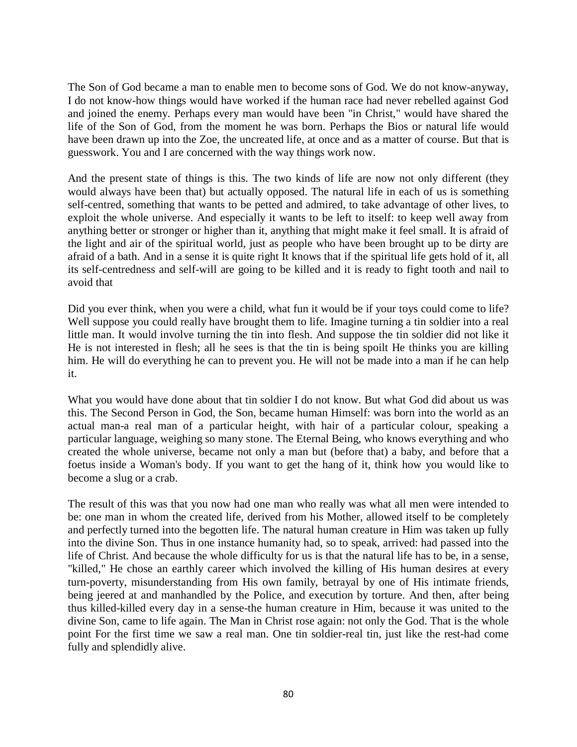The Son of God became a man to enable men to become sons of God. We do not know-anyway, I do not know-how things would have worked if the human race had never rebelled against God and joined the enemy. Perhaps every man would have been "in Christ," would have shared the life of the Son of God, from the moment he was born. Perhaps the Bios or natural life would have been drawn up into the Zoe, the uncreated life, at once and as a matter of course. But that is guesswork. You and I are concerned with the way things work now.

And the present state of things is this. The two kinds of life are now not only different (they would always have been that) but actually opposed. The natural life in each of us is something self-centred, something that wants to be petted and admired, to take advantage of other lives, to exploit the whole universe. And especially it wants to be left to itself: to keep well away from anything better or stronger or higher than it, anything that might make it feel small. It is afraid of the light and air of the spiritual world, just as people who have been brought up to be dirty are afraid of a bath. And in a sense it is quite right It knows that if the spiritual life gets hold of it, all its self-centredness and self-will are going to be killed and it is ready to fight tooth and nail to avoid that

Did you ever think, when you were a child, what fun it would be if your toys could come to life? Well suppose you could really have brought them to life. Imagine turning a tin soldier into a real little man. It would involve turning the tin into flesh. And suppose the tin soldier did not like it He is not interested in flesh; all he sees is that the tin is being spoilt He thinks you are killing him. He will do everything he can to prevent you. He will not be made into a man if he can help it.

What you would have done about that tin soldier I do not know. But what God did about us was this. The Second Person in God, the Son, became human Himself: was born into the world as an actual man-a real man of a particular height, with hair of a particular colour, speaking a particular language, weighing so many stone. The Eternal Being, who knows everything and who created the whole universe, became not only a man but (before that) a baby, and before that a foetus inside a Woman's body. If you want to get the hang of it, think how you would like to become a slug or a crab.

The result of this was that you now had one man who really was what all men were intended to be: one man in whom the created life, derived from his Mother, allowed itself to be completely and perfectly turned into the begotten life. The natural human creature in Him was taken up fully into the divine Son. Thus in one instance humanity had, so to speak, arrived: had passed into the life of Christ. And because the whole difficulty for us is that the natural life has to be, in a sense, "killed," He chose an earthly career which involved the killing of His human desires at every turn-poverty, misunderstanding from His own family, betrayal by one of His intimate friends, being jeered at and manhandled by the Police, and execution by torture. And then, after being thus killed-killed every day in a sense-the human creature in Him, because it was united to the divine Son, came to life again. The Man in Christ rose again: not only the God. That is the whole point For the first time we saw a real man. One tin soldier-real tin, just like the rest-had come fully and splendidly alive.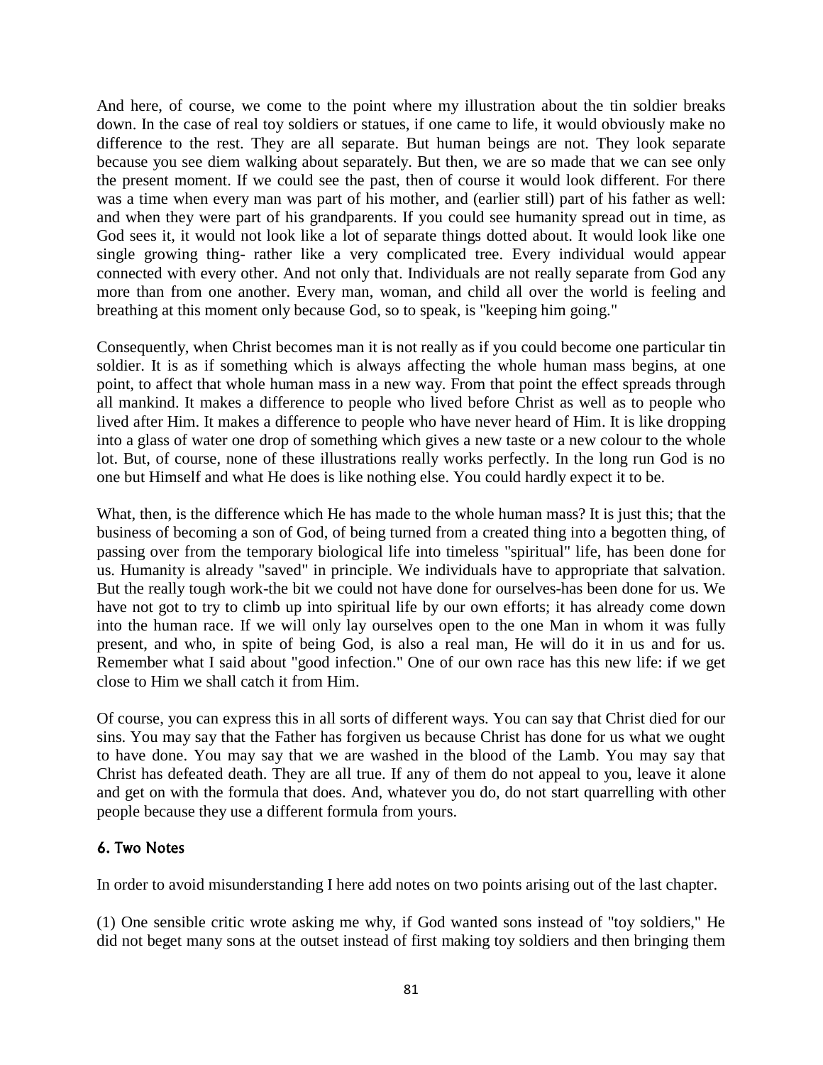And here, of course, we come to the point where my illustration about the tin soldier breaks down. In the case of real toy soldiers or statues, if one came to life, it would obviously make no difference to the rest. They are all separate. But human beings are not. They look separate because you see diem walking about separately. But then, we are so made that we can see only the present moment. If we could see the past, then of course it would look different. For there was a time when every man was part of his mother, and (earlier still) part of his father as well: and when they were part of his grandparents. If you could see humanity spread out in time, as God sees it, it would not look like a lot of separate things dotted about. It would look like one single growing thing- rather like a very complicated tree. Every individual would appear connected with every other. And not only that. Individuals are not really separate from God any more than from one another. Every man, woman, and child all over the world is feeling and breathing at this moment only because God, so to speak, is "keeping him going."

Consequently, when Christ becomes man it is not really as if you could become one particular tin soldier. It is as if something which is always affecting the whole human mass begins, at one point, to affect that whole human mass in a new way. From that point the effect spreads through all mankind. It makes a difference to people who lived before Christ as well as to people who lived after Him. It makes a difference to people who have never heard of Him. It is like dropping into a glass of water one drop of something which gives a new taste or a new colour to the whole lot. But, of course, none of these illustrations really works perfectly. In the long run God is no one but Himself and what He does is like nothing else. You could hardly expect it to be.

What, then, is the difference which He has made to the whole human mass? It is just this; that the business of becoming a son of God, of being turned from a created thing into a begotten thing, of passing over from the temporary biological life into timeless "spiritual" life, has been done for us. Humanity is already "saved" in principle. We individuals have to appropriate that salvation. But the really tough work-the bit we could not have done for ourselves-has been done for us. We have not got to try to climb up into spiritual life by our own efforts; it has already come down into the human race. If we will only lay ourselves open to the one Man in whom it was fully present, and who, in spite of being God, is also a real man, He will do it in us and for us. Remember what I said about "good infection." One of our own race has this new life: if we get close to Him we shall catch it from Him.

Of course, you can express this in all sorts of different ways. You can say that Christ died for our sins. You may say that the Father has forgiven us because Christ has done for us what we ought to have done. You may say that we are washed in the blood of the Lamb. You may say that Christ has defeated death. They are all true. If any of them do not appeal to you, leave it alone and get on with the formula that does. And, whatever you do, do not start quarrelling with other people because they use a different formula from yours.

## 6. Two Notes

In order to avoid misunderstanding I here add notes on two points arising out of the last chapter.

(1) One sensible critic wrote asking me why, if God wanted sons instead of "toy soldiers," He did not beget many sons at the outset instead of first making toy soldiers and then bringing them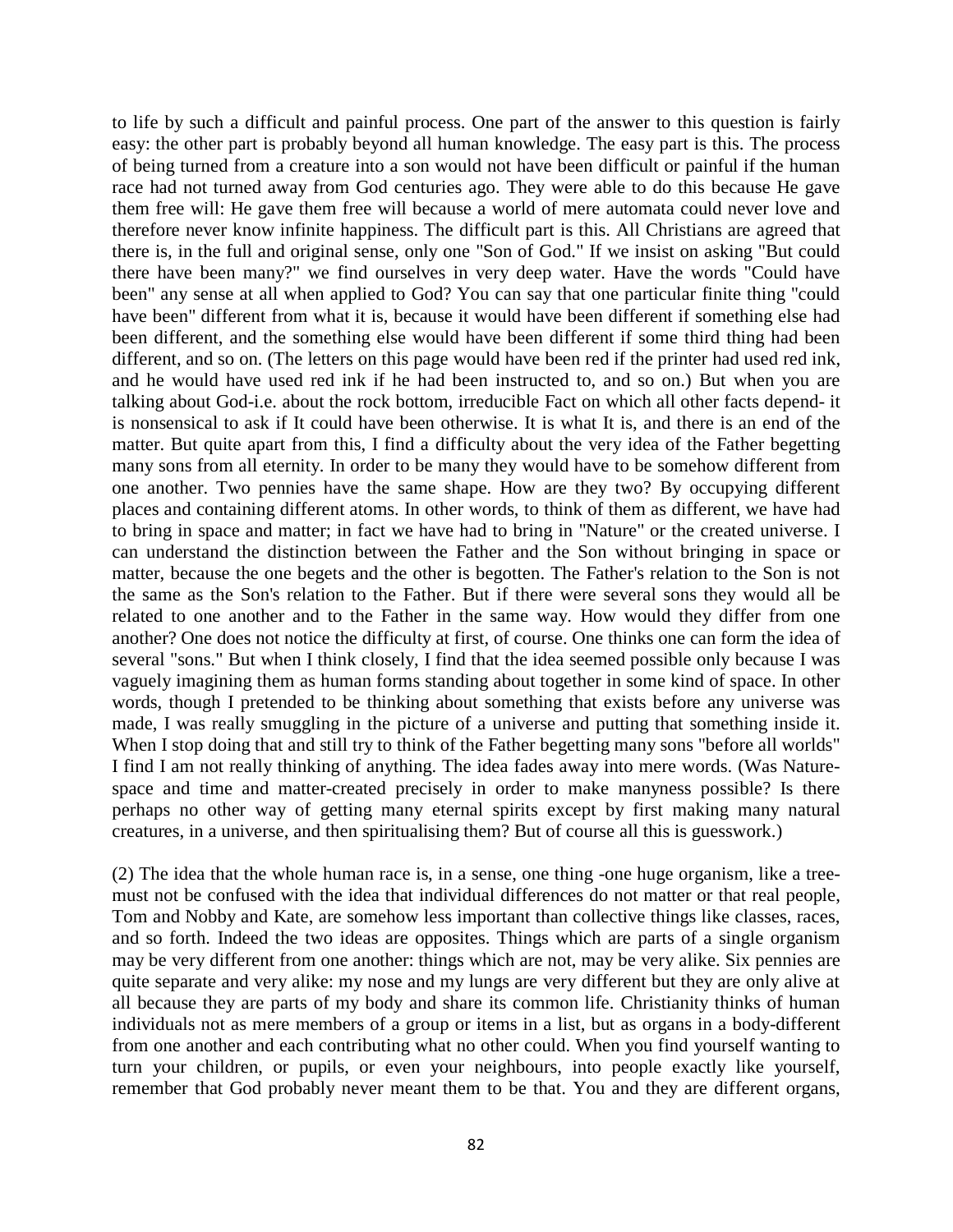to life by such a difficult and painful process. One part of the answer to this question is fairly easy: the other part is probably beyond all human knowledge. The easy part is this. The process of being turned from a creature into a son would not have been difficult or painful if the human race had not turned away from God centuries ago. They were able to do this because He gave them free will: He gave them free will because a world of mere automata could never love and therefore never know infinite happiness. The difficult part is this. All Christians are agreed that there is, in the full and original sense, only one "Son of God." If we insist on asking "But could there have been many?" we find ourselves in very deep water. Have the words "Could have been" any sense at all when applied to God? You can say that one particular finite thing "could have been" different from what it is, because it would have been different if something else had been different, and the something else would have been different if some third thing had been different, and so on. (The letters on this page would have been red if the printer had used red ink, and he would have used red ink if he had been instructed to, and so on.) But when you are talking about God-i.e. about the rock bottom, irreducible Fact on which all other facts depend- it is nonsensical to ask if It could have been otherwise. It is what It is, and there is an end of the matter. But quite apart from this, I find a difficulty about the very idea of the Father begetting many sons from all eternity. In order to be many they would have to be somehow different from one another. Two pennies have the same shape. How are they two? By occupying different places and containing different atoms. In other words, to think of them as different, we have had to bring in space and matter; in fact we have had to bring in "Nature" or the created universe. I can understand the distinction between the Father and the Son without bringing in space or matter, because the one begets and the other is begotten. The Father's relation to the Son is not the same as the Son's relation to the Father. But if there were several sons they would all be related to one another and to the Father in the same way. How would they differ from one another? One does not notice the difficulty at first, of course. One thinks one can form the idea of several "sons." But when I think closely, I find that the idea seemed possible only because I was vaguely imagining them as human forms standing about together in some kind of space. In other words, though I pretended to be thinking about something that exists before any universe was made, I was really smuggling in the picture of a universe and putting that something inside it. When I stop doing that and still try to think of the Father begetting many sons "before all worlds" I find I am not really thinking of anything. The idea fades away into mere words. (Was Nature-space and time and matter-created precisely in order to make manyness possible? Is there perhaps no other way of getting many eternal spirits except by first making many natural creatures, in a universe, and then spiritualising them? But of course all this is guesswork.)

(2) The idea that the whole human race is, in a sense, one thing -one huge organism, like a tree-must not be confused with the idea that individual differences do not matter or that real people, Tom and Nobby and Kate, are somehow less important than collective things like classes, races, and so forth. Indeed the two ideas are opposites. Things which are parts of a single organism may be very different from one another: things which are not, may be very alike. Six pennies are quite separate and very alike: my nose and my lungs are very different but they are only alive at all because they are parts of my body and share its common life. Christianity thinks of human individuals not as mere members of a group or items in a list, but as organs in a body-different from one another and each contributing what no other could. When you find yourself wanting to turn your children, or pupils, or even your neighbours, into people exactly like yourself, remember that God probably never meant them to be that. You and they are different organs,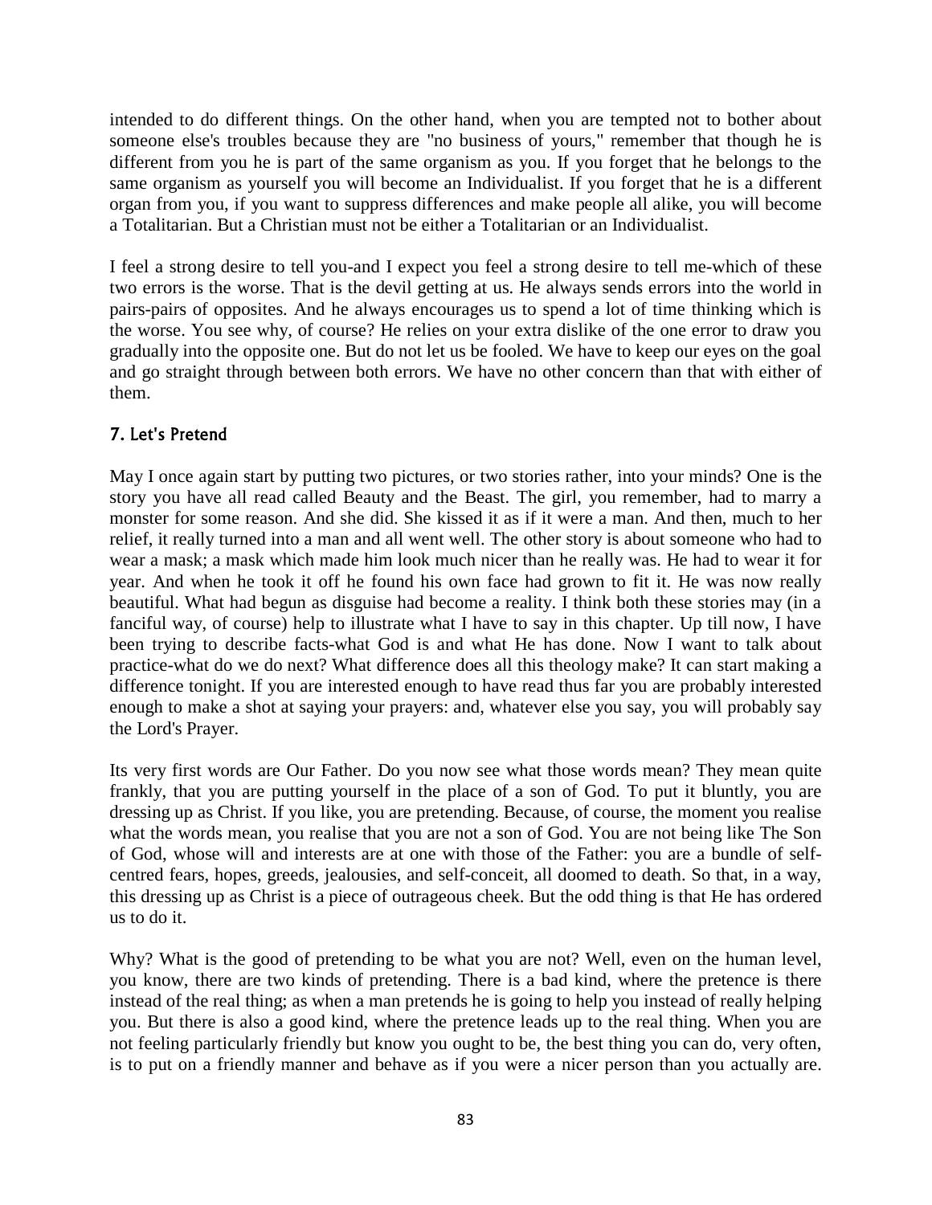intended to do different things. On the other hand, when you are tempted not to bother about someone else's troubles because they are "no business of yours," remember that though he is different from you he is part of the same organism as you. If you forget that he belongs to the same organism as yourself you will become an Individualist. If you forget that he is a different organ from you, if you want to suppress differences and make people all alike, you will become a Totalitarian. But a Christian must not be either a Totalitarian or an Individualist.

I feel a strong desire to tell you-and I expect you feel a strong desire to tell me-which of these two errors is the worse. That is the devil getting at us. He always sends errors into the world in pairs-pairs of opposites. And he always encourages us to spend a lot of time thinking which is the worse. You see why, of course? He relies on your extra dislike of the one error to draw you gradually into the opposite one. But do not let us be fooled. We have to keep our eyes on the goal and go straight through between both errors. We have no other concern than that with either of them.

## 7. Let's Pretend

May I once again start by putting two pictures, or two stories rather, into your minds? One is the story you have all read called Beauty and the Beast. The girl, you remember, had to marry a monster for some reason. And she did. She kissed it as if it were a man. And then, much to her relief, it really turned into a man and all went well. The other story is about someone who had to wear a mask; a mask which made him look much nicer than he really was. He had to wear it for year. And when he took it off he found his own face had grown to fit it. He was now really beautiful. What had begun as disguise had become a reality. I think both these stories may (in a fanciful way, of course) help to illustrate what I have to say in this chapter. Up till now, I have been trying to describe facts-what God is and what He has done. Now I want to talk about practice-what do we do next? What difference does all this theology make? It can start making a difference tonight. If you are interested enough to have read thus far you are probably interested enough to make a shot at saying your prayers: and, whatever else you say, you will probably say the Lord's Prayer.

Its very first words are Our Father. Do you now see what those words mean? They mean quite frankly, that you are putting yourself in the place of a son of God. To put it bluntly, you are dressing up as Christ. If you like, you are pretending. Because, of course, the moment you realise what the words mean, you realise that you are not a son of God. You are not being like The Son of God, whose will and interests are at one with those of the Father: you are a bundle of self-centred fears, hopes, greeds, jealousies, and self-conceit, all doomed to death. So that, in a way, this dressing up as Christ is a piece of outrageous cheek. But the odd thing is that He has ordered us to do it.

Why? What is the good of pretending to be what you are not? Well, even on the human level, you know, there are two kinds of pretending. There is a bad kind, where the pretence is there instead of the real thing; as when a man pretends he is going to help you instead of really helping you. But there is also a good kind, where the pretence leads up to the real thing. When you are not feeling particularly friendly but know you ought to be, the best thing you can do, very often, is to put on a friendly manner and behave as if you were a nicer person than you actually are.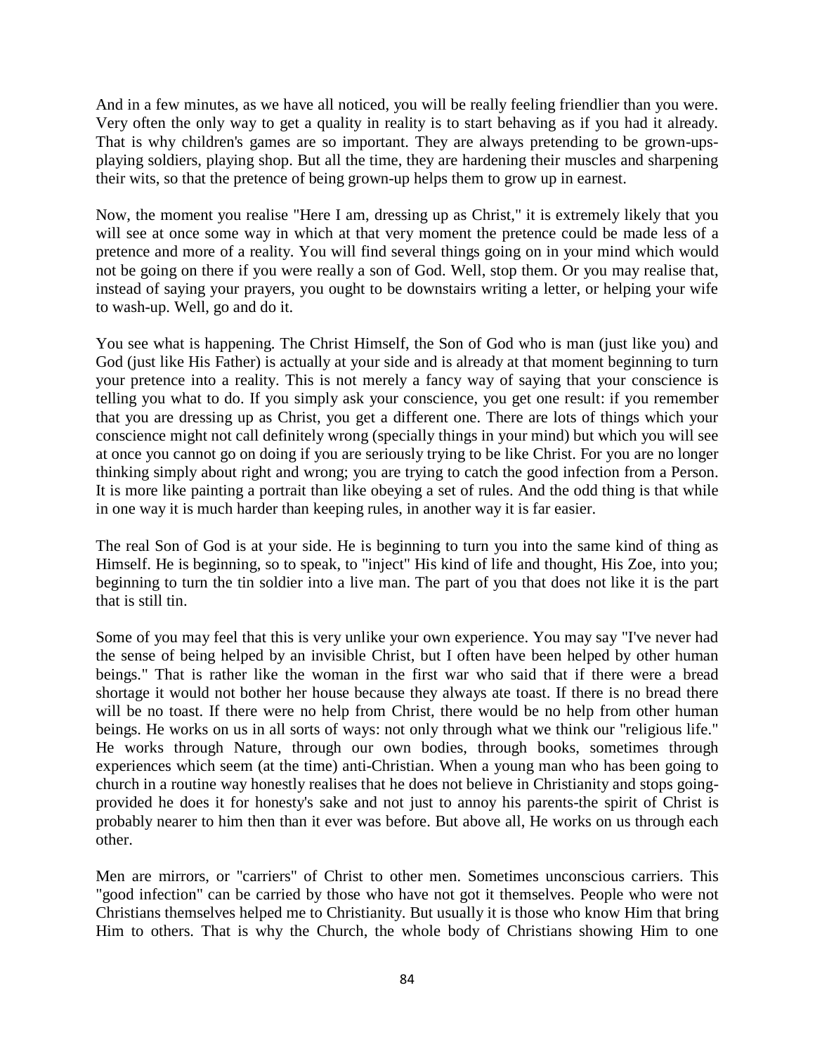And in a few minutes, as we have all noticed, you will be really feeling friendlier than you were. Very often the only way to get a quality in reality is to start behaving as if you had it already. That is why children's games are so important. They are always pretending to be grown-ups-playing soldiers, playing shop. But all the time, they are hardening their muscles and sharpening their wits, so that the pretence of being grown-up helps them to grow up in earnest.

Now, the moment you realise "Here I am, dressing up as Christ," it is extremely likely that you will see at once some way in which at that very moment the pretence could be made less of a pretence and more of a reality. You will find several things going on in your mind which would not be going on there if you were really a son of God. Well, stop them. Or you may realise that, instead of saying your prayers, you ought to be downstairs writing a letter, or helping your wife to wash-up. Well, go and do it.

You see what is happening. The Christ Himself, the Son of God who is man (just like you) and God (just like His Father) is actually at your side and is already at that moment beginning to turn your pretence into a reality. This is not merely a fancy way of saying that your conscience is telling you what to do. If you simply ask your conscience, you get one result: if you remember that you are dressing up as Christ, you get a different one. There are lots of things which your conscience might not call definitely wrong (specially things in your mind) but which you will see at once you cannot go on doing if you are seriously trying to be like Christ. For you are no longer thinking simply about right and wrong; you are trying to catch the good infection from a Person. It is more like painting a portrait than like obeying a set of rules. And the odd thing is that while in one way it is much harder than keeping rules, in another way it is far easier.

The real Son of God is at your side. He is beginning to turn you into the same kind of thing as Himself. He is beginning, so to speak, to "inject" His kind of life and thought, His Zoe, into you; beginning to turn the tin soldier into a live man. The part of you that does not like it is the part that is still tin.

Some of you may feel that this is very unlike your own experience. You may say "I've never had the sense of being helped by an invisible Christ, but I often have been helped by other human beings." That is rather like the woman in the first war who said that if there were a bread shortage it would not bother her house because they always ate toast. If there is no bread there will be no toast. If there were no help from Christ, there would be no help from other human beings. He works on us in all sorts of ways: not only through what we think our "religious life." He works through Nature, through our own bodies, through books, sometimes through experiences which seem (at the time) anti-Christian. When a young man who has been going to church in a routine way honestly realises that he does not believe in Christianity and stops going-provided he does it for honesty's sake and not just to annoy his parents-the spirit of Christ is probably nearer to him then than it ever was before. But above all, He works on us through each other.

Men are mirrors, or "carriers" of Christ to other men. Sometimes unconscious carriers. This "good infection" can be carried by those who have not got it themselves. People who were not Christians themselves helped me to Christianity. But usually it is those who know Him that bring Him to others. That is why the Church, the whole body of Christians showing Him to one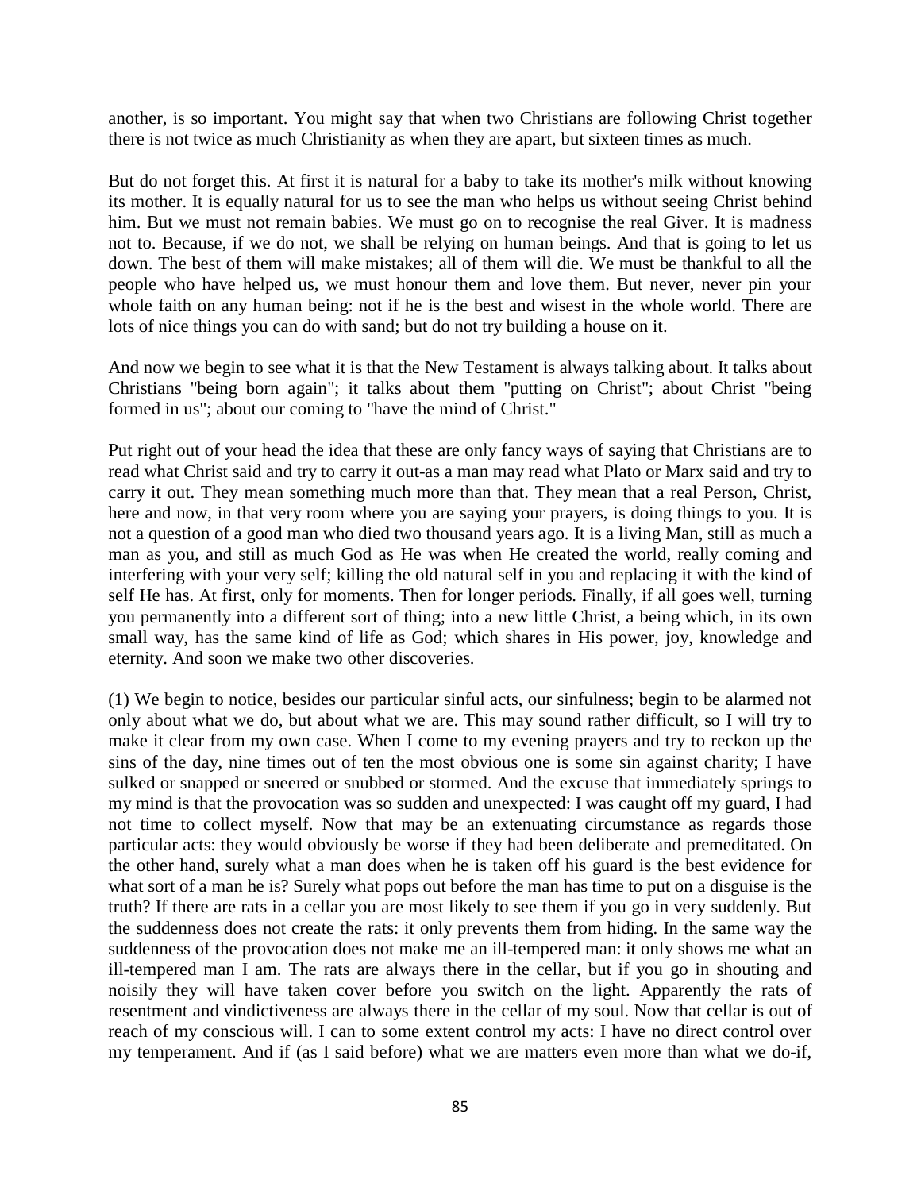another, is so important. You might say that when two Christians are following Christ together there is not twice as much Christianity as when they are apart, but sixteen times as much.

But do not forget this. At first it is natural for a baby to take its mother's milk without knowing its mother. It is equally natural for us to see the man who helps us without seeing Christ behind him. But we must not remain babies. We must go on to recognise the real Giver. It is madness not to. Because, if we do not, we shall be relying on human beings. And that is going to let us down. The best of them will make mistakes; all of them will die. We must be thankful to all the people who have helped us, we must honour them and love them. But never, never pin your whole faith on any human being: not if he is the best and wisest in the whole world. There are lots of nice things you can do with sand; but do not try building a house on it.

And now we begin to see what it is that the New Testament is always talking about. It talks about Christians "being born again"; it talks about them "putting on Christ"; about Christ "being formed in us"; about our coming to "have the mind of Christ."

Put right out of your head the idea that these are only fancy ways of saying that Christians are to read what Christ said and try to carry it out-as a man may read what Plato or Marx said and try to carry it out. They mean something much more than that. They mean that a real Person, Christ, here and now, in that very room where you are saying your prayers, is doing things to you. It is not a question of a good man who died two thousand years ago. It is a living Man, still as much a man as you, and still as much God as He was when He created the world, really coming and interfering with your very self; killing the old natural self in you and replacing it with the kind of self He has. At first, only for moments. Then for longer periods. Finally, if all goes well, turning you permanently into a different sort of thing; into a new little Christ, a being which, in its own small way, has the same kind of life as God; which shares in His power, joy, knowledge and eternity. And soon we make two other discoveries.

(1) We begin to notice, besides our particular sinful acts, our sinfulness; begin to be alarmed not only about what we do, but about what we are. This may sound rather difficult, so I will try to make it clear from my own case. When I come to my evening prayers and try to reckon up the sins of the day, nine times out of ten the most obvious one is some sin against charity; I have sulked or snapped or sneered or snubbed or stormed. And the excuse that immediately springs to my mind is that the provocation was so sudden and unexpected: I was caught off my guard, I had not time to collect myself. Now that may be an extenuating circumstance as regards those particular acts: they would obviously be worse if they had been deliberate and premeditated. On the other hand, surely what a man does when he is taken off his guard is the best evidence for what sort of a man he is? Surely what pops out before the man has time to put on a disguise is the truth? If there are rats in a cellar you are most likely to see them if you go in very suddenly. But the suddenness does not create the rats: it only prevents them from hiding. In the same way the suddenness of the provocation does not make me an ill-tempered man: it only shows me what an ill-tempered man I am. The rats are always there in the cellar, but if you go in shouting and noisily they will have taken cover before you switch on the light. Apparently the rats of resentment and vindictiveness are always there in the cellar of my soul. Now that cellar is out of reach of my conscious will. I can to some extent control my acts: I have no direct control over my temperament. And if (as I said before) what we are matters even more than what we do-if,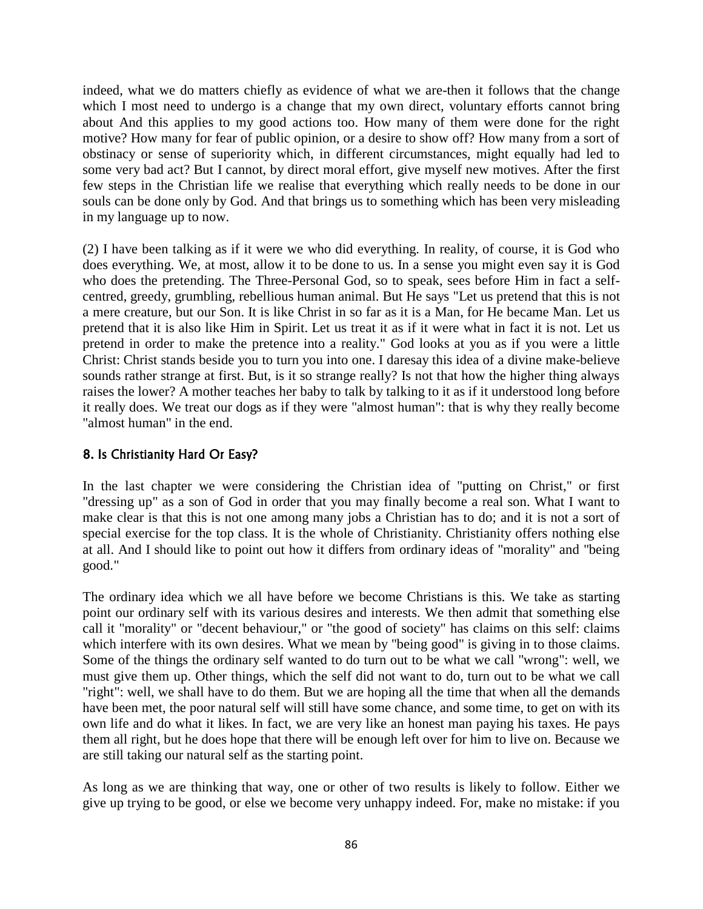indeed, what we do matters chiefly as evidence of what we are-then it follows that the change which I most need to undergo is a change that my own direct, voluntary efforts cannot bring about And this applies to my good actions too. How many of them were done for the right motive? How many for fear of public opinion, or a desire to show off? How many from a sort of obstinacy or sense of superiority which, in different circumstances, might equally had led to some very bad act? But I cannot, by direct moral effort, give myself new motives. After the first few steps in the Christian life we realise that everything which really needs to be done in our souls can be done only by God. And that brings us to something which has been very misleading in my language up to now.

(2) I have been talking as if it were we who did everything. In reality, of course, it is God who does everything. We, at most, allow it to be done to us. In a sense you might even say it is God who does the pretending. The Three-Personal God, so to speak, sees before Him in fact a self-centred, greedy, grumbling, rebellious human animal. But He says "Let us pretend that this is not a mere creature, but our Son. It is like Christ in so far as it is a Man, for He became Man. Let us pretend that it is also like Him in Spirit. Let us treat it as if it were what in fact it is not. Let us pretend in order to make the pretence into a reality." God looks at you as if you were a little Christ: Christ stands beside you to turn you into one. I daresay this idea of a divine make-believe sounds rather strange at first. But, is it so strange really? Is not that how the higher thing always raises the lower? A mother teaches her baby to talk by talking to it as if it understood long before it really does. We treat our dogs as if they were "almost human": that is why they really become "almost human" in the end.

### 8. Is Christianity Hard Or Easy?

In the last chapter we were considering the Christian idea of "putting on Christ," or first "dressing up" as a son of God in order that you may finally become a real son. What I want to make clear is that this is not one among many jobs a Christian has to do; and it is not a sort of special exercise for the top class. It is the whole of Christianity. Christianity offers nothing else at all. And I should like to point out how it differs from ordinary ideas of "morality" and "being good."

The ordinary idea which we all have before we become Christians is this. We take as starting point our ordinary self with its various desires and interests. We then admit that something else call it "morality" or "decent behaviour," or "the good of society" has claims on this self: claims which interfere with its own desires. What we mean by "being good" is giving in to those claims. Some of the things the ordinary self wanted to do turn out to be what we call "wrong": well, we must give them up. Other things, which the self did not want to do, turn out to be what we call "right": well, we shall have to do them. But we are hoping all the time that when all the demands have been met, the poor natural self will still have some chance, and some time, to get on with its own life and do what it likes. In fact, we are very like an honest man paying his taxes. He pays them all right, but he does hope that there will be enough left over for him to live on. Because we are still taking our natural self as the starting point.

As long as we are thinking that way, one or other of two results is likely to follow. Either we give up trying to be good, or else we become very unhappy indeed. For, make no mistake: if you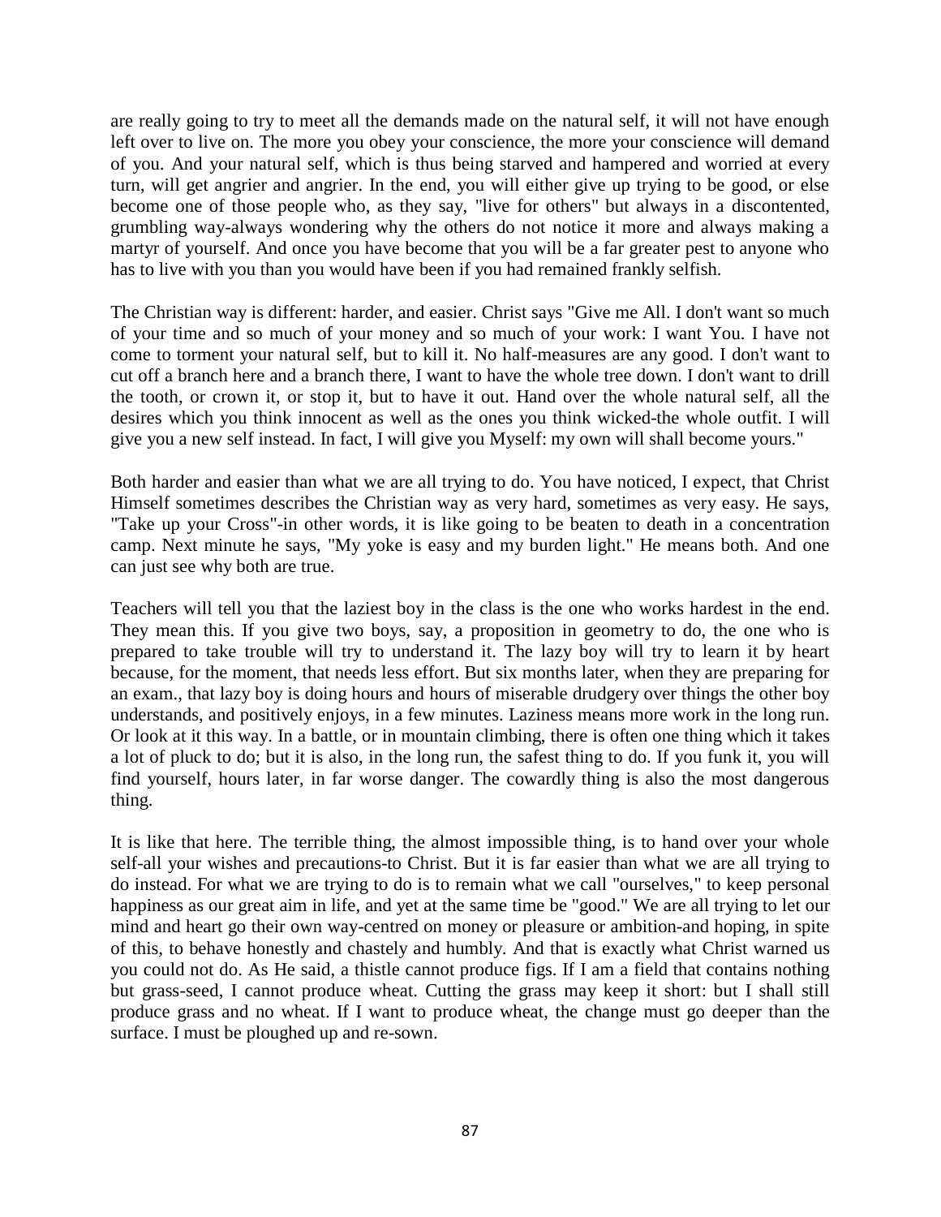are really going to try to meet all the demands made on the natural self, it will not have enough left over to live on. The more you obey your conscience, the more your conscience will demand of you. And your natural self, which is thus being starved and hampered and worried at every turn, will get angrier and angrier. In the end, you will either give up trying to be good, or else become one of those people who, as they say, "live for others" but always in a discontented, grumbling way-always wondering why the others do not notice it more and always making a martyr of yourself. And once you have become that you will be a far greater pest to anyone who has to live with you than you would have been if you had remained frankly selfish.

The Christian way is different: harder, and easier. Christ says "Give me All. I don't want so much of your time and so much of your money and so much of your work: I want You. I have not come to torment your natural self, but to kill it. No half-measures are any good. I don't want to cut off a branch here and a branch there, I want to have the whole tree down. I don't want to drill the tooth, or crown it, or stop it, but to have it out. Hand over the whole natural self, all the desires which you think innocent as well as the ones you think wicked-the whole outfit. I will give you a new self instead. In fact, I will give you Myself: my own will shall become yours."

Both harder and easier than what we are all trying to do. You have noticed, I expect, that Christ Himself sometimes describes the Christian way as very hard, sometimes as very easy. He says, "Take up your Cross"-in other words, it is like going to be beaten to death in a concentration camp. Next minute he says, "My yoke is easy and my burden light." He means both. And one can just see why both are true.

Teachers will tell you that the laziest boy in the class is the one who works hardest in the end. They mean this. If you give two boys, say, a proposition in geometry to do, the one who is prepared to take trouble will try to understand it. The lazy boy will try to learn it by heart because, for the moment, that needs less effort. But six months later, when they are preparing for an exam., that lazy boy is doing hours and hours of miserable drudgery over things the other boy understands, and positively enjoys, in a few minutes. Laziness means more work in the long run. Or look at it this way. In a battle, or in mountain climbing, there is often one thing which it takes a lot of pluck to do; but it is also, in the long run, the safest thing to do. If you funk it, you will find yourself, hours later, in far worse danger. The cowardly thing is also the most dangerous thing.

It is like that here. The terrible thing, the almost impossible thing, is to hand over your whole self-all your wishes and precautions-to Christ. But it is far easier than what we are all trying to do instead. For what we are trying to do is to remain what we call "ourselves," to keep personal happiness as our great aim in life, and yet at the same time be "good." We are all trying to let our mind and heart go their own way-centred on money or pleasure or ambition-and hoping, in spite of this, to behave honestly and chastely and humbly. And that is exactly what Christ warned us you could not do. As He said, a thistle cannot produce figs. If I am a field that contains nothing but grass-seed, I cannot produce wheat. Cutting the grass may keep it short: but I shall still produce grass and no wheat. If I want to produce wheat, the change must go deeper than the surface. I must be ploughed up and re-sown.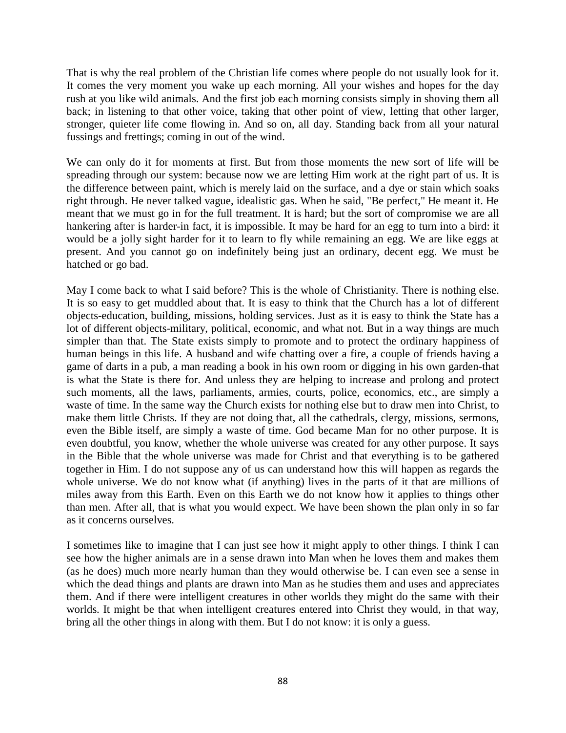That is why the real problem of the Christian life comes where people do not usually look for it. It comes the very moment you wake up each morning. All your wishes and hopes for the day rush at you like wild animals. And the first job each morning consists simply in shoving them all back; in listening to that other voice, taking that other point of view, letting that other larger, stronger, quieter life come flowing in. And so on, all day. Standing back from all your natural fussings and frettings; coming in out of the wind.

We can only do it for moments at first. But from those moments the new sort of life will be spreading through our system: because now we are letting Him work at the right part of us. It is the difference between paint, which is merely laid on the surface, and a dye or stain which soaks right through. He never talked vague, idealistic gas. When he said, "Be perfect," He meant it. He meant that we must go in for the full treatment. It is hard; but the sort of compromise we are all hankering after is harder-in fact, it is impossible. It may be hard for an egg to turn into a bird: it would be a jolly sight harder for it to learn to fly while remaining an egg. We are like eggs at present. And you cannot go on indefinitely being just an ordinary, decent egg. We must be hatched or go bad.

May I come back to what I said before? This is the whole of Christianity. There is nothing else. It is so easy to get muddled about that. It is easy to think that the Church has a lot of different objects-education, building, missions, holding services. Just as it is easy to think the State has a lot of different objects-military, political, economic, and what not. But in a way things are much simpler than that. The State exists simply to promote and to protect the ordinary happiness of human beings in this life. A husband and wife chatting over a fire, a couple of friends having a game of darts in a pub, a man reading a book in his own room or digging in his own garden-that is what the State is there for. And unless they are helping to increase and prolong and protect such moments, all the laws, parliaments, armies, courts, police, economics, etc., are simply a waste of time. In the same way the Church exists for nothing else but to draw men into Christ, to make them little Christs. If they are not doing that, all the cathedrals, clergy, missions, sermons, even the Bible itself, are simply a waste of time. God became Man for no other purpose. It is even doubtful, you know, whether the whole universe was created for any other purpose. It says in the Bible that the whole universe was made for Christ and that everything is to be gathered together in Him. I do not suppose any of us can understand how this will happen as regards the whole universe. We do not know what (if anything) lives in the parts of it that are millions of miles away from this Earth. Even on this Earth we do not know how it applies to things other than men. After all, that is what you would expect. We have been shown the plan only in so far as it concerns ourselves.

I sometimes like to imagine that I can just see how it might apply to other things. I think I can see how the higher animals are in a sense drawn into Man when he loves them and makes them (as he does) much more nearly human than they would otherwise be. I can even see a sense in which the dead things and plants are drawn into Man as he studies them and uses and appreciates them. And if there were intelligent creatures in other worlds they might do the same with their worlds. It might be that when intelligent creatures entered into Christ they would, in that way, bring all the other things in along with them. But I do not know: it is only a guess.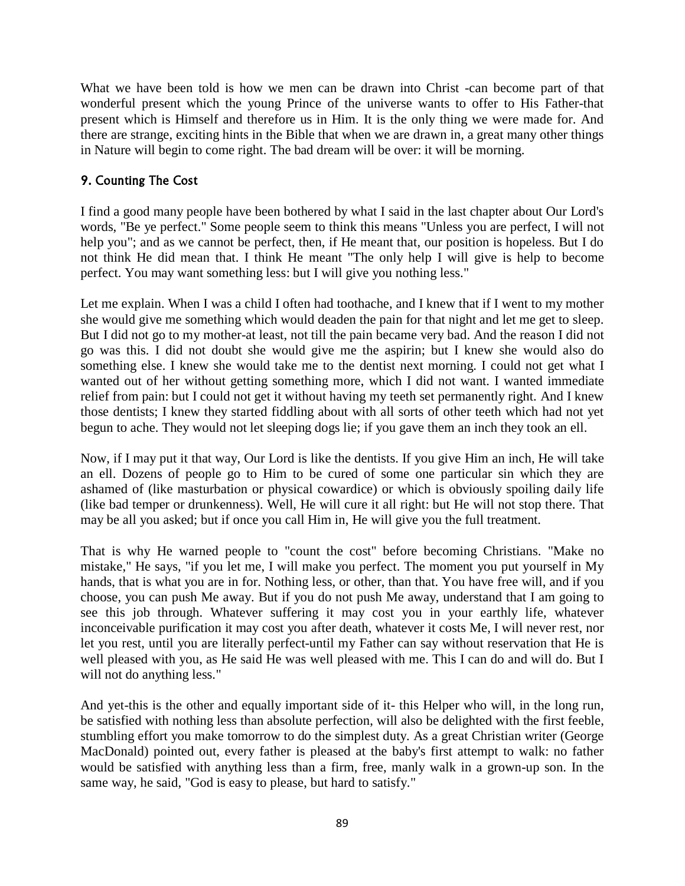What we have been told is how we men can be drawn into Christ -can become part of that wonderful present which the young Prince of the universe wants to offer to His Father-that present which is Himself and therefore us in Him. It is the only thing we were made for. And there are strange, exciting hints in the Bible that when we are drawn in, a great many other things in Nature will begin to come right. The bad dream will be over: it will be morning.

### 9. Counting The Cost

I find a good many people have been bothered by what I said in the last chapter about Our Lord's words, "Be ye perfect." Some people seem to think this means "Unless you are perfect, I will not help you"; and as we cannot be perfect, then, if He meant that, our position is hopeless. But I do not think He did mean that. I think He meant "The only help I will give is help to become perfect. You may want something less: but I will give you nothing less."

Let me explain. When I was a child I often had toothache, and I knew that if I went to my mother she would give me something which would deaden the pain for that night and let me get to sleep. But I did not go to my mother-at least, not till the pain became very bad. And the reason I did not go was this. I did not doubt she would give me the aspirin; but I knew she would also do something else. I knew she would take me to the dentist next morning. I could not get what I wanted out of her without getting something more, which I did not want. I wanted immediate relief from pain: but I could not get it without having my teeth set permanently right. And I knew those dentists; I knew they started fiddling about with all sorts of other teeth which had not yet begun to ache. They would not let sleeping dogs lie; if you gave them an inch they took an ell.

Now, if I may put it that way, Our Lord is like the dentists. If you give Him an inch, He will take an ell. Dozens of people go to Him to be cured of some one particular sin which they are ashamed of (like masturbation or physical cowardice) or which is obviously spoiling daily life (like bad temper or drunkenness). Well, He will cure it all right: but He will not stop there. That may be all you asked; but if once you call Him in, He will give you the full treatment.

That is why He warned people to "count the cost" before becoming Christians. "Make no mistake," He says, "if you let me, I will make you perfect. The moment you put yourself in My hands, that is what you are in for. Nothing less, or other, than that. You have free will, and if you choose, you can push Me away. But if you do not push Me away, understand that I am going to see this job through. Whatever suffering it may cost you in your earthly life, whatever inconceivable purification it may cost you after death, whatever it costs Me, I will never rest, nor let you rest, until you are literally perfect-until my Father can say without reservation that He is well pleased with you, as He said He was well pleased with me. This I can do and will do. But I will not do anything less."

And yet-this is the other and equally important side of it- this Helper who will, in the long run, be satisfied with nothing less than absolute perfection, will also be delighted with the first feeble, stumbling effort you make tomorrow to do the simplest duty. As a great Christian writer (George MacDonald) pointed out, every father is pleased at the baby's first attempt to walk: no father would be satisfied with anything less than a firm, free, manly walk in a grown-up son. In the same way, he said, "God is easy to please, but hard to satisfy."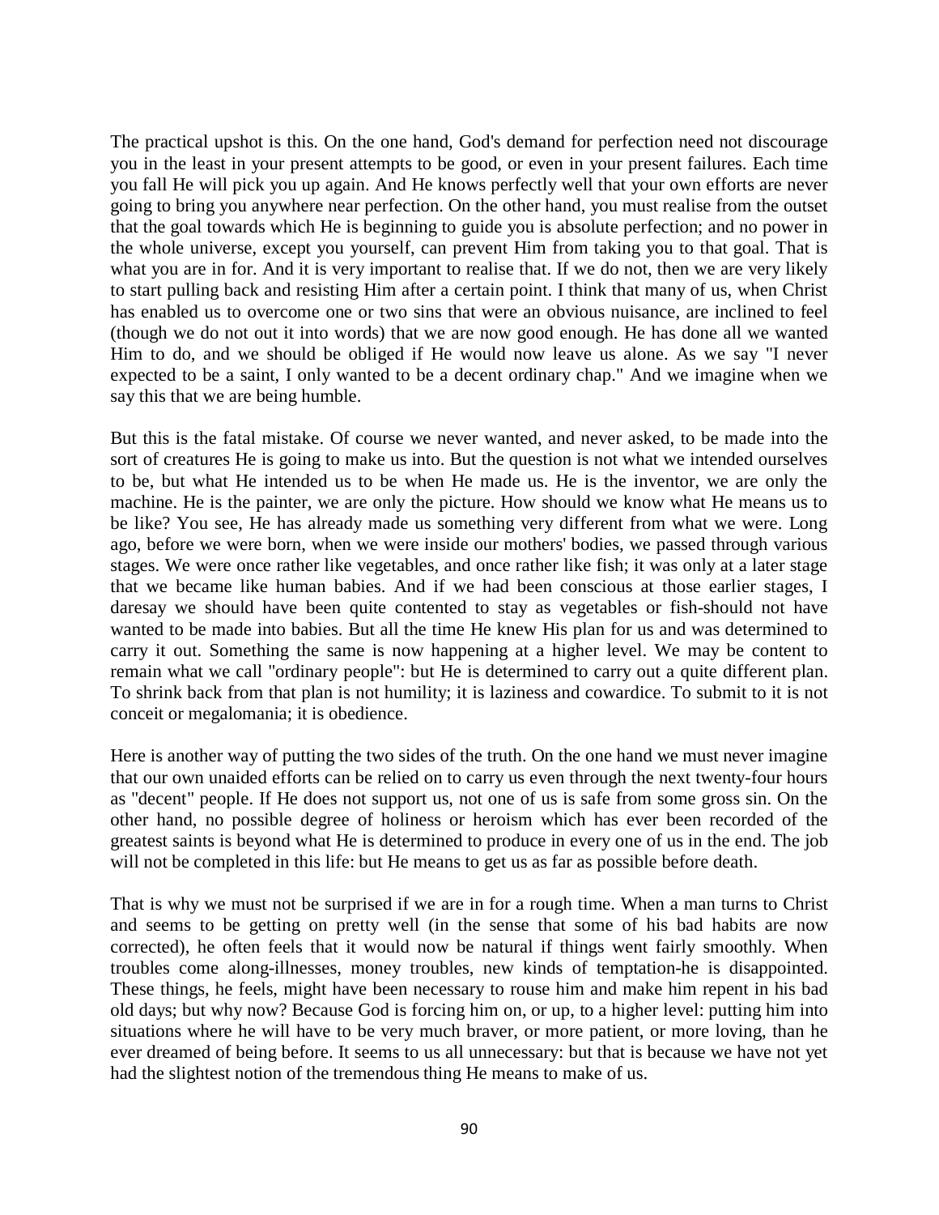The practical upshot is this. On the one hand, God's demand for perfection need not discourage you in the least in your present attempts to be good, or even in your present failures. Each time you fall He will pick you up again. And He knows perfectly well that your own efforts are never going to bring you anywhere near perfection. On the other hand, you must realise from the outset that the goal towards which He is beginning to guide you is absolute perfection; and no power in the whole universe, except you yourself, can prevent Him from taking you to that goal. That is what you are in for. And it is very important to realise that. If we do not, then we are very likely to start pulling back and resisting Him after a certain point. I think that many of us, when Christ has enabled us to overcome one or two sins that were an obvious nuisance, are inclined to feel (though we do not out it into words) that we are now good enough. He has done all we wanted Him to do, and we should be obliged if He would now leave us alone. As we say "I never expected to be a saint, I only wanted to be a decent ordinary chap." And we imagine when we say this that we are being humble.

But this is the fatal mistake. Of course we never wanted, and never asked, to be made into the sort of creatures He is going to make us into. But the question is not what we intended ourselves to be, but what He intended us to be when He made us. He is the inventor, we are only the machine. He is the painter, we are only the picture. How should we know what He means us to be like? You see, He has already made us something very different from what we were. Long ago, before we were born, when we were inside our mothers' bodies, we passed through various stages. We were once rather like vegetables, and once rather like fish; it was only at a later stage that we became like human babies. And if we had been conscious at those earlier stages, I daresay we should have been quite contented to stay as vegetables or fish-should not have wanted to be made into babies. But all the time He knew His plan for us and was determined to carry it out. Something the same is now happening at a higher level. We may be content to remain what we call "ordinary people": but He is determined to carry out a quite different plan. To shrink back from that plan is not humility; it is laziness and cowardice. To submit to it is not conceit or megalomania; it is obedience.

Here is another way of putting the two sides of the truth. On the one hand we must never imagine that our own unaided efforts can be relied on to carry us even through the next twenty-four hours as "decent" people. If He does not support us, not one of us is safe from some gross sin. On the other hand, no possible degree of holiness or heroism which has ever been recorded of the greatest saints is beyond what He is determined to produce in every one of us in the end. The job will not be completed in this life: but He means to get us as far as possible before death.

That is why we must not be surprised if we are in for a rough time. When a man turns to Christ and seems to be getting on pretty well (in the sense that some of his bad habits are now corrected), he often feels that it would now be natural if things went fairly smoothly. When troubles come along-illnesses, money troubles, new kinds of temptation-he is disappointed. These things, he feels, might have been necessary to rouse him and make him repent in his bad old days; but why now? Because God is forcing him on, or up, to a higher level: putting him into situations where he will have to be very much braver, or more patient, or more loving, than he ever dreamed of being before. It seems to us all unnecessary: but that is because we have not yet had the slightest notion of the tremendous thing He means to make of us.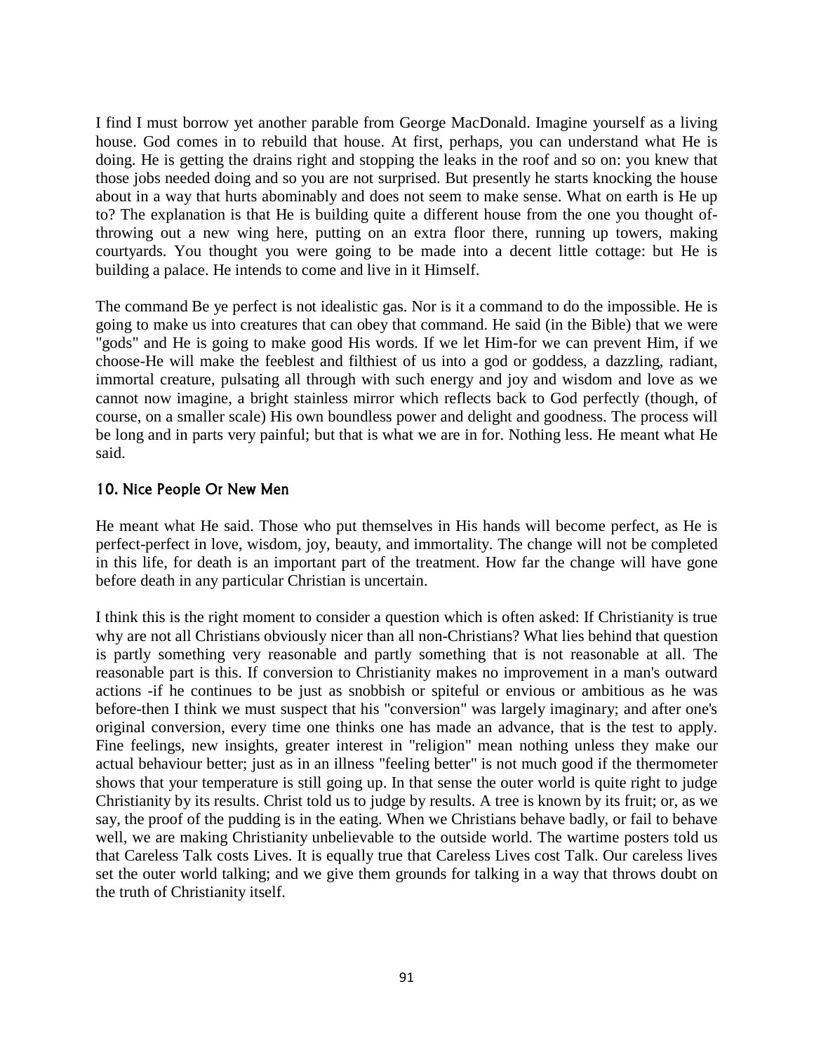I find I must borrow yet another parable from George MacDonald. Imagine yourself as a living house. God comes in to rebuild that house. At first, perhaps, you can understand what He is doing. He is getting the drains right and stopping the leaks in the roof and so on: you knew that those jobs needed doing and so you are not surprised. But presently he starts knocking the house about in a way that hurts abominably and does not seem to make sense. What on earth is He up to? The explanation is that He is building quite a different house from the one you thought of-throwing out a new wing here, putting on an extra floor there, running up towers, making courtyards. You thought you were going to be made into a decent little cottage: but He is building a palace. He intends to come and live in it Himself.

The command Be ye perfect is not idealistic gas. Nor is it a command to do the impossible. He is going to make us into creatures that can obey that command. He said (in the Bible) that we were "gods" and He is going to make good His words. If we let Him-for we can prevent Him, if we choose-He will make the feeblest and filthiest of us into a god or goddess, a dazzling, radiant, immortal creature, pulsating all through with such energy and joy and wisdom and love as we cannot now imagine, a bright stainless mirror which reflects back to God perfectly (though, of course, on a smaller scale) His own boundless power and delight and goodness. The process will be long and in parts very painful; but that is what we are in for. Nothing less. He meant what He said.

### 10. Nice People Or New Men

He meant what He said. Those who put themselves in His hands will become perfect, as He is perfect-perfect in love, wisdom, joy, beauty, and immortality. The change will not be completed in this life, for death is an important part of the treatment. How far the change will have gone before death in any particular Christian is uncertain.

I think this is the right moment to consider a question which is often asked: If Christianity is true why are not all Christians obviously nicer than all non-Christians? What lies behind that question is partly something very reasonable and partly something that is not reasonable at all. The reasonable part is this. If conversion to Christianity makes no improvement in a man's outward actions -if he continues to be just as snobbish or spiteful or envious or ambitious as he was before-then I think we must suspect that his "conversion" was largely imaginary; and after one's original conversion, every time one thinks one has made an advance, that is the test to apply. Fine feelings, new insights, greater interest in "religion" mean nothing unless they make our actual behaviour better; just as in an illness "feeling better" is not much good if the thermometer shows that your temperature is still going up. In that sense the outer world is quite right to judge Christianity by its results. Christ told us to judge by results. A tree is known by its fruit; or, as we say, the proof of the pudding is in the eating. When we Christians behave badly, or fail to behave well, we are making Christianity unbelievable to the outside world. The wartime posters told us that Careless Talk costs Lives. It is equally true that Careless Lives cost Talk. Our careless lives set the outer world talking; and we give them grounds for talking in a way that throws doubt on the truth of Christianity itself.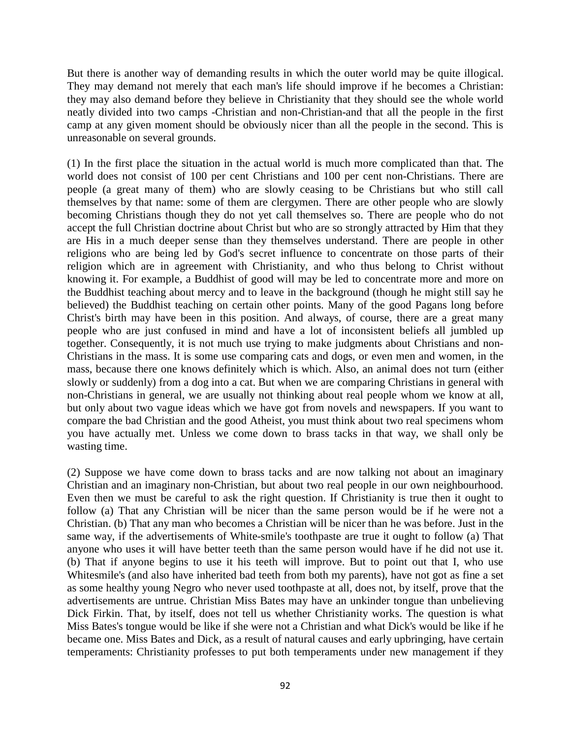But there is another way of demanding results in which the outer world may be quite illogical. They may demand not merely that each man's life should improve if he becomes a Christian: they may also demand before they believe in Christianity that they should see the whole world neatly divided into two camps -Christian and non-Christian-and that all the people in the first camp at any given moment should be obviously nicer than all the people in the second. This is unreasonable on several grounds.

(1) In the first place the situation in the actual world is much more complicated than that. The world does not consist of 100 per cent Christians and 100 per cent non-Christians. There are people (a great many of them) who are slowly ceasing to be Christians but who still call themselves by that name: some of them are clergymen. There are other people who are slowly becoming Christians though they do not yet call themselves so. There are people who do not accept the full Christian doctrine about Christ but who are so strongly attracted by Him that they are His in a much deeper sense than they themselves understand. There are people in other religions who are being led by God's secret influence to concentrate on those parts of their religion which are in agreement with Christianity, and who thus belong to Christ without knowing it. For example, a Buddhist of good will may be led to concentrate more and more on the Buddhist teaching about mercy and to leave in the background (though he might still say he believed) the Buddhist teaching on certain other points. Many of the good Pagans long before Christ's birth may have been in this position. And always, of course, there are a great many people who are just confused in mind and have a lot of inconsistent beliefs all jumbled up together. Consequently, it is not much use trying to make judgments about Christians and non-Christians in the mass. It is some use comparing cats and dogs, or even men and women, in the mass, because there one knows definitely which is which. Also, an animal does not turn (either slowly or suddenly) from a dog into a cat. But when we are comparing Christians in general with non-Christians in general, we are usually not thinking about real people whom we know at all, but only about two vague ideas which we have got from novels and newspapers. If you want to compare the bad Christian and the good Atheist, you must think about two real specimens whom you have actually met. Unless we come down to brass tacks in that way, we shall only be wasting time.

(2) Suppose we have come down to brass tacks and are now talking not about an imaginary Christian and an imaginary non-Christian, but about two real people in our own neighbourhood. Even then we must be careful to ask the right question. If Christianity is true then it ought to follow (a) That any Christian will be nicer than the same person would be if he were not a Christian. (b) That any man who becomes a Christian will be nicer than he was before. Just in the same way, if the advertisements of White-smile's toothpaste are true it ought to follow (a) That anyone who uses it will have better teeth than the same person would have if he did not use it. (b) That if anyone begins to use it his teeth will improve. But to point out that I, who use Whitesmile's (and also have inherited bad teeth from both my parents), have not got as fine a set as some healthy young Negro who never used toothpaste at all, does not, by itself, prove that the advertisements are untrue. Christian Miss Bates may have an unkinder tongue than unbelieving Dick Firkin. That, by itself, does not tell us whether Christianity works. The question is what Miss Bates's tongue would be like if she were not a Christian and what Dick's would be like if he became one. Miss Bates and Dick, as a result of natural causes and early upbringing, have certain temperaments: Christianity professes to put both temperaments under new management if they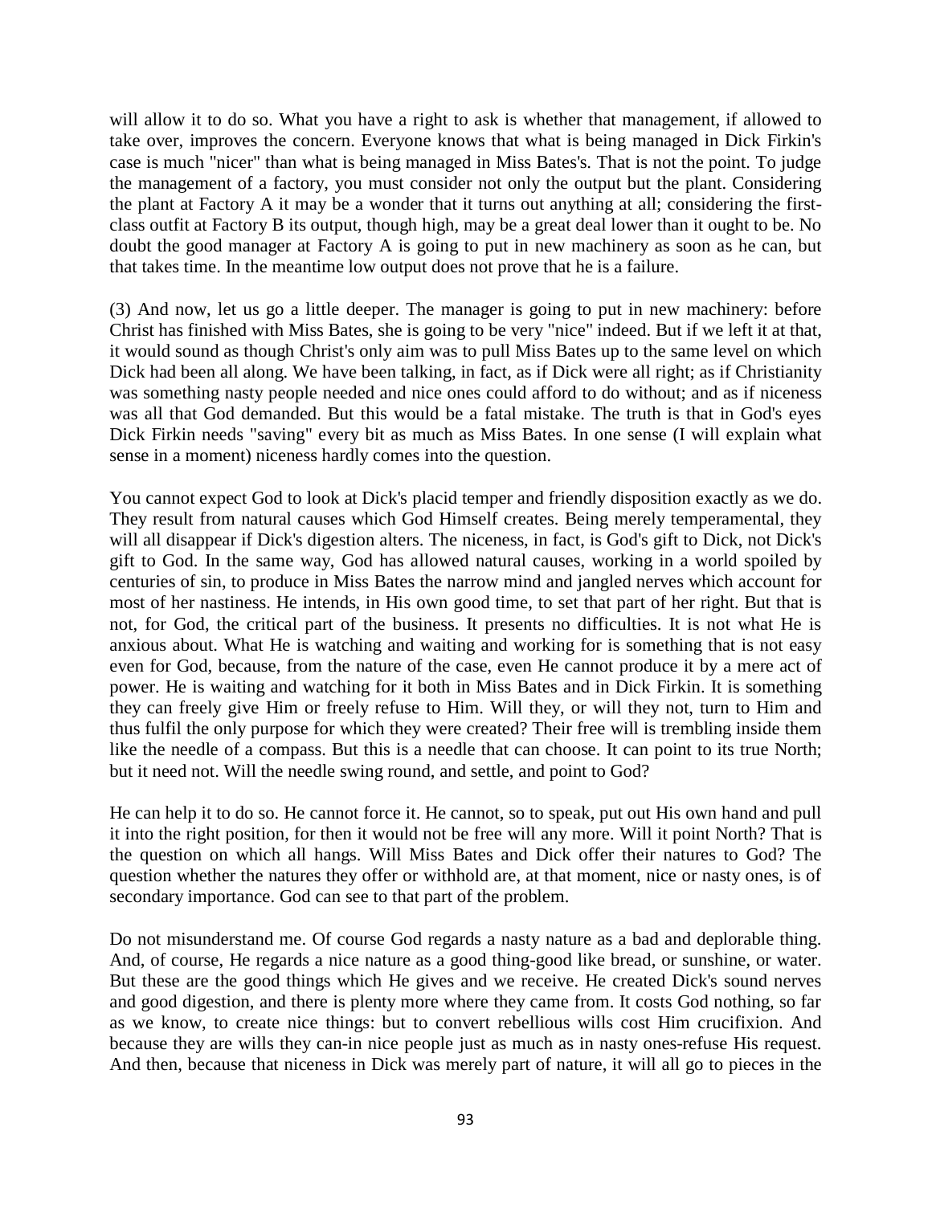will allow it to do so. What you have a right to ask is whether that management, if allowed to take over, improves the concern. Everyone knows that what is being managed in Dick Firkin's case is much "nicer" than what is being managed in Miss Bates's. That is not the point. To judge the management of a factory, you must consider not only the output but the plant. Considering the plant at Factory A it may be a wonder that it turns out anything at all; considering the first-class outfit at Factory B its output, though high, may be a great deal lower than it ought to be. No doubt the good manager at Factory A is going to put in new machinery as soon as he can, but that takes time. In the meantime low output does not prove that he is a failure.

(3) And now, let us go a little deeper. The manager is going to put in new machinery: before Christ has finished with Miss Bates, she is going to be very "nice" indeed. But if we left it at that, it would sound as though Christ's only aim was to pull Miss Bates up to the same level on which Dick had been all along. We have been talking, in fact, as if Dick were all right; as if Christianity was something nasty people needed and nice ones could afford to do without; and as if niceness was all that God demanded. But this would be a fatal mistake. The truth is that in God's eyes Dick Firkin needs "saving" every bit as much as Miss Bates. In one sense (I will explain what sense in a moment) niceness hardly comes into the question.

You cannot expect God to look at Dick's placid temper and friendly disposition exactly as we do. They result from natural causes which God Himself creates. Being merely temperamental, they will all disappear if Dick's digestion alters. The niceness, in fact, is God's gift to Dick, not Dick's gift to God. In the same way, God has allowed natural causes, working in a world spoiled by centuries of sin, to produce in Miss Bates the narrow mind and jangled nerves which account for most of her nastiness. He intends, in His own good time, to set that part of her right. But that is not, for God, the critical part of the business. It presents no difficulties. It is not what He is anxious about. What He is watching and waiting and working for is something that is not easy even for God, because, from the nature of the case, even He cannot produce it by a mere act of power. He is waiting and watching for it both in Miss Bates and in Dick Firkin. It is something they can freely give Him or freely refuse to Him. Will they, or will they not, turn to Him and thus fulfil the only purpose for which they were created? Their free will is trembling inside them like the needle of a compass. But this is a needle that can choose. It can point to its true North; but it need not. Will the needle swing round, and settle, and point to God?

He can help it to do so. He cannot force it. He cannot, so to speak, put out His own hand and pull it into the right position, for then it would not be free will any more. Will it point North? That is the question on which all hangs. Will Miss Bates and Dick offer their natures to God? The question whether the natures they offer or withhold are, at that moment, nice or nasty ones, is of secondary importance. God can see to that part of the problem.

Do not misunderstand me. Of course God regards a nasty nature as a bad and deplorable thing. And, of course, He regards a nice nature as a good thing-good like bread, or sunshine, or water. But these are the good things which He gives and we receive. He created Dick's sound nerves and good digestion, and there is plenty more where they came from. It costs God nothing, so far as we know, to create nice things: but to convert rebellious wills cost Him crucifixion. And because they are wills they can-in nice people just as much as in nasty ones-refuse His request. And then, because that niceness in Dick was merely part of nature, it will all go to pieces in the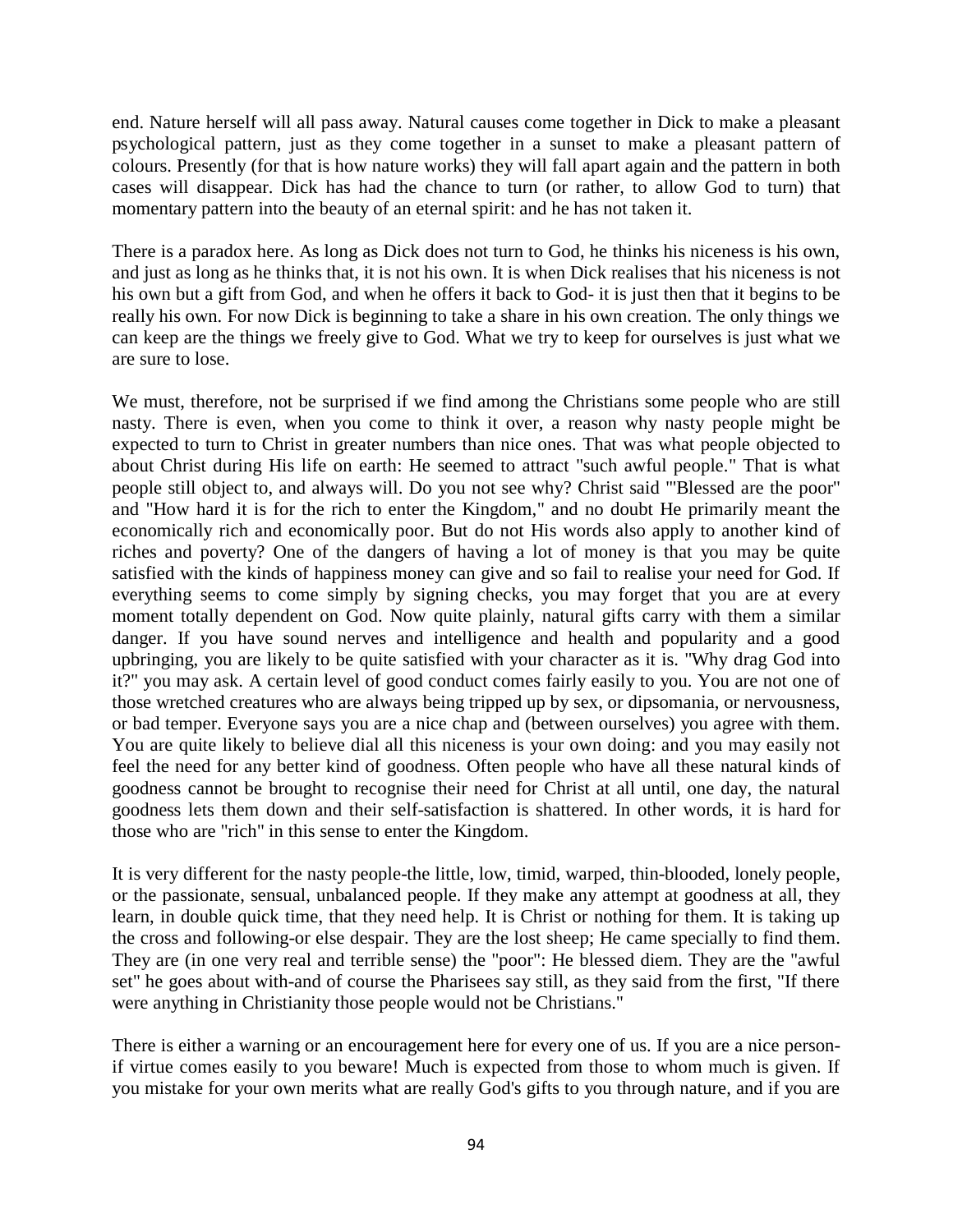end. Nature herself will all pass away. Natural causes come together in Dick to make a pleasant psychological pattern, just as they come together in a sunset to make a pleasant pattern of colours. Presently (for that is how nature works) they will fall apart again and the pattern in both cases will disappear. Dick has had the chance to turn (or rather, to allow God to turn) that momentary pattern into the beauty of an eternal spirit: and he has not taken it.

There is a paradox here. As long as Dick does not turn to God, he thinks his niceness is his own, and just as long as he thinks that, it is not his own. It is when Dick realises that his niceness is not his own but a gift from God, and when he offers it back to God- it is just then that it begins to be really his own. For now Dick is beginning to take a share in his own creation. The only things we can keep are the things we freely give to God. What we try to keep for ourselves is just what we are sure to lose.

We must, therefore, not be surprised if we find among the Christians some people who are still nasty. There is even, when you come to think it over, a reason why nasty people might be expected to turn to Christ in greater numbers than nice ones. That was what people objected to about Christ during His life on earth: He seemed to attract "such awful people." That is what people still object to, and always will. Do you not see why? Christ said "'Blessed are the poor" and "How hard it is for the rich to enter the Kingdom," and no doubt He primarily meant the economically rich and economically poor. But do not His words also apply to another kind of riches and poverty? One of the dangers of having a lot of money is that you may be quite satisfied with the kinds of happiness money can give and so fail to realise your need for God. If everything seems to come simply by signing checks, you may forget that you are at every moment totally dependent on God. Now quite plainly, natural gifts carry with them a similar danger. If you have sound nerves and intelligence and health and popularity and a good upbringing, you are likely to be quite satisfied with your character as it is. "Why drag God into it?" you may ask. A certain level of good conduct comes fairly easily to you. You are not one of those wretched creatures who are always being tripped up by sex, or dipsomania, or nervousness, or bad temper. Everyone says you are a nice chap and (between ourselves) you agree with them. You are quite likely to believe dial all this niceness is your own doing: and you may easily not feel the need for any better kind of goodness. Often people who have all these natural kinds of goodness cannot be brought to recognise their need for Christ at all until, one day, the natural goodness lets them down and their self-satisfaction is shattered. In other words, it is hard for those who are "rich" in this sense to enter the Kingdom.

It is very different for the nasty people-the little, low, timid, warped, thin-blooded, lonely people, or the passionate, sensual, unbalanced people. If they make any attempt at goodness at all, they learn, in double quick time, that they need help. It is Christ or nothing for them. It is taking up the cross and following-or else despair. They are the lost sheep; He came specially to find them. They are (in one very real and terrible sense) the "poor": He blessed diem. They are the "awful set" he goes about with-and of course the Pharisees say still, as they said from the first, "If there were anything in Christianity those people would not be Christians."

There is either a warning or an encouragement here for every one of us. If you are a nice person-if virtue comes easily to you beware! Much is expected from those to whom much is given. If you mistake for your own merits what are really God's gifts to you through nature, and if you are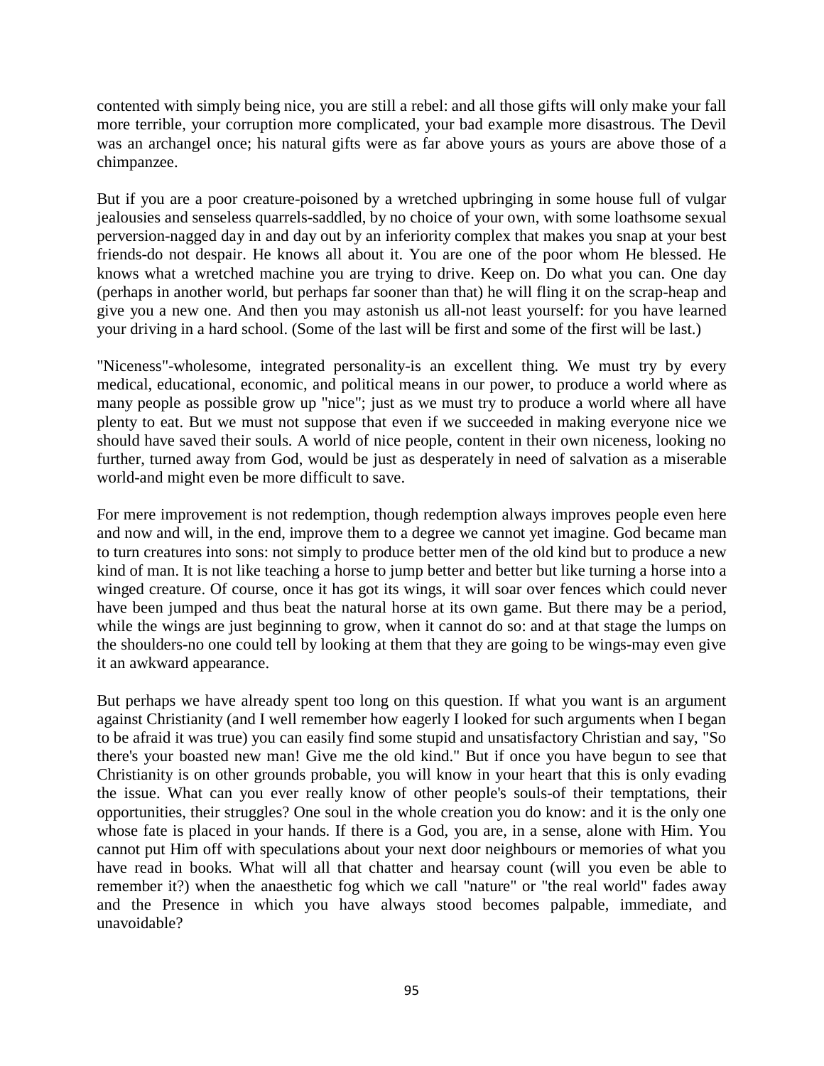contented with simply being nice, you are still a rebel: and all those gifts will only make your fall more terrible, your corruption more complicated, your bad example more disastrous. The Devil was an archangel once; his natural gifts were as far above yours as yours are above those of a chimpanzee.

But if you are a poor creature-poisoned by a wretched upbringing in some house full of vulgar jealousies and senseless quarrels-saddled, by no choice of your own, with some loathsome sexual perversion-nagged day in and day out by an inferiority complex that makes you snap at your best friends-do not despair. He knows all about it. You are one of the poor whom He blessed. He knows what a wretched machine you are trying to drive. Keep on. Do what you can. One day (perhaps in another world, but perhaps far sooner than that) he will fling it on the scrap-heap and give you a new one. And then you may astonish us all-not least yourself: for you have learned your driving in a hard school. (Some of the last will be first and some of the first will be last.)

"Niceness"-wholesome, integrated personality-is an excellent thing. We must try by every medical, educational, economic, and political means in our power, to produce a world where as many people as possible grow up "nice"; just as we must try to produce a world where all have plenty to eat. But we must not suppose that even if we succeeded in making everyone nice we should have saved their souls. A world of nice people, content in their own niceness, looking no further, turned away from God, would be just as desperately in need of salvation as a miserable world-and might even be more difficult to save.

For mere improvement is not redemption, though redemption always improves people even here and now and will, in the end, improve them to a degree we cannot yet imagine. God became man to turn creatures into sons: not simply to produce better men of the old kind but to produce a new kind of man. It is not like teaching a horse to jump better and better but like turning a horse into a winged creature. Of course, once it has got its wings, it will soar over fences which could never have been jumped and thus beat the natural horse at its own game. But there may be a period, while the wings are just beginning to grow, when it cannot do so: and at that stage the lumps on the shoulders-no one could tell by looking at them that they are going to be wings-may even give it an awkward appearance.

But perhaps we have already spent too long on this question. If what you want is an argument against Christianity (and I well remember how eagerly I looked for such arguments when I began to be afraid it was true) you can easily find some stupid and unsatisfactory Christian and say, "So there's your boasted new man! Give me the old kind." But if once you have begun to see that Christianity is on other grounds probable, you will know in your heart that this is only evading the issue. What can you ever really know of other people's souls-of their temptations, their opportunities, their struggles? One soul in the whole creation you do know: and it is the only one whose fate is placed in your hands. If there is a God, you are, in a sense, alone with Him. You cannot put Him off with speculations about your next door neighbours or memories of what you have read in books. What will all that chatter and hearsay count (will you even be able to remember it?) when the anaesthetic fog which we call "nature" or "the real world" fades away and the Presence in which you have always stood becomes palpable, immediate, and unavoidable?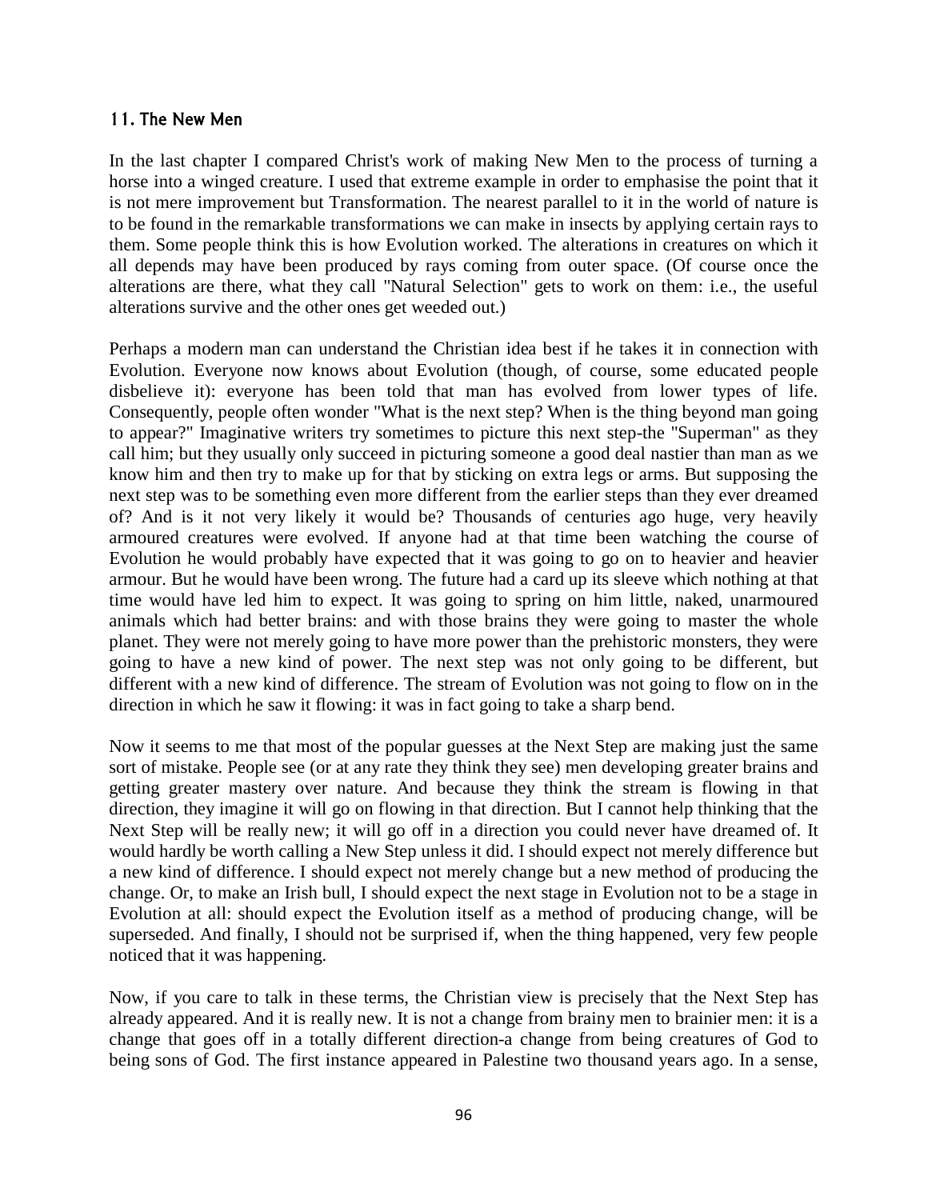### 11. The New Men

In the last chapter I compared Christ's work of making New Men to the process of turning a horse into a winged creature. I used that extreme example in order to emphasise the point that it is not mere improvement but Transformation. The nearest parallel to it in the world of nature is to be found in the remarkable transformations we can make in insects by applying certain rays to them. Some people think this is how Evolution worked. The alterations in creatures on which it all depends may have been produced by rays coming from outer space. (Of course once the alterations are there, what they call "Natural Selection" gets to work on them: i.e., the useful alterations survive and the other ones get weeded out.)

Perhaps a modern man can understand the Christian idea best if he takes it in connection with Evolution. Everyone now knows about Evolution (though, of course, some educated people disbelieve it): everyone has been told that man has evolved from lower types of life. Consequently, people often wonder "What is the next step? When is the thing beyond man going to appear?" Imaginative writers try sometimes to picture this next step-the "Superman" as they call him; but they usually only succeed in picturing someone a good deal nastier than man as we know him and then try to make up for that by sticking on extra legs or arms. But supposing the next step was to be something even more different from the earlier steps than they ever dreamed of? And is it not very likely it would be? Thousands of centuries ago huge, very heavily armoured creatures were evolved. If anyone had at that time been watching the course of Evolution he would probably have expected that it was going to go on to heavier and heavier armour. But he would have been wrong. The future had a card up its sleeve which nothing at that time would have led him to expect. It was going to spring on him little, naked, unarmoured animals which had better brains: and with those brains they were going to master the whole planet. They were not merely going to have more power than the prehistoric monsters, they were going to have a new kind of power. The next step was not only going to be different, but different with a new kind of difference. The stream of Evolution was not going to flow on in the direction in which he saw it flowing: it was in fact going to take a sharp bend.

Now it seems to me that most of the popular guesses at the Next Step are making just the same sort of mistake. People see (or at any rate they think they see) men developing greater brains and getting greater mastery over nature. And because they think the stream is flowing in that direction, they imagine it will go on flowing in that direction. But I cannot help thinking that the Next Step will be really new; it will go off in a direction you could never have dreamed of. It would hardly be worth calling a New Step unless it did. I should expect not merely difference but a new kind of difference. I should expect not merely change but a new method of producing the change. Or, to make an Irish bull, I should expect the next stage in Evolution not to be a stage in Evolution at all: should expect the Evolution itself as a method of producing change, will be superseded. And finally, I should not be surprised if, when the thing happened, very few people noticed that it was happening.

Now, if you care to talk in these terms, the Christian view is precisely that the Next Step has already appeared. And it is really new. It is not a change from brainy men to brainier men: it is a change that goes off in a totally different direction-a change from being creatures of God to being sons of God. The first instance appeared in Palestine two thousand years ago. In a sense,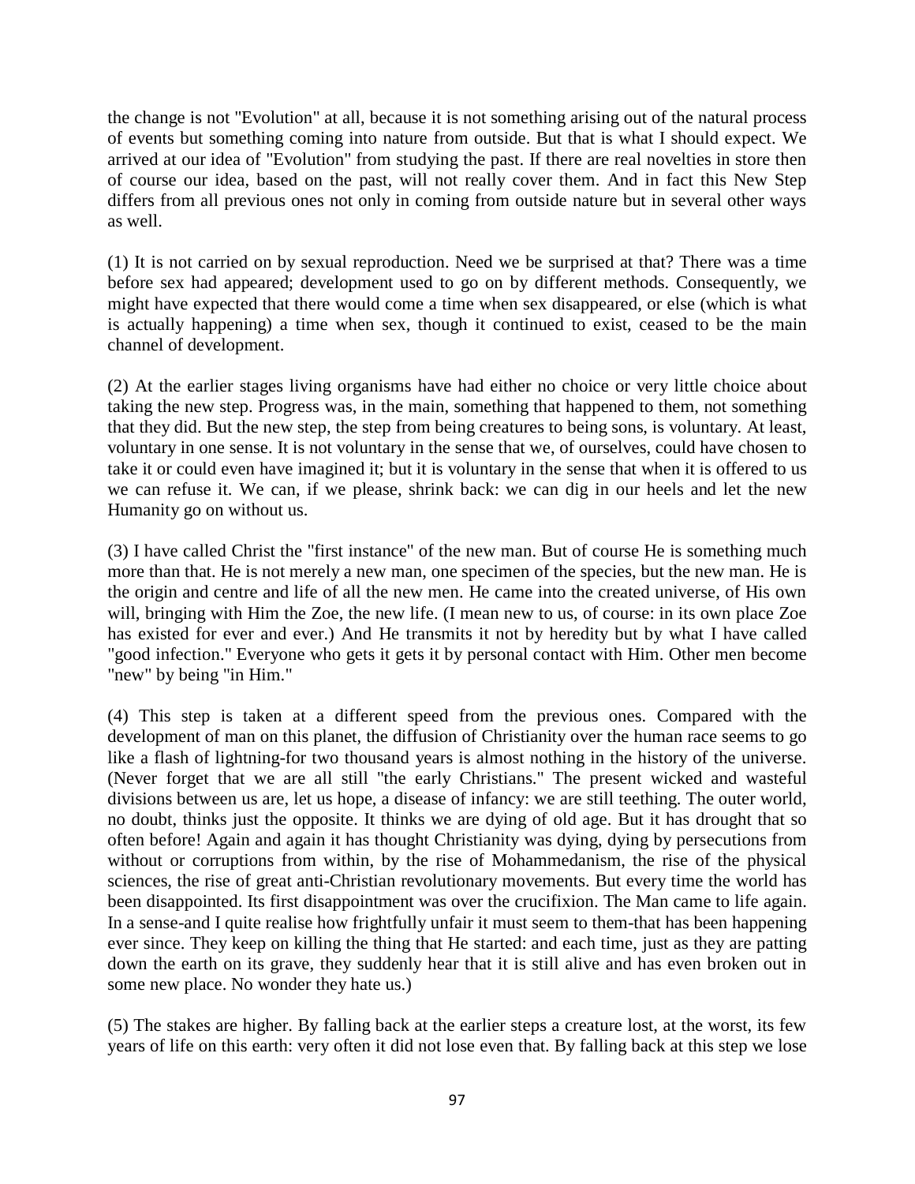the change is not "Evolution" at all, because it is not something arising out of the natural process of events but something coming into nature from outside. But that is what I should expect. We arrived at our idea of "Evolution" from studying the past. If there are real novelties in store then of course our idea, based on the past, will not really cover them. And in fact this New Step differs from all previous ones not only in coming from outside nature but in several other ways as well.

(1) It is not carried on by sexual reproduction. Need we be surprised at that? There was a time before sex had appeared; development used to go on by different methods. Consequently, we might have expected that there would come a time when sex disappeared, or else (which is what is actually happening) a time when sex, though it continued to exist, ceased to be the main channel of development.

(2) At the earlier stages living organisms have had either no choice or very little choice about taking the new step. Progress was, in the main, something that happened to them, not something that they did. But the new step, the step from being creatures to being sons, is voluntary. At least, voluntary in one sense. It is not voluntary in the sense that we, of ourselves, could have chosen to take it or could even have imagined it; but it is voluntary in the sense that when it is offered to us we can refuse it. We can, if we please, shrink back: we can dig in our heels and let the new Humanity go on without us.

(3) I have called Christ the "first instance" of the new man. But of course He is something much more than that. He is not merely a new man, one specimen of the species, but the new man. He is the origin and centre and life of all the new men. He came into the created universe, of His own will, bringing with Him the Zoe, the new life. (I mean new to us, of course: in its own place Zoe has existed for ever and ever.) And He transmits it not by heredity but by what I have called "good infection." Everyone who gets it gets it by personal contact with Him. Other men become "new" by being "in Him."

(4) This step is taken at a different speed from the previous ones. Compared with the development of man on this planet, the diffusion of Christianity over the human race seems to go like a flash of lightning-for two thousand years is almost nothing in the history of the universe. (Never forget that we are all still "the early Christians." The present wicked and wasteful divisions between us are, let us hope, a disease of infancy: we are still teething. The outer world, no doubt, thinks just the opposite. It thinks we are dying of old age. But it has drought that so often before! Again and again it has thought Christianity was dying, dying by persecutions from without or corruptions from within, by the rise of Mohammedanism, the rise of the physical sciences, the rise of great anti-Christian revolutionary movements. But every time the world has been disappointed. Its first disappointment was over the crucifixion. The Man came to life again. In a sense-and I quite realise how frightfully unfair it must seem to them-that has been happening ever since. They keep on killing the thing that He started: and each time, just as they are patting down the earth on its grave, they suddenly hear that it is still alive and has even broken out in some new place. No wonder they hate us.)

(5) The stakes are higher. By falling back at the earlier steps a creature lost, at the worst, its few years of life on this earth: very often it did not lose even that. By falling back at this step we lose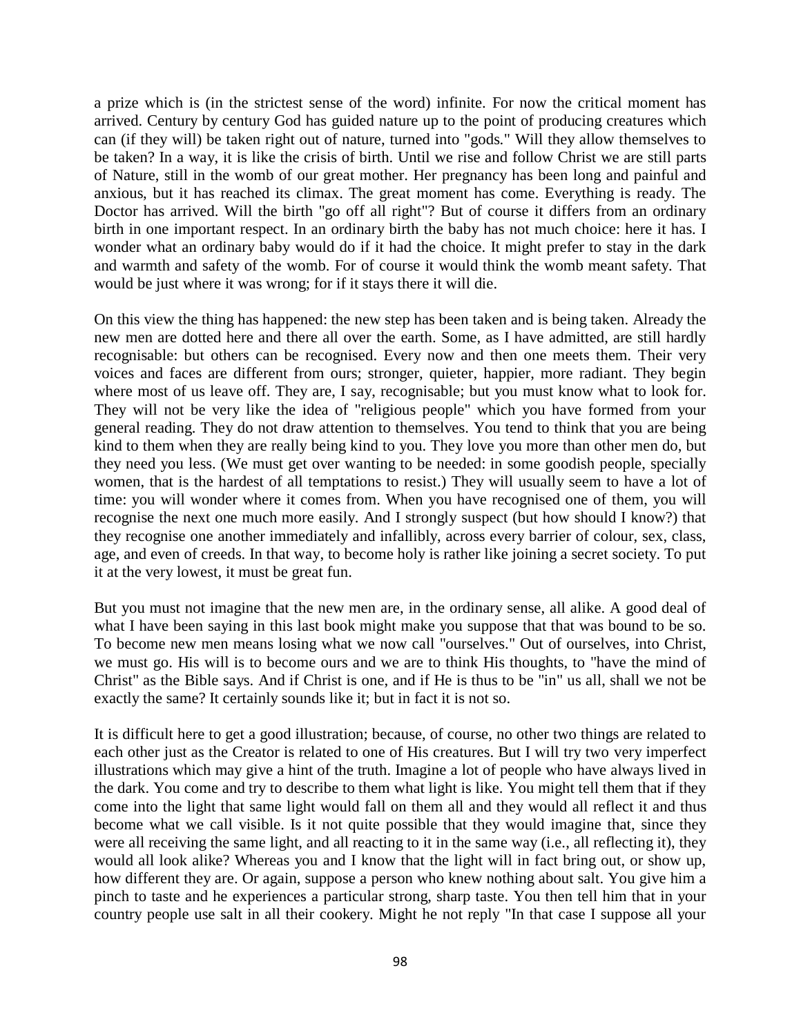a prize which is (in the strictest sense of the word) infinite. For now the critical moment has arrived. Century by century God has guided nature up to the point of producing creatures which can (if they will) be taken right out of nature, turned into "gods." Will they allow themselves to be taken? In a way, it is like the crisis of birth. Until we rise and follow Christ we are still parts of Nature, still in the womb of our great mother. Her pregnancy has been long and painful and anxious, but it has reached its climax. The great moment has come. Everything is ready. The Doctor has arrived. Will the birth "go off all right"? But of course it differs from an ordinary birth in one important respect. In an ordinary birth the baby has not much choice: here it has. I wonder what an ordinary baby would do if it had the choice. It might prefer to stay in the dark and warmth and safety of the womb. For of course it would think the womb meant safety. That would be just where it was wrong; for if it stays there it will die.

On this view the thing has happened: the new step has been taken and is being taken. Already the new men are dotted here and there all over the earth. Some, as I have admitted, are still hardly recognisable: but others can be recognised. Every now and then one meets them. Their very voices and faces are different from ours; stronger, quieter, happier, more radiant. They begin where most of us leave off. They are, I say, recognisable; but you must know what to look for. They will not be very like the idea of "religious people" which you have formed from your general reading. They do not draw attention to themselves. You tend to think that you are being kind to them when they are really being kind to you. They love you more than other men do, but they need you less. (We must get over wanting to be needed: in some goodish people, specially women, that is the hardest of all temptations to resist.) They will usually seem to have a lot of time: you will wonder where it comes from. When you have recognised one of them, you will recognise the next one much more easily. And I strongly suspect (but how should I know?) that they recognise one another immediately and infallibly, across every barrier of colour, sex, class, age, and even of creeds. In that way, to become holy is rather like joining a secret society. To put it at the very lowest, it must be great fun.

But you must not imagine that the new men are, in the ordinary sense, all alike. A good deal of what I have been saying in this last book might make you suppose that that was bound to be so. To become new men means losing what we now call "ourselves." Out of ourselves, into Christ, we must go. His will is to become ours and we are to think His thoughts, to "have the mind of Christ" as the Bible says. And if Christ is one, and if He is thus to be "in" us all, shall we not be exactly the same? It certainly sounds like it; but in fact it is not so.

It is difficult here to get a good illustration; because, of course, no other two things are related to each other just as the Creator is related to one of His creatures. But I will try two very imperfect illustrations which may give a hint of the truth. Imagine a lot of people who have always lived in the dark. You come and try to describe to them what light is like. You might tell them that if they come into the light that same light would fall on them all and they would all reflect it and thus become what we call visible. Is it not quite possible that they would imagine that, since they were all receiving the same light, and all reacting to it in the same way (i.e., all reflecting it), they would all look alike? Whereas you and I know that the light will in fact bring out, or show up, how different they are. Or again, suppose a person who knew nothing about salt. You give him a pinch to taste and he experiences a particular strong, sharp taste. You then tell him that in your country people use salt in all their cookery. Might he not reply "In that case I suppose all your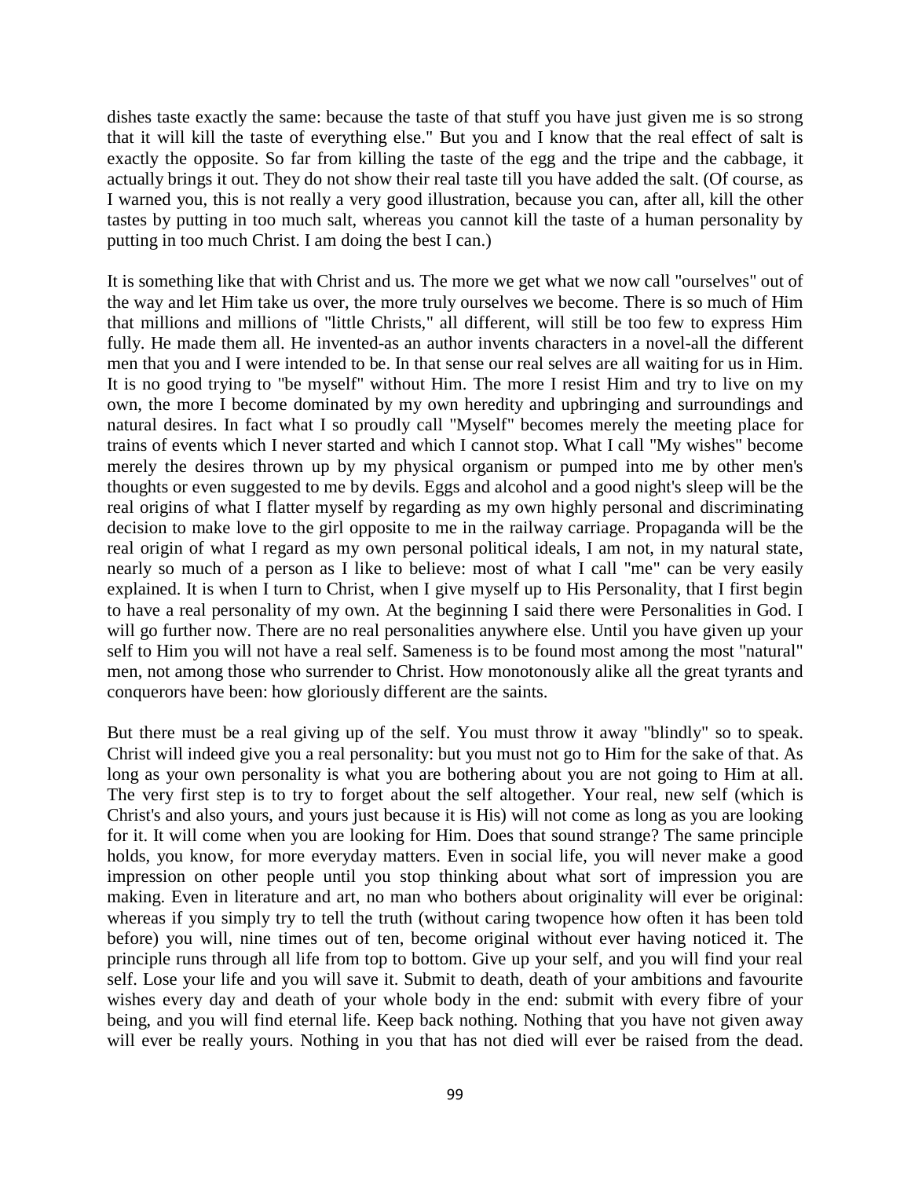dishes taste exactly the same: because the taste of that stuff you have just given me is so strong that it will kill the taste of everything else." But you and I know that the real effect of salt is exactly the opposite. So far from killing the taste of the egg and the tripe and the cabbage, it actually brings it out. They do not show their real taste till you have added the salt. (Of course, as I warned you, this is not really a very good illustration, because you can, after all, kill the other tastes by putting in too much salt, whereas you cannot kill the taste of a human personality by putting in too much Christ. I am doing the best I can.)

It is something like that with Christ and us. The more we get what we now call "ourselves" out of the way and let Him take us over, the more truly ourselves we become. There is so much of Him that millions and millions of "little Christs," all different, will still be too few to express Him fully. He made them all. He invented-as an author invents characters in a novel-all the different men that you and I were intended to be. In that sense our real selves are all waiting for us in Him. It is no good trying to "be myself" without Him. The more I resist Him and try to live on my own, the more I become dominated by my own heredity and upbringing and surroundings and natural desires. In fact what I so proudly call "Myself" becomes merely the meeting place for trains of events which I never started and which I cannot stop. What I call "My wishes" become merely the desires thrown up by my physical organism or pumped into me by other men's thoughts or even suggested to me by devils. Eggs and alcohol and a good night's sleep will be the real origins of what I flatter myself by regarding as my own highly personal and discriminating decision to make love to the girl opposite to me in the railway carriage. Propaganda will be the real origin of what I regard as my own personal political ideals, I am not, in my natural state, nearly so much of a person as I like to believe: most of what I call "me" can be very easily explained. It is when I turn to Christ, when I give myself up to His Personality, that I first begin to have a real personality of my own. At the beginning I said there were Personalities in God. I will go further now. There are no real personalities anywhere else. Until you have given up your self to Him you will not have a real self. Sameness is to be found most among the most "natural" men, not among those who surrender to Christ. How monotonously alike all the great tyrants and conquerors have been: how gloriously different are the saints.

But there must be a real giving up of the self. You must throw it away "blindly" so to speak. Christ will indeed give you a real personality: but you must not go to Him for the sake of that. As long as your own personality is what you are bothering about you are not going to Him at all. The very first step is to try to forget about the self altogether. Your real, new self (which is Christ's and also yours, and yours just because it is His) will not come as long as you are looking for it. It will come when you are looking for Him. Does that sound strange? The same principle holds, you know, for more everyday matters. Even in social life, you will never make a good impression on other people until you stop thinking about what sort of impression you are making. Even in literature and art, no man who bothers about originality will ever be original: whereas if you simply try to tell the truth (without caring twopence how often it has been told before) you will, nine times out of ten, become original without ever having noticed it. The principle runs through all life from top to bottom. Give up your self, and you will find your real self. Lose your life and you will save it. Submit to death, death of your ambitions and favourite wishes every day and death of your whole body in the end: submit with every fibre of your being, and you will find eternal life. Keep back nothing. Nothing that you have not given away will ever be really yours. Nothing in you that has not died will ever be raised from the dead.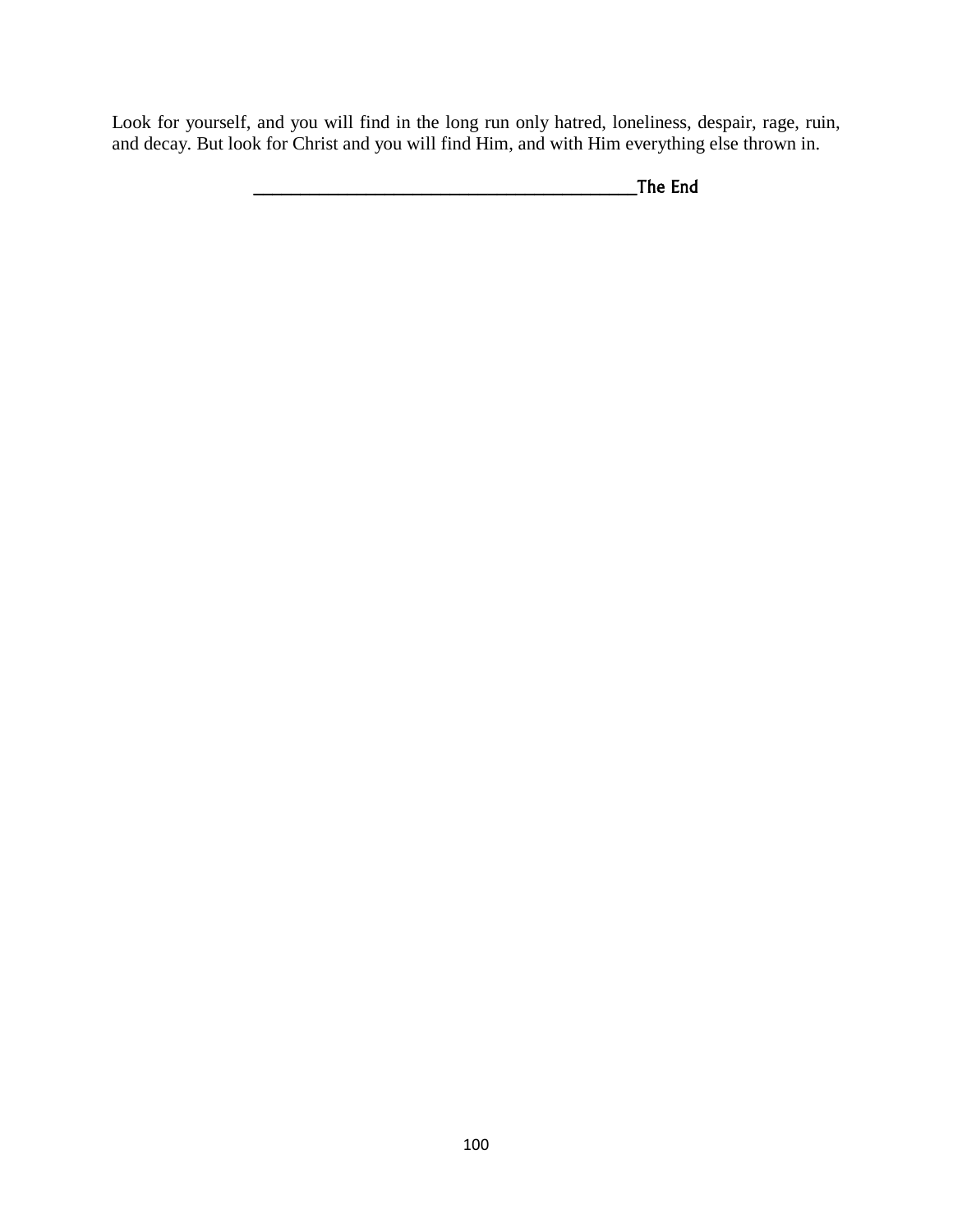Look for yourself, and you will find in the long run only hatred, loneliness, despair, rage, ruin, and decay. But look for Christ and you will find Him, and with Him everything else thrown in.

_________________________________________The End